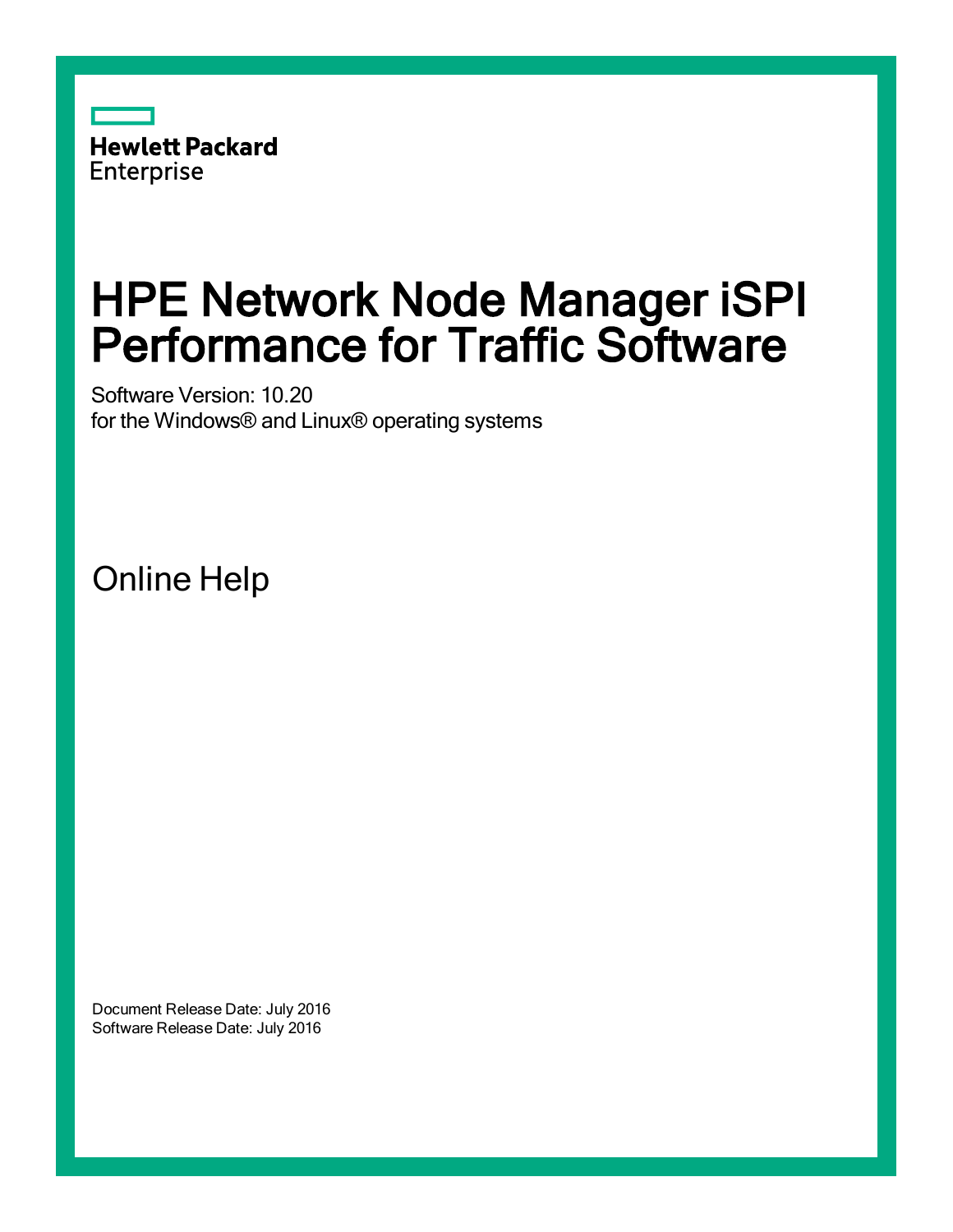Hewlett Packard Enterprise

# HPE Network Node Manager iSPI Performance for Traffic Software

Software Version: 10.20
for the Windows® and Linux® operating systems

## Online Help

Document Release Date: July 2016
Software Release Date: July 2016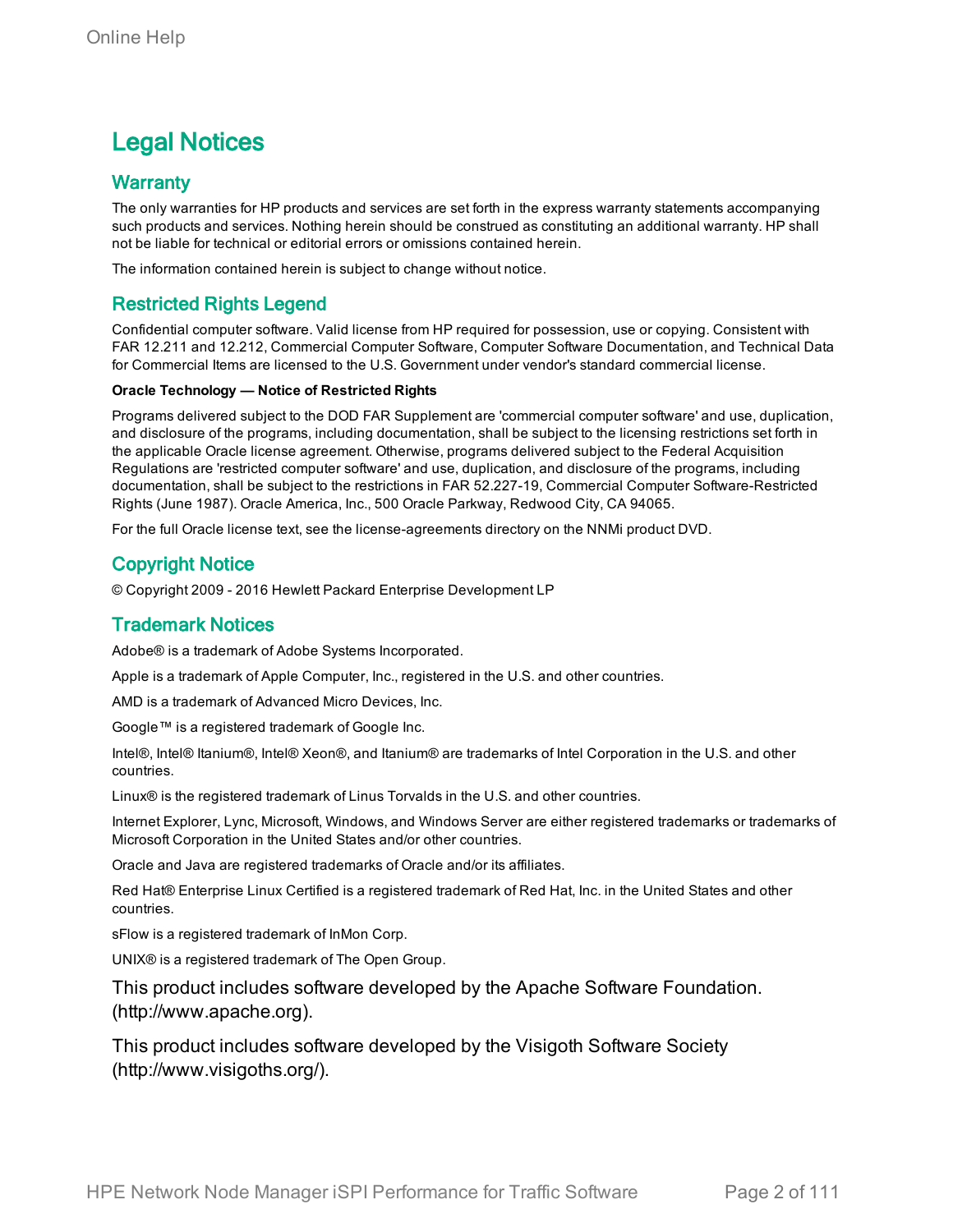# Legal Notices

## Warranty

The only warranties for HP products and services are set forth in the express warranty statements accompanying such products and services. Nothing herein should be construed as constituting an additional warranty. HP shall not be liable for technical or editorial errors or omissions contained herein.

The information contained herein is subject to change without notice.

## Restricted Rights Legend

Confidential computer software. Valid license from HP required for possession, use or copying. Consistent with FAR 12.211 and 12.212, Commercial Computer Software, Computer Software Documentation, and Technical Data for Commercial Items are licensed to the U.S. Government under vendor's standard commercial license.

**Oracle Technology — Notice of Restricted Rights**

Programs delivered subject to the DOD FAR Supplement are 'commercial computer software' and use, duplication, and disclosure of the programs, including documentation, shall be subject to the licensing restrictions set forth in the applicable Oracle license agreement. Otherwise, programs delivered subject to the Federal Acquisition Regulations are 'restricted computer software' and use, duplication, and disclosure of the programs, including documentation, shall be subject to the restrictions in FAR 52.227-19, Commercial Computer Software-Restricted Rights (June 1987). Oracle America, Inc., 500 Oracle Parkway, Redwood City, CA 94065.

For the full Oracle license text, see the license-agreements directory on the NNMi product DVD.

## Copyright Notice

© Copyright 2009 - 2016 Hewlett Packard Enterprise Development LP

## Trademark Notices

Adobe® is a trademark of Adobe Systems Incorporated.

Apple is a trademark of Apple Computer, Inc., registered in the U.S. and other countries.

AMD is a trademark of Advanced Micro Devices, Inc.

Google™ is a registered trademark of Google Inc.

Intel®, Intel® Itanium®, Intel® Xeon®, and Itanium® are trademarks of Intel Corporation in the U.S. and other countries.

Linux® is the registered trademark of Linus Torvalds in the U.S. and other countries.

Internet Explorer, Lync, Microsoft, Windows, and Windows Server are either registered trademarks or trademarks of Microsoft Corporation in the United States and/or other countries.

Oracle and Java are registered trademarks of Oracle and/or its affiliates.

Red Hat® Enterprise Linux Certified is a registered trademark of Red Hat, Inc. in the United States and other countries.

sFlow is a registered trademark of InMon Corp.

UNIX® is a registered trademark of The Open Group.

This product includes software developed by the Apache Software Foundation. (http://www.apache.org).

This product includes software developed by the Visigoth Software Society (http://www.visigoths.org/).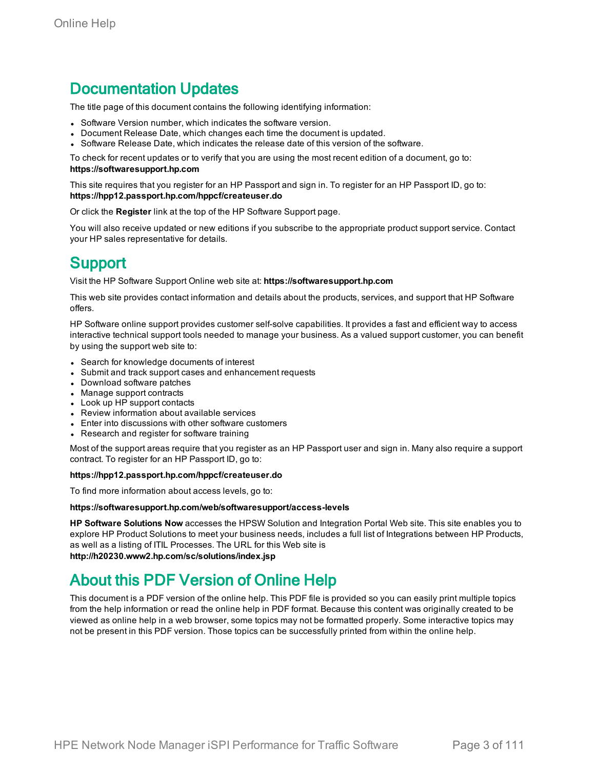# Documentation Updates

The title page of this document contains the following identifying information:

- Software Version number, which indicates the software version.
- Document Release Date, which changes each time the document is updated.
- Software Release Date, which indicates the release date of this version of the software.

To check for recent updates or to verify that you are using the most recent edition of a document, go to: **https://softwaresupport.hp.com**

This site requires that you register for an HP Passport and sign in. To register for an HP Passport ID, go to: **https://hpp12.passport.hp.com/hppcf/createuser.do**

Or click the **Register** link at the top of the HP Software Support page.

You will also receive updated or new editions if you subscribe to the appropriate product support service. Contact your HP sales representative for details.

# Support

Visit the HP Software Support Online web site at: **https://softwaresupport.hp.com**

This web site provides contact information and details about the products, services, and support that HP Software offers.

HP Software online support provides customer self-solve capabilities. It provides a fast and efficient way to access interactive technical support tools needed to manage your business. As a valued support customer, you can benefit by using the support web site to:

- Search for knowledge documents of interest
- Submit and track support cases and enhancement requests
- Download software patches
- Manage support contracts
- Look up HP support contacts
- Review information about available services
- Enter into discussions with other software customers
- Research and register for software training

Most of the support areas require that you register as an HP Passport user and sign in. Many also require a support contract. To register for an HP Passport ID, go to:

**https://hpp12.passport.hp.com/hppcf/createuser.do**

To find more information about access levels, go to:

**https://softwaresupport.hp.com/web/softwaresupport/access-levels**

**HP Software Solutions Now** accesses the HPSW Solution and Integration Portal Web site. This site enables you to explore HP Product Solutions to meet your business needs, includes a full list of Integrations between HP Products, as well as a listing of ITIL Processes. The URL for this Web site is **http://h20230.www2.hp.com/sc/solutions/index.jsp**

# About this PDF Version of Online Help

This document is a PDF version of the online help. This PDF file is provided so you can easily print multiple topics from the help information or read the online help in PDF format. Because this content was originally created to be viewed as online help in a web browser, some topics may not be formatted properly. Some interactive topics may not be present in this PDF version. Those topics can be successfully printed from within the online help.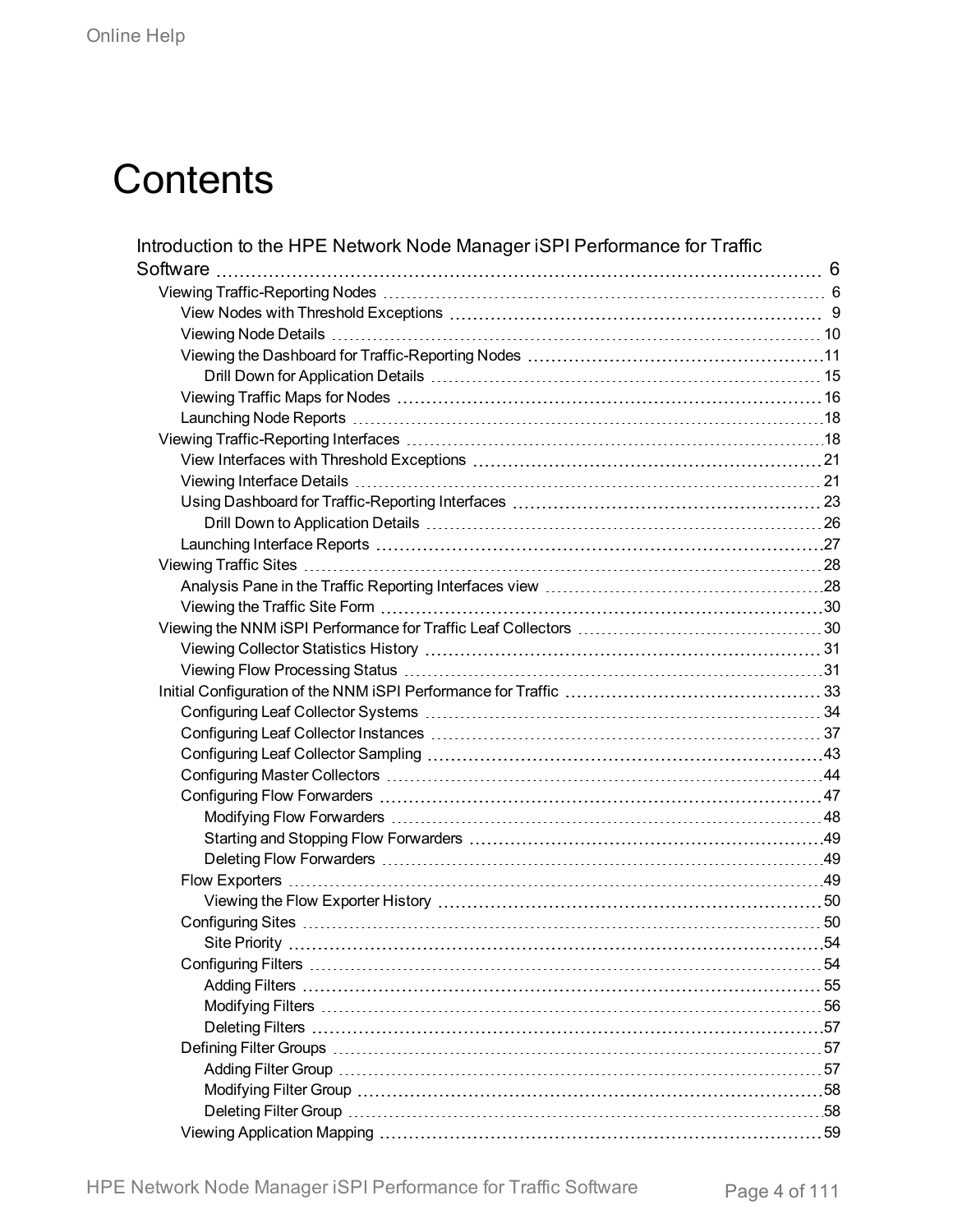# Contents

- Introduction to the HPE Network Node Manager iSPI Performance for Traffic Software ... 6
  - Viewing Traffic-Reporting Nodes ... 6
    - View Nodes with Threshold Exceptions ... 9
    - Viewing Node Details ... 10
    - Viewing the Dashboard for Traffic-Reporting Nodes ... 11
      - Drill Down for Application Details ... 15
    - Viewing Traffic Maps for Nodes ... 16
    - Launching Node Reports ... 18
  - Viewing Traffic-Reporting Interfaces ... 18
    - View Interfaces with Threshold Exceptions ... 21
    - Viewing Interface Details ... 21
    - Using Dashboard for Traffic-Reporting Interfaces ... 23
      - Drill Down to Application Details ... 26
    - Launching Interface Reports ... 27
  - Viewing Traffic Sites ... 28
    - Analysis Pane in the Traffic Reporting Interfaces view ... 28
    - Viewing the Traffic Site Form ... 30
  - Viewing the NNM iSPI Performance for Traffic Leaf Collectors ... 30
    - Viewing Collector Statistics History ... 31
    - Viewing Flow Processing Status ... 31
  - Initial Configuration of the NNM iSPI Performance for Traffic ... 33
    - Configuring Leaf Collector Systems ... 34
    - Configuring Leaf Collector Instances ... 37
    - Configuring Leaf Collector Sampling ... 43
    - Configuring Master Collectors ... 44
    - Configuring Flow Forwarders ... 47
      - Modifying Flow Forwarders ... 48
      - Starting and Stopping Flow Forwarders ... 49
      - Deleting Flow Forwarders ... 49
    - Flow Exporters ... 49
      - Viewing the Flow Exporter History ... 50
    - Configuring Sites ... 50
      - Site Priority ... 54
    - Configuring Filters ... 54
      - Adding Filters ... 55
      - Modifying Filters ... 56
      - Deleting Filters ... 57
    - Defining Filter Groups ... 57
      - Adding Filter Group ... 57
      - Modifying Filter Group ... 58
      - Deleting Filter Group ... 58
    - Viewing Application Mapping ... 59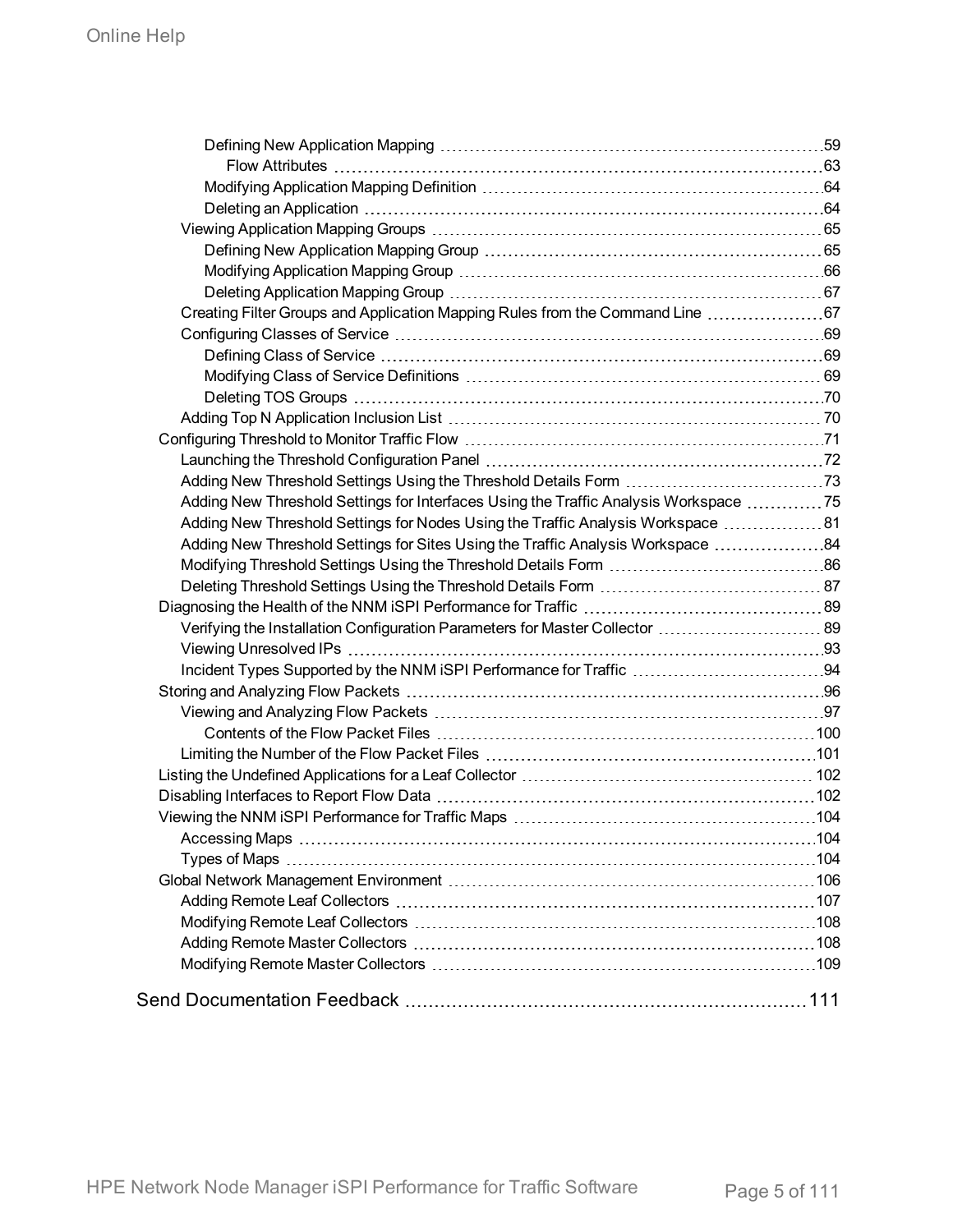- Defining New Application Mapping 59
  - Flow Attributes 63
- Modifying Application Mapping Definition 64
- Deleting an Application 64
- Viewing Application Mapping Groups 65
  - Defining New Application Mapping Group 65
  - Modifying Application Mapping Group 66
  - Deleting Application Mapping Group 67
- Creating Filter Groups and Application Mapping Rules from the Command Line 67
- Configuring Classes of Service 69
  - Defining Class of Service 69
  - Modifying Class of Service Definitions 69
  - Deleting TOS Groups 70
- Adding Top N Application Inclusion List 70

Configuring Threshold to Monitor Traffic Flow 71
- Launching the Threshold Configuration Panel 72
- Adding New Threshold Settings Using the Threshold Details Form 73
- Adding New Threshold Settings for Interfaces Using the Traffic Analysis Workspace 75
- Adding New Threshold Settings for Nodes Using the Traffic Analysis Workspace 81
- Adding New Threshold Settings for Sites Using the Traffic Analysis Workspace 84
- Modifying Threshold Settings Using the Threshold Details Form 86
- Deleting Threshold Settings Using the Threshold Details Form 87

Diagnosing the Health of the NNM iSPI Performance for Traffic 89
- Verifying the Installation Configuration Parameters for Master Collector 89
- Viewing Unresolved IPs 93
- Incident Types Supported by the NNM iSPI Performance for Traffic 94

Storing and Analyzing Flow Packets 96
- Viewing and Analyzing Flow Packets 97
  - Contents of the Flow Packet Files 100
- Limiting the Number of the Flow Packet Files 101

Listing the Undefined Applications for a Leaf Collector 102

Disabling Interfaces to Report Flow Data 102

Viewing the NNM iSPI Performance for Traffic Maps 104
- Accessing Maps 104
- Types of Maps 104

Global Network Management Environment 106
- Adding Remote Leaf Collectors 107
- Modifying Remote Leaf Collectors 108
- Adding Remote Master Collectors 108
- Modifying Remote Master Collectors 109

Send Documentation Feedback 111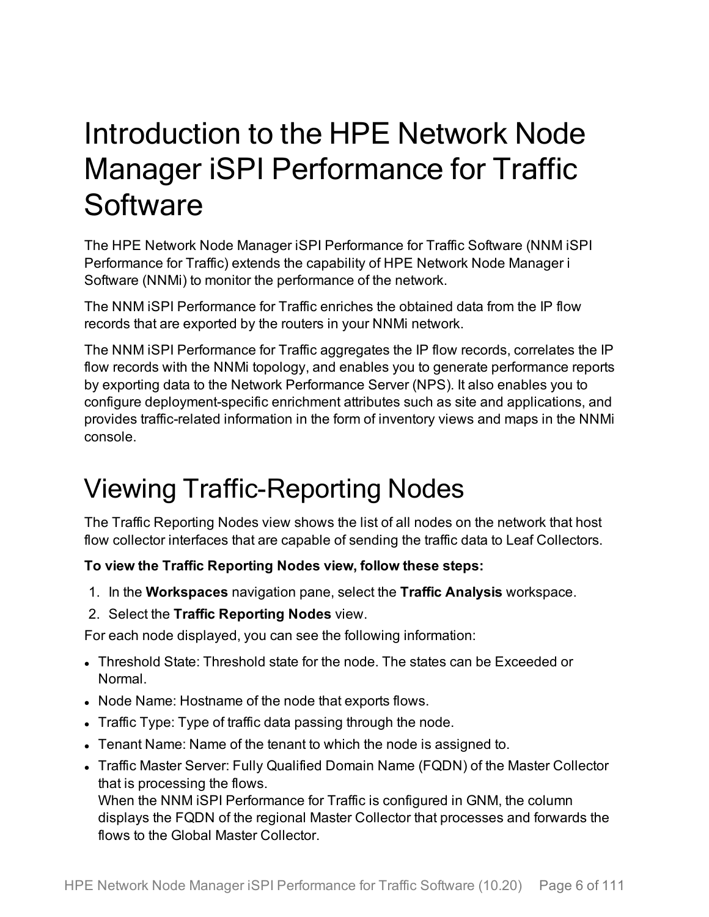# Introduction to the HPE Network Node Manager iSPI Performance for Traffic Software

The HPE Network Node Manager iSPI Performance for Traffic Software (NNM iSPI Performance for Traffic) extends the capability of HPE Network Node Manager i Software (NNMi) to monitor the performance of the network.

The NNM iSPI Performance for Traffic enriches the obtained data from the IP flow records that are exported by the routers in your NNMi network.

The NNM iSPI Performance for Traffic aggregates the IP flow records, correlates the IP flow records with the NNMi topology, and enables you to generate performance reports by exporting data to the Network Performance Server (NPS). It also enables you to configure deployment-specific enrichment attributes such as site and applications, and provides traffic-related information in the form of inventory views and maps in the NNMi console.

# Viewing Traffic-Reporting Nodes

The Traffic Reporting Nodes view shows the list of all nodes on the network that host flow collector interfaces that are capable of sending the traffic data to Leaf Collectors.

**To view the Traffic Reporting Nodes view, follow these steps:**

1. In the **Workspaces** navigation pane, select the **Traffic Analysis** workspace.
2. Select the **Traffic Reporting Nodes** view.

For each node displayed, you can see the following information:

- Threshold State: Threshold state for the node. The states can be Exceeded or Normal.
- Node Name: Hostname of the node that exports flows.
- Traffic Type: Type of traffic data passing through the node.
- Tenant Name: Name of the tenant to which the node is assigned to.
- Traffic Master Server: Fully Qualified Domain Name (FQDN) of the Master Collector that is processing the flows.
  When the NNM iSPI Performance for Traffic is configured in GNM, the column displays the FQDN of the regional Master Collector that processes and forwards the flows to the Global Master Collector.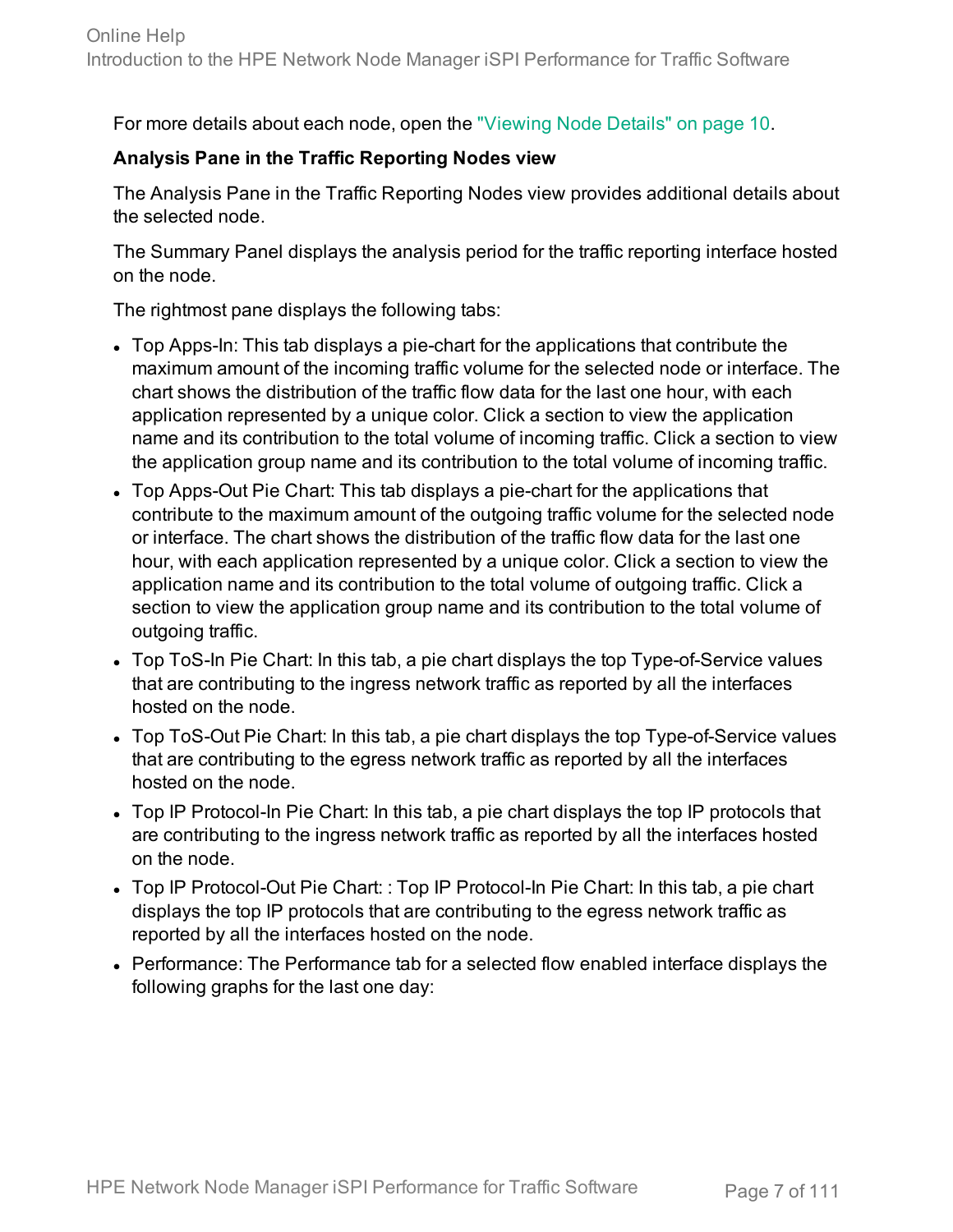For more details about each node, open the "Viewing Node Details" on page 10.

**Analysis Pane in the Traffic Reporting Nodes view**

The Analysis Pane in the Traffic Reporting Nodes view provides additional details about the selected node.

The Summary Panel displays the analysis period for the traffic reporting interface hosted on the node.

The rightmost pane displays the following tabs:

- Top Apps-In: This tab displays a pie-chart for the applications that contribute the maximum amount of the incoming traffic volume for the selected node or interface. The chart shows the distribution of the traffic flow data for the last one hour, with each application represented by a unique color. Click a section to view the application name and its contribution to the total volume of incoming traffic. Click a section to view the application group name and its contribution to the total volume of incoming traffic.
- Top Apps-Out Pie Chart: This tab displays a pie-chart for the applications that contribute to the maximum amount of the outgoing traffic volume for the selected node or interface. The chart shows the distribution of the traffic flow data for the last one hour, with each application represented by a unique color. Click a section to view the application name and its contribution to the total volume of outgoing traffic. Click a section to view the application group name and its contribution to the total volume of outgoing traffic.
- Top ToS-In Pie Chart: In this tab, a pie chart displays the top Type-of-Service values that are contributing to the ingress network traffic as reported by all the interfaces hosted on the node.
- Top ToS-Out Pie Chart: In this tab, a pie chart displays the top Type-of-Service values that are contributing to the egress network traffic as reported by all the interfaces hosted on the node.
- Top IP Protocol-In Pie Chart: In this tab, a pie chart displays the top IP protocols that are contributing to the ingress network traffic as reported by all the interfaces hosted on the node.
- Top IP Protocol-Out Pie Chart: : Top IP Protocol-In Pie Chart: In this tab, a pie chart displays the top IP protocols that are contributing to the egress network traffic as reported by all the interfaces hosted on the node.
- Performance: The Performance tab for a selected flow enabled interface displays the following graphs for the last one day: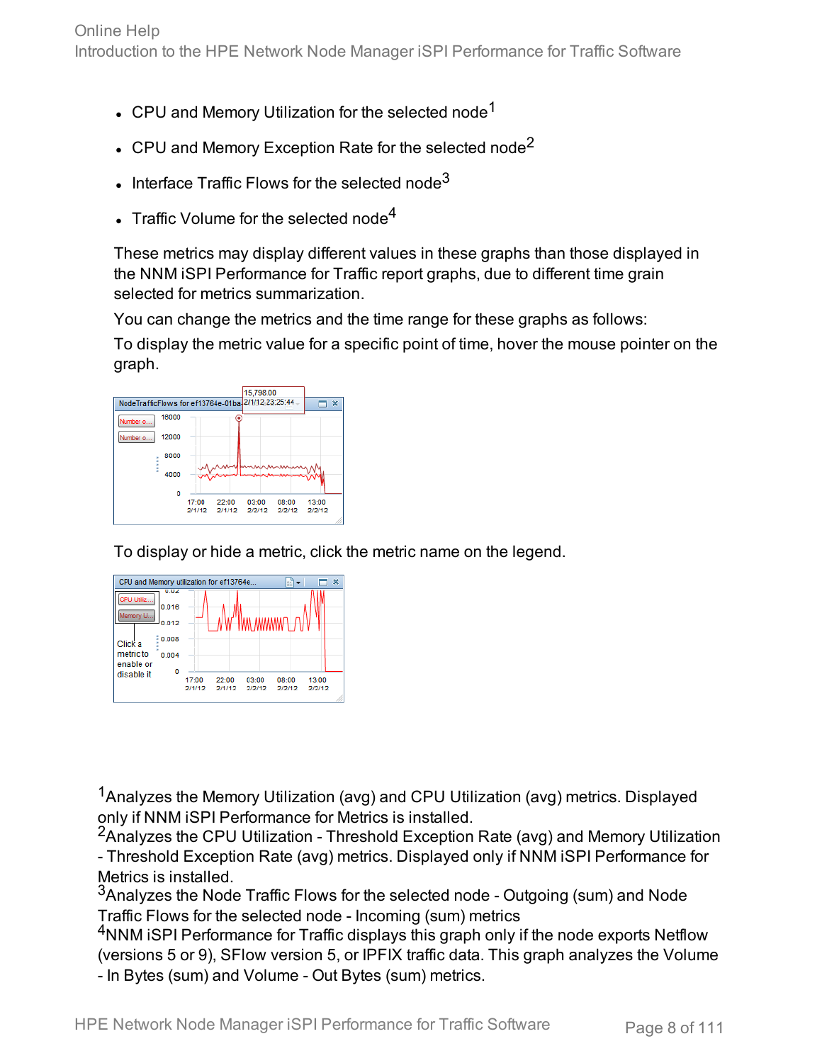- CPU and Memory Utilization for the selected node[1]
- CPU and Memory Exception Rate for the selected node[2]
- Interface Traffic Flows for the selected node[3]
- Traffic Volume for the selected node[4]

These metrics may display different values in these graphs than those displayed in the NNM iSPI Performance for Traffic report graphs, due to different time grain selected for metrics summarization.

You can change the metrics and the time range for these graphs as follows:

To display the metric value for a specific point of time, hover the mouse pointer on the graph.

To display or hide a metric, click the metric name on the legend.

[1]Analyzes the Memory Utilization (avg) and CPU Utilization (avg) metrics. Displayed only if NNM iSPI Performance for Metrics is installed.
[2]Analyzes the CPU Utilization - Threshold Exception Rate (avg) and Memory Utilization - Threshold Exception Rate (avg) metrics. Displayed only if NNM iSPI Performance for Metrics is installed.
[3]Analyzes the Node Traffic Flows for the selected node - Outgoing (sum) and Node Traffic Flows for the selected node - Incoming (sum) metrics
[4]NNM iSPI Performance for Traffic displays this graph only if the node exports Netflow (versions 5 or 9), SFlow version 5, or IPFIX traffic data. This graph analyzes the Volume - In Bytes (sum) and Volume - Out Bytes (sum) metrics.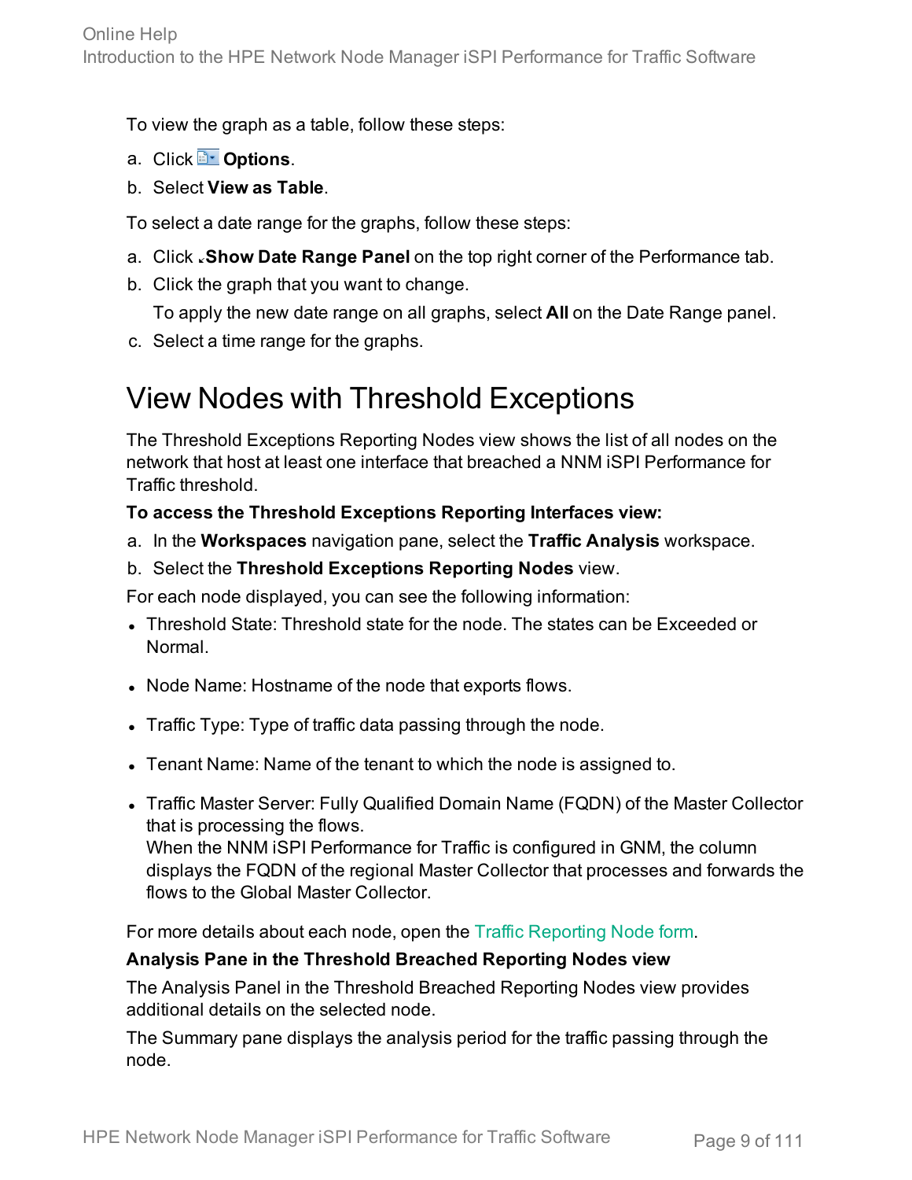To view the graph as a table, follow these steps:

a. Click **Options**.
b. Select **View as Table**.

To select a date range for the graphs, follow these steps:

a. Click **Show Date Range Panel** on the top right corner of the Performance tab.
b. Click the graph that you want to change.

   To apply the new date range on all graphs, select **All** on the Date Range panel.
c. Select a time range for the graphs.

# View Nodes with Threshold Exceptions

The Threshold Exceptions Reporting Nodes view shows the list of all nodes on the network that host at least one interface that breached a NNM iSPI Performance for Traffic threshold.

**To access the Threshold Exceptions Reporting Interfaces view:**

a. In the **Workspaces** navigation pane, select the **Traffic Analysis** workspace.
b. Select the **Threshold Exceptions Reporting Nodes** view.

For each node displayed, you can see the following information:

- Threshold State: Threshold state for the node. The states can be Exceeded or Normal.
- Node Name: Hostname of the node that exports flows.
- Traffic Type: Type of traffic data passing through the node.
- Tenant Name: Name of the tenant to which the node is assigned to.
- Traffic Master Server: Fully Qualified Domain Name (FQDN) of the Master Collector that is processing the flows.
  When the NNM iSPI Performance for Traffic is configured in GNM, the column displays the FQDN of the regional Master Collector that processes and forwards the flows to the Global Master Collector.

For more details about each node, open the Traffic Reporting Node form.

**Analysis Pane in the Threshold Breached Reporting Nodes view**

The Analysis Panel in the Threshold Breached Reporting Nodes view provides additional details on the selected node.

The Summary pane displays the analysis period for the traffic passing through the node.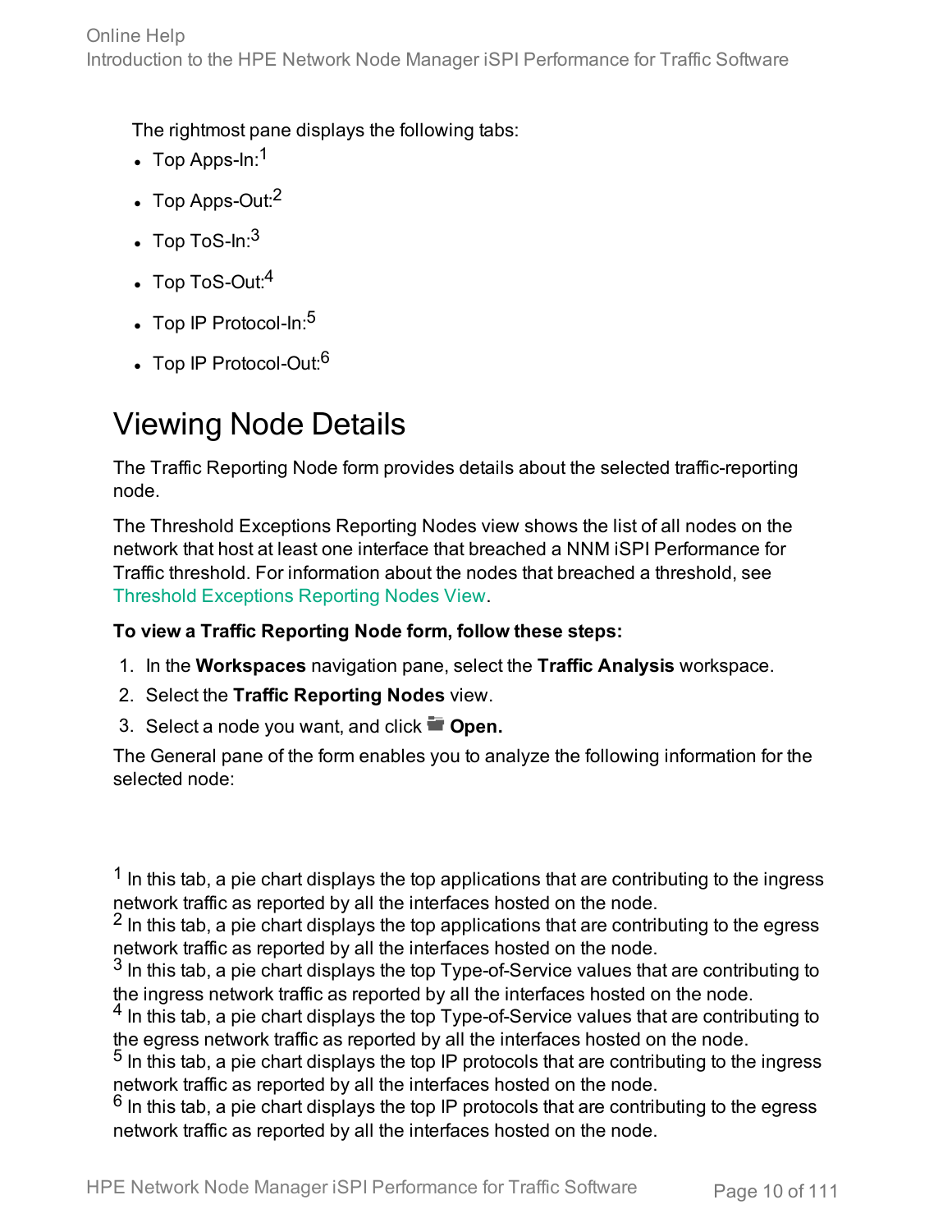The rightmost pane displays the following tabs:

- Top Apps-In:[1]
- Top Apps-Out:[2]
- Top ToS-In:[3]
- Top ToS-Out:[4]
- Top IP Protocol-In:[5]
- Top IP Protocol-Out:[6]

# Viewing Node Details

The Traffic Reporting Node form provides details about the selected traffic-reporting node.

The Threshold Exceptions Reporting Nodes view shows the list of all nodes on the network that host at least one interface that breached a NNM iSPI Performance for Traffic threshold. For information about the nodes that breached a threshold, see Threshold Exceptions Reporting Nodes View.

**To view a Traffic Reporting Node form, follow these steps:**

1. In the **Workspaces** navigation pane, select the **Traffic Analysis** workspace.
2. Select the **Traffic Reporting Nodes** view.
3. Select a node you want, and click **Open.**

The General pane of the form enables you to analyze the following information for the selected node:

[1] In this tab, a pie chart displays the top applications that are contributing to the ingress network traffic as reported by all the interfaces hosted on the node.
[2] In this tab, a pie chart displays the top applications that are contributing to the egress network traffic as reported by all the interfaces hosted on the node.
[3] In this tab, a pie chart displays the top Type-of-Service values that are contributing to the ingress network traffic as reported by all the interfaces hosted on the node.
[4] In this tab, a pie chart displays the top Type-of-Service values that are contributing to the egress network traffic as reported by all the interfaces hosted on the node.
[5] In this tab, a pie chart displays the top IP protocols that are contributing to the ingress network traffic as reported by all the interfaces hosted on the node.
[6] In this tab, a pie chart displays the top IP protocols that are contributing to the egress network traffic as reported by all the interfaces hosted on the node.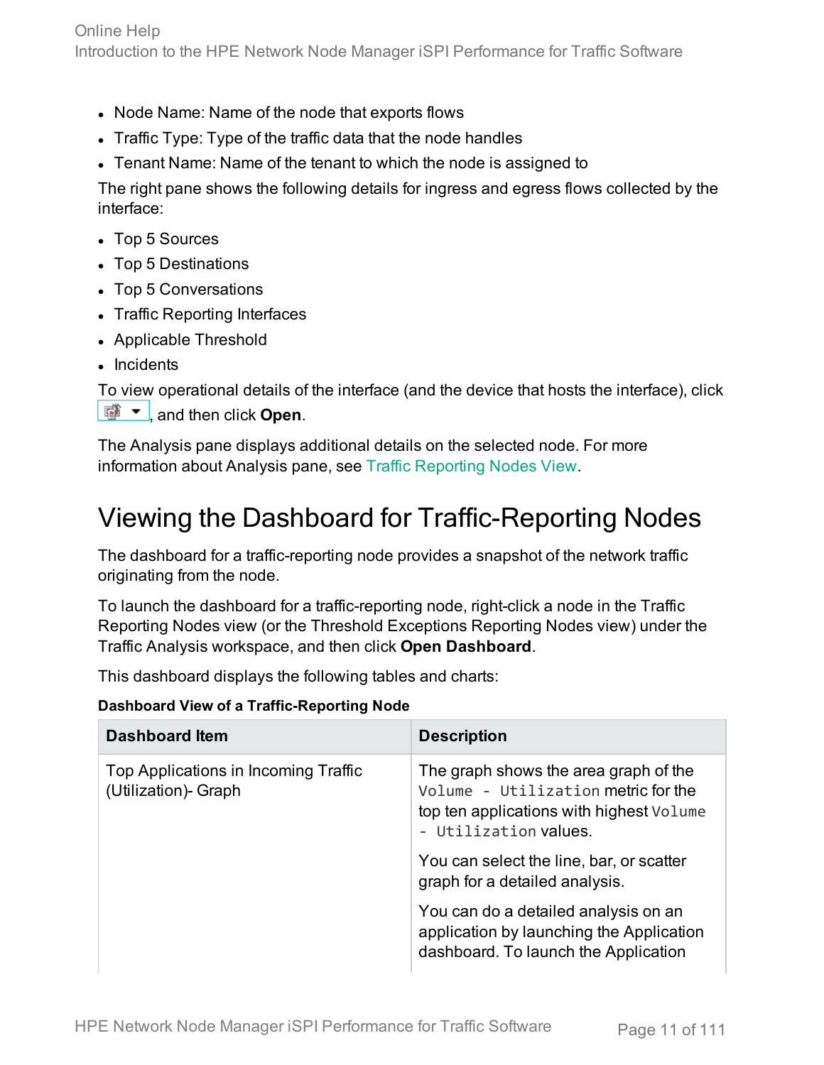- Node Name: Name of the node that exports flows
- Traffic Type: Type of the traffic data that the node handles
- Tenant Name: Name of the tenant to which the node is assigned to

The right pane shows the following details for ingress and egress flows collected by the interface:

- Top 5 Sources
- Top 5 Destinations
- Top 5 Conversations
- Traffic Reporting Interfaces
- Applicable Threshold
- Incidents

To view operational details of the interface (and the device that hosts the interface), click , and then click **Open**.

The Analysis pane displays additional details on the selected node. For more information about Analysis pane, see Traffic Reporting Nodes View.

# Viewing the Dashboard for Traffic-Reporting Nodes

The dashboard for a traffic-reporting node provides a snapshot of the network traffic originating from the node.

To launch the dashboard for a traffic-reporting node, right-click a node in the Traffic Reporting Nodes view (or the Threshold Exceptions Reporting Nodes view) under the Traffic Analysis workspace, and then click **Open Dashboard**.

This dashboard displays the following tables and charts:

**Dashboard View of a Traffic-Reporting Node**

| Dashboard Item | Description |
|---|---|
| Top Applications in Incoming Traffic (Utilization)- Graph | The graph shows the area graph of the `Volume - Utilization` metric for the top ten applications with highest `Volume - Utilization` values.<br><br>You can select the line, bar, or scatter graph for a detailed analysis.<br><br>You can do a detailed analysis on an application by launching the Application dashboard. To launch the Application |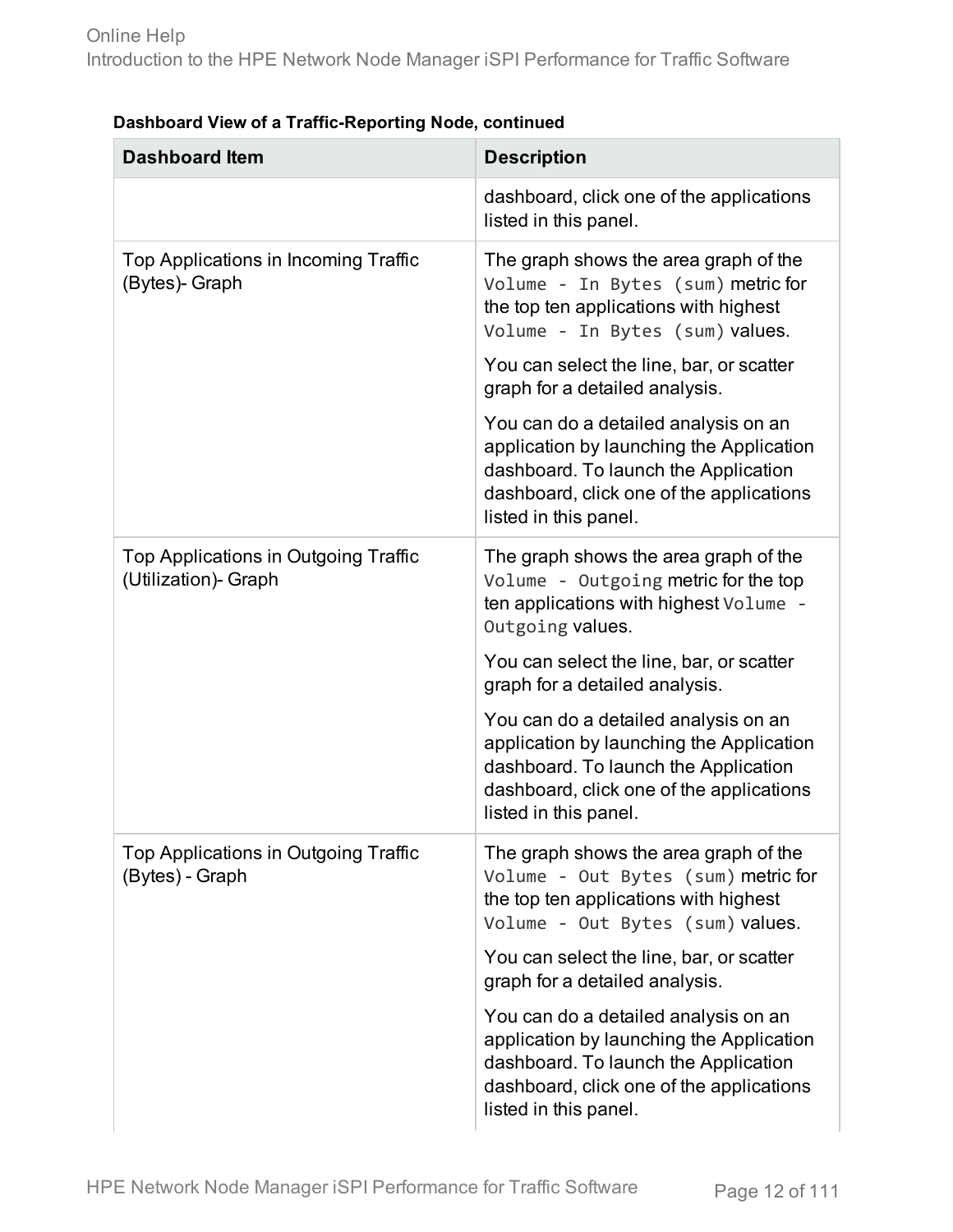**Dashboard View of a Traffic-Reporting Node, continued**

| Dashboard Item | Description |
|---|---|
| | dashboard, click one of the applications listed in this panel. |
| Top Applications in Incoming Traffic (Bytes)- Graph | The graph shows the area graph of the `Volume - In Bytes (sum)` metric for the top ten applications with highest `Volume - In Bytes (sum)` values.<br><br>You can select the line, bar, or scatter graph for a detailed analysis.<br><br>You can do a detailed analysis on an application by launching the Application dashboard. To launch the Application dashboard, click one of the applications listed in this panel. |
| Top Applications in Outgoing Traffic (Utilization)- Graph | The graph shows the area graph of the `Volume - Outgoing` metric for the top ten applications with highest `Volume - Outgoing` values.<br><br>You can select the line, bar, or scatter graph for a detailed analysis.<br><br>You can do a detailed analysis on an application by launching the Application dashboard. To launch the Application dashboard, click one of the applications listed in this panel. |
| Top Applications in Outgoing Traffic (Bytes) - Graph | The graph shows the area graph of the `Volume - Out Bytes (sum)` metric for the top ten applications with highest `Volume - Out Bytes (sum)` values.<br><br>You can select the line, bar, or scatter graph for a detailed analysis.<br><br>You can do a detailed analysis on an application by launching the Application dashboard. To launch the Application dashboard, click one of the applications listed in this panel. |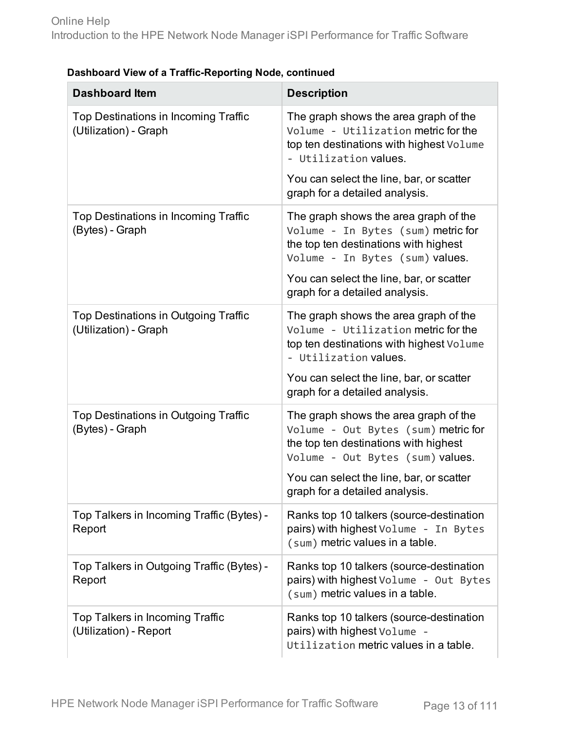**Dashboard View of a Traffic-Reporting Node, continued**

| Dashboard Item | Description |
|---|---|
| Top Destinations in Incoming Traffic (Utilization) - Graph | The graph shows the area graph of the `Volume - Utilization` metric for the top ten destinations with highest `Volume - Utilization` values.<br><br>You can select the line, bar, or scatter graph for a detailed analysis. |
| Top Destinations in Incoming Traffic (Bytes) - Graph | The graph shows the area graph of the `Volume - In Bytes (sum)` metric for the top ten destinations with highest `Volume - In Bytes (sum)` values.<br><br>You can select the line, bar, or scatter graph for a detailed analysis. |
| Top Destinations in Outgoing Traffic (Utilization) - Graph | The graph shows the area graph of the `Volume - Utilization` metric for the top ten destinations with highest `Volume - Utilization` values.<br><br>You can select the line, bar, or scatter graph for a detailed analysis. |
| Top Destinations in Outgoing Traffic (Bytes) - Graph | The graph shows the area graph of the `Volume - Out Bytes (sum)` metric for the top ten destinations with highest `Volume - Out Bytes (sum)` values.<br><br>You can select the line, bar, or scatter graph for a detailed analysis. |
| Top Talkers in Incoming Traffic (Bytes) - Report | Ranks top 10 talkers (source-destination pairs) with highest `Volume - In Bytes (sum)` metric values in a table. |
| Top Talkers in Outgoing Traffic (Bytes) - Report | Ranks top 10 talkers (source-destination pairs) with highest `Volume - Out Bytes (sum)` metric values in a table. |
| Top Talkers in Incoming Traffic (Utilization) - Report | Ranks top 10 talkers (source-destination pairs) with highest `Volume - Utilization` metric values in a table. |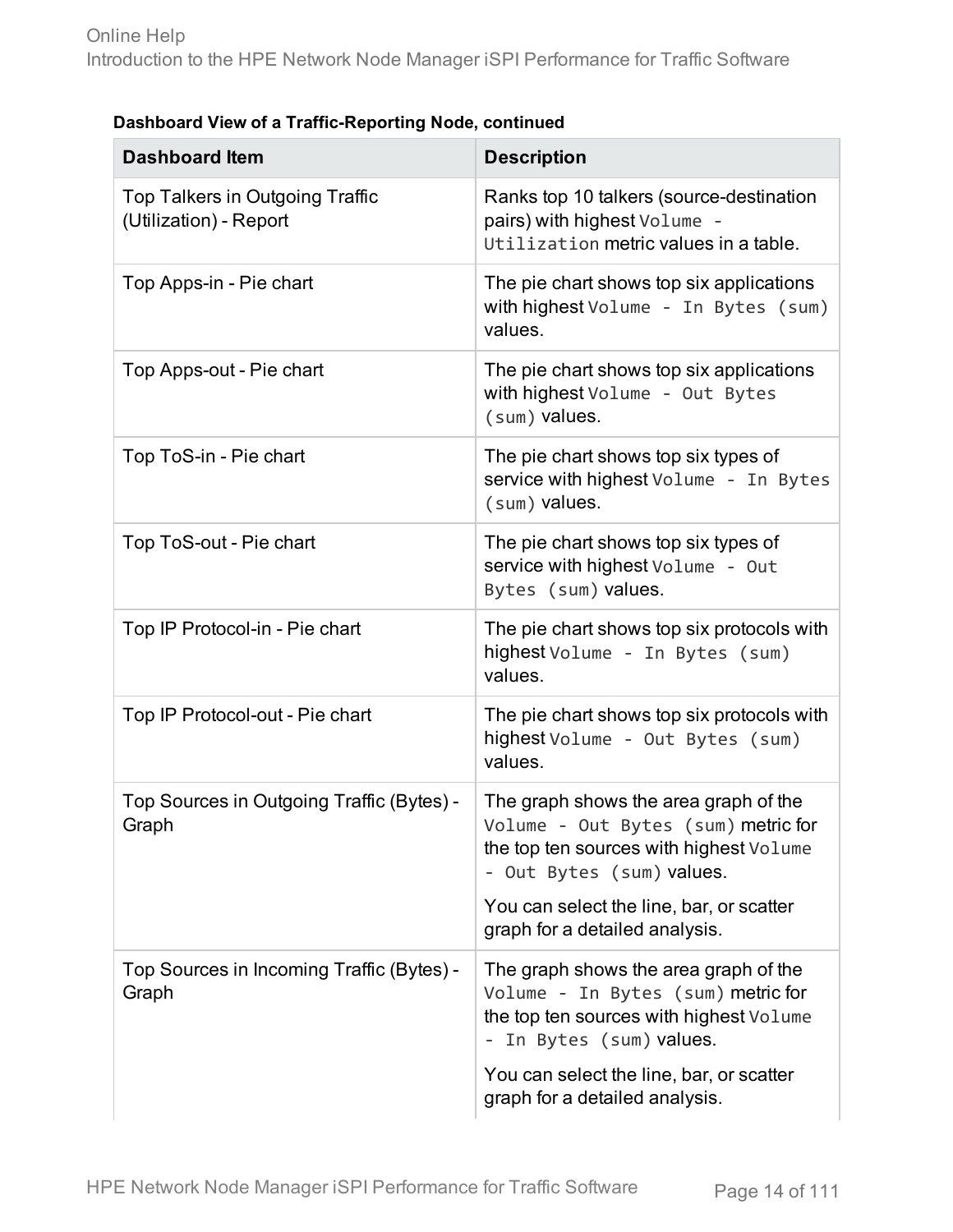**Dashboard View of a Traffic-Reporting Node, continued**

| Dashboard Item | Description |
|---|---|
| Top Talkers in Outgoing Traffic (Utilization) - Report | Ranks top 10 talkers (source-destination pairs) with highest `Volume - Utilization` metric values in a table. |
| Top Apps-in - Pie chart | The pie chart shows top six applications with highest `Volume - In Bytes (sum)` values. |
| Top Apps-out - Pie chart | The pie chart shows top six applications with highest `Volume - Out Bytes (sum)` values. |
| Top ToS-in - Pie chart | The pie chart shows top six types of service with highest `Volume - In Bytes (sum)` values. |
| Top ToS-out - Pie chart | The pie chart shows top six types of service with highest `Volume - Out Bytes (sum)` values. |
| Top IP Protocol-in - Pie chart | The pie chart shows top six protocols with highest `Volume - In Bytes (sum)` values. |
| Top IP Protocol-out - Pie chart | The pie chart shows top six protocols with highest `Volume - Out Bytes (sum)` values. |
| Top Sources in Outgoing Traffic (Bytes) - Graph | The graph shows the area graph of the `Volume - Out Bytes (sum)` metric for the top ten sources with highest `Volume - Out Bytes (sum)` values.<br><br>You can select the line, bar, or scatter graph for a detailed analysis. |
| Top Sources in Incoming Traffic (Bytes) - Graph | The graph shows the area graph of the `Volume - In Bytes (sum)` metric for the top ten sources with highest `Volume - In Bytes (sum)` values.<br><br>You can select the line, bar, or scatter graph for a detailed analysis. |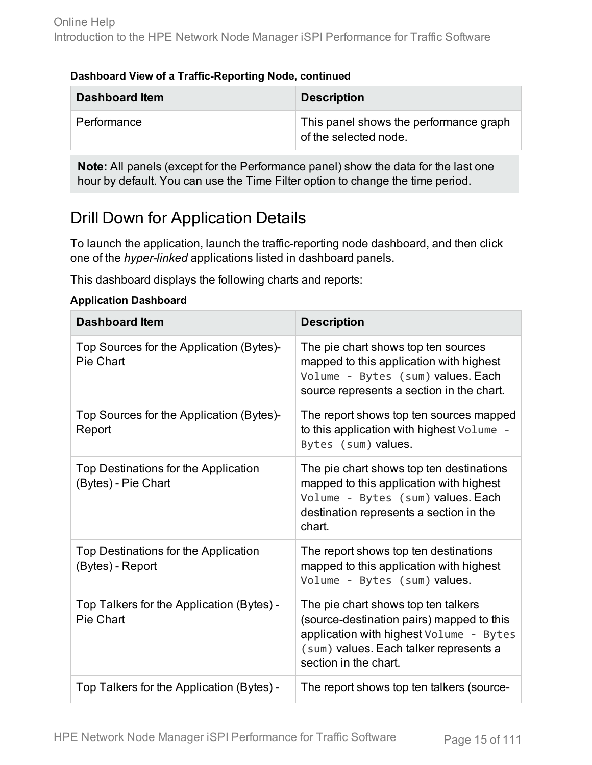**Dashboard View of a Traffic-Reporting Node, continued**

| Dashboard Item | Description |
| --- | --- |
| Performance | This panel shows the performance graph of the selected node. |

**Note:** All panels (except for the Performance panel) show the data for the last one hour by default. You can use the Time Filter option to change the time period.

## Drill Down for Application Details

To launch the application, launch the traffic-reporting node dashboard, and then click one of the *hyper-linked* applications listed in dashboard panels.

This dashboard displays the following charts and reports:

**Application Dashboard**

| Dashboard Item | Description |
| --- | --- |
| Top Sources for the Application (Bytes)- Pie Chart | The pie chart shows top ten sources mapped to this application with highest `Volume - Bytes (sum)` values. Each source represents a section in the chart. |
| Top Sources for the Application (Bytes)- Report | The report shows top ten sources mapped to this application with highest `Volume - Bytes (sum)` values. |
| Top Destinations for the Application (Bytes) - Pie Chart | The pie chart shows top ten destinations mapped to this application with highest `Volume - Bytes (sum)` values. Each destination represents a section in the chart. |
| Top Destinations for the Application (Bytes) - Report | The report shows top ten destinations mapped to this application with highest `Volume - Bytes (sum)` values. |
| Top Talkers for the Application (Bytes) - Pie Chart | The pie chart shows top ten talkers (source-destination pairs) mapped to this application with highest `Volume - Bytes (sum)` values. Each talker represents a section in the chart. |
| Top Talkers for the Application (Bytes) - | The report shows top ten talkers (source- |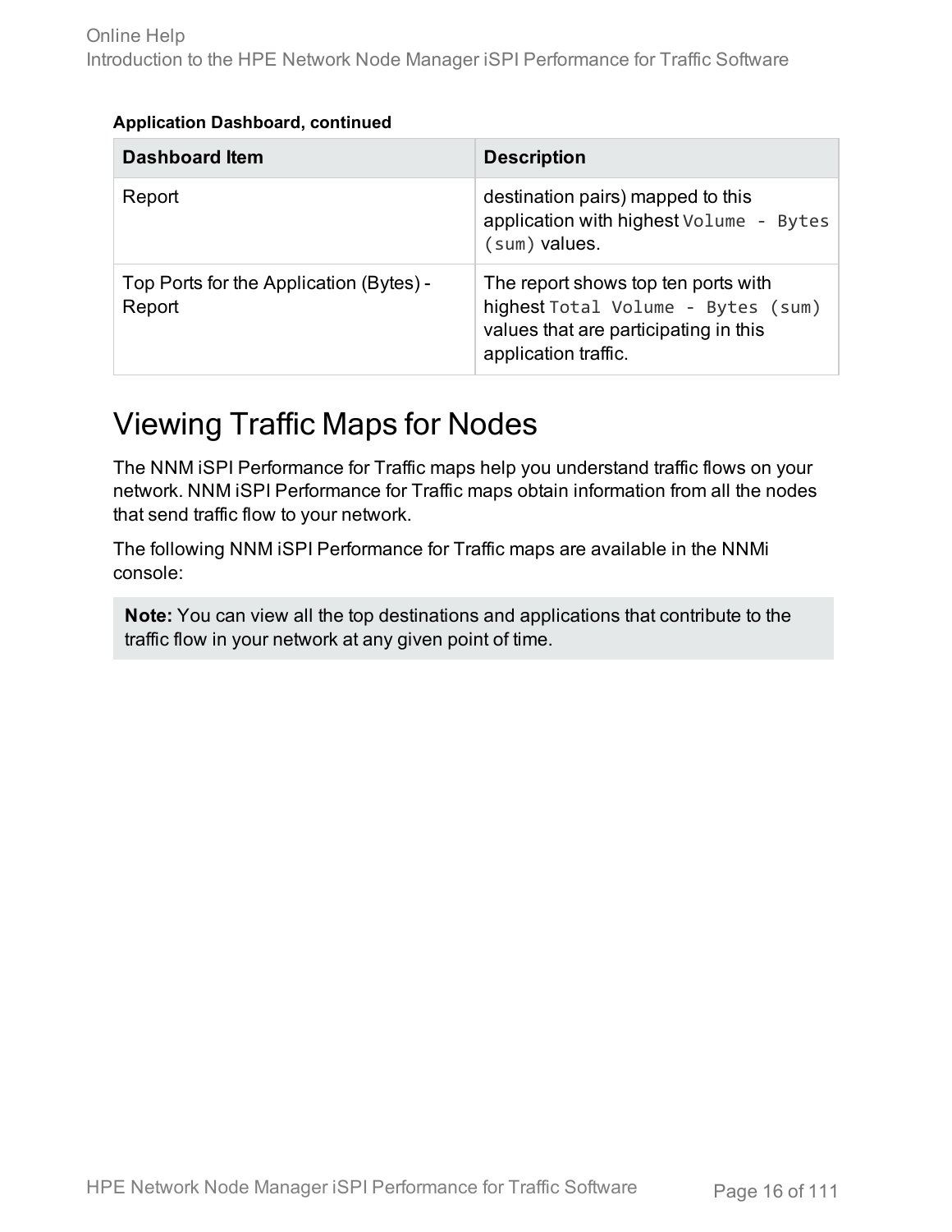**Application Dashboard, continued**

| Dashboard Item | Description |
|---|---|
| Report | destination pairs) mapped to this application with highest `Volume - Bytes (sum)` values. |
| Top Ports for the Application (Bytes) - Report | The report shows top ten ports with highest `Total Volume - Bytes (sum)` values that are participating in this application traffic. |

# Viewing Traffic Maps for Nodes

The NNM iSPI Performance for Traffic maps help you understand traffic flows on your network. NNM iSPI Performance for Traffic maps obtain information from all the nodes that send traffic flow to your network.

The following NNM iSPI Performance for Traffic maps are available in the NNMi console:

> **Note:** You can view all the top destinations and applications that contribute to the traffic flow in your network at any given point of time.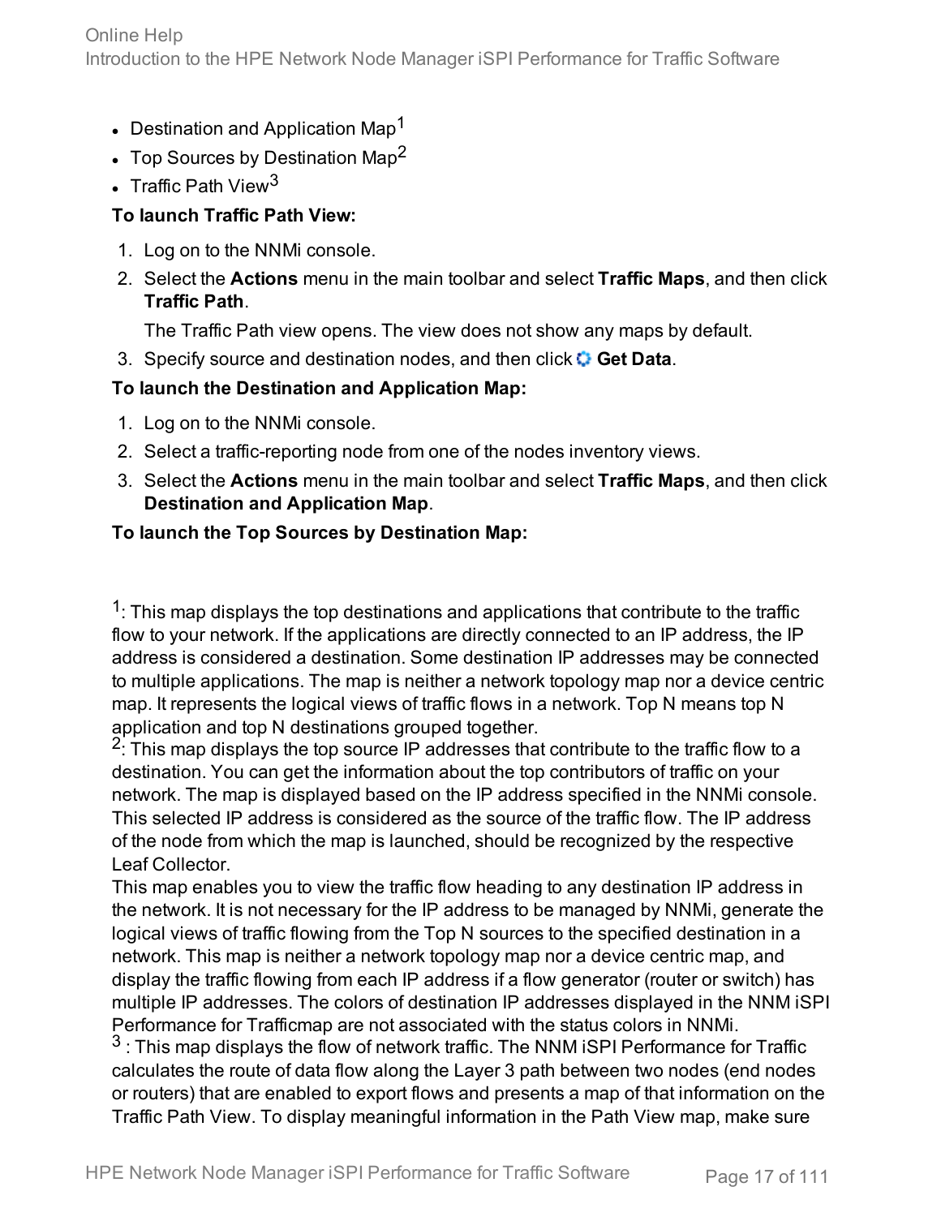- Destination and Application Map[1]
- Top Sources by Destination Map[2]
- Traffic Path View[3]

**To launch Traffic Path View:**

1. Log on to the NNMi console.
2. Select the **Actions** menu in the main toolbar and select **Traffic Maps**, and then click **Traffic Path**.

   The Traffic Path view opens. The view does not show any maps by default.
3. Specify source and destination nodes, and then click **Get Data**.

**To launch the Destination and Application Map:**

1. Log on to the NNMi console.
2. Select a traffic-reporting node from one of the nodes inventory views.
3. Select the **Actions** menu in the main toolbar and select **Traffic Maps**, and then click **Destination and Application Map**.

**To launch the Top Sources by Destination Map:**

[1]: This map displays the top destinations and applications that contribute to the traffic flow to your network. If the applications are directly connected to an IP address, the IP address is considered a destination. Some destination IP addresses may be connected to multiple applications. The map is neither a network topology map nor a device centric map. It represents the logical views of traffic flows in a network. Top N means top N application and top N destinations grouped together.

[2]: This map displays the top source IP addresses that contribute to the traffic flow to a destination. You can get the information about the top contributors of traffic on your network. The map is displayed based on the IP address specified in the NNMi console. This selected IP address is considered as the source of the traffic flow. The IP address of the node from which the map is launched, should be recognized by the respective Leaf Collector.
This map enables you to view the traffic flow heading to any destination IP address in the network. It is not necessary for the IP address to be managed by NNMi, generate the logical views of traffic flowing from the Top N sources to the specified destination in a network. This map is neither a network topology map nor a device centric map, and display the traffic flowing from each IP address if a flow generator (router or switch) has multiple IP addresses. The colors of destination IP addresses displayed in the NNM iSPI Performance for Trafficmap are not associated with the status colors in NNMi.

[3] : This map displays the flow of network traffic. The NNM iSPI Performance for Traffic calculates the route of data flow along the Layer 3 path between two nodes (end nodes or routers) that are enabled to export flows and presents a map of that information on the Traffic Path View. To display meaningful information in the Path View map, make sure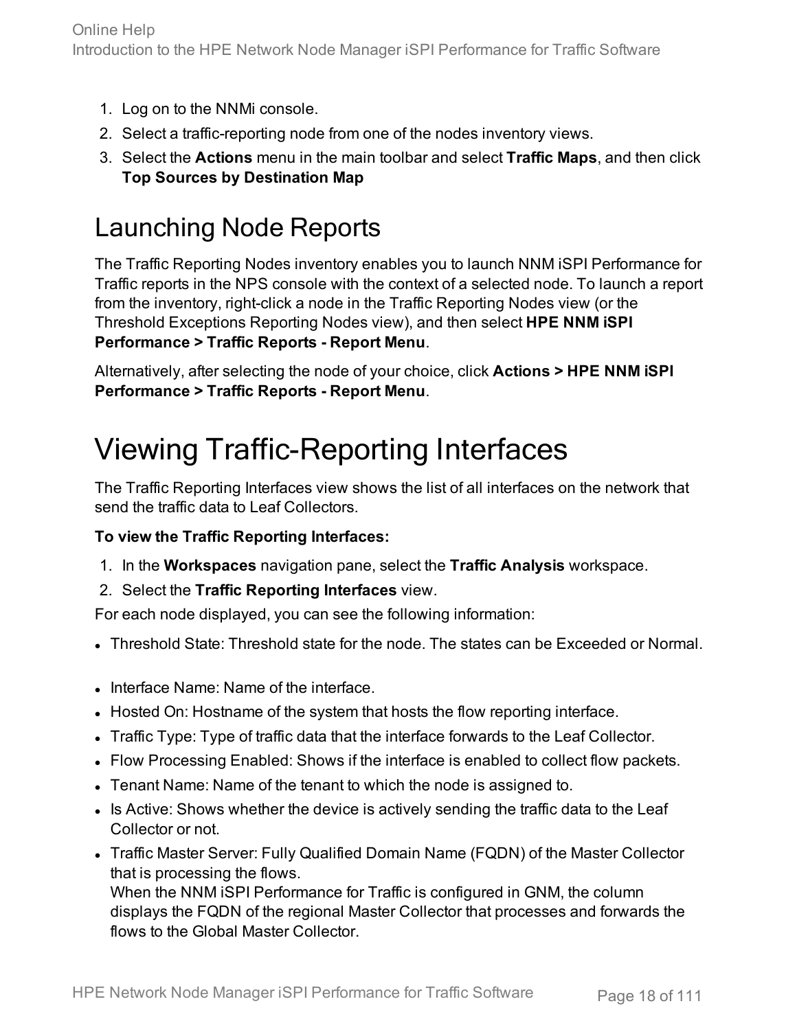1. Log on to the NNMi console.
2. Select a traffic-reporting node from one of the nodes inventory views.
3. Select the **Actions** menu in the main toolbar and select **Traffic Maps**, and then click **Top Sources by Destination Map**

## Launching Node Reports

The Traffic Reporting Nodes inventory enables you to launch NNM iSPI Performance for Traffic reports in the NPS console with the context of a selected node. To launch a report from the inventory, right-click a node in the Traffic Reporting Nodes view (or the Threshold Exceptions Reporting Nodes view), and then select **HPE NNM iSPI Performance > Traffic Reports - Report Menu**.

Alternatively, after selecting the node of your choice, click **Actions > HPE NNM iSPI Performance > Traffic Reports - Report Menu**.

# Viewing Traffic-Reporting Interfaces

The Traffic Reporting Interfaces view shows the list of all interfaces on the network that send the traffic data to Leaf Collectors.

**To view the Traffic Reporting Interfaces:**

1. In the **Workspaces** navigation pane, select the **Traffic Analysis** workspace.
2. Select the **Traffic Reporting Interfaces** view.

For each node displayed, you can see the following information:

- Threshold State: Threshold state for the node. The states can be Exceeded or Normal.
- Interface Name: Name of the interface.
- Hosted On: Hostname of the system that hosts the flow reporting interface.
- Traffic Type: Type of traffic data that the interface forwards to the Leaf Collector.
- Flow Processing Enabled: Shows if the interface is enabled to collect flow packets.
- Tenant Name: Name of the tenant to which the node is assigned to.
- Is Active: Shows whether the device is actively sending the traffic data to the Leaf Collector or not.
- Traffic Master Server: Fully Qualified Domain Name (FQDN) of the Master Collector that is processing the flows.
  When the NNM iSPI Performance for Traffic is configured in GNM, the column displays the FQDN of the regional Master Collector that processes and forwards the flows to the Global Master Collector.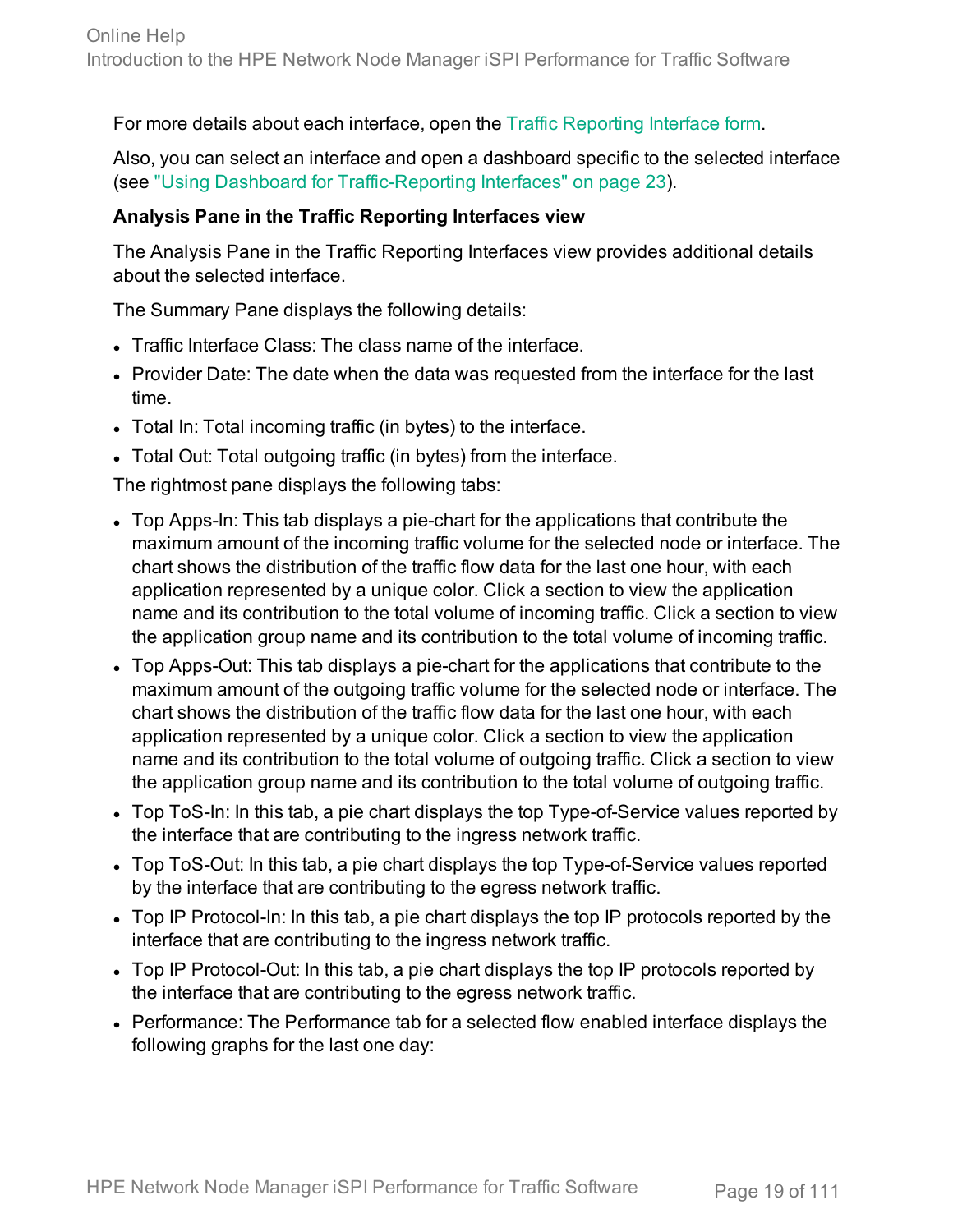For more details about each interface, open the Traffic Reporting Interface form.

Also, you can select an interface and open a dashboard specific to the selected interface (see "Using Dashboard for Traffic-Reporting Interfaces" on page 23).

**Analysis Pane in the Traffic Reporting Interfaces view**

The Analysis Pane in the Traffic Reporting Interfaces view provides additional details about the selected interface.

The Summary Pane displays the following details:

- Traffic Interface Class: The class name of the interface.
- Provider Date: The date when the data was requested from the interface for the last time.
- Total In: Total incoming traffic (in bytes) to the interface.
- Total Out: Total outgoing traffic (in bytes) from the interface.

The rightmost pane displays the following tabs:

- Top Apps-In: This tab displays a pie-chart for the applications that contribute the maximum amount of the incoming traffic volume for the selected node or interface. The chart shows the distribution of the traffic flow data for the last one hour, with each application represented by a unique color. Click a section to view the application name and its contribution to the total volume of incoming traffic. Click a section to view the application group name and its contribution to the total volume of incoming traffic.
- Top Apps-Out: This tab displays a pie-chart for the applications that contribute to the maximum amount of the outgoing traffic volume for the selected node or interface. The chart shows the distribution of the traffic flow data for the last one hour, with each application represented by a unique color. Click a section to view the application name and its contribution to the total volume of outgoing traffic. Click a section to view the application group name and its contribution to the total volume of outgoing traffic.
- Top ToS-In: In this tab, a pie chart displays the top Type-of-Service values reported by the interface that are contributing to the ingress network traffic.
- Top ToS-Out: In this tab, a pie chart displays the top Type-of-Service values reported by the interface that are contributing to the egress network traffic.
- Top IP Protocol-In: In this tab, a pie chart displays the top IP protocols reported by the interface that are contributing to the ingress network traffic.
- Top IP Protocol-Out: In this tab, a pie chart displays the top IP protocols reported by the interface that are contributing to the egress network traffic.
- Performance: The Performance tab for a selected flow enabled interface displays the following graphs for the last one day: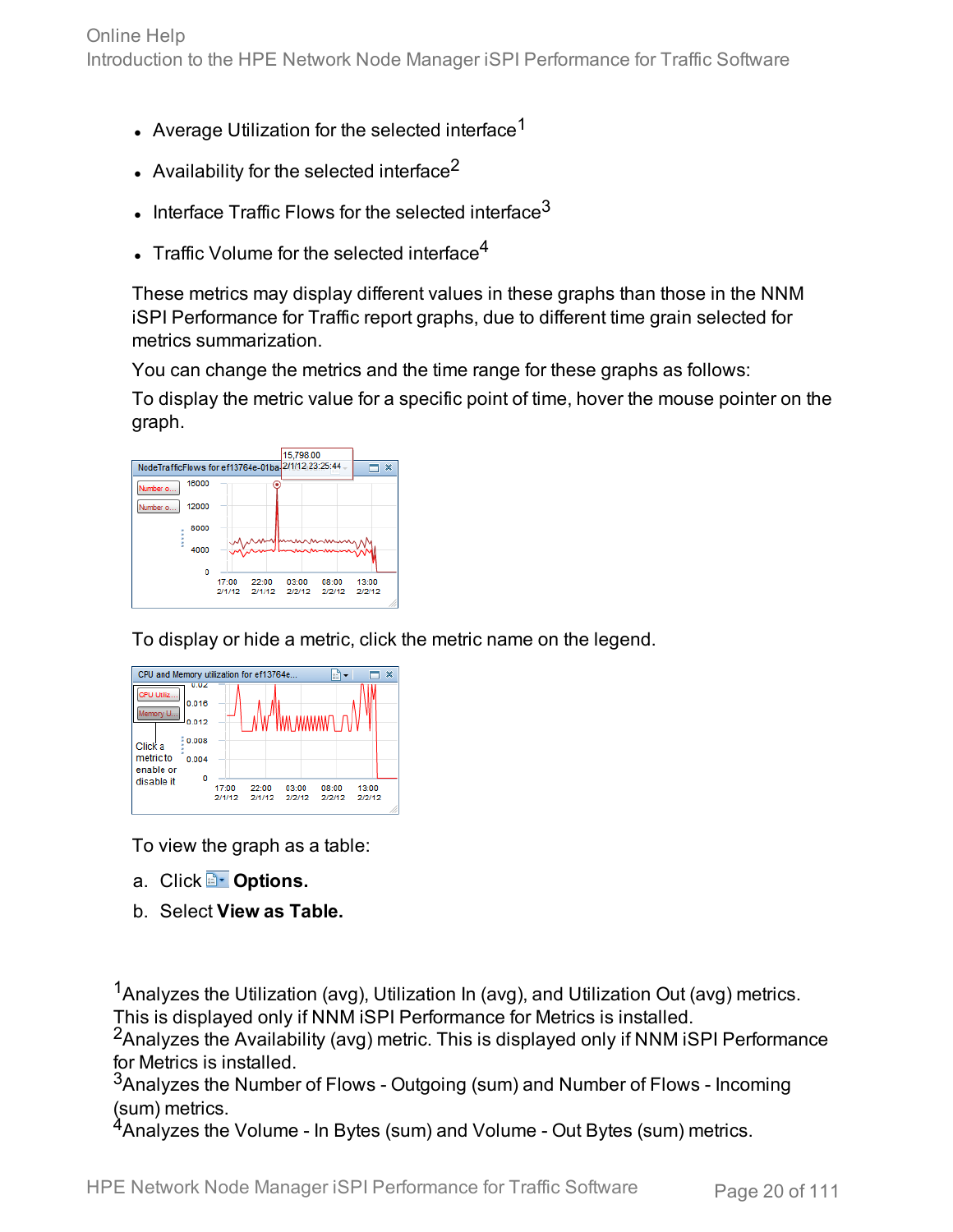- Average Utilization for the selected interface[1]
- Availability for the selected interface[2]
- Interface Traffic Flows for the selected interface[3]
- Traffic Volume for the selected interface[4]

These metrics may display different values in these graphs than those in the NNM iSPI Performance for Traffic report graphs, due to different time grain selected for metrics summarization.

You can change the metrics and the time range for these graphs as follows:

To display the metric value for a specific point of time, hover the mouse pointer on the graph.

To display or hide a metric, click the metric name on the legend.

To view the graph as a table:

a. Click **Options.**

b. Select **View as Table.**

[1]Analyzes the Utilization (avg), Utilization In (avg), and Utilization Out (avg) metrics. This is displayed only if NNM iSPI Performance for Metrics is installed.
[2]Analyzes the Availability (avg) metric. This is displayed only if NNM iSPI Performance for Metrics is installed.
[3]Analyzes the Number of Flows - Outgoing (sum) and Number of Flows - Incoming (sum) metrics.
[4]Analyzes the Volume - In Bytes (sum) and Volume - Out Bytes (sum) metrics.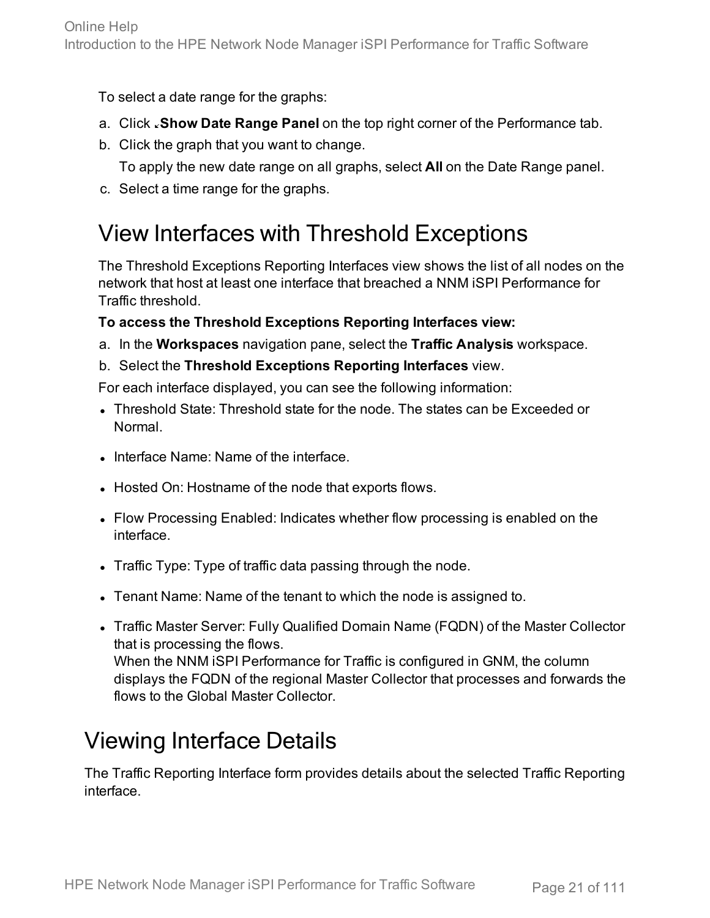To select a date range for the graphs:

a. Click **Show Date Range Panel** on the top right corner of the Performance tab.
b. Click the graph that you want to change.

   To apply the new date range on all graphs, select **All** on the Date Range panel.
c. Select a time range for the graphs.

## View Interfaces with Threshold Exceptions

The Threshold Exceptions Reporting Interfaces view shows the list of all nodes on the network that host at least one interface that breached a NNM iSPI Performance for Traffic threshold.

**To access the Threshold Exceptions Reporting Interfaces view:**

a. In the **Workspaces** navigation pane, select the **Traffic Analysis** workspace.
b. Select the **Threshold Exceptions Reporting Interfaces** view.

For each interface displayed, you can see the following information:

- Threshold State: Threshold state for the node. The states can be Exceeded or Normal.
- Interface Name: Name of the interface.
- Hosted On: Hostname of the node that exports flows.
- Flow Processing Enabled: Indicates whether flow processing is enabled on the interface.
- Traffic Type: Type of traffic data passing through the node.
- Tenant Name: Name of the tenant to which the node is assigned to.
- Traffic Master Server: Fully Qualified Domain Name (FQDN) of the Master Collector that is processing the flows.
  When the NNM iSPI Performance for Traffic is configured in GNM, the column displays the FQDN of the regional Master Collector that processes and forwards the flows to the Global Master Collector.

# Viewing Interface Details

The Traffic Reporting Interface form provides details about the selected Traffic Reporting interface.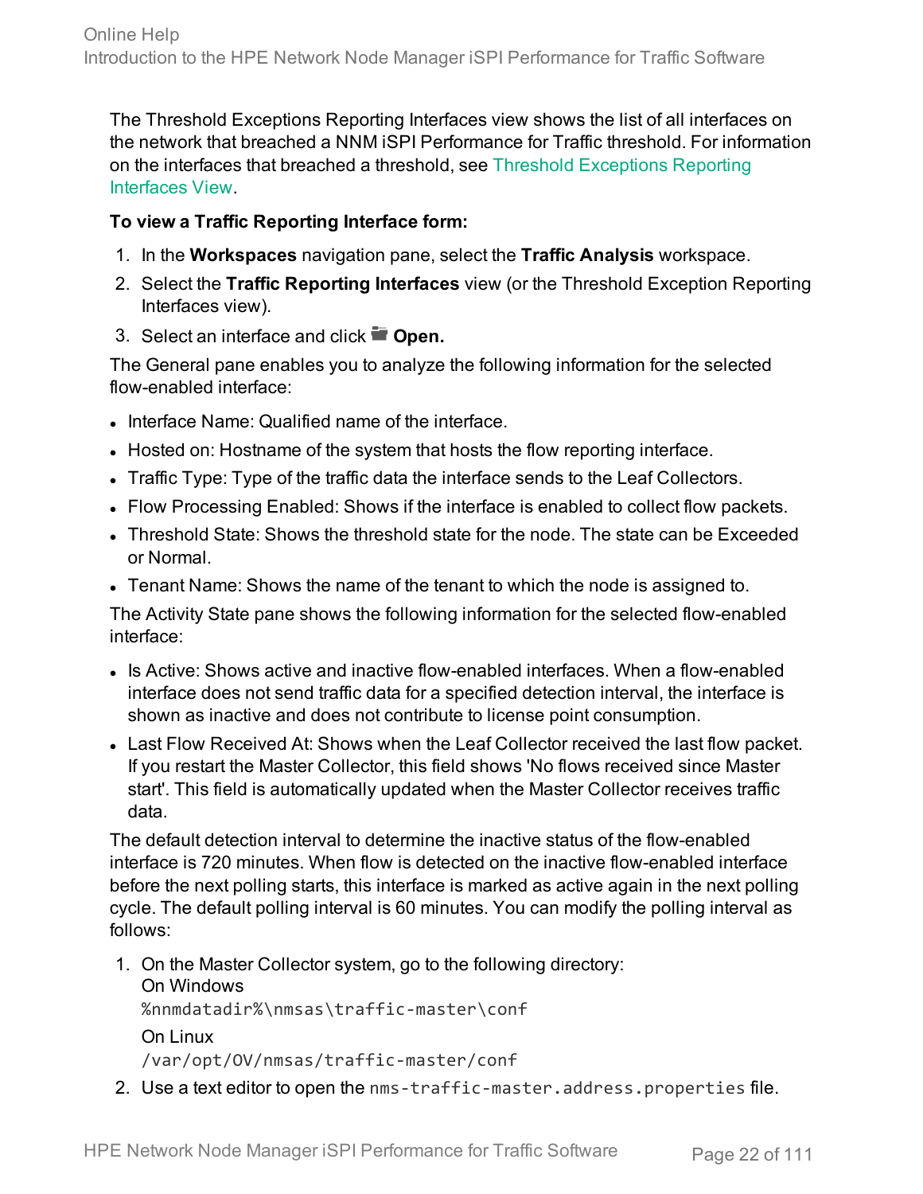The Threshold Exceptions Reporting Interfaces view shows the list of all interfaces on the network that breached a NNM iSPI Performance for Traffic threshold. For information on the interfaces that breached a threshold, see Threshold Exceptions Reporting Interfaces View.

**To view a Traffic Reporting Interface form:**

1. In the **Workspaces** navigation pane, select the **Traffic Analysis** workspace.
2. Select the **Traffic Reporting Interfaces** view (or the Threshold Exception Reporting Interfaces view).
3. Select an interface and click **Open.**

The General pane enables you to analyze the following information for the selected flow-enabled interface:

- Interface Name: Qualified name of the interface.
- Hosted on: Hostname of the system that hosts the flow reporting interface.
- Traffic Type: Type of the traffic data the interface sends to the Leaf Collectors.
- Flow Processing Enabled: Shows if the interface is enabled to collect flow packets.
- Threshold State: Shows the threshold state for the node. The state can be Exceeded or Normal.
- Tenant Name: Shows the name of the tenant to which the node is assigned to.

The Activity State pane shows the following information for the selected flow-enabled interface:

- Is Active: Shows active and inactive flow-enabled interfaces. When a flow-enabled interface does not send traffic data for a specified detection interval, the interface is shown as inactive and does not contribute to license point consumption.
- Last Flow Received At: Shows when the Leaf Collector received the last flow packet. If you restart the Master Collector, this field shows 'No flows received since Master start'. This field is automatically updated when the Master Collector receives traffic data.

The default detection interval to determine the inactive status of the flow-enabled interface is 720 minutes. When flow is detected on the inactive flow-enabled interface before the next polling starts, this interface is marked as active again in the next polling cycle. The default polling interval is 60 minutes. You can modify the polling interval as follows:

1. On the Master Collector system, go to the following directory:
   On Windows
   `%nnmdatadir%\nmsas\traffic-master\conf`
   On Linux
   `/var/opt/OV/nmsas/traffic-master/conf`
2. Use a text editor to open the `nms-traffic-master.address.properties` file.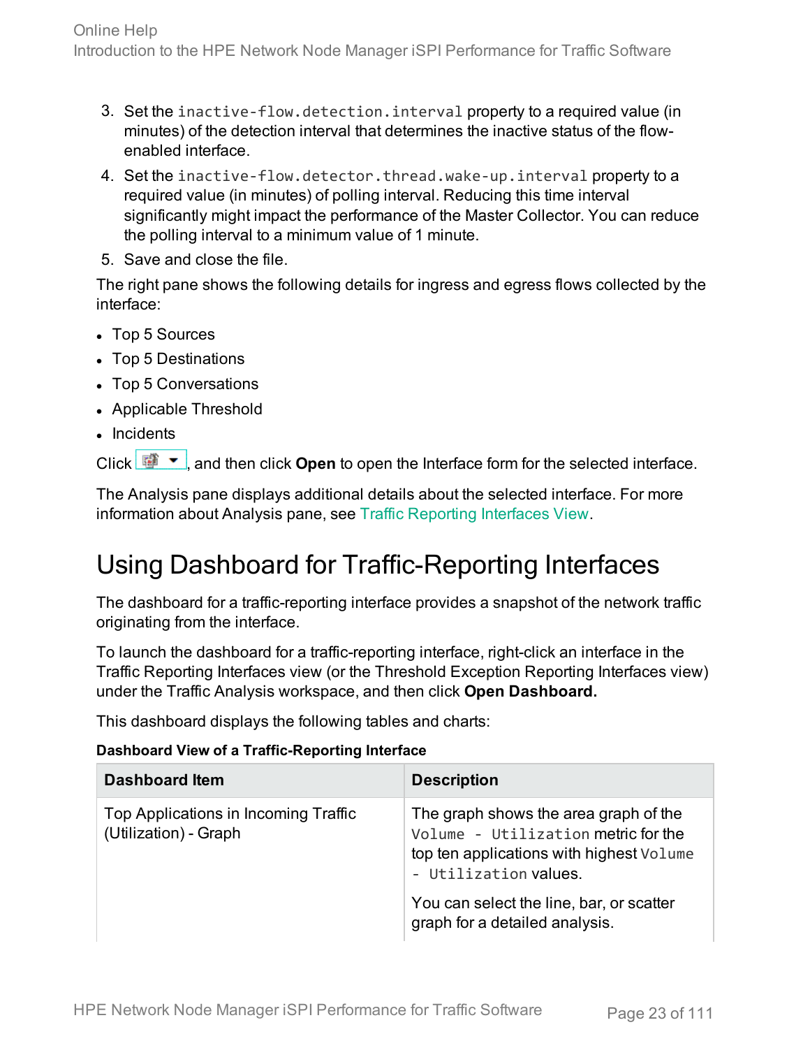3. Set the `inactive-flow.detection.interval` property to a required value (in minutes) of the detection interval that determines the inactive status of the flow-enabled interface.
4. Set the `inactive-flow.detector.thread.wake-up.interval` property to a required value (in minutes) of polling interval. Reducing this time interval significantly might impact the performance of the Master Collector. You can reduce the polling interval to a minimum value of 1 minute.
5. Save and close the file.

The right pane shows the following details for ingress and egress flows collected by the interface:

- Top 5 Sources
- Top 5 Destinations
- Top 5 Conversations
- Applicable Threshold
- Incidents

Click , and then click **Open** to open the Interface form for the selected interface.

The Analysis pane displays additional details about the selected interface. For more information about Analysis pane, see Traffic Reporting Interfaces View.

# Using Dashboard for Traffic-Reporting Interfaces

The dashboard for a traffic-reporting interface provides a snapshot of the network traffic originating from the interface.

To launch the dashboard for a traffic-reporting interface, right-click an interface in the Traffic Reporting Interfaces view (or the Threshold Exception Reporting Interfaces view) under the Traffic Analysis workspace, and then click **Open Dashboard.**

This dashboard displays the following tables and charts:

**Dashboard View of a Traffic-Reporting Interface**

| Dashboard Item | Description |
| --- | --- |
| Top Applications in Incoming Traffic (Utilization) - Graph | The graph shows the area graph of the `Volume - Utilization` metric for the top ten applications with highest `Volume - Utilization` values.<br><br>You can select the line, bar, or scatter graph for a detailed analysis. |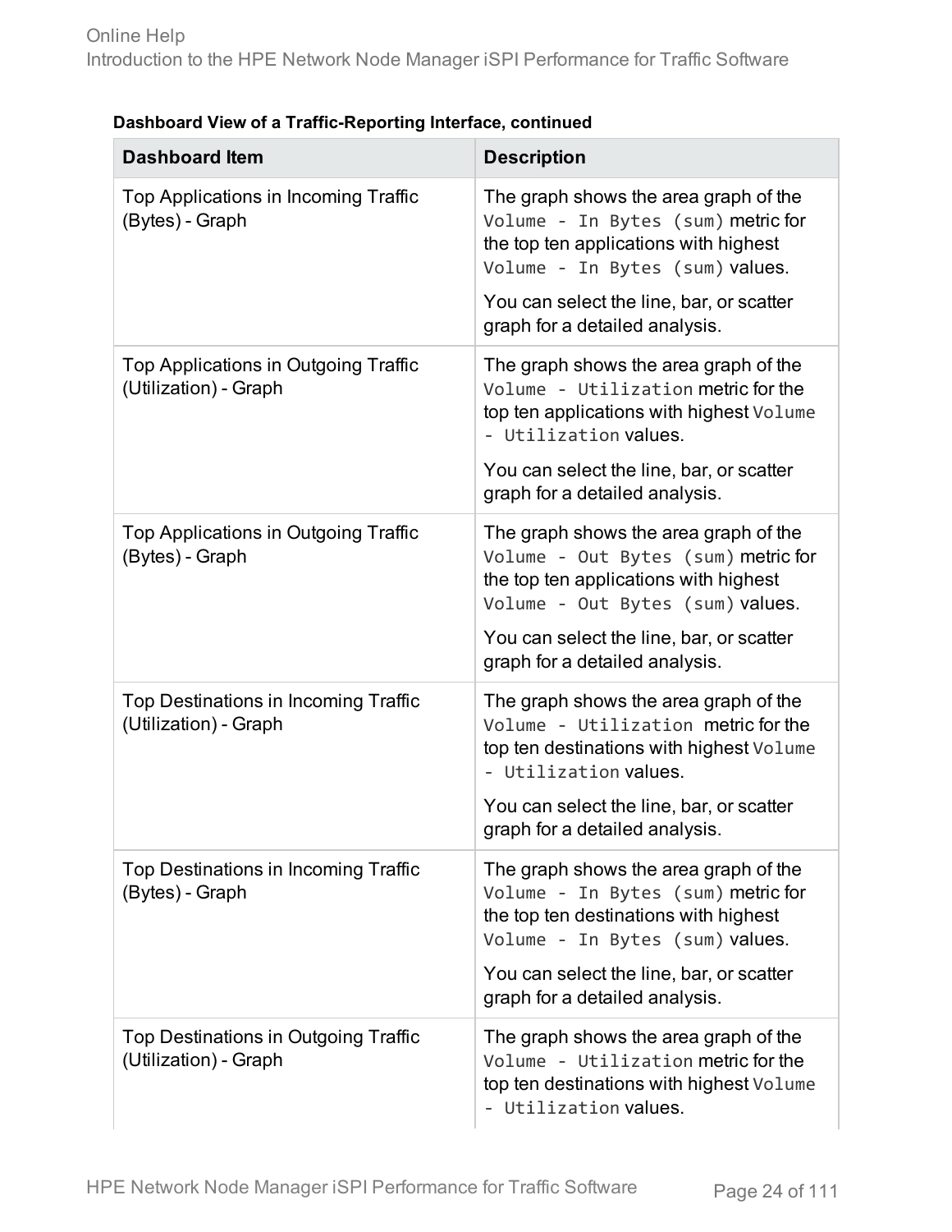**Dashboard View of a Traffic-Reporting Interface, continued**

| Dashboard Item | Description |
| --- | --- |
| Top Applications in Incoming Traffic (Bytes) - Graph | The graph shows the area graph of the `Volume - In Bytes (sum)` metric for the top ten applications with highest `Volume - In Bytes (sum)` values.<br><br>You can select the line, bar, or scatter graph for a detailed analysis. |
| Top Applications in Outgoing Traffic (Utilization) - Graph | The graph shows the area graph of the `Volume - Utilization` metric for the top ten applications with highest `Volume - Utilization` values.<br><br>You can select the line, bar, or scatter graph for a detailed analysis. |
| Top Applications in Outgoing Traffic (Bytes) - Graph | The graph shows the area graph of the `Volume - Out Bytes (sum)` metric for the top ten applications with highest `Volume - Out Bytes (sum)` values.<br><br>You can select the line, bar, or scatter graph for a detailed analysis. |
| Top Destinations in Incoming Traffic (Utilization) - Graph | The graph shows the area graph of the `Volume - Utilization` metric for the top ten destinations with highest `Volume - Utilization` values.<br><br>You can select the line, bar, or scatter graph for a detailed analysis. |
| Top Destinations in Incoming Traffic (Bytes) - Graph | The graph shows the area graph of the `Volume - In Bytes (sum)` metric for the top ten destinations with highest `Volume - In Bytes (sum)` values.<br><br>You can select the line, bar, or scatter graph for a detailed analysis. |
| Top Destinations in Outgoing Traffic (Utilization) - Graph | The graph shows the area graph of the `Volume - Utilization` metric for the top ten destinations with highest `Volume - Utilization` values. |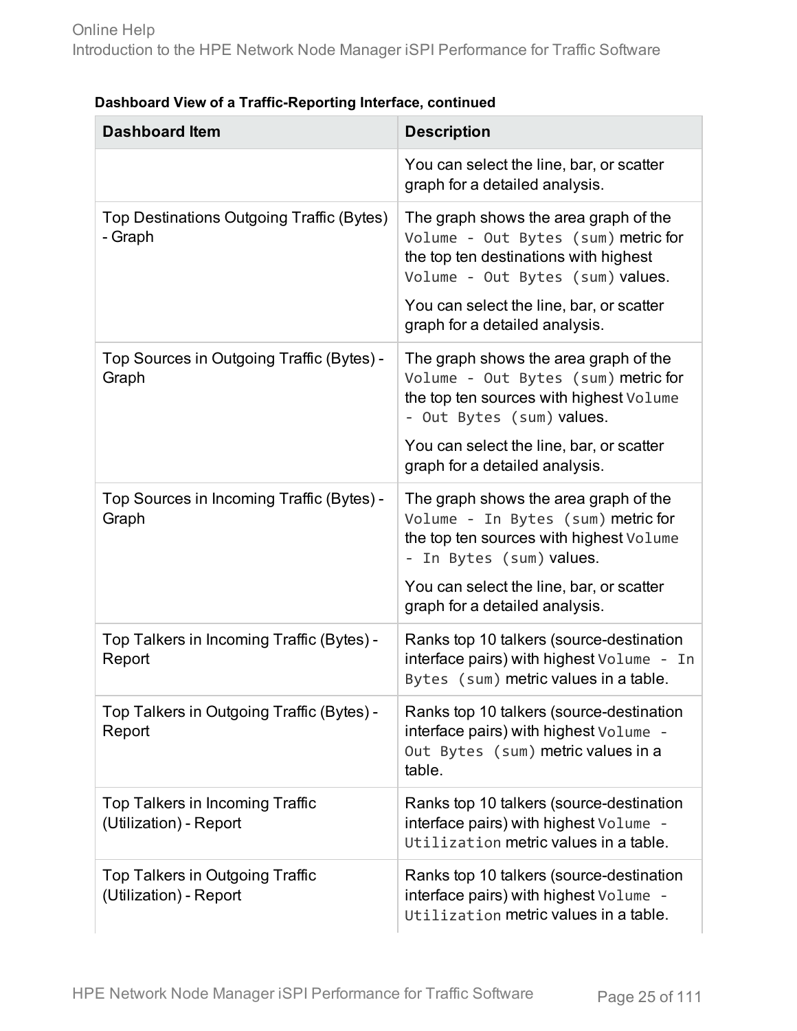**Dashboard View of a Traffic-Reporting Interface, continued**

| Dashboard Item | Description |
|---|---|
| | You can select the line, bar, or scatter graph for a detailed analysis. |
| Top Destinations Outgoing Traffic (Bytes) - Graph | The graph shows the area graph of the `Volume - Out Bytes (sum)` metric for the top ten destinations with highest `Volume - Out Bytes (sum)` values.<br><br>You can select the line, bar, or scatter graph for a detailed analysis. |
| Top Sources in Outgoing Traffic (Bytes) - Graph | The graph shows the area graph of the `Volume - Out Bytes (sum)` metric for the top ten sources with highest `Volume - Out Bytes (sum)` values.<br><br>You can select the line, bar, or scatter graph for a detailed analysis. |
| Top Sources in Incoming Traffic (Bytes) - Graph | The graph shows the area graph of the `Volume - In Bytes (sum)` metric for the top ten sources with highest `Volume - In Bytes (sum)` values.<br><br>You can select the line, bar, or scatter graph for a detailed analysis. |
| Top Talkers in Incoming Traffic (Bytes) - Report | Ranks top 10 talkers (source-destination interface pairs) with highest `Volume - In Bytes (sum)` metric values in a table. |
| Top Talkers in Outgoing Traffic (Bytes) - Report | Ranks top 10 talkers (source-destination interface pairs) with highest `Volume - Out Bytes (sum)` metric values in a table. |
| Top Talkers in Incoming Traffic (Utilization) - Report | Ranks top 10 talkers (source-destination interface pairs) with highest `Volume - Utilization` metric values in a table. |
| Top Talkers in Outgoing Traffic (Utilization) - Report | Ranks top 10 talkers (source-destination interface pairs) with highest `Volume - Utilization` metric values in a table. |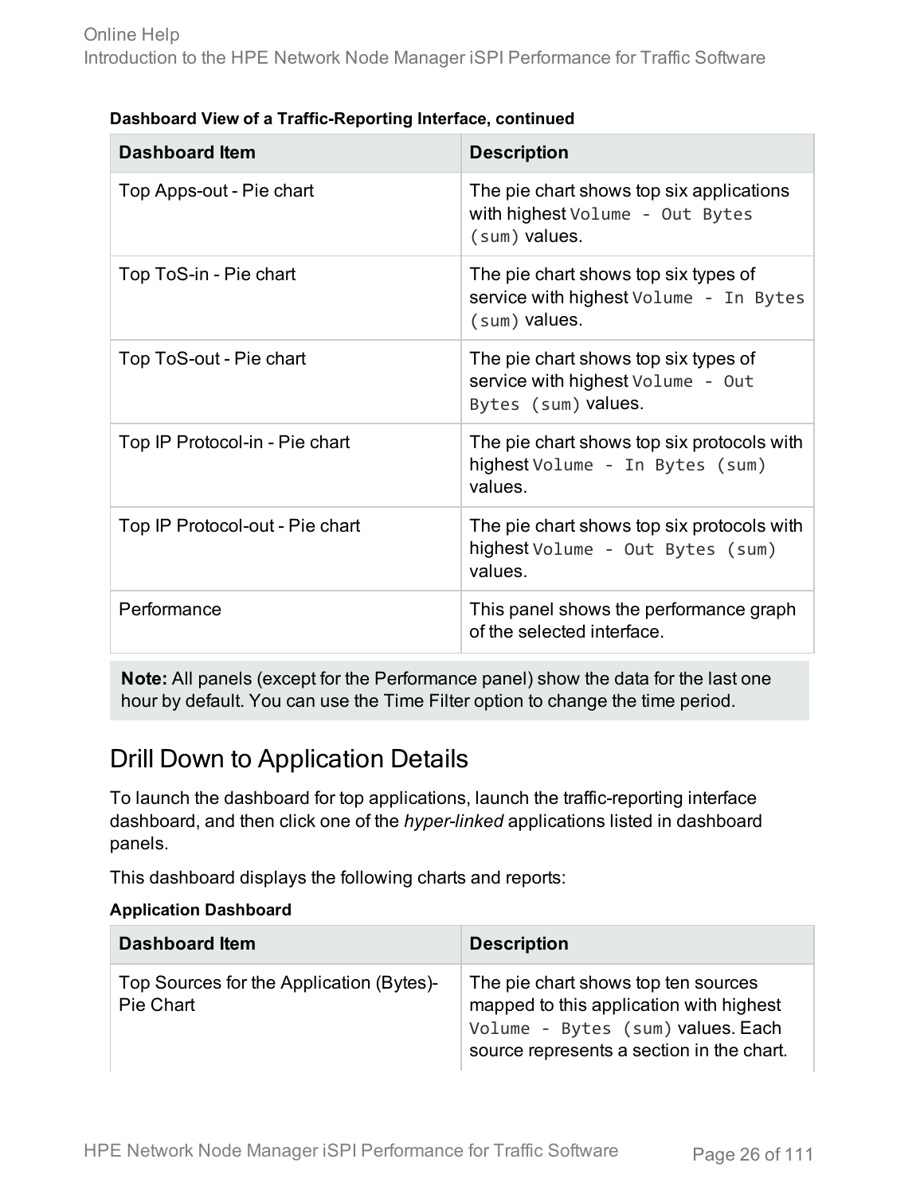**Dashboard View of a Traffic-Reporting Interface, continued**

| Dashboard Item | Description |
|---|---|
| Top Apps-out - Pie chart | The pie chart shows top six applications with highest `Volume - Out Bytes (sum)` values. |
| Top ToS-in - Pie chart | The pie chart shows top six types of service with highest `Volume - In Bytes (sum)` values. |
| Top ToS-out - Pie chart | The pie chart shows top six types of service with highest `Volume - Out Bytes (sum)` values. |
| Top IP Protocol-in - Pie chart | The pie chart shows top six protocols with highest `Volume - In Bytes (sum)` values. |
| Top IP Protocol-out - Pie chart | The pie chart shows top six protocols with highest `Volume - Out Bytes (sum)` values. |
| Performance | This panel shows the performance graph of the selected interface. |

**Note:** All panels (except for the Performance panel) show the data for the last one hour by default. You can use the Time Filter option to change the time period.

## Drill Down to Application Details

To launch the dashboard for top applications, launch the traffic-reporting interface dashboard, and then click one of the *hyper-linked* applications listed in dashboard panels.

This dashboard displays the following charts and reports:

**Application Dashboard**

| Dashboard Item | Description |
|---|---|
| Top Sources for the Application (Bytes)- Pie Chart | The pie chart shows top ten sources mapped to this application with highest `Volume - Bytes (sum)` values. Each source represents a section in the chart. |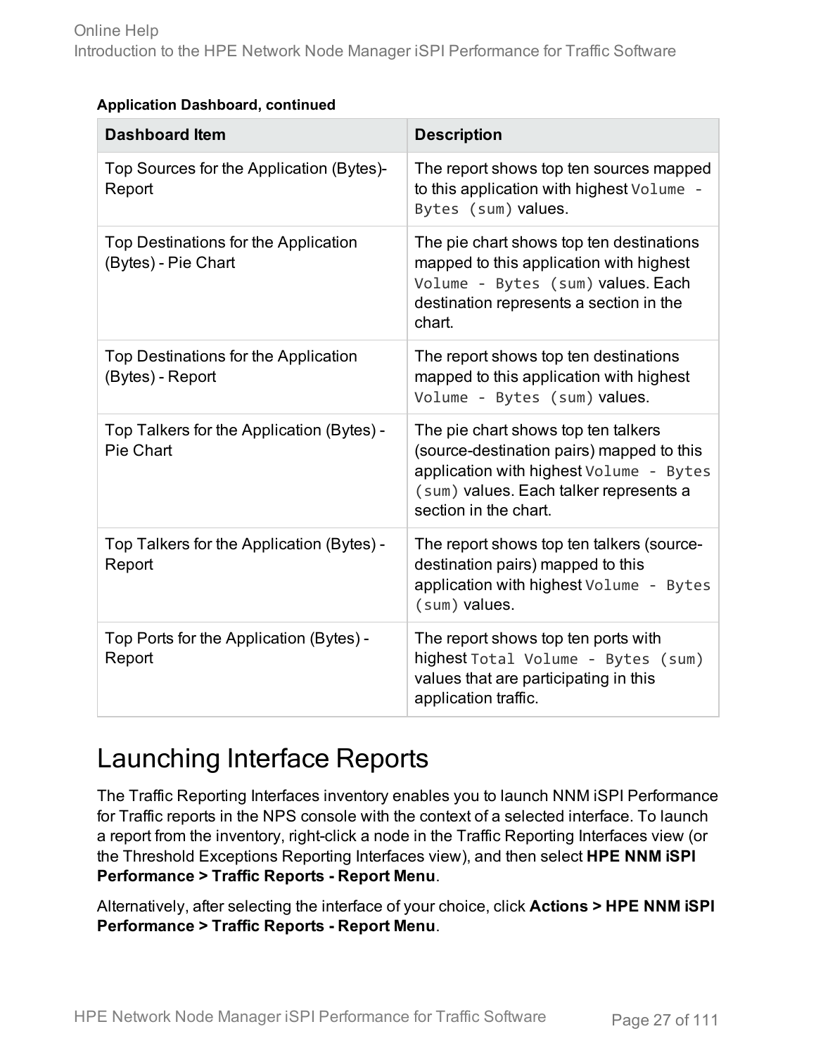**Application Dashboard, continued**

| Dashboard Item | Description |
| --- | --- |
| Top Sources for the Application (Bytes)-Report | The report shows top ten sources mapped to this application with highest `Volume - Bytes (sum)` values. |
| Top Destinations for the Application (Bytes) - Pie Chart | The pie chart shows top ten destinations mapped to this application with highest `Volume - Bytes (sum)` values. Each destination represents a section in the chart. |
| Top Destinations for the Application (Bytes) - Report | The report shows top ten destinations mapped to this application with highest `Volume - Bytes (sum)` values. |
| Top Talkers for the Application (Bytes) - Pie Chart | The pie chart shows top ten talkers (source-destination pairs) mapped to this application with highest `Volume - Bytes (sum)` values. Each talker represents a section in the chart. |
| Top Talkers for the Application (Bytes) - Report | The report shows top ten talkers (source-destination pairs) mapped to this application with highest `Volume - Bytes (sum)` values. |
| Top Ports for the Application (Bytes) - Report | The report shows top ten ports with highest `Total Volume - Bytes (sum)` values that are participating in this application traffic. |

# Launching Interface Reports

The Traffic Reporting Interfaces inventory enables you to launch NNM iSPI Performance for Traffic reports in the NPS console with the context of a selected interface. To launch a report from the inventory, right-click a node in the Traffic Reporting Interfaces view (or the Threshold Exceptions Reporting Interfaces view), and then select **HPE NNM iSPI Performance > Traffic Reports - Report Menu**.

Alternatively, after selecting the interface of your choice, click **Actions > HPE NNM iSPI Performance > Traffic Reports - Report Menu**.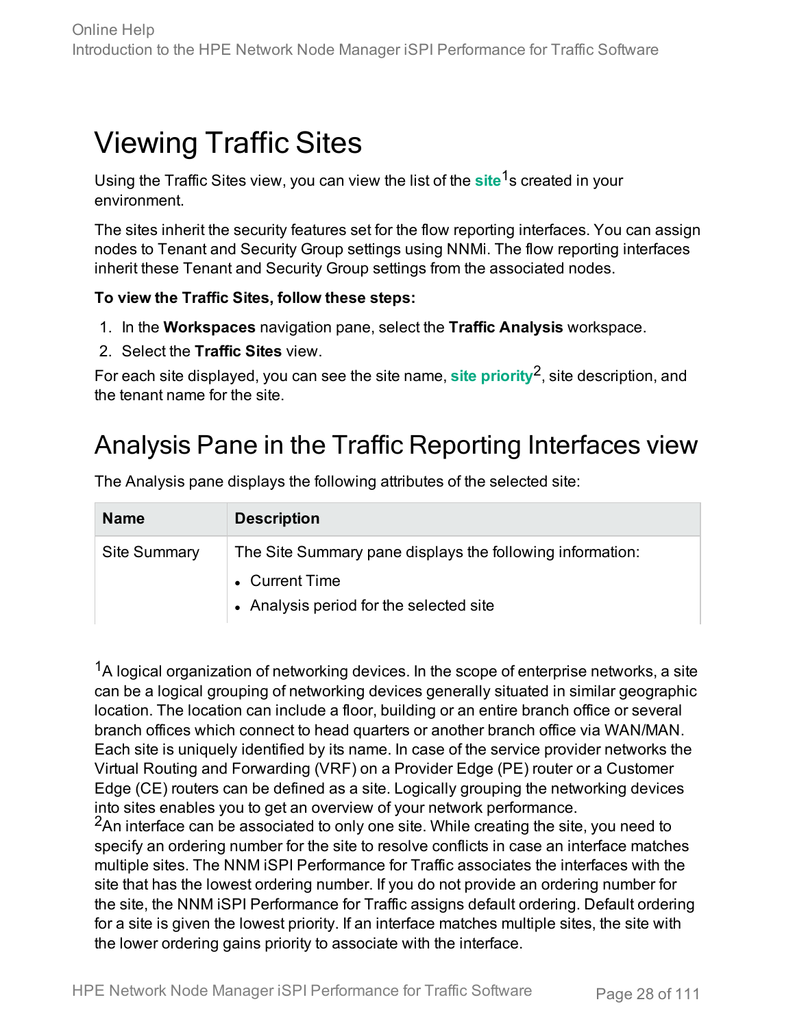# Viewing Traffic Sites

Using the Traffic Sites view, you can view the list of the **site**[1]s created in your environment.

The sites inherit the security features set for the flow reporting interfaces. You can assign nodes to Tenant and Security Group settings using NNMi. The flow reporting interfaces inherit these Tenant and Security Group settings from the associated nodes.

**To view the Traffic Sites, follow these steps:**

1. In the **Workspaces** navigation pane, select the **Traffic Analysis** workspace.
2. Select the **Traffic Sites** view.

For each site displayed, you can see the site name, **site priority**[2], site description, and the tenant name for the site.

# Analysis Pane in the Traffic Reporting Interfaces view

The Analysis pane displays the following attributes of the selected site:

| Name | Description |
| --- | --- |
| Site Summary | The Site Summary pane displays the following information:<br>• Current Time<br>• Analysis period for the selected site |

[1]A logical organization of networking devices. In the scope of enterprise networks, a site can be a logical grouping of networking devices generally situated in similar geographic location. The location can include a floor, building or an entire branch office or several branch offices which connect to head quarters or another branch office via WAN/MAN. Each site is uniquely identified by its name. In case of the service provider networks the Virtual Routing and Forwarding (VRF) on a Provider Edge (PE) router or a Customer Edge (CE) routers can be defined as a site. Logically grouping the networking devices into sites enables you to get an overview of your network performance.

[2]An interface can be associated to only one site. While creating the site, you need to specify an ordering number for the site to resolve conflicts in case an interface matches multiple sites. The NNM iSPI Performance for Traffic associates the interfaces with the site that has the lowest ordering number. If you do not provide an ordering number for the site, the NNM iSPI Performance for Traffic assigns default ordering. Default ordering for a site is given the lowest priority. If an interface matches multiple sites, the site with the lower ordering gains priority to associate with the interface.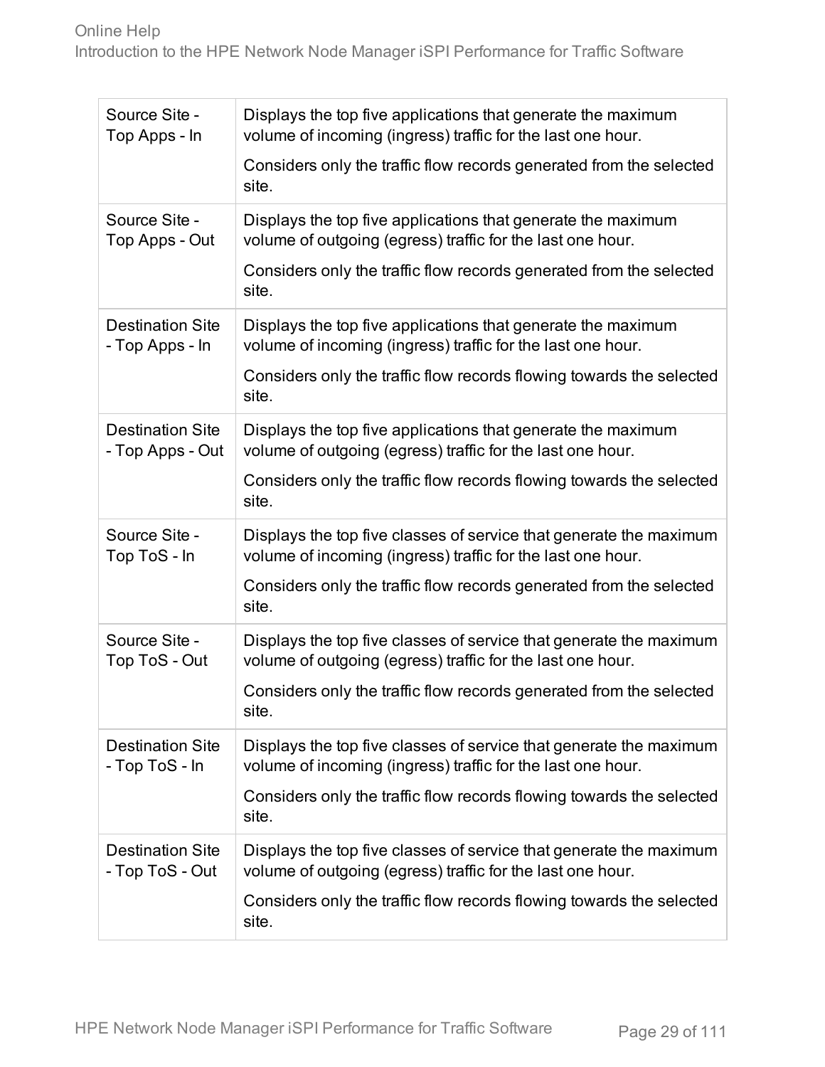| | |
|---|---|
| Source Site - Top Apps - In | Displays the top five applications that generate the maximum volume of incoming (ingress) traffic for the last one hour.<br><br>Considers only the traffic flow records generated from the selected site. |
| Source Site - Top Apps - Out | Displays the top five applications that generate the maximum volume of outgoing (egress) traffic for the last one hour.<br><br>Considers only the traffic flow records generated from the selected site. |
| Destination Site - Top Apps - In | Displays the top five applications that generate the maximum volume of incoming (ingress) traffic for the last one hour.<br><br>Considers only the traffic flow records flowing towards the selected site. |
| Destination Site - Top Apps - Out | Displays the top five applications that generate the maximum volume of outgoing (egress) traffic for the last one hour.<br><br>Considers only the traffic flow records flowing towards the selected site. |
| Source Site - Top ToS - In | Displays the top five classes of service that generate the maximum volume of incoming (ingress) traffic for the last one hour.<br><br>Considers only the traffic flow records generated from the selected site. |
| Source Site - Top ToS - Out | Displays the top five classes of service that generate the maximum volume of outgoing (egress) traffic for the last one hour.<br><br>Considers only the traffic flow records generated from the selected site. |
| Destination Site - Top ToS - In | Displays the top five classes of service that generate the maximum volume of incoming (ingress) traffic for the last one hour.<br><br>Considers only the traffic flow records flowing towards the selected site. |
| Destination Site - Top ToS - Out | Displays the top five classes of service that generate the maximum volume of outgoing (egress) traffic for the last one hour.<br><br>Considers only the traffic flow records flowing towards the selected site. |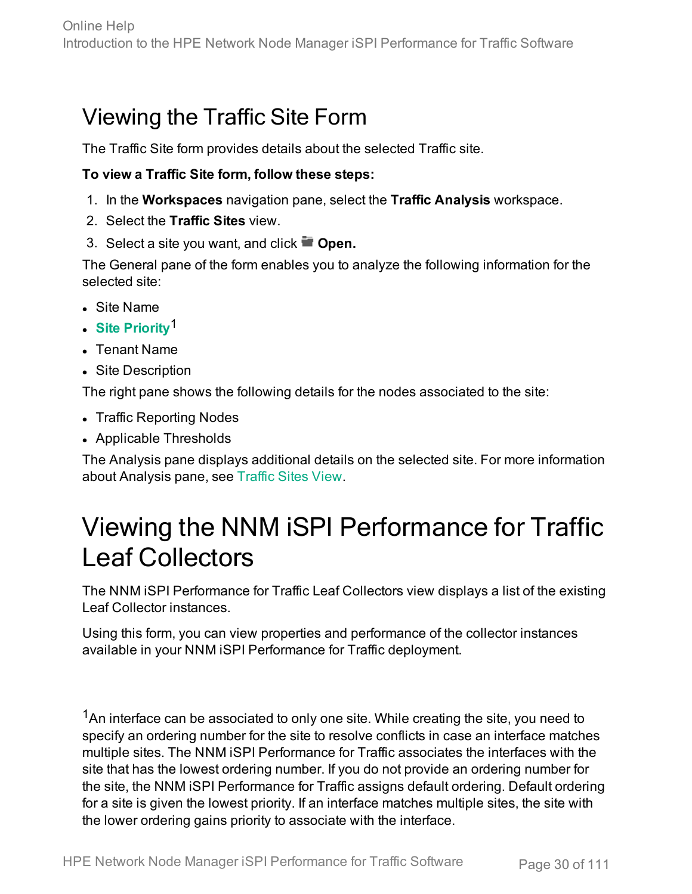# Viewing the Traffic Site Form

The Traffic Site form provides details about the selected Traffic site.

**To view a Traffic Site form, follow these steps:**

1. In the **Workspaces** navigation pane, select the **Traffic Analysis** workspace.
2. Select the **Traffic Sites** view.
3. Select a site you want, and click **Open.**

The General pane of the form enables you to analyze the following information for the selected site:

- Site Name
- **Site Priority**[1]
- Tenant Name
- Site Description

The right pane shows the following details for the nodes associated to the site:

- Traffic Reporting Nodes
- Applicable Thresholds

The Analysis pane displays additional details on the selected site. For more information about Analysis pane, see Traffic Sites View.

# Viewing the NNM iSPI Performance for Traffic Leaf Collectors

The NNM iSPI Performance for Traffic Leaf Collectors view displays a list of the existing Leaf Collector instances.

Using this form, you can view properties and performance of the collector instances available in your NNM iSPI Performance for Traffic deployment.

[1] An interface can be associated to only one site. While creating the site, you need to specify an ordering number for the site to resolve conflicts in case an interface matches multiple sites. The NNM iSPI Performance for Traffic associates the interfaces with the site that has the lowest ordering number. If you do not provide an ordering number for the site, the NNM iSPI Performance for Traffic assigns default ordering. Default ordering for a site is given the lowest priority. If an interface matches multiple sites, the site with the lower ordering gains priority to associate with the interface.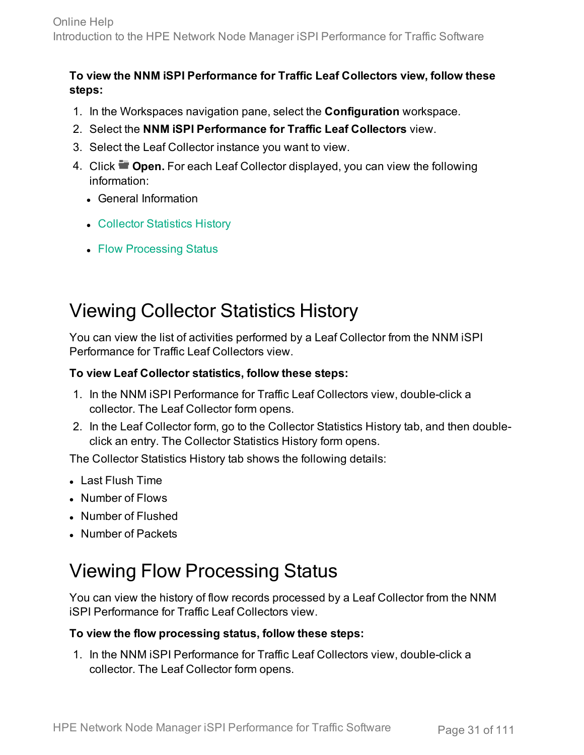**To view the NNM iSPI Performance for Traffic Leaf Collectors view, follow these steps:**

1. In the Workspaces navigation pane, select the **Configuration** workspace.
2. Select the **NNM iSPI Performance for Traffic Leaf Collectors** view.
3. Select the Leaf Collector instance you want to view.
4. Click **Open.** For each Leaf Collector displayed, you can view the following information:
   - General Information
   - Collector Statistics History
   - Flow Processing Status

# Viewing Collector Statistics History

You can view the list of activities performed by a Leaf Collector from the NNM iSPI Performance for Traffic Leaf Collectors view.

**To view Leaf Collector statistics, follow these steps:**

1. In the NNM iSPI Performance for Traffic Leaf Collectors view, double-click a collector. The Leaf Collector form opens.
2. In the Leaf Collector form, go to the Collector Statistics History tab, and then double-click an entry. The Collector Statistics History form opens.

The Collector Statistics History tab shows the following details:

- Last Flush Time
- Number of Flows
- Number of Flushed
- Number of Packets

# Viewing Flow Processing Status

You can view the history of flow records processed by a Leaf Collector from the NNM iSPI Performance for Traffic Leaf Collectors view.

**To view the flow processing status, follow these steps:**

1. In the NNM iSPI Performance for Traffic Leaf Collectors view, double-click a collector. The Leaf Collector form opens.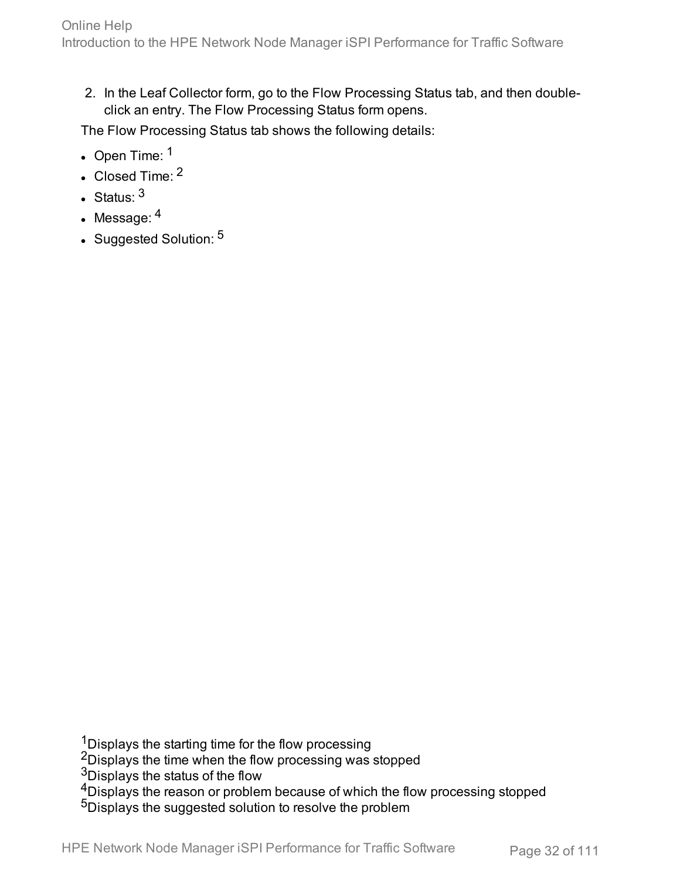2. In the Leaf Collector form, go to the Flow Processing Status tab, and then double-click an entry. The Flow Processing Status form opens.

The Flow Processing Status tab shows the following details:

- Open Time: [1]
- Closed Time: [2]
- Status: [3]
- Message: [4]
- Suggested Solution: [5]

[1]Displays the starting time for the flow processing
[2]Displays the time when the flow processing was stopped
[3]Displays the status of the flow
[4]Displays the reason or problem because of which the flow processing stopped
[5]Displays the suggested solution to resolve the problem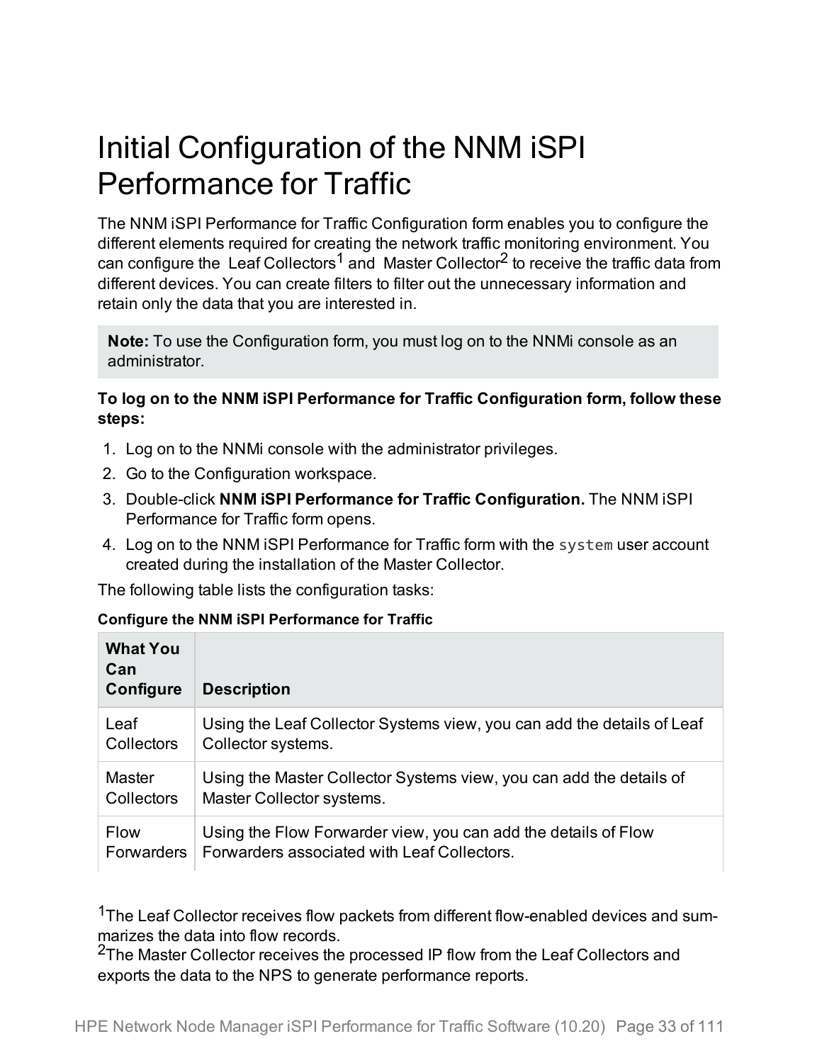# Initial Configuration of the NNM iSPI Performance for Traffic

The NNM iSPI Performance for Traffic Configuration form enables you to configure the different elements required for creating the network traffic monitoring environment. You can configure the Leaf Collectors[1] and Master Collector[2] to receive the traffic data from different devices. You can create filters to filter out the unnecessary information and retain only the data that you are interested in.

> **Note:** To use the Configuration form, you must log on to the NNMi console as an administrator.

**To log on to the NNM iSPI Performance for Traffic Configuration form, follow these steps:**

1. Log on to the NNMi console with the administrator privileges.
2. Go to the Configuration workspace.
3. Double-click **NNM iSPI Performance for Traffic Configuration.** The NNM iSPI Performance for Traffic form opens.
4. Log on to the NNM iSPI Performance for Traffic form with the `system` user account created during the installation of the Master Collector.

The following table lists the configuration tasks:

**Configure the NNM iSPI Performance for Traffic**

| What You Can Configure | Description |
|---|---|
| Leaf Collectors | Using the Leaf Collector Systems view, you can add the details of Leaf Collector systems. |
| Master Collectors | Using the Master Collector Systems view, you can add the details of Master Collector systems. |
| Flow Forwarders | Using the Flow Forwarder view, you can add the details of Flow Forwarders associated with Leaf Collectors. |

[1]The Leaf Collector receives flow packets from different flow-enabled devices and summarizes the data into flow records.
[2]The Master Collector receives the processed IP flow from the Leaf Collectors and exports the data to the NPS to generate performance reports.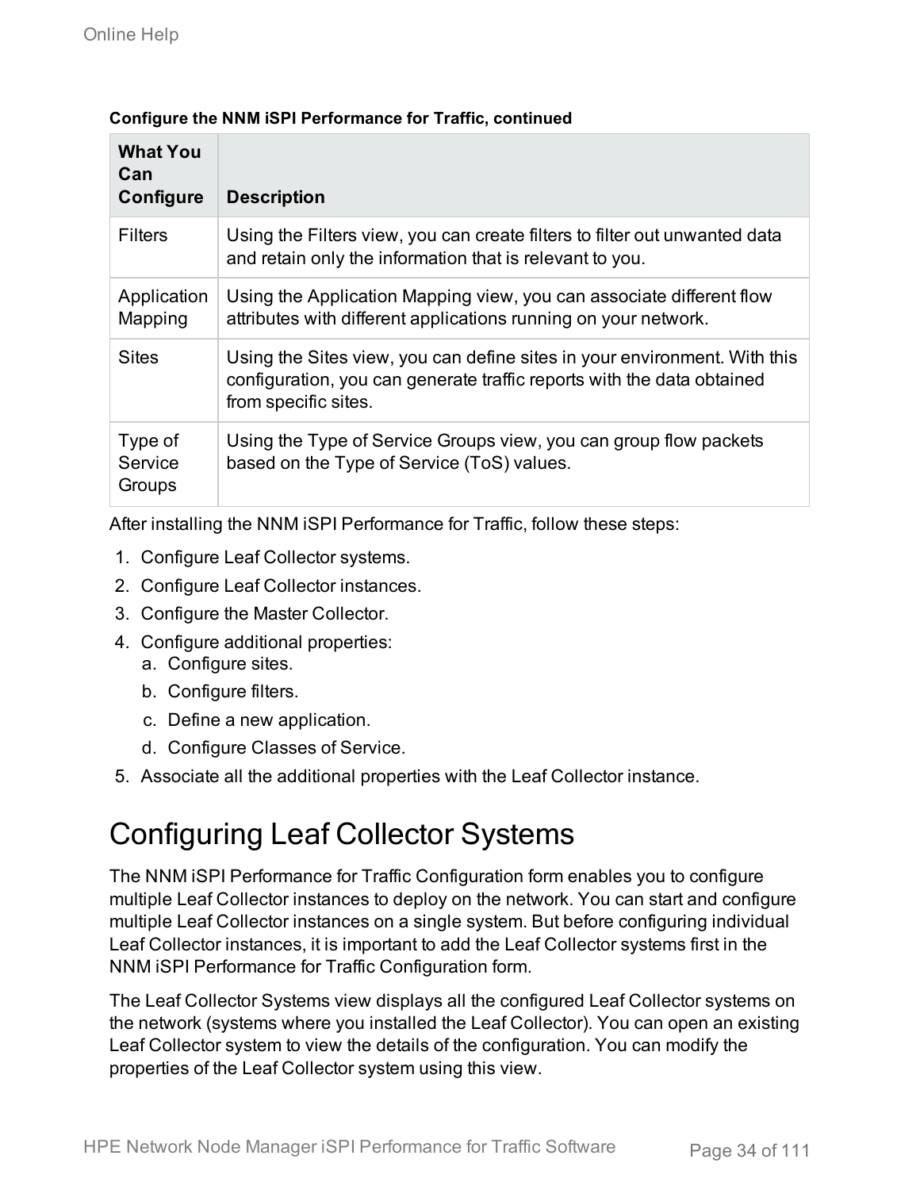**Configure the NNM iSPI Performance for Traffic, continued**

| What You Can Configure | Description |
| --- | --- |
| Filters | Using the Filters view, you can create filters to filter out unwanted data and retain only the information that is relevant to you. |
| Application Mapping | Using the Application Mapping view, you can associate different flow attributes with different applications running on your network. |
| Sites | Using the Sites view, you can define sites in your environment. With this configuration, you can generate traffic reports with the data obtained from specific sites. |
| Type of Service Groups | Using the Type of Service Groups view, you can group flow packets based on the Type of Service (ToS) values. |

After installing the NNM iSPI Performance for Traffic, follow these steps:

1. Configure Leaf Collector systems.
2. Configure Leaf Collector instances.
3. Configure the Master Collector.
4. Configure additional properties:
   a. Configure sites.
   b. Configure filters.
   c. Define a new application.
   d. Configure Classes of Service.
5. Associate all the additional properties with the Leaf Collector instance.

# Configuring Leaf Collector Systems

The NNM iSPI Performance for Traffic Configuration form enables you to configure multiple Leaf Collector instances to deploy on the network. You can start and configure multiple Leaf Collector instances on a single system. But before configuring individual Leaf Collector instances, it is important to add the Leaf Collector systems first in the NNM iSPI Performance for Traffic Configuration form.

The Leaf Collector Systems view displays all the configured Leaf Collector systems on the network (systems where you installed the Leaf Collector). You can open an existing Leaf Collector system to view the details of the configuration. You can modify the properties of the Leaf Collector system using this view.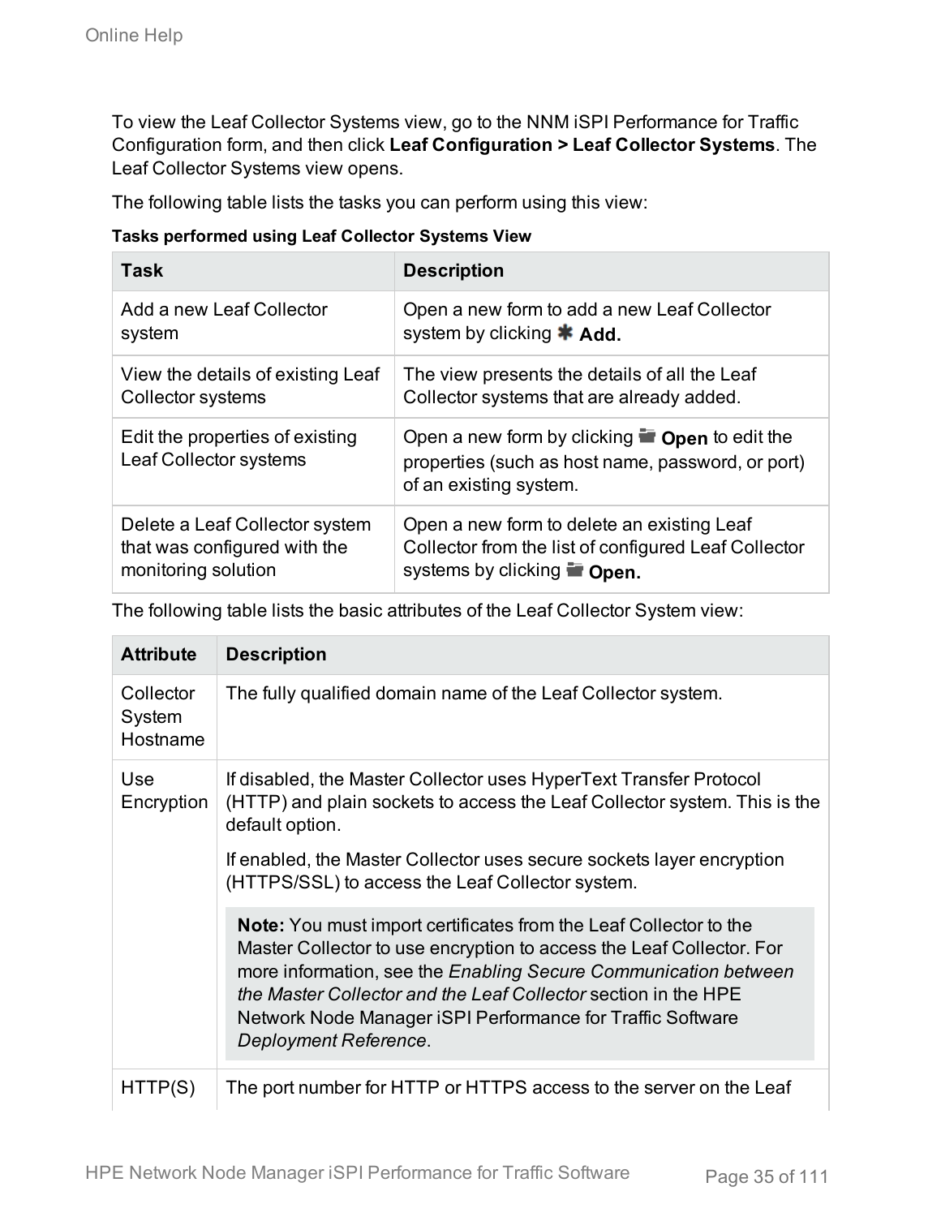To view the Leaf Collector Systems view, go to the NNM iSPI Performance for Traffic Configuration form, and then click **Leaf Configuration > Leaf Collector Systems**. The Leaf Collector Systems view opens.

The following table lists the tasks you can perform using this view:

**Tasks performed using Leaf Collector Systems View**

| Task | Description |
|---|---|
| Add a new Leaf Collector system | Open a new form to add a new Leaf Collector system by clicking **Add.** |
| View the details of existing Leaf Collector systems | The view presents the details of all the Leaf Collector systems that are already added. |
| Edit the properties of existing Leaf Collector systems | Open a new form by clicking **Open** to edit the properties (such as host name, password, or port) of an existing system. |
| Delete a Leaf Collector system that was configured with the monitoring solution | Open a new form to delete an existing Leaf Collector from the list of configured Leaf Collector systems by clicking **Open.** |

The following table lists the basic attributes of the Leaf Collector System view:

| Attribute | Description |
|---|---|
| Collector System Hostname | The fully qualified domain name of the Leaf Collector system. |
| Use Encryption | If disabled, the Master Collector uses HyperText Transfer Protocol (HTTP) and plain sockets to access the Leaf Collector system. This is the default option.<br><br>If enabled, the Master Collector uses secure sockets layer encryption (HTTPS/SSL) to access the Leaf Collector system.<br><br>**Note:** You must import certificates from the Leaf Collector to the Master Collector to use encryption to access the Leaf Collector. For more information, see the *Enabling Secure Communication between the Master Collector and the Leaf Collector* section in the HPE Network Node Manager iSPI Performance for Traffic Software *Deployment Reference*. |
| HTTP(S) | The port number for HTTP or HTTPS access to the server on the Leaf |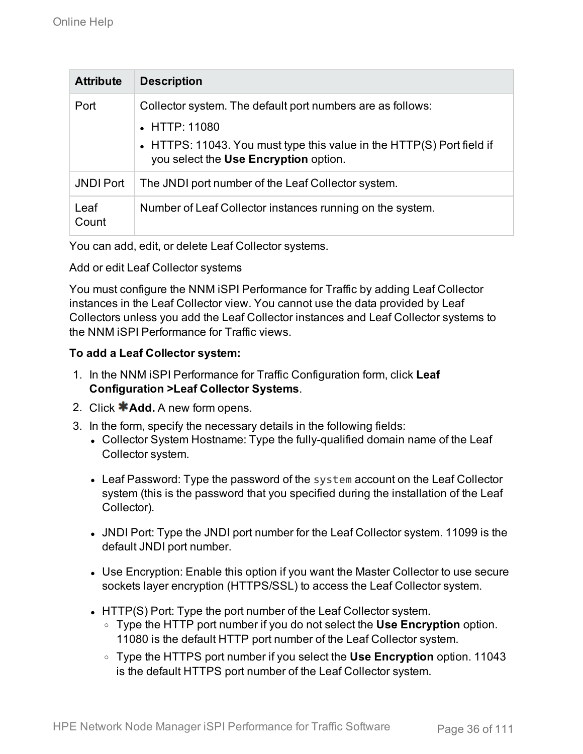| Attribute | Description |
| --- | --- |
| Port | Collector system. The default port numbers are as follows:<br>• HTTP: 11080<br>• HTTPS: 11043. You must type this value in the HTTP(S) Port field if you select the **Use Encryption** option. |
| JNDI Port | The JNDI port number of the Leaf Collector system. |
| Leaf Count | Number of Leaf Collector instances running on the system. |

You can add, edit, or delete Leaf Collector systems.

Add or edit Leaf Collector systems

You must configure the NNM iSPI Performance for Traffic by adding Leaf Collector instances in the Leaf Collector view. You cannot use the data provided by Leaf Collectors unless you add the Leaf Collector instances and Leaf Collector systems to the NNM iSPI Performance for Traffic views.

**To add a Leaf Collector system:**

1. In the NNM iSPI Performance for Traffic Configuration form, click **Leaf Configuration >Leaf Collector Systems**.
2. Click **Add.** A new form opens.
3. In the form, specify the necessary details in the following fields:
   - Collector System Hostname: Type the fully-qualified domain name of the Leaf Collector system.
   - Leaf Password: Type the password of the `system` account on the Leaf Collector system (this is the password that you specified during the installation of the Leaf Collector).
   - JNDI Port: Type the JNDI port number for the Leaf Collector system. 11099 is the default JNDI port number.
   - Use Encryption: Enable this option if you want the Master Collector to use secure sockets layer encryption (HTTPS/SSL) to access the Leaf Collector system.
   - HTTP(S) Port: Type the port number of the Leaf Collector system.
     - Type the HTTP port number if you do not select the **Use Encryption** option. 11080 is the default HTTP port number of the Leaf Collector system.
     - Type the HTTPS port number if you select the **Use Encryption** option. 11043 is the default HTTPS port number of the Leaf Collector system.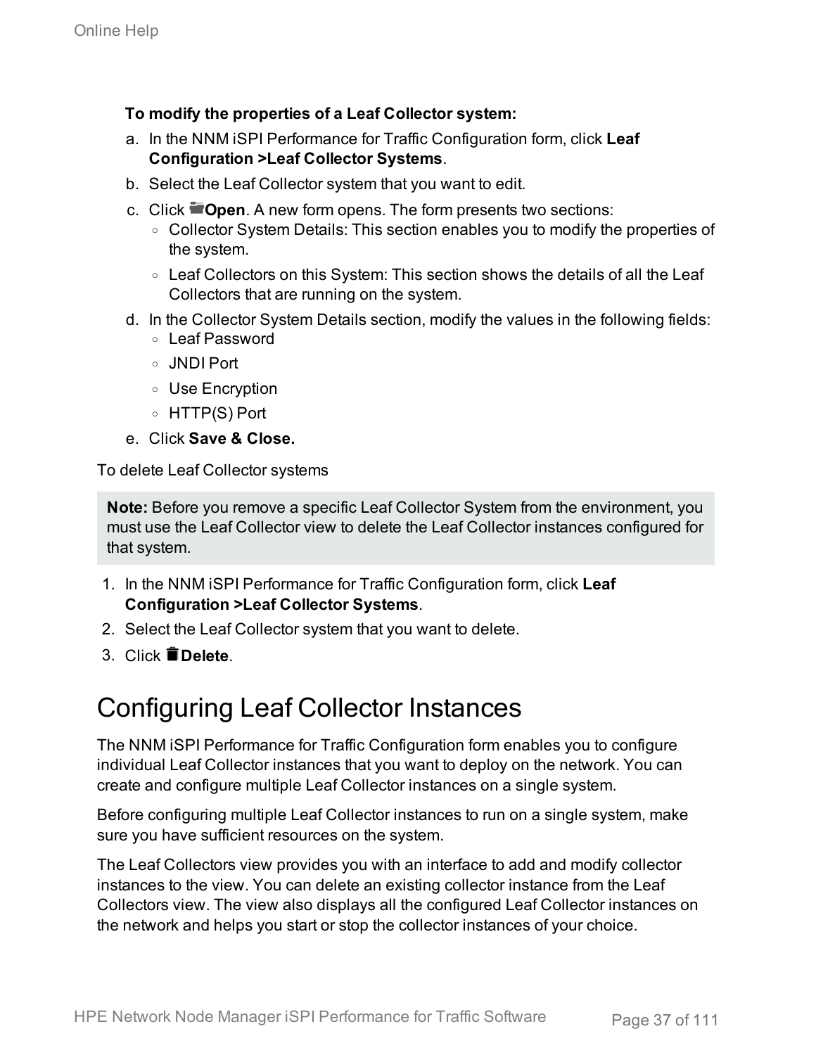**To modify the properties of a Leaf Collector system:**

a. In the NNM iSPI Performance for Traffic Configuration form, click **Leaf Configuration >Leaf Collector Systems**.
b. Select the Leaf Collector system that you want to edit.
c. Click **Open**. A new form opens. The form presents two sections:
   - Collector System Details: This section enables you to modify the properties of the system.
   - Leaf Collectors on this System: This section shows the details of all the Leaf Collectors that are running on the system.
d. In the Collector System Details section, modify the values in the following fields:
   - Leaf Password
   - JNDI Port
   - Use Encryption
   - HTTP(S) Port
e. Click **Save & Close.**

To delete Leaf Collector systems

> **Note:** Before you remove a specific Leaf Collector System from the environment, you must use the Leaf Collector view to delete the Leaf Collector instances configured for that system.

1. In the NNM iSPI Performance for Traffic Configuration form, click **Leaf Configuration >Leaf Collector Systems**.
2. Select the Leaf Collector system that you want to delete.
3. Click **Delete**.

# Configuring Leaf Collector Instances

The NNM iSPI Performance for Traffic Configuration form enables you to configure individual Leaf Collector instances that you want to deploy on the network. You can create and configure multiple Leaf Collector instances on a single system.

Before configuring multiple Leaf Collector instances to run on a single system, make sure you have sufficient resources on the system.

The Leaf Collectors view provides you with an interface to add and modify collector instances to the view. You can delete an existing collector instance from the Leaf Collectors view. The view also displays all the configured Leaf Collector instances on the network and helps you start or stop the collector instances of your choice.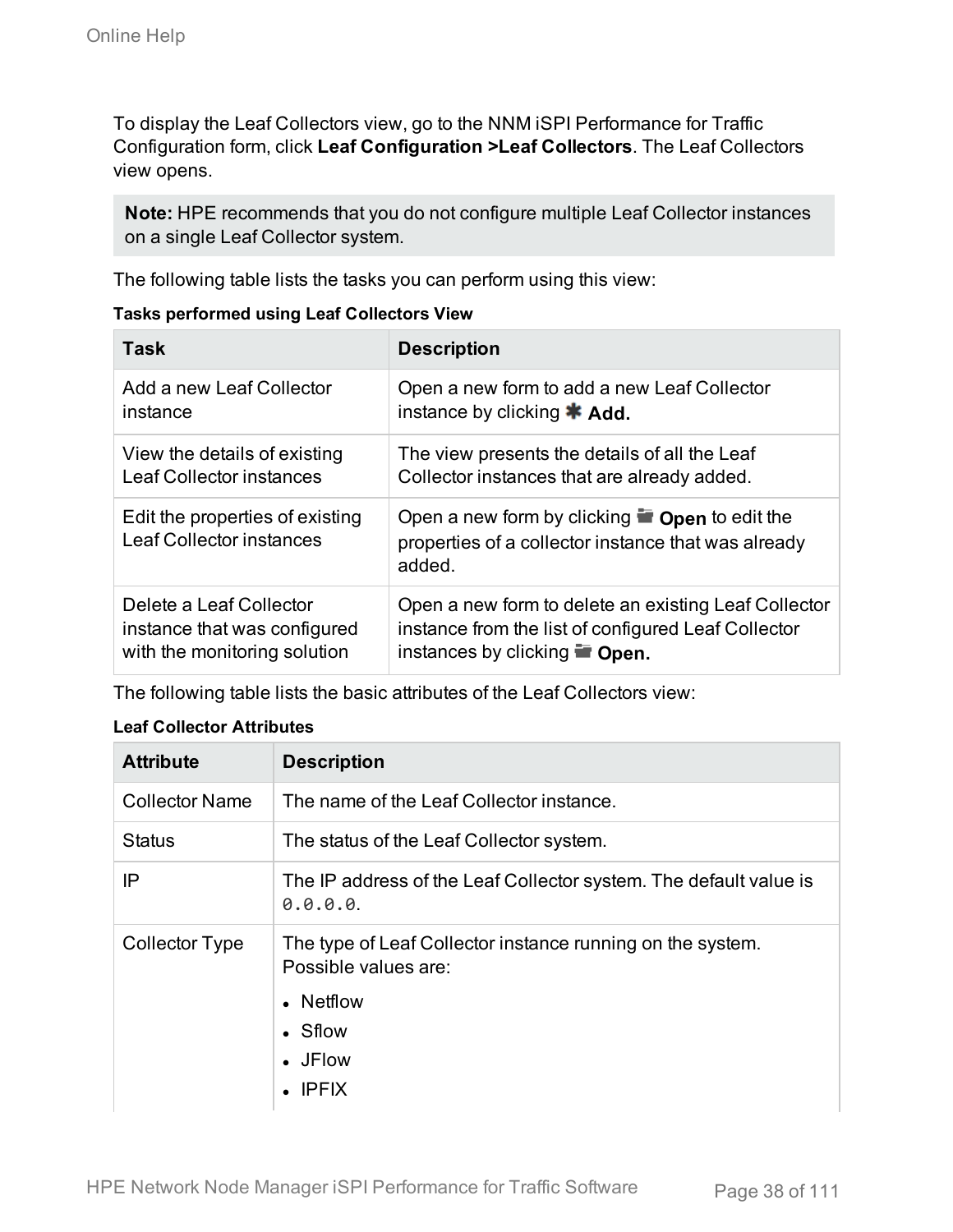To display the Leaf Collectors view, go to the NNM iSPI Performance for Traffic Configuration form, click **Leaf Configuration >Leaf Collectors**. The Leaf Collectors view opens.

**Note:** HPE recommends that you do not configure multiple Leaf Collector instances on a single Leaf Collector system.

The following table lists the tasks you can perform using this view:

**Tasks performed using Leaf Collectors View**

| Task | Description |
| --- | --- |
| Add a new Leaf Collector instance | Open a new form to add a new Leaf Collector instance by clicking **Add.** |
| View the details of existing Leaf Collector instances | The view presents the details of all the Leaf Collector instances that are already added. |
| Edit the properties of existing Leaf Collector instances | Open a new form by clicking **Open** to edit the properties of a collector instance that was already added. |
| Delete a Leaf Collector instance that was configured with the monitoring solution | Open a new form to delete an existing Leaf Collector instance from the list of configured Leaf Collector instances by clicking **Open.** |

The following table lists the basic attributes of the Leaf Collectors view:

**Leaf Collector Attributes**

| Attribute | Description |
| --- | --- |
| Collector Name | The name of the Leaf Collector instance. |
| Status | The status of the Leaf Collector system. |
| IP | The IP address of the Leaf Collector system. The default value is `0.0.0.0`. |
| Collector Type | The type of Leaf Collector instance running on the system. Possible values are:<br>• Netflow<br>• Sflow<br>• JFlow<br>• IPFIX |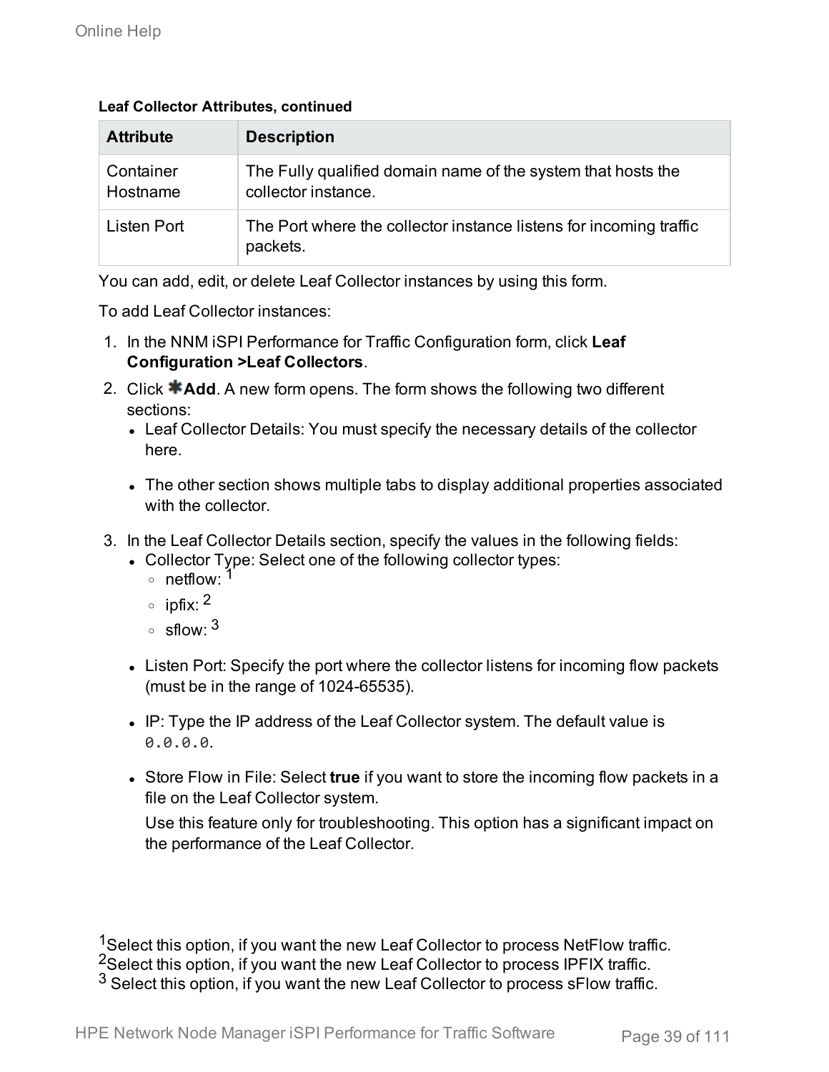**Leaf Collector Attributes, continued**

| Attribute | Description |
| --- | --- |
| Container Hostname | The Fully qualified domain name of the system that hosts the collector instance. |
| Listen Port | The Port where the collector instance listens for incoming traffic packets. |

You can add, edit, or delete Leaf Collector instances by using this form.

To add Leaf Collector instances:

1. In the NNM iSPI Performance for Traffic Configuration form, click **Leaf Configuration >Leaf Collectors**.
2. Click **Add**. A new form opens. The form shows the following two different sections:
   - Leaf Collector Details: You must specify the necessary details of the collector here.
   - The other section shows multiple tabs to display additional properties associated with the collector.
3. In the Leaf Collector Details section, specify the values in the following fields:
   - Collector Type: Select one of the following collector types:
     - netflow: [1]
     - ipfix: [2]
     - sflow: [3]
   - Listen Port: Specify the port where the collector listens for incoming flow packets (must be in the range of 1024-65535).
   - IP: Type the IP address of the Leaf Collector system. The default value is `0.0.0.0`.
   - Store Flow in File: Select **true** if you want to store the incoming flow packets in a file on the Leaf Collector system.

     Use this feature only for troubleshooting. This option has a significant impact on the performance of the Leaf Collector.

[1] Select this option, if you want the new Leaf Collector to process NetFlow traffic.
[2] Select this option, if you want the new Leaf Collector to process IPFIX traffic.
[3] Select this option, if you want the new Leaf Collector to process sFlow traffic.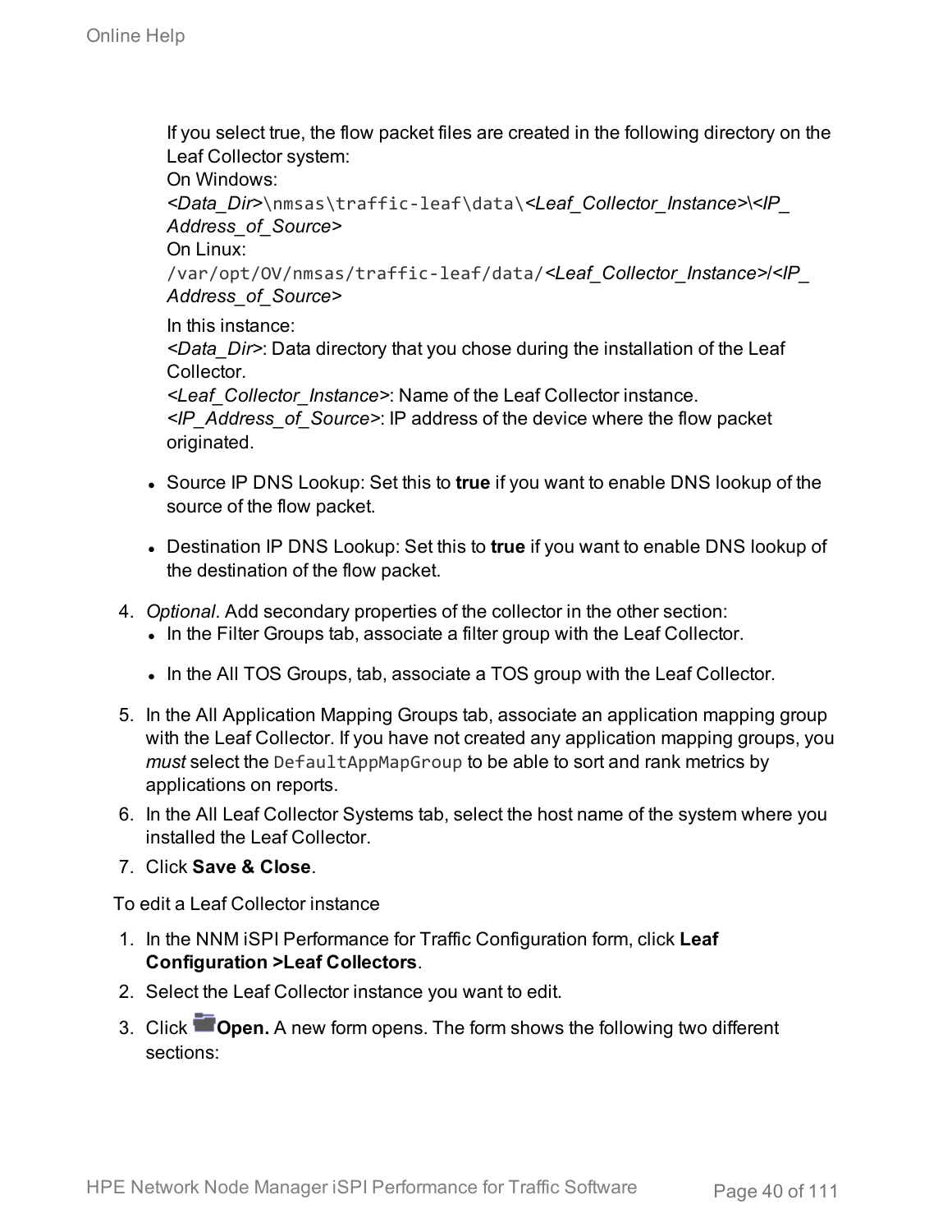If you select true, the flow packet files are created in the following directory on the Leaf Collector system:
On Windows:
*<Data_Dir>*`\nmsas\traffic-leaf\data\`*<Leaf_Collector_Instance>*\\*<IP_Address_of_Source>*
On Linux:
`/var/opt/OV/nmsas/traffic-leaf/data/`*<Leaf_Collector_Instance>*/*<IP_Address_of_Source>*

In this instance:
*<Data_Dir>*: Data directory that you chose during the installation of the Leaf Collector.
*<Leaf_Collector_Instance>*: Name of the Leaf Collector instance.
*<IP_Address_of_Source>*: IP address of the device where the flow packet originated.

- Source IP DNS Lookup: Set this to **true** if you want to enable DNS lookup of the source of the flow packet.
- Destination IP DNS Lookup: Set this to **true** if you want to enable DNS lookup of the destination of the flow packet.

4. *Optional*. Add secondary properties of the collector in the other section:
   - In the Filter Groups tab, associate a filter group with the Leaf Collector.
   - In the All TOS Groups, tab, associate a TOS group with the Leaf Collector.
5. In the All Application Mapping Groups tab, associate an application mapping group with the Leaf Collector. If you have not created any application mapping groups, you *must* select the `DefaultAppMapGroup` to be able to sort and rank metrics by applications on reports.
6. In the All Leaf Collector Systems tab, select the host name of the system where you installed the Leaf Collector.
7. Click **Save & Close**.

To edit a Leaf Collector instance

1. In the NNM iSPI Performance for Traffic Configuration form, click **Leaf Configuration >Leaf Collectors**.
2. Select the Leaf Collector instance you want to edit.
3. Click **Open.** A new form opens. The form shows the following two different sections: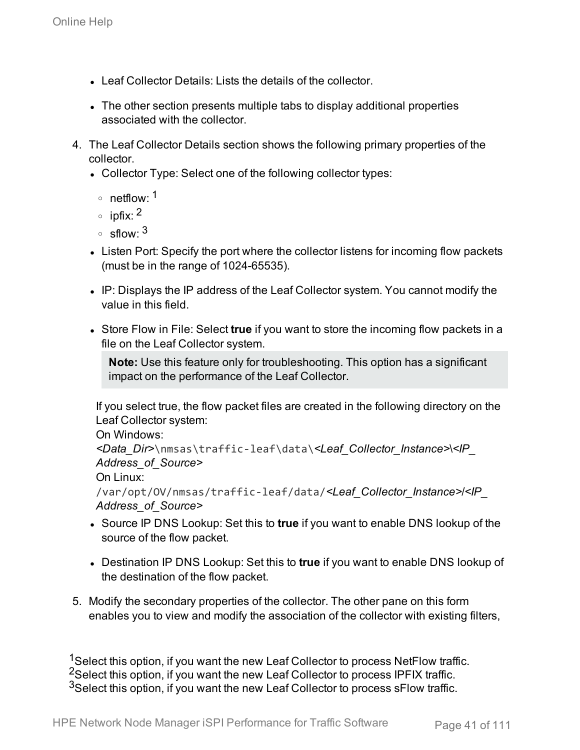- Leaf Collector Details: Lists the details of the collector.
- The other section presents multiple tabs to display additional properties associated with the collector.

4. The Leaf Collector Details section shows the following primary properties of the collector.
   - Collector Type: Select one of the following collector types:
     - netflow: [1]
     - ipfix: [2]
     - sflow: [3]
   - Listen Port: Specify the port where the collector listens for incoming flow packets (must be in the range of 1024-65535).
   - IP: Displays the IP address of the Leaf Collector system. You cannot modify the value in this field.
   - Store Flow in File: Select **true** if you want to store the incoming flow packets in a file on the Leaf Collector system.

     > **Note:** Use this feature only for troubleshooting. This option has a significant impact on the performance of the Leaf Collector.

     If you select true, the flow packet files are created in the following directory on the Leaf Collector system:
     On Windows:
     *<Data_Dir>*`\nmsas\traffic-leaf\data\`*<Leaf_Collector_Instance>\<IP_Address_of_Source>*
     On Linux:
     `/var/opt/OV/nmsas/traffic-leaf/data/`*<Leaf_Collector_Instance>/<IP_Address_of_Source>*
   - Source IP DNS Lookup: Set this to **true** if you want to enable DNS lookup of the source of the flow packet.
   - Destination IP DNS Lookup: Set this to **true** if you want to enable DNS lookup of the destination of the flow packet.
5. Modify the secondary properties of the collector. The other pane on this form enables you to view and modify the association of the collector with existing filters,

[1] Select this option, if you want the new Leaf Collector to process NetFlow traffic.
[2] Select this option, if you want the new Leaf Collector to process IPFIX traffic.
[3] Select this option, if you want the new Leaf Collector to process sFlow traffic.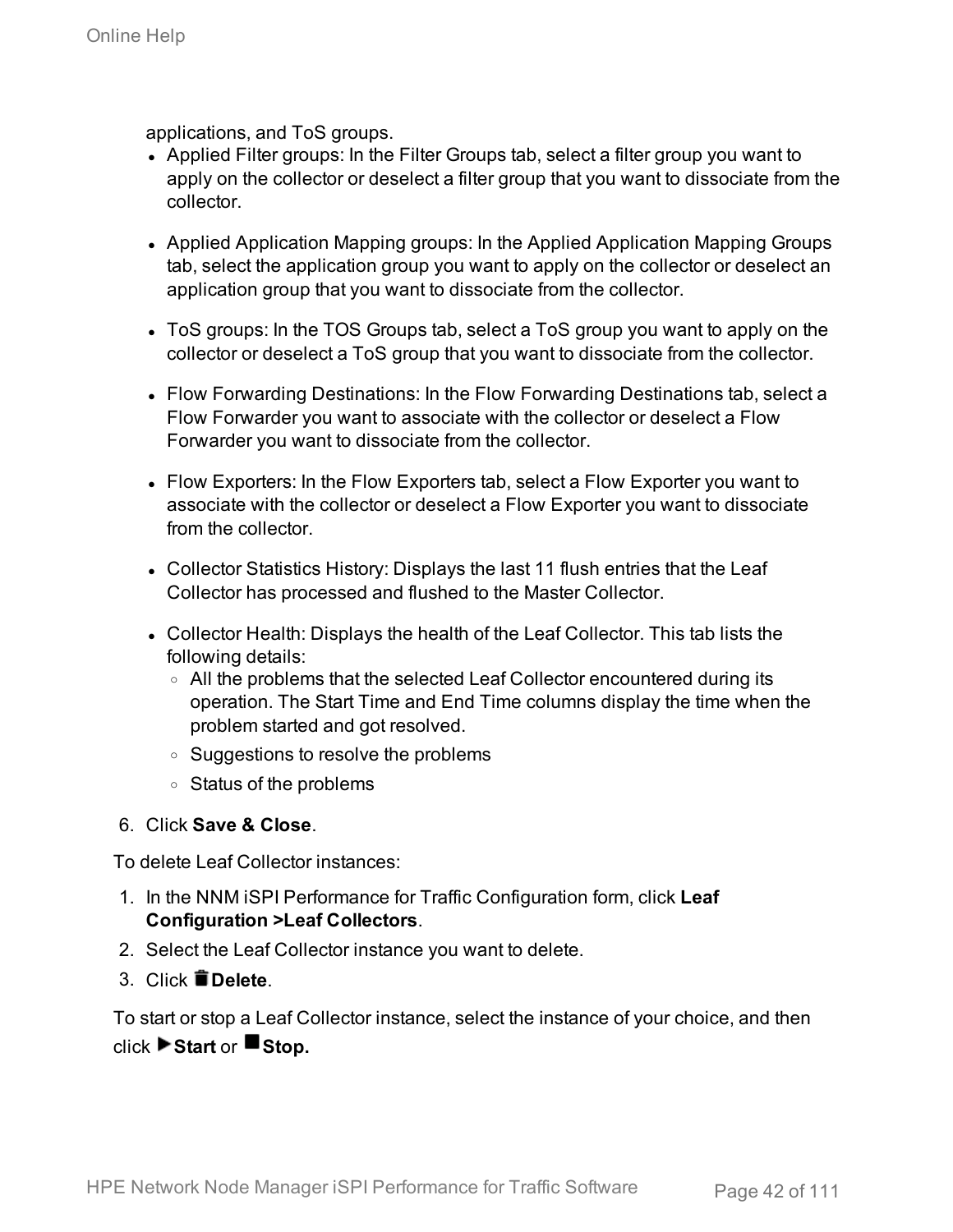applications, and ToS groups.

- Applied Filter groups: In the Filter Groups tab, select a filter group you want to apply on the collector or deselect a filter group that you want to dissociate from the collector.
- Applied Application Mapping groups: In the Applied Application Mapping Groups tab, select the application group you want to apply on the collector or deselect an application group that you want to dissociate from the collector.
- ToS groups: In the TOS Groups tab, select a ToS group you want to apply on the collector or deselect a ToS group that you want to dissociate from the collector.
- Flow Forwarding Destinations: In the Flow Forwarding Destinations tab, select a Flow Forwarder you want to associate with the collector or deselect a Flow Forwarder you want to dissociate from the collector.
- Flow Exporters: In the Flow Exporters tab, select a Flow Exporter you want to associate with the collector or deselect a Flow Exporter you want to dissociate from the collector.
- Collector Statistics History: Displays the last 11 flush entries that the Leaf Collector has processed and flushed to the Master Collector.
- Collector Health: Displays the health of the Leaf Collector. This tab lists the following details:
  - All the problems that the selected Leaf Collector encountered during its operation. The Start Time and End Time columns display the time when the problem started and got resolved.
  - Suggestions to resolve the problems
  - Status of the problems

6. Click **Save & Close**.

To delete Leaf Collector instances:

1. In the NNM iSPI Performance for Traffic Configuration form, click **Leaf Configuration >Leaf Collectors**.
2. Select the Leaf Collector instance you want to delete.
3. Click **Delete**.

To start or stop a Leaf Collector instance, select the instance of your choice, and then click **Start** or **Stop.**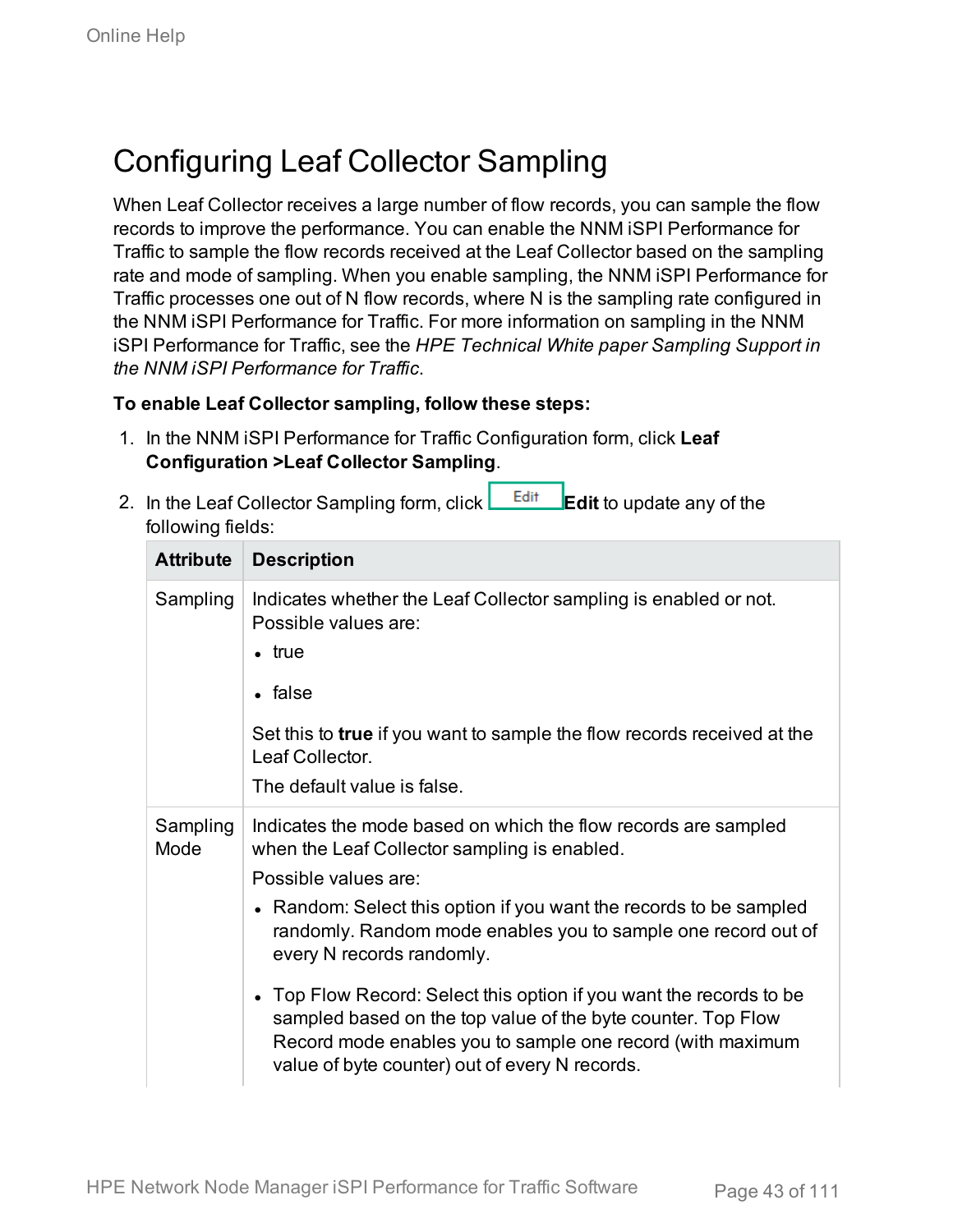# Configuring Leaf Collector Sampling

When Leaf Collector receives a large number of flow records, you can sample the flow records to improve the performance. You can enable the NNM iSPI Performance for Traffic to sample the flow records received at the Leaf Collector based on the sampling rate and mode of sampling. When you enable sampling, the NNM iSPI Performance for Traffic processes one out of N flow records, where N is the sampling rate configured in the NNM iSPI Performance for Traffic. For more information on sampling in the NNM iSPI Performance for Traffic, see the *HPE Technical White paper Sampling Support in the NNM iSPI Performance for Traffic*.

**To enable Leaf Collector sampling, follow these steps:**

1. In the NNM iSPI Performance for Traffic Configuration form, click **Leaf Configuration >Leaf Collector Sampling**.
2. In the Leaf Collector Sampling form, click Edit **Edit** to update any of the following fields:

| Attribute | Description |
| --- | --- |
| Sampling | Indicates whether the Leaf Collector sampling is enabled or not. Possible values are:<br>• true<br>• false<br>Set this to **true** if you want to sample the flow records received at the Leaf Collector.<br>The default value is false. |
| Sampling Mode | Indicates the mode based on which the flow records are sampled when the Leaf Collector sampling is enabled.<br>Possible values are:<br>• Random: Select this option if you want the records to be sampled randomly. Random mode enables you to sample one record out of every N records randomly.<br>• Top Flow Record: Select this option if you want the records to be sampled based on the top value of the byte counter. Top Flow Record mode enables you to sample one record (with maximum value of byte counter) out of every N records. |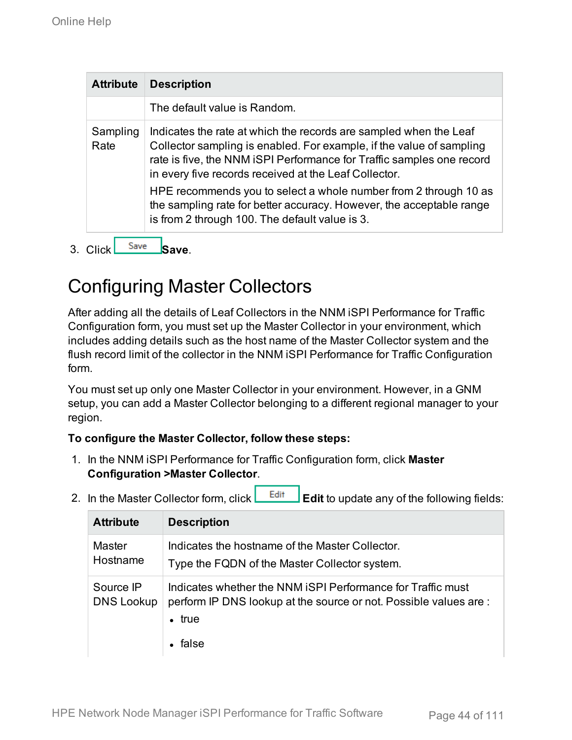| Attribute | Description |
|---|---|
| | The default value is Random. |
| Sampling Rate | Indicates the rate at which the records are sampled when the Leaf Collector sampling is enabled. For example, if the value of sampling rate is five, the NNM iSPI Performance for Traffic samples one record in every five records received at the Leaf Collector.<br>HPE recommends you to select a whole number from 2 through 10 as the sampling rate for better accuracy. However, the acceptable range is from 2 through 100. The default value is 3. |

3. Click Save **Save**.

# Configuring Master Collectors

After adding all the details of Leaf Collectors in the NNM iSPI Performance for Traffic Configuration form, you must set up the Master Collector in your environment, which includes adding details such as the host name of the Master Collector system and the flush record limit of the collector in the NNM iSPI Performance for Traffic Configuration form.

You must set up only one Master Collector in your environment. However, in a GNM setup, you can add a Master Collector belonging to a different regional manager to your region.

**To configure the Master Collector, follow these steps:**

1. In the NNM iSPI Performance for Traffic Configuration form, click **Master Configuration >Master Collector**.
2. In the Master Collector form, click Edit **Edit** to update any of the following fields:

| Attribute | Description |
|---|---|
| Master Hostname | Indicates the hostname of the Master Collector.<br>Type the FQDN of the Master Collector system. |
| Source IP DNS Lookup | Indicates whether the NNM iSPI Performance for Traffic must perform IP DNS lookup at the source or not. Possible values are :<br>• true<br>• false |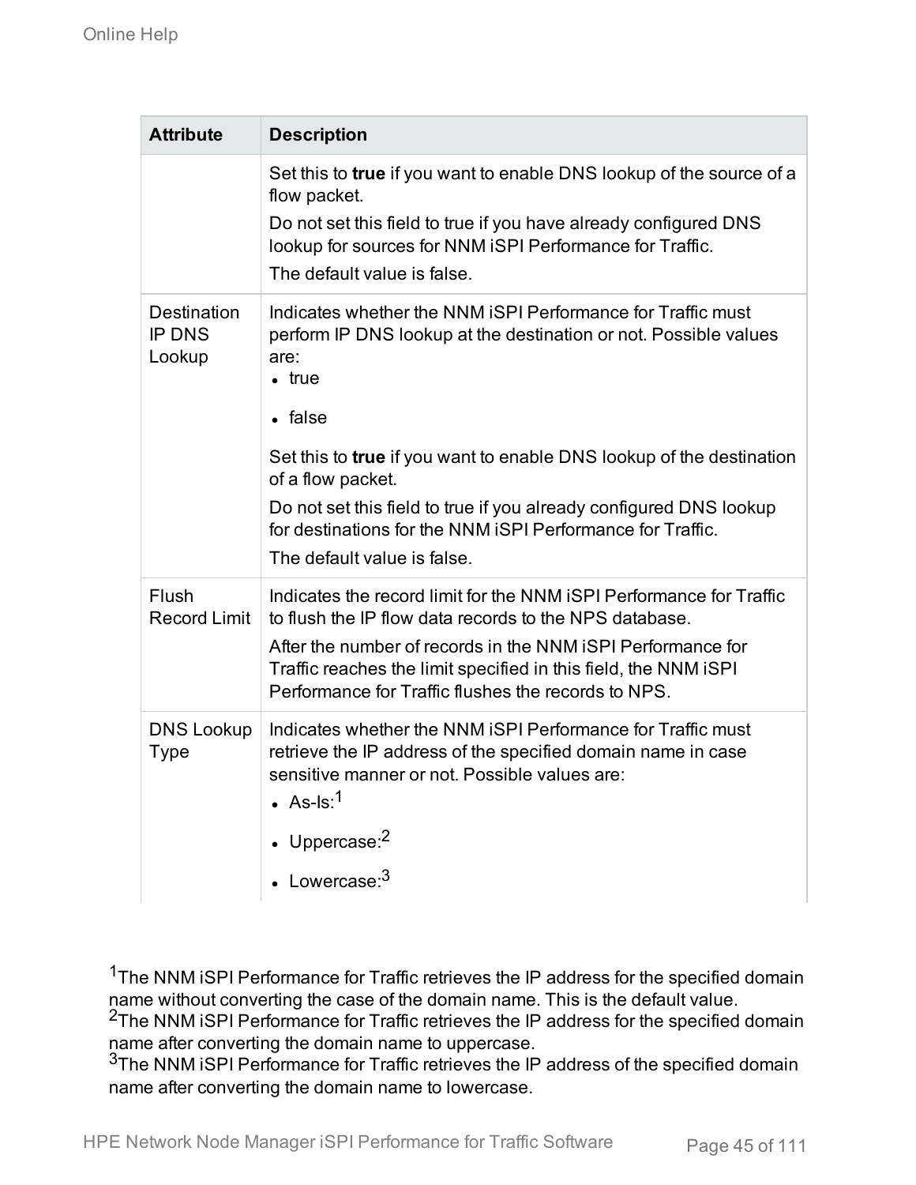| Attribute | Description |
| --- | --- |
| | Set this to **true** if you want to enable DNS lookup of the source of a flow packet.<br>Do not set this field to true if you have already configured DNS lookup for sources for NNM iSPI Performance for Traffic.<br>The default value is false. |
| Destination IP DNS Lookup | Indicates whether the NNM iSPI Performance for Traffic must perform IP DNS lookup at the destination or not. Possible values are:<br>• true<br>• false<br>Set this to **true** if you want to enable DNS lookup of the destination of a flow packet.<br>Do not set this field to true if you already configured DNS lookup for destinations for the NNM iSPI Performance for Traffic.<br>The default value is false. |
| Flush Record Limit | Indicates the record limit for the NNM iSPI Performance for Traffic to flush the IP flow data records to the NPS database.<br>After the number of records in the NNM iSPI Performance for Traffic reaches the limit specified in this field, the NNM iSPI Performance for Traffic flushes the records to NPS. |
| DNS Lookup Type | Indicates whether the NNM iSPI Performance for Traffic must retrieve the IP address of the specified domain name in case sensitive manner or not. Possible values are:<br>• As-Is:[1]<br>• Uppercase:[2]<br>• Lowercase:[3] |

[1] The NNM iSPI Performance for Traffic retrieves the IP address for the specified domain name without converting the case of the domain name. This is the default value.
[2] The NNM iSPI Performance for Traffic retrieves the IP address for the specified domain name after converting the domain name to uppercase.
[3] The NNM iSPI Performance for Traffic retrieves the IP address of the specified domain name after converting the domain name to lowercase.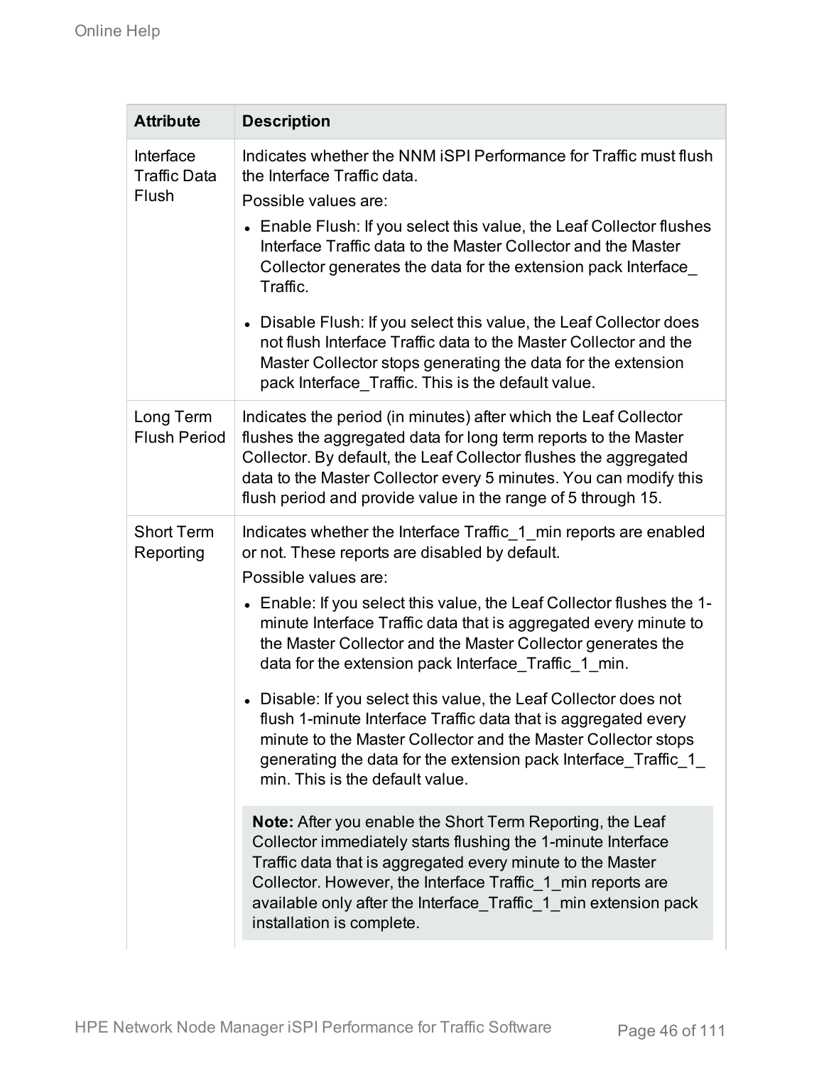| Attribute | Description |
| --- | --- |
| Interface Traffic Data Flush | Indicates whether the NNM iSPI Performance for Traffic must flush the Interface Traffic data.<br>Possible values are:<br>• Enable Flush: If you select this value, the Leaf Collector flushes Interface Traffic data to the Master Collector and the Master Collector generates the data for the extension pack Interface_Traffic.<br>• Disable Flush: If you select this value, the Leaf Collector does not flush Interface Traffic data to the Master Collector and the Master Collector stops generating the data for the extension pack Interface_Traffic. This is the default value. |
| Long Term Flush Period | Indicates the period (in minutes) after which the Leaf Collector flushes the aggregated data for long term reports to the Master Collector. By default, the Leaf Collector flushes the aggregated data to the Master Collector every 5 minutes. You can modify this flush period and provide value in the range of 5 through 15. |
| Short Term Reporting | Indicates whether the Interface Traffic_1_min reports are enabled or not. These reports are disabled by default.<br>Possible values are:<br>• Enable: If you select this value, the Leaf Collector flushes the 1-minute Interface Traffic data that is aggregated every minute to the Master Collector and the Master Collector generates the data for the extension pack Interface_Traffic_1_min.<br>• Disable: If you select this value, the Leaf Collector does not flush 1-minute Interface Traffic data that is aggregated every minute to the Master Collector and the Master Collector stops generating the data for the extension pack Interface_Traffic_1_min. This is the default value.<br>**Note:** After you enable the Short Term Reporting, the Leaf Collector immediately starts flushing the 1-minute Interface Traffic data that is aggregated every minute to the Master Collector. However, the Interface Traffic_1_min reports are available only after the Interface_Traffic_1_min extension pack installation is complete. |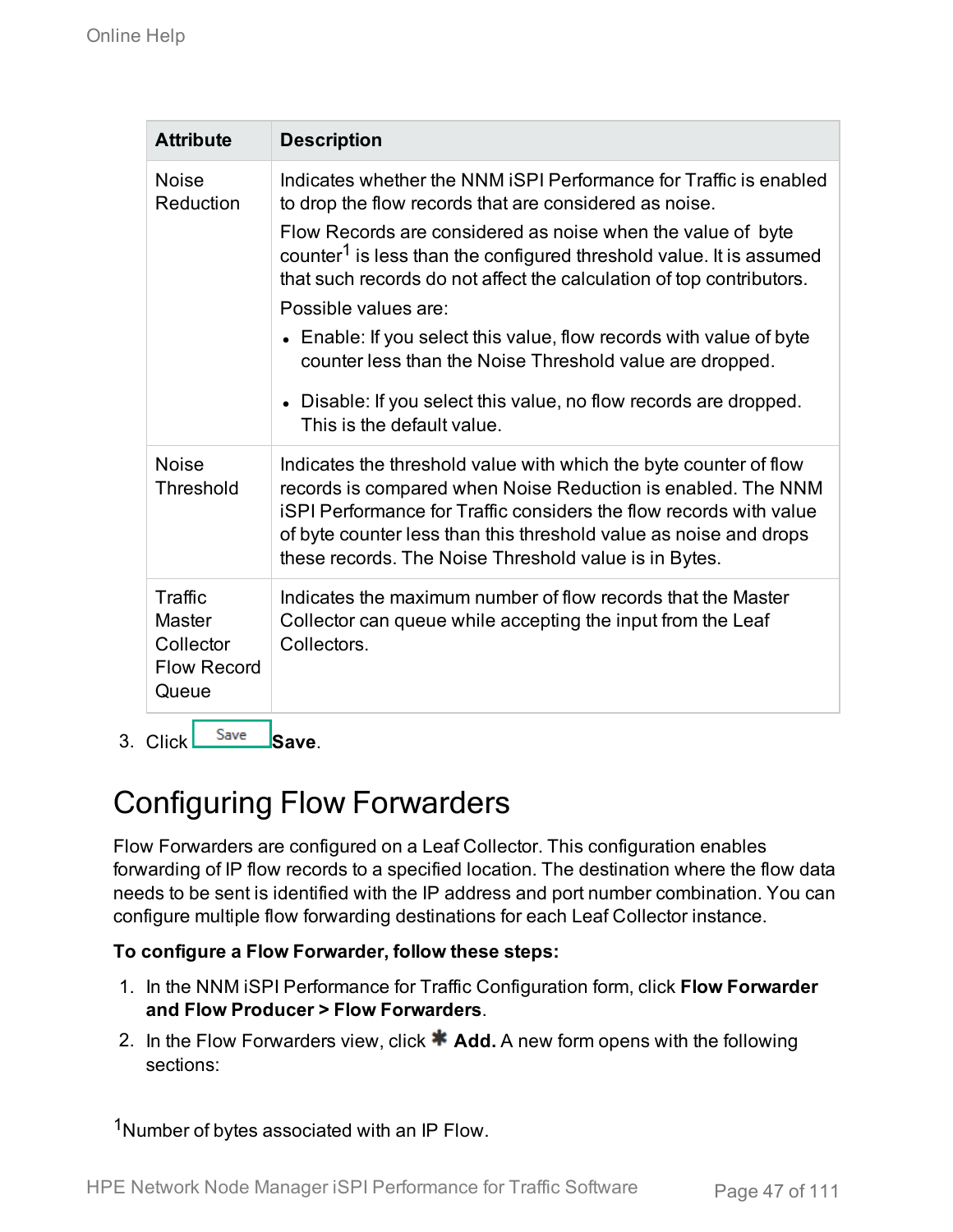| Attribute | Description |
| --- | --- |
| Noise Reduction | Indicates whether the NNM iSPI Performance for Traffic is enabled to drop the flow records that are considered as noise.<br>Flow Records are considered as noise when the value of byte counter[1] is less than the configured threshold value. It is assumed that such records do not affect the calculation of top contributors.<br>Possible values are:<br>• Enable: If you select this value, flow records with value of byte counter less than the Noise Threshold value are dropped.<br>• Disable: If you select this value, no flow records are dropped. This is the default value. |
| Noise Threshold | Indicates the threshold value with which the byte counter of flow records is compared when Noise Reduction is enabled. The NNM iSPI Performance for Traffic considers the flow records with value of byte counter less than this threshold value as noise and drops these records. The Noise Threshold value is in Bytes. |
| Traffic Master Collector Flow Record Queue | Indicates the maximum number of flow records that the Master Collector can queue while accepting the input from the Leaf Collectors. |

3. Click Save **Save**.

# Configuring Flow Forwarders

Flow Forwarders are configured on a Leaf Collector. This configuration enables forwarding of IP flow records to a specified location. The destination where the flow data needs to be sent is identified with the IP address and port number combination. You can configure multiple flow forwarding destinations for each Leaf Collector instance.

**To configure a Flow Forwarder, follow these steps:**

1. In the NNM iSPI Performance for Traffic Configuration form, click **Flow Forwarder and Flow Producer > Flow Forwarders**.
2. In the Flow Forwarders view, click * **Add.** A new form opens with the following sections:

[1] Number of bytes associated with an IP Flow.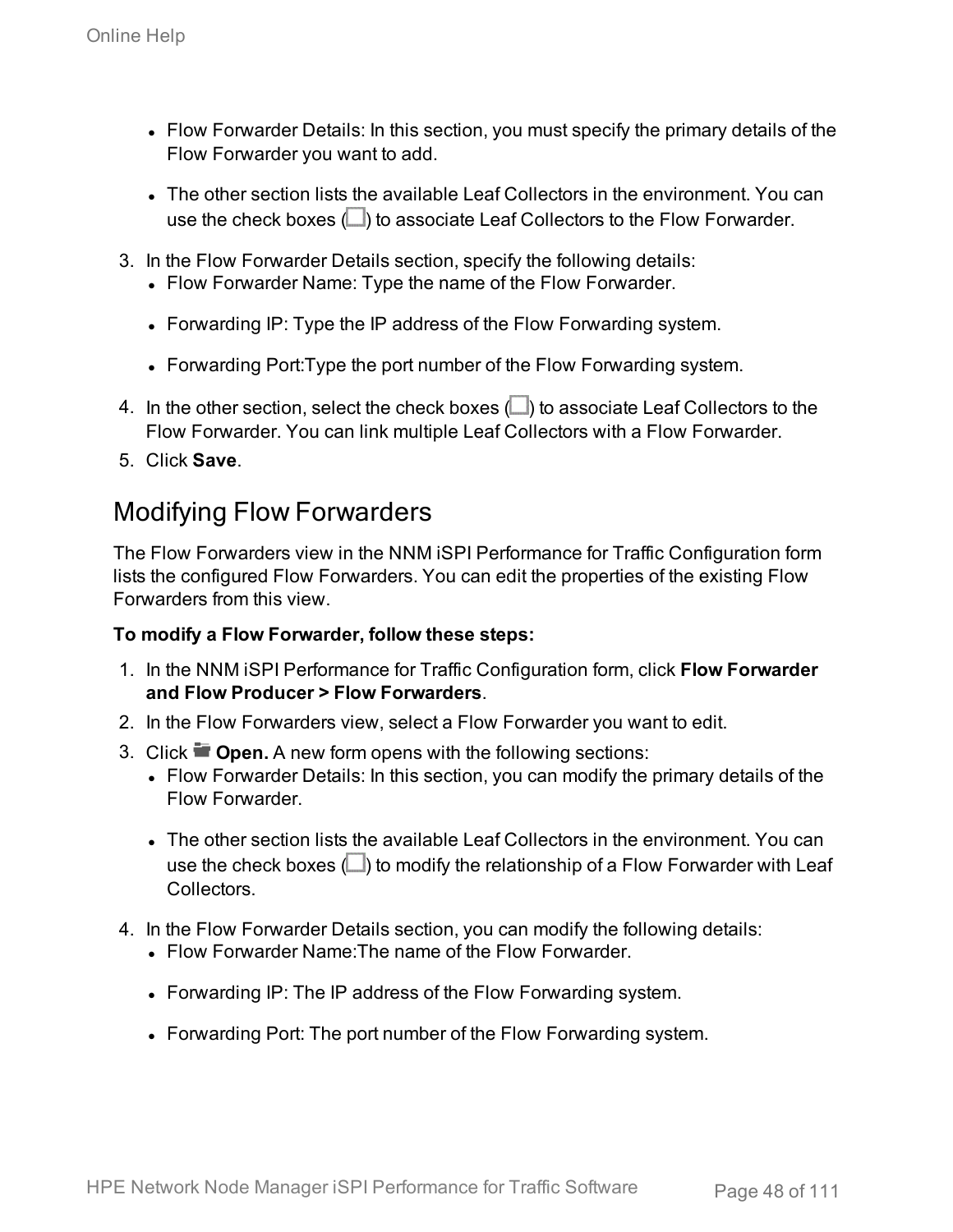- Flow Forwarder Details: In this section, you must specify the primary details of the Flow Forwarder you want to add.
- The other section lists the available Leaf Collectors in the environment. You can use the check boxes (☐) to associate Leaf Collectors to the Flow Forwarder.

3. In the Flow Forwarder Details section, specify the following details:
   - Flow Forwarder Name: Type the name of the Flow Forwarder.
   - Forwarding IP: Type the IP address of the Flow Forwarding system.
   - Forwarding Port:Type the port number of the Flow Forwarding system.
4. In the other section, select the check boxes (☐) to associate Leaf Collectors to the Flow Forwarder. You can link multiple Leaf Collectors with a Flow Forwarder.
5. Click **Save**.

## Modifying Flow Forwarders

The Flow Forwarders view in the NNM iSPI Performance for Traffic Configuration form lists the configured Flow Forwarders. You can edit the properties of the existing Flow Forwarders from this view.

**To modify a Flow Forwarder, follow these steps:**

1. In the NNM iSPI Performance for Traffic Configuration form, click **Flow Forwarder and Flow Producer > Flow Forwarders**.
2. In the Flow Forwarders view, select a Flow Forwarder you want to edit.
3. Click **Open.** A new form opens with the following sections:
   - Flow Forwarder Details: In this section, you can modify the primary details of the Flow Forwarder.
   - The other section lists the available Leaf Collectors in the environment. You can use the check boxes (☐) to modify the relationship of a Flow Forwarder with Leaf Collectors.
4. In the Flow Forwarder Details section, you can modify the following details:
   - Flow Forwarder Name:The name of the Flow Forwarder.
   - Forwarding IP: The IP address of the Flow Forwarding system.
   - Forwarding Port: The port number of the Flow Forwarding system.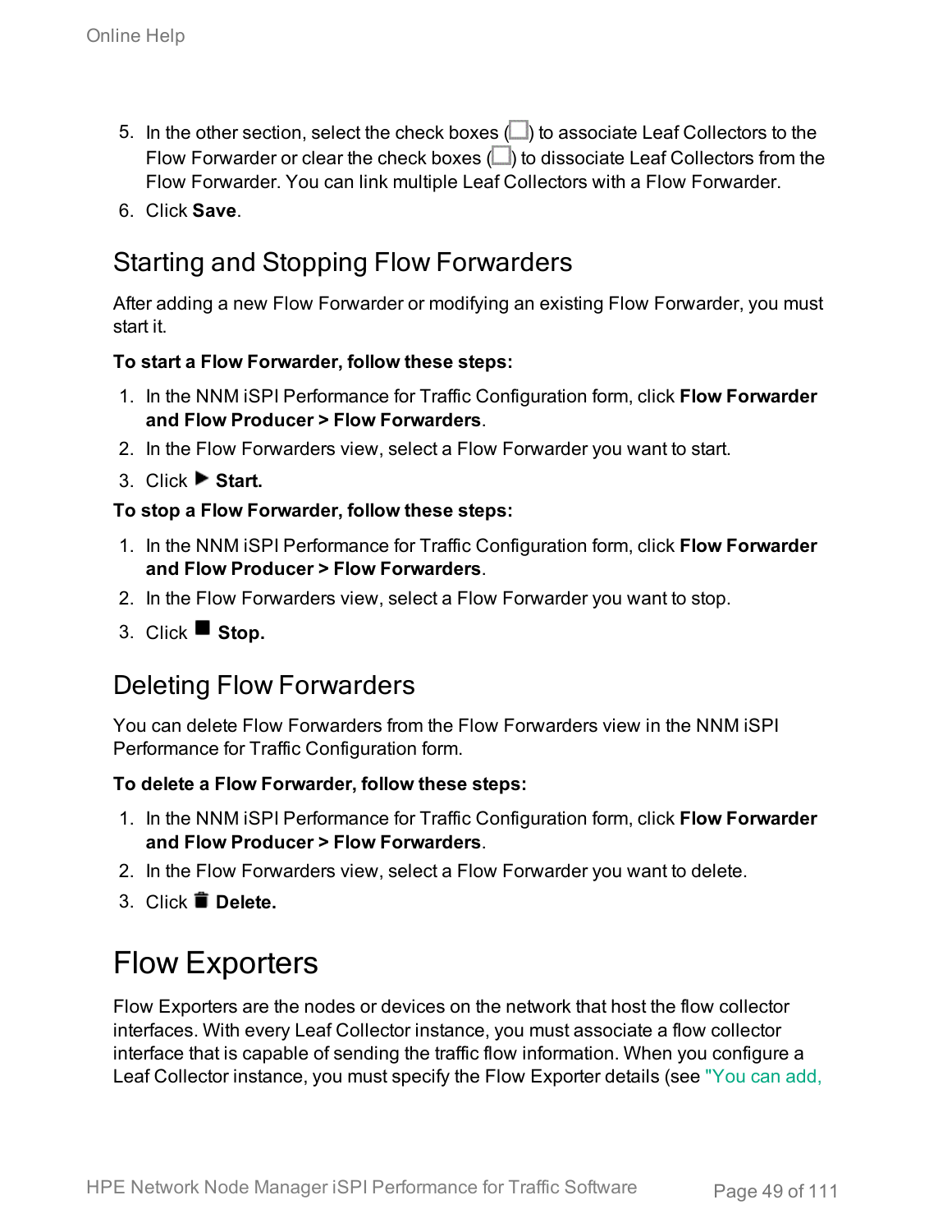5. In the other section, select the check boxes (☐) to associate Leaf Collectors to the Flow Forwarder or clear the check boxes (☐) to dissociate Leaf Collectors from the Flow Forwarder. You can link multiple Leaf Collectors with a Flow Forwarder.
6. Click **Save**.

## Starting and Stopping Flow Forwarders

After adding a new Flow Forwarder or modifying an existing Flow Forwarder, you must start it.

**To start a Flow Forwarder, follow these steps:**

1. In the NNM iSPI Performance for Traffic Configuration form, click **Flow Forwarder and Flow Producer > Flow Forwarders**.
2. In the Flow Forwarders view, select a Flow Forwarder you want to start.
3. Click ▶ **Start.**

**To stop a Flow Forwarder, follow these steps:**

1. In the NNM iSPI Performance for Traffic Configuration form, click **Flow Forwarder and Flow Producer > Flow Forwarders**.
2. In the Flow Forwarders view, select a Flow Forwarder you want to stop.
3. Click ■ **Stop.**

## Deleting Flow Forwarders

You can delete Flow Forwarders from the Flow Forwarders view in the NNM iSPI Performance for Traffic Configuration form.

**To delete a Flow Forwarder, follow these steps:**

1. In the NNM iSPI Performance for Traffic Configuration form, click **Flow Forwarder and Flow Producer > Flow Forwarders**.
2. In the Flow Forwarders view, select a Flow Forwarder you want to delete.
3. Click 🗑 **Delete.**

# Flow Exporters

Flow Exporters are the nodes or devices on the network that host the flow collector interfaces. With every Leaf Collector instance, you must associate a flow collector interface that is capable of sending the traffic flow information. When you configure a Leaf Collector instance, you must specify the Flow Exporter details (see "You can add,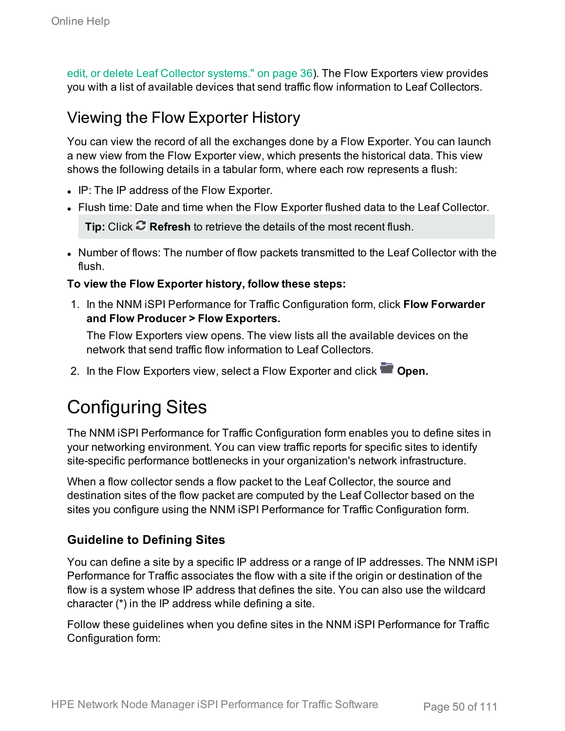edit, or delete Leaf Collector systems." on page 36). The Flow Exporters view provides you with a list of available devices that send traffic flow information to Leaf Collectors.

## Viewing the Flow Exporter History

You can view the record of all the exchanges done by a Flow Exporter. You can launch a new view from the Flow Exporter view, which presents the historical data. This view shows the following details in a tabular form, where each row represents a flush:

- IP: The IP address of the Flow Exporter.
- Flush time: Date and time when the Flow Exporter flushed data to the Leaf Collector.

  > **Tip:** Click **Refresh** to retrieve the details of the most recent flush.

- Number of flows: The number of flow packets transmitted to the Leaf Collector with the flush.

**To view the Flow Exporter history, follow these steps:**

1. In the NNM iSPI Performance for Traffic Configuration form, click **Flow Forwarder and Flow Producer > Flow Exporters.**

   The Flow Exporters view opens. The view lists all the available devices on the network that send traffic flow information to Leaf Collectors.

2. In the Flow Exporters view, select a Flow Exporter and click **Open.**

# Configuring Sites

The NNM iSPI Performance for Traffic Configuration form enables you to define sites in your networking environment. You can view traffic reports for specific sites to identify site-specific performance bottlenecks in your organization's network infrastructure.

When a flow collector sends a flow packet to the Leaf Collector, the source and destination sites of the flow packet are computed by the Leaf Collector based on the sites you configure using the NNM iSPI Performance for Traffic Configuration form.

### Guideline to Defining Sites

You can define a site by a specific IP address or a range of IP addresses. The NNM iSPI Performance for Traffic associates the flow with a site if the origin or destination of the flow is a system whose IP address that defines the site. You can also use the wildcard character (*) in the IP address while defining a site.

Follow these guidelines when you define sites in the NNM iSPI Performance for Traffic Configuration form: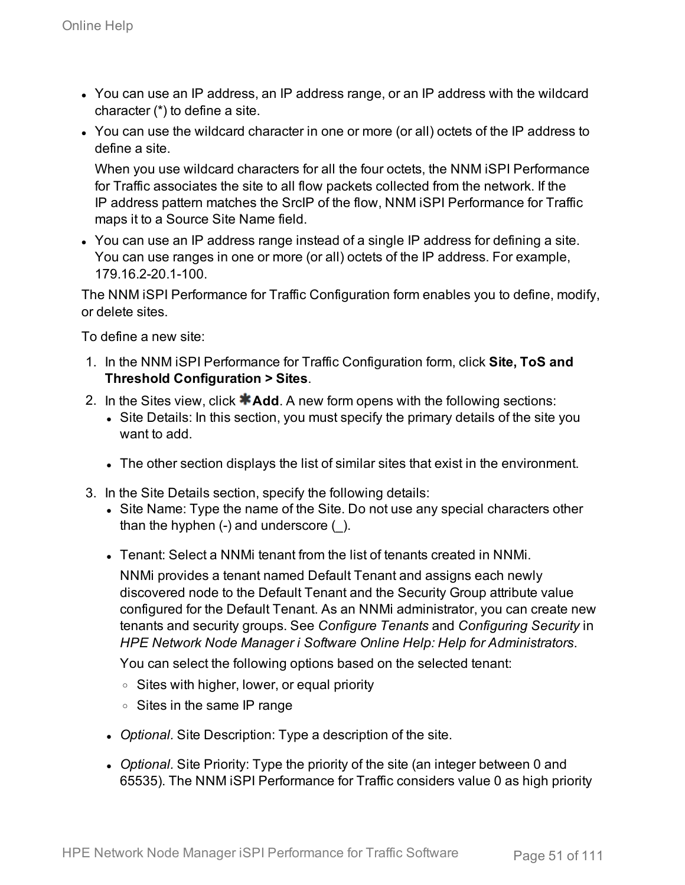- You can use an IP address, an IP address range, or an IP address with the wildcard character (*) to define a site.
- You can use the wildcard character in one or more (or all) octets of the IP address to define a site.

  When you use wildcard characters for all the four octets, the NNM iSPI Performance for Traffic associates the site to all flow packets collected from the network. If the IP address pattern matches the SrcIP of the flow, NNM iSPI Performance for Traffic maps it to a Source Site Name field.
- You can use an IP address range instead of a single IP address for defining a site. You can use ranges in one or more (or all) octets of the IP address. For example, 179.16.2-20.1-100.

The NNM iSPI Performance for Traffic Configuration form enables you to define, modify, or delete sites.

To define a new site:

1. In the NNM iSPI Performance for Traffic Configuration form, click **Site, ToS and Threshold Configuration > Sites**.
2. In the Sites view, click ✱**Add**. A new form opens with the following sections:
   - Site Details: In this section, you must specify the primary details of the site you want to add.
   - The other section displays the list of similar sites that exist in the environment.
3. In the Site Details section, specify the following details:
   - Site Name: Type the name of the Site. Do not use any special characters other than the hyphen (-) and underscore (_).
   - Tenant: Select a NNMi tenant from the list of tenants created in NNMi.

     NNMi provides a tenant named Default Tenant and assigns each newly discovered node to the Default Tenant and the Security Group attribute value configured for the Default Tenant. As an NNMi administrator, you can create new tenants and security groups. See *Configure Tenants* and *Configuring Security* in *HPE Network Node Manager i Software Online Help: Help for Administrators*.

     You can select the following options based on the selected tenant:
     - Sites with higher, lower, or equal priority
     - Sites in the same IP range
   - *Optional*. Site Description: Type a description of the site.
   - *Optional*. Site Priority: Type the priority of the site (an integer between 0 and 65535). The NNM iSPI Performance for Traffic considers value 0 as high priority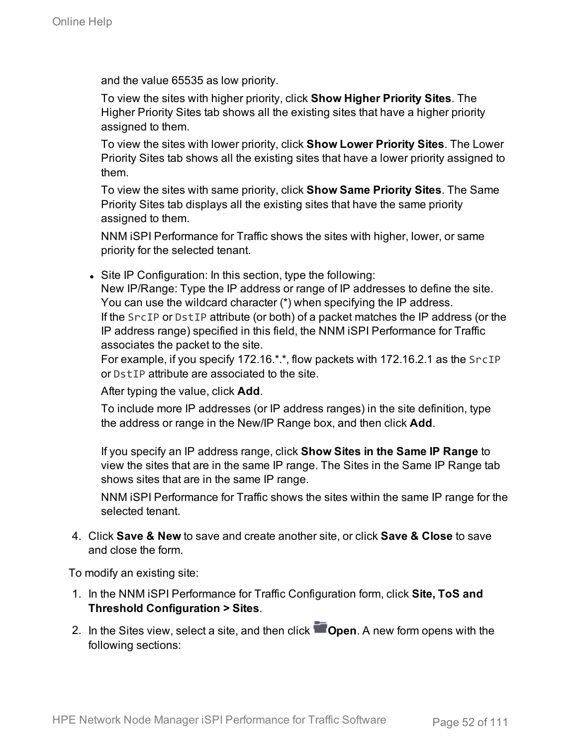and the value 65535 as low priority.

To view the sites with higher priority, click **Show Higher Priority Sites**. The Higher Priority Sites tab shows all the existing sites that have a higher priority assigned to them.

To view the sites with lower priority, click **Show Lower Priority Sites**. The Lower Priority Sites tab shows all the existing sites that have a lower priority assigned to them.

To view the sites with same priority, click **Show Same Priority Sites**. The Same Priority Sites tab displays all the existing sites that have the same priority assigned to them.

NNM iSPI Performance for Traffic shows the sites with higher, lower, or same priority for the selected tenant.

- Site IP Configuration: In this section, type the following:
  New IP/Range: Type the IP address or range of IP addresses to define the site. You can use the wildcard character (*) when specifying the IP address.
  If the `SrcIP` or `DstIP` attribute (or both) of a packet matches the IP address (or the IP address range) specified in this field, the NNM iSPI Performance for Traffic associates the packet to the site.
  For example, if you specify 172.16.*.*, flow packets with 172.16.2.1 as the `SrcIP` or `DstIP` attribute are associated to the site.

  After typing the value, click **Add**.

  To include more IP addresses (or IP address ranges) in the site definition, type the address or range in the New/IP Range box, and then click **Add**.

  If you specify an IP address range, click **Show Sites in the Same IP Range** to view the sites that are in the same IP range. The Sites in the Same IP Range tab shows sites that are in the same IP range.

  NNM iSPI Performance for Traffic shows the sites within the same IP range for the selected tenant.

4. Click **Save & New** to save and create another site, or click **Save & Close** to save and close the form.

To modify an existing site:

1. In the NNM iSPI Performance for Traffic Configuration form, click **Site, ToS and Threshold Configuration > Sites**.
2. In the Sites view, select a site, and then click **Open**. A new form opens with the following sections: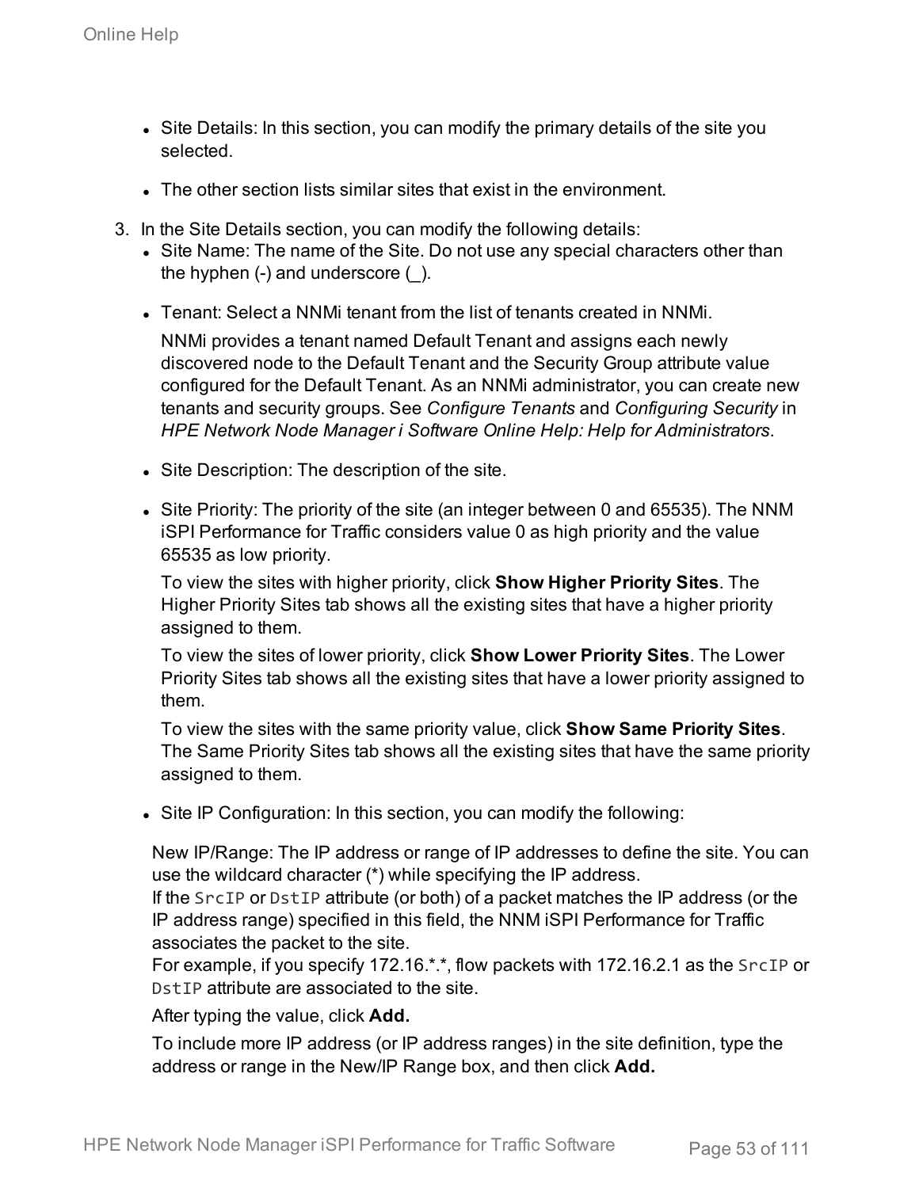- Site Details: In this section, you can modify the primary details of the site you selected.
- The other section lists similar sites that exist in the environment.

3. In the Site Details section, you can modify the following details:
   - Site Name: The name of the Site. Do not use any special characters other than the hyphen (-) and underscore (_).
   - Tenant: Select a NNMi tenant from the list of tenants created in NNMi.

     NNMi provides a tenant named Default Tenant and assigns each newly discovered node to the Default Tenant and the Security Group attribute value configured for the Default Tenant. As an NNMi administrator, you can create new tenants and security groups. See *Configure Tenants* and *Configuring Security* in *HPE Network Node Manager i Software Online Help: Help for Administrators*.
   - Site Description: The description of the site.
   - Site Priority: The priority of the site (an integer between 0 and 65535). The NNM iSPI Performance for Traffic considers value 0 as high priority and the value 65535 as low priority.

     To view the sites with higher priority, click **Show Higher Priority Sites**. The Higher Priority Sites tab shows all the existing sites that have a higher priority assigned to them.

     To view the sites of lower priority, click **Show Lower Priority Sites**. The Lower Priority Sites tab shows all the existing sites that have a lower priority assigned to them.

     To view the sites with the same priority value, click **Show Same Priority Sites**. The Same Priority Sites tab shows all the existing sites that have the same priority assigned to them.
   - Site IP Configuration: In this section, you can modify the following:

     New IP/Range: The IP address or range of IP addresses to define the site. You can use the wildcard character (*) while specifying the IP address.
     If the `SrcIP` or `DstIP` attribute (or both) of a packet matches the IP address (or the IP address range) specified in this field, the NNM iSPI Performance for Traffic associates the packet to the site.
     For example, if you specify 172.16.*.*, flow packets with 172.16.2.1 as the `SrcIP` or `DstIP` attribute are associated to the site.

     After typing the value, click **Add.**

     To include more IP address (or IP address ranges) in the site definition, type the address or range in the New/IP Range box, and then click **Add.**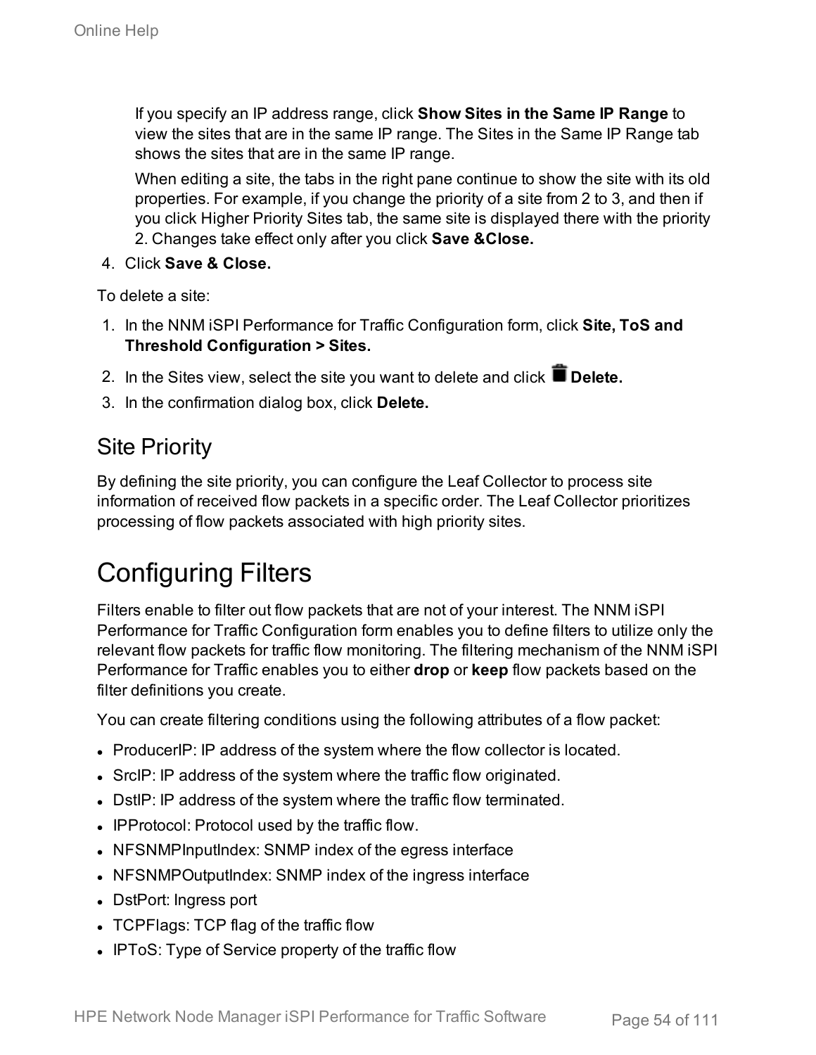If you specify an IP address range, click **Show Sites in the Same IP Range** to view the sites that are in the same IP range. The Sites in the Same IP Range tab shows the sites that are in the same IP range.

When editing a site, the tabs in the right pane continue to show the site with its old properties. For example, if you change the priority of a site from 2 to 3, and then if you click Higher Priority Sites tab, the same site is displayed there with the priority 2. Changes take effect only after you click **Save &Close.**

4. Click **Save & Close.**

To delete a site:

1. In the NNM iSPI Performance for Traffic Configuration form, click **Site, ToS and Threshold Configuration > Sites.**
2. In the Sites view, select the site you want to delete and click **Delete.**
3. In the confirmation dialog box, click **Delete.**

## Site Priority

By defining the site priority, you can configure the Leaf Collector to process site information of received flow packets in a specific order. The Leaf Collector prioritizes processing of flow packets associated with high priority sites.

# Configuring Filters

Filters enable to filter out flow packets that are not of your interest. The NNM iSPI Performance for Traffic Configuration form enables you to define filters to utilize only the relevant flow packets for traffic flow monitoring. The filtering mechanism of the NNM iSPI Performance for Traffic enables you to either **drop** or **keep** flow packets based on the filter definitions you create.

You can create filtering conditions using the following attributes of a flow packet:

- ProducerIP: IP address of the system where the flow collector is located.
- SrcIP: IP address of the system where the traffic flow originated.
- DstIP: IP address of the system where the traffic flow terminated.
- IPProtocol: Protocol used by the traffic flow.
- NFSNMPInputIndex: SNMP index of the egress interface
- NFSNMPOutputIndex: SNMP index of the ingress interface
- DstPort: Ingress port
- TCPFlags: TCP flag of the traffic flow
- IPToS: Type of Service property of the traffic flow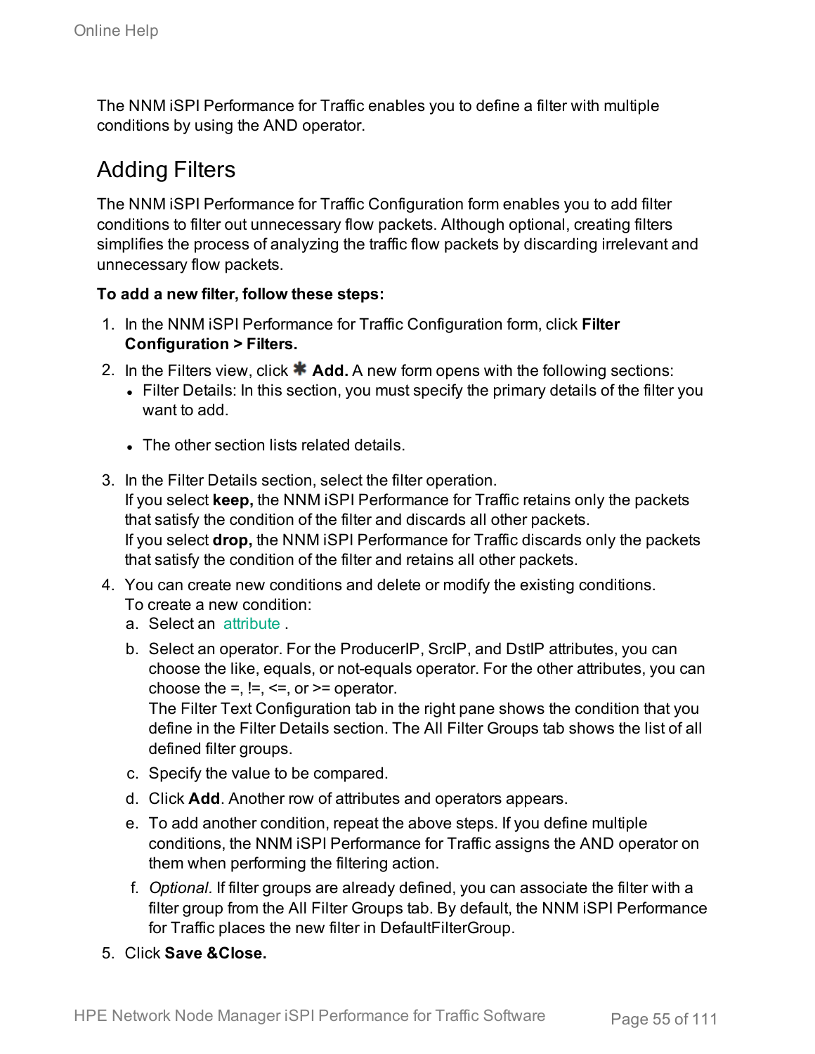The NNM iSPI Performance for Traffic enables you to define a filter with multiple conditions by using the AND operator.

## Adding Filters

The NNM iSPI Performance for Traffic Configuration form enables you to add filter conditions to filter out unnecessary flow packets. Although optional, creating filters simplifies the process of analyzing the traffic flow packets by discarding irrelevant and unnecessary flow packets.

**To add a new filter, follow these steps:**

1. In the NNM iSPI Performance for Traffic Configuration form, click **Filter Configuration > Filters.**
2. In the Filters view, click ✱ **Add.** A new form opens with the following sections:
   - Filter Details: In this section, you must specify the primary details of the filter you want to add.
   - The other section lists related details.
3. In the Filter Details section, select the filter operation.
   If you select **keep,** the NNM iSPI Performance for Traffic retains only the packets that satisfy the condition of the filter and discards all other packets.
   If you select **drop,** the NNM iSPI Performance for Traffic discards only the packets that satisfy the condition of the filter and retains all other packets.
4. You can create new conditions and delete or modify the existing conditions.
   To create a new condition:
   a. Select an attribute .
   b. Select an operator. For the ProducerIP, SrcIP, and DstIP attributes, you can choose the like, equals, or not-equals operator. For the other attributes, you can choose the =, !=, <=, or >= operator.
   The Filter Text Configuration tab in the right pane shows the condition that you define in the Filter Details section. The All Filter Groups tab shows the list of all defined filter groups.
   c. Specify the value to be compared.
   d. Click **Add**. Another row of attributes and operators appears.
   e. To add another condition, repeat the above steps. If you define multiple conditions, the NNM iSPI Performance for Traffic assigns the AND operator on them when performing the filtering action.
   f. *Optional.* If filter groups are already defined, you can associate the filter with a filter group from the All Filter Groups tab. By default, the NNM iSPI Performance for Traffic places the new filter in DefaultFilterGroup.
5. Click **Save &Close.**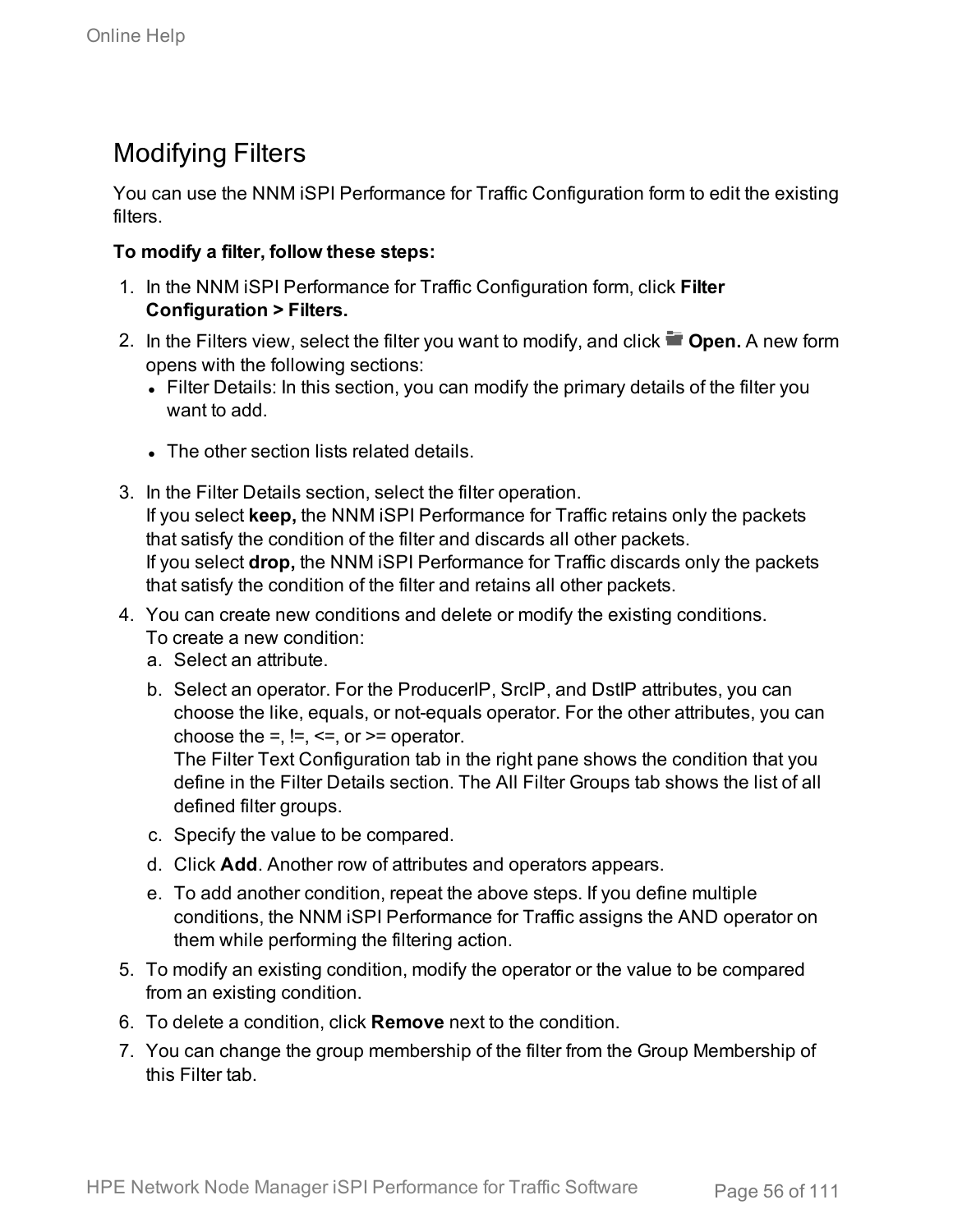## Modifying Filters

You can use the NNM iSPI Performance for Traffic Configuration form to edit the existing filters.

**To modify a filter, follow these steps:**

1. In the NNM iSPI Performance for Traffic Configuration form, click **Filter Configuration > Filters.**
2. In the Filters view, select the filter you want to modify, and click **Open.** A new form opens with the following sections:
   - Filter Details: In this section, you can modify the primary details of the filter you want to add.
   - The other section lists related details.
3. In the Filter Details section, select the filter operation.
   If you select **keep,** the NNM iSPI Performance for Traffic retains only the packets that satisfy the condition of the filter and discards all other packets.
   If you select **drop,** the NNM iSPI Performance for Traffic discards only the packets that satisfy the condition of the filter and retains all other packets.
4. You can create new conditions and delete or modify the existing conditions.
   To create a new condition:
   a. Select an attribute.
   b. Select an operator. For the ProducerIP, SrcIP, and DstIP attributes, you can choose the like, equals, or not-equals operator. For the other attributes, you can choose the =, !=, <=, or >= operator.
      The Filter Text Configuration tab in the right pane shows the condition that you define in the Filter Details section. The All Filter Groups tab shows the list of all defined filter groups.
   c. Specify the value to be compared.
   d. Click **Add**. Another row of attributes and operators appears.
   e. To add another condition, repeat the above steps. If you define multiple conditions, the NNM iSPI Performance for Traffic assigns the AND operator on them while performing the filtering action.
5. To modify an existing condition, modify the operator or the value to be compared from an existing condition.
6. To delete a condition, click **Remove** next to the condition.
7. You can change the group membership of the filter from the Group Membership of this Filter tab.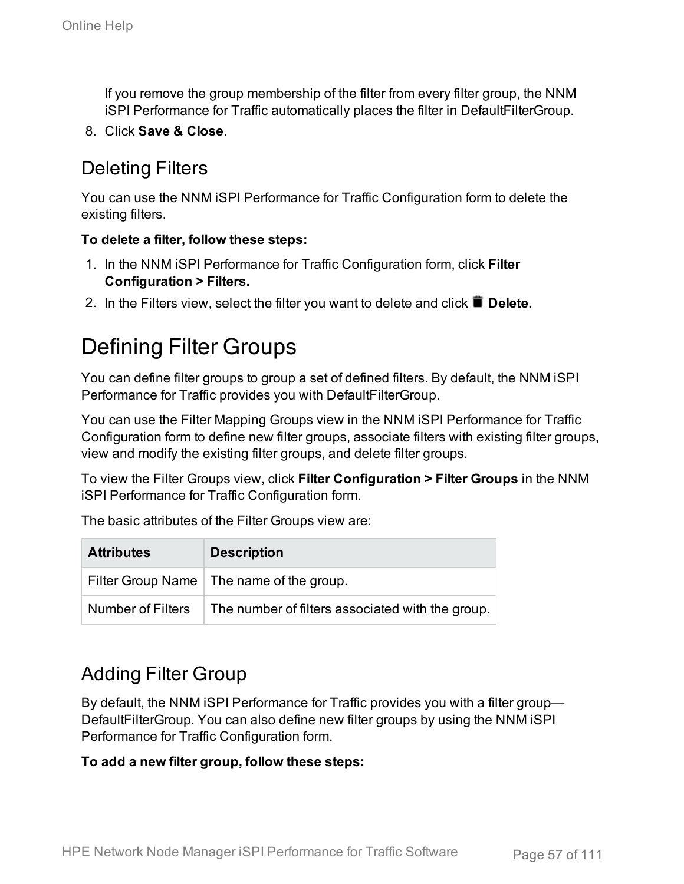If you remove the group membership of the filter from every filter group, the NNM iSPI Performance for Traffic automatically places the filter in DefaultFilterGroup.

8. Click **Save & Close**.

## Deleting Filters

You can use the NNM iSPI Performance for Traffic Configuration form to delete the existing filters.

**To delete a filter, follow these steps:**

1. In the NNM iSPI Performance for Traffic Configuration form, click **Filter Configuration > Filters.**
2. In the Filters view, select the filter you want to delete and click **Delete.**

# Defining Filter Groups

You can define filter groups to group a set of defined filters. By default, the NNM iSPI Performance for Traffic provides you with DefaultFilterGroup.

You can use the Filter Mapping Groups view in the NNM iSPI Performance for Traffic Configuration form to define new filter groups, associate filters with existing filter groups, view and modify the existing filter groups, and delete filter groups.

To view the Filter Groups view, click **Filter Configuration > Filter Groups** in the NNM iSPI Performance for Traffic Configuration form.

The basic attributes of the Filter Groups view are:

| Attributes | Description |
|---|---|
| Filter Group Name | The name of the group. |
| Number of Filters | The number of filters associated with the group. |

## Adding Filter Group

By default, the NNM iSPI Performance for Traffic provides you with a filter group—DefaultFilterGroup. You can also define new filter groups by using the NNM iSPI Performance for Traffic Configuration form.

**To add a new filter group, follow these steps:**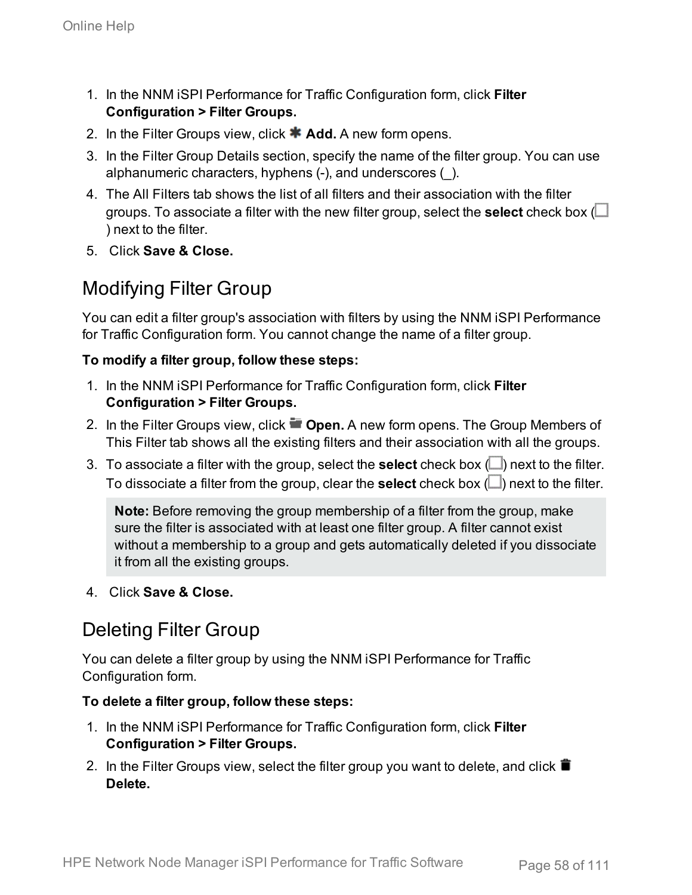1. In the NNM iSPI Performance for Traffic Configuration form, click **Filter Configuration > Filter Groups.**
2. In the Filter Groups view, click **Add.** A new form opens.
3. In the Filter Group Details section, specify the name of the filter group. You can use alphanumeric characters, hyphens (-), and underscores (_).
4. The All Filters tab shows the list of all filters and their association with the filter groups. To associate a filter with the new filter group, select the **select** check box ( ) next to the filter.
5. Click **Save & Close.**

## Modifying Filter Group

You can edit a filter group's association with filters by using the NNM iSPI Performance for Traffic Configuration form. You cannot change the name of a filter group.

**To modify a filter group, follow these steps:**

1. In the NNM iSPI Performance for Traffic Configuration form, click **Filter Configuration > Filter Groups.**
2. In the Filter Groups view, click **Open.** A new form opens. The Group Members of This Filter tab shows all the existing filters and their association with all the groups.
3. To associate a filter with the group, select the **select** check box ( ) next to the filter. To dissociate a filter from the group, clear the **select** check box ( ) next to the filter.

   > **Note:** Before removing the group membership of a filter from the group, make sure the filter is associated with at least one filter group. A filter cannot exist without a membership to a group and gets automatically deleted if you dissociate it from all the existing groups.

4. Click **Save & Close.**

## Deleting Filter Group

You can delete a filter group by using the NNM iSPI Performance for Traffic Configuration form.

**To delete a filter group, follow these steps:**

1. In the NNM iSPI Performance for Traffic Configuration form, click **Filter Configuration > Filter Groups.**
2. In the Filter Groups view, select the filter group you want to delete, and click **Delete.**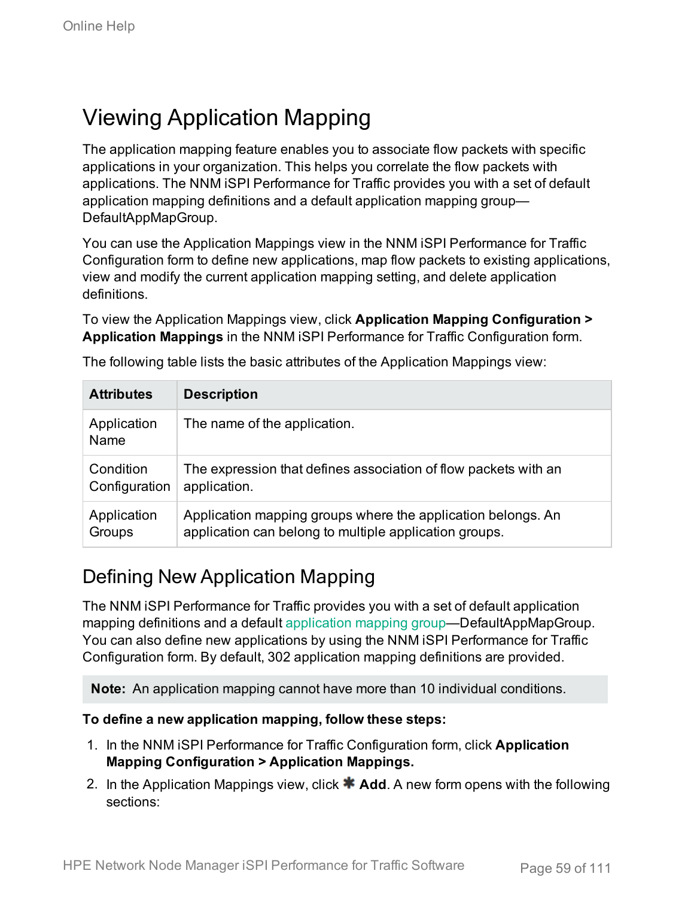# Viewing Application Mapping

The application mapping feature enables you to associate flow packets with specific applications in your organization. This helps you correlate the flow packets with applications. The NNM iSPI Performance for Traffic provides you with a set of default application mapping definitions and a default application mapping group—DefaultAppMapGroup.

You can use the Application Mappings view in the NNM iSPI Performance for Traffic Configuration form to define new applications, map flow packets to existing applications, view and modify the current application mapping setting, and delete application definitions.

To view the Application Mappings view, click **Application Mapping Configuration > Application Mappings** in the NNM iSPI Performance for Traffic Configuration form.

The following table lists the basic attributes of the Application Mappings view:

| Attributes | Description |
| --- | --- |
| Application Name | The name of the application. |
| Condition Configuration | The expression that defines association of flow packets with an application. |
| Application Groups | Application mapping groups where the application belongs. An application can belong to multiple application groups. |

## Defining New Application Mapping

The NNM iSPI Performance for Traffic provides you with a set of default application mapping definitions and a default application mapping group—DefaultAppMapGroup. You can also define new applications by using the NNM iSPI Performance for Traffic Configuration form. By default, 302 application mapping definitions are provided.

**Note:** An application mapping cannot have more than 10 individual conditions.

**To define a new application mapping, follow these steps:**

1. In the NNM iSPI Performance for Traffic Configuration form, click **Application Mapping Configuration > Application Mappings.**
2. In the Application Mappings view, click ✱ **Add**. A new form opens with the following sections: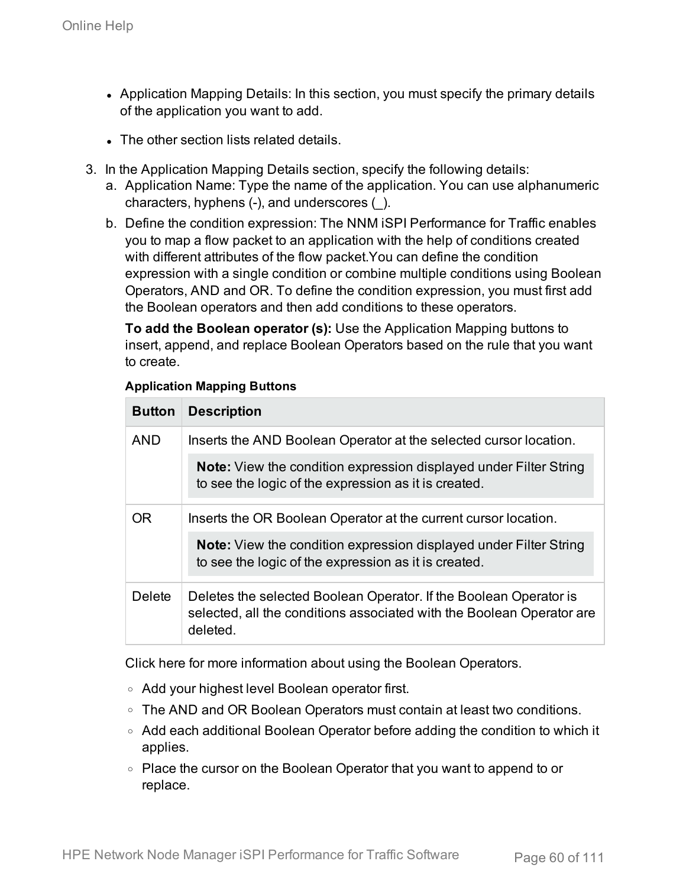- Application Mapping Details: In this section, you must specify the primary details of the application you want to add.
- The other section lists related details.

3. In the Application Mapping Details section, specify the following details:
   a. Application Name: Type the name of the application. You can use alphanumeric characters, hyphens (-), and underscores (_).
   b. Define the condition expression: The NNM iSPI Performance for Traffic enables you to map a flow packet to an application with the help of conditions created with different attributes of the flow packet.You can define the condition expression with a single condition or combine multiple conditions using Boolean Operators, AND and OR. To define the condition expression, you must first add the Boolean operators and then add conditions to these operators.

      **To add the Boolean operator (s):** Use the Application Mapping buttons to insert, append, and replace Boolean Operators based on the rule that you want to create.

      **Application Mapping Buttons**

      | Button | Description |
      |---|---|
      | AND | Inserts the AND Boolean Operator at the selected cursor location. **Note:** View the condition expression displayed under Filter String to see the logic of the expression as it is created. |
      | OR | Inserts the OR Boolean Operator at the current cursor location. **Note:** View the condition expression displayed under Filter String to see the logic of the expression as it is created. |
      | Delete | Deletes the selected Boolean Operator. If the Boolean Operator is selected, all the conditions associated with the Boolean Operator are deleted. |

      Click here for more information about using the Boolean Operators.

      - Add your highest level Boolean operator first.
      - The AND and OR Boolean Operators must contain at least two conditions.
      - Add each additional Boolean Operator before adding the condition to which it applies.
      - Place the cursor on the Boolean Operator that you want to append to or replace.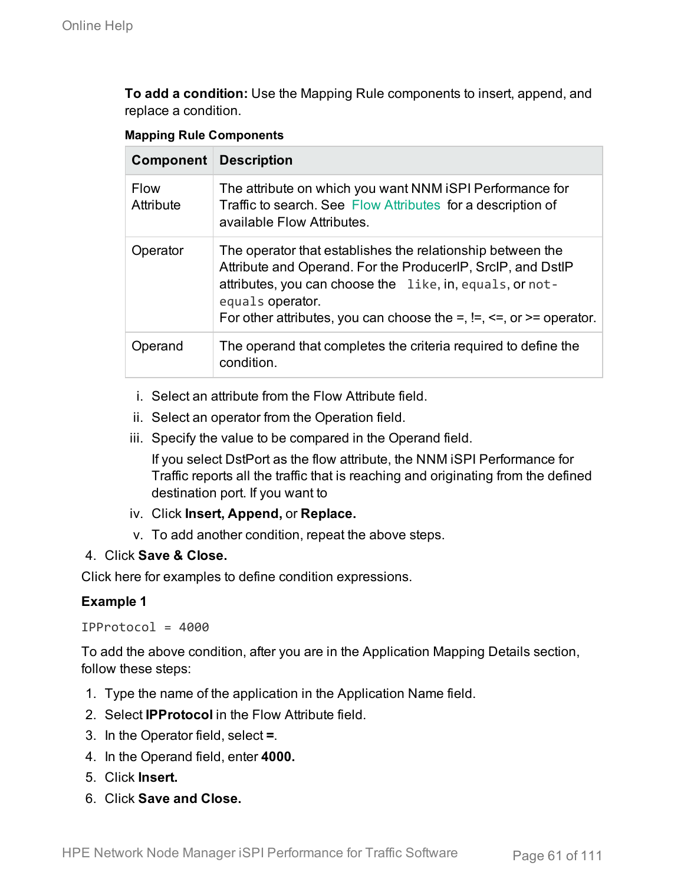**To add a condition:** Use the Mapping Rule components to insert, append, and replace a condition.

**Mapping Rule Components**

| Component | Description |
| --- | --- |
| Flow Attribute | The attribute on which you want NNM iSPI Performance for Traffic to search. See Flow Attributes for a description of available Flow Attributes. |
| Operator | The operator that establishes the relationship between the Attribute and Operand. For the ProducerIP, SrcIP, and DstIP attributes, you can choose the `like`, in, `equals`, or `not-equals` operator.<br>For other attributes, you can choose the =, !=, <=, or >= operator. |
| Operand | The operand that completes the criteria required to define the condition. |

i. Select an attribute from the Flow Attribute field.

ii. Select an operator from the Operation field.

iii. Specify the value to be compared in the Operand field.

   If you select DstPort as the flow attribute, the NNM iSPI Performance for Traffic reports all the traffic that is reaching and originating from the defined destination port. If you want to

iv. Click **Insert, Append,** or **Replace.**

v. To add another condition, repeat the above steps.

4. Click **Save & Close.**

Click here for examples to define condition expressions.

**Example 1**

```
IPProtocol = 4000
```

To add the above condition, after you are in the Application Mapping Details section, follow these steps:

1. Type the name of the application in the Application Name field.
2. Select **IPProtocol** in the Flow Attribute field.
3. In the Operator field, select **=**.
4. In the Operand field, enter **4000.**
5. Click **Insert.**
6. Click **Save and Close.**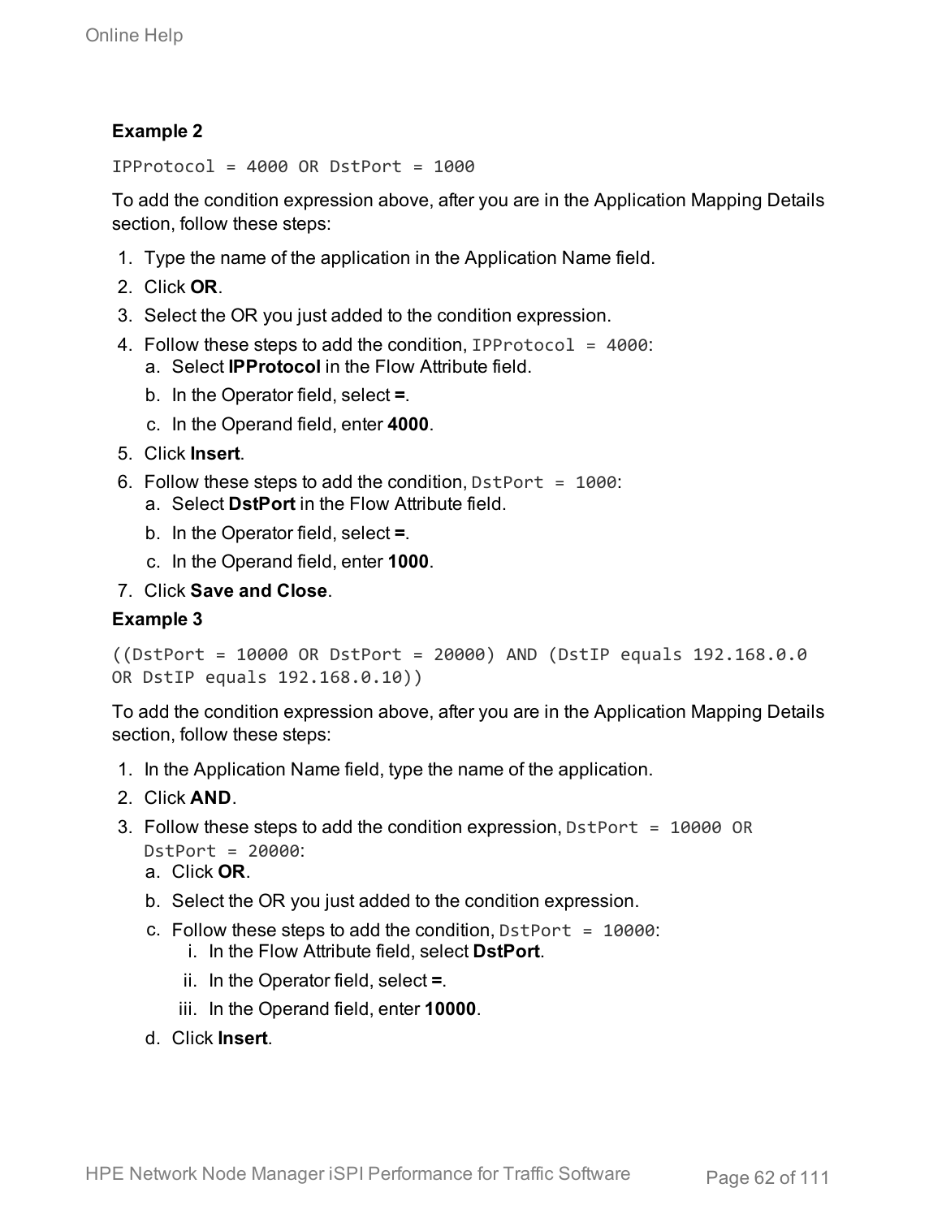**Example 2**

```
IPProtocol = 4000 OR DstPort = 1000
```

To add the condition expression above, after you are in the Application Mapping Details section, follow these steps:

1. Type the name of the application in the Application Name field.
2. Click **OR**.
3. Select the OR you just added to the condition expression.
4. Follow these steps to add the condition, `IPProtocol = 4000`:
   a. Select **IPProtocol** in the Flow Attribute field.
   b. In the Operator field, select **=**.
   c. In the Operand field, enter **4000**.
5. Click **Insert**.
6. Follow these steps to add the condition, `DstPort = 1000`:
   a. Select **DstPort** in the Flow Attribute field.
   b. In the Operator field, select **=**.
   c. In the Operand field, enter **1000**.
7. Click **Save and Close**.

**Example 3**

```
((DstPort = 10000 OR DstPort = 20000) AND (DstIP equals 192.168.0.0
OR DstIP equals 192.168.0.10))
```

To add the condition expression above, after you are in the Application Mapping Details section, follow these steps:

1. In the Application Name field, type the name of the application.
2. Click **AND**.
3. Follow these steps to add the condition expression, `DstPort = 10000 OR DstPort = 20000`:
   a. Click **OR**.
   b. Select the OR you just added to the condition expression.
   c. Follow these steps to add the condition, `DstPort = 10000`:
      i. In the Flow Attribute field, select **DstPort**.
      ii. In the Operator field, select **=**.
      iii. In the Operand field, enter **10000**.
   d. Click **Insert**.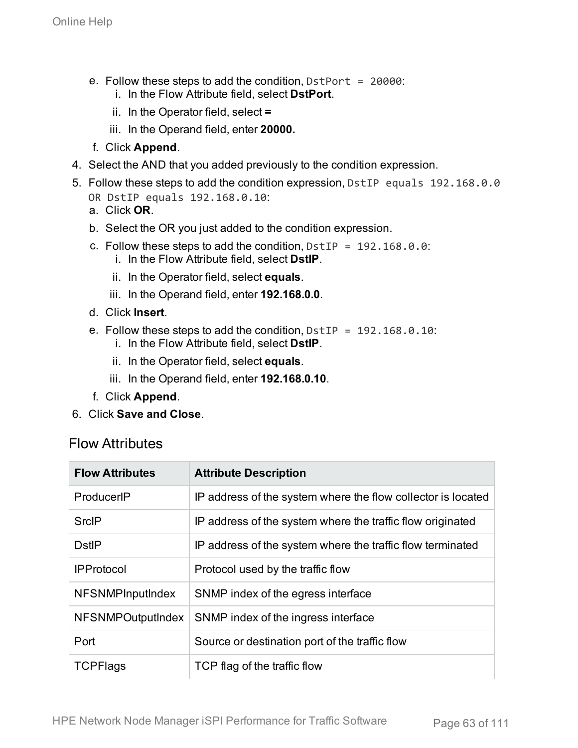e. Follow these steps to add the condition, `DstPort = 20000`:
   i. In the Flow Attribute field, select **DstPort**.
   ii. In the Operator field, select **=**
   iii. In the Operand field, enter **20000.**
f. Click **Append**.

4. Select the AND that you added previously to the condition expression.
5. Follow these steps to add the condition expression, `DstIP equals 192.168.0.0 OR DstIP equals 192.168.0.10`:
   a. Click **OR**.
   b. Select the OR you just added to the condition expression.
   c. Follow these steps to add the condition, `DstIP = 192.168.0.0`:
      i. In the Flow Attribute field, select **DstIP**.
      ii. In the Operator field, select **equals**.
      iii. In the Operand field, enter **192.168.0.0**.
   d. Click **Insert**.
   e. Follow these steps to add the condition, `DstIP = 192.168.0.10`:
      i. In the Flow Attribute field, select **DstIP**.
      ii. In the Operator field, select **equals**.
      iii. In the Operand field, enter **192.168.0.10**.
   f. Click **Append**.
6. Click **Save and Close**.

## Flow Attributes

| Flow Attributes | Attribute Description |
|---|---|
| ProducerIP | IP address of the system where the flow collector is located |
| SrcIP | IP address of the system where the traffic flow originated |
| DstIP | IP address of the system where the traffic flow terminated |
| IPProtocol | Protocol used by the traffic flow |
| NFSNMPInputIndex | SNMP index of the egress interface |
| NFSNMPOutputIndex | SNMP index of the ingress interface |
| Port | Source or destination port of the traffic flow |
| TCPFlags | TCP flag of the traffic flow |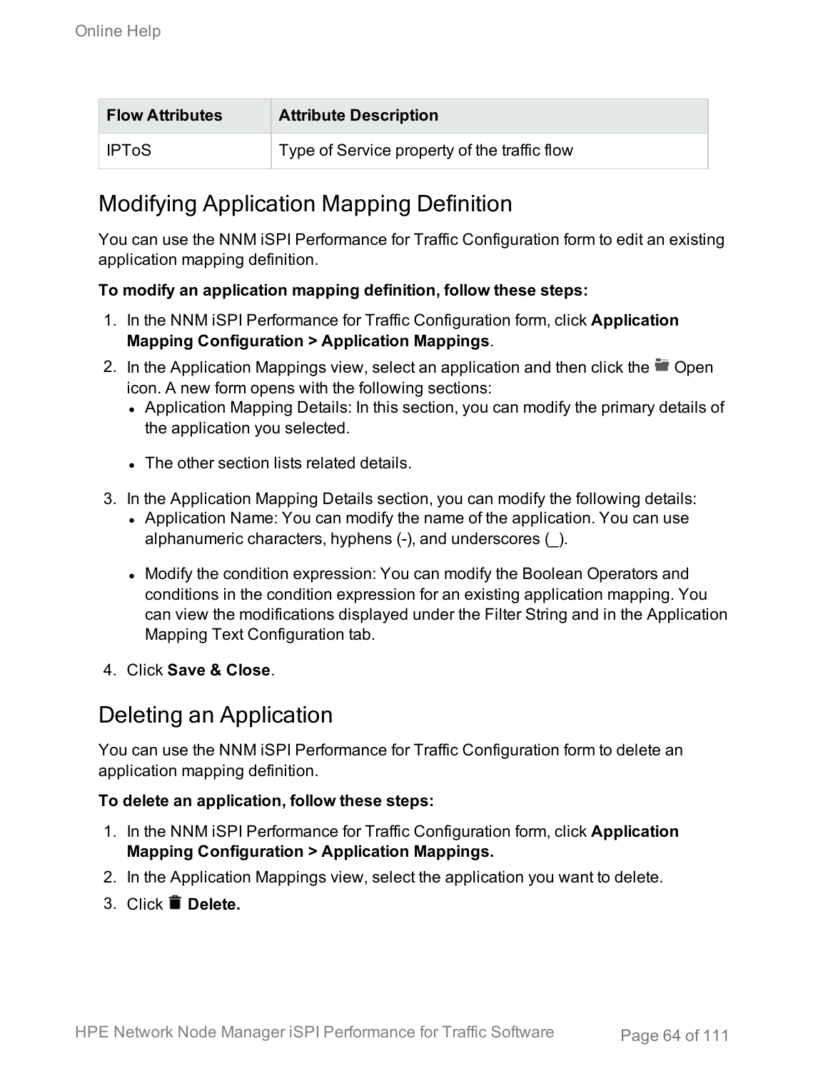| Flow Attributes | Attribute Description |
|---|---|
| IPToS | Type of Service property of the traffic flow |

## Modifying Application Mapping Definition

You can use the NNM iSPI Performance for Traffic Configuration form to edit an existing application mapping definition.

**To modify an application mapping definition, follow these steps:**

1. In the NNM iSPI Performance for Traffic Configuration form, click **Application Mapping Configuration > Application Mappings**.
2. In the Application Mappings view, select an application and then click the Open icon. A new form opens with the following sections:
   - Application Mapping Details: In this section, you can modify the primary details of the application you selected.
   - The other section lists related details.
3. In the Application Mapping Details section, you can modify the following details:
   - Application Name: You can modify the name of the application. You can use alphanumeric characters, hyphens (-), and underscores (_).
   - Modify the condition expression: You can modify the Boolean Operators and conditions in the condition expression for an existing application mapping. You can view the modifications displayed under the Filter String and in the Application Mapping Text Configuration tab.
4. Click **Save & Close**.

## Deleting an Application

You can use the NNM iSPI Performance for Traffic Configuration form to delete an application mapping definition.

**To delete an application, follow these steps:**

1. In the NNM iSPI Performance for Traffic Configuration form, click **Application Mapping Configuration > Application Mappings.**
2. In the Application Mappings view, select the application you want to delete.
3. Click **Delete.**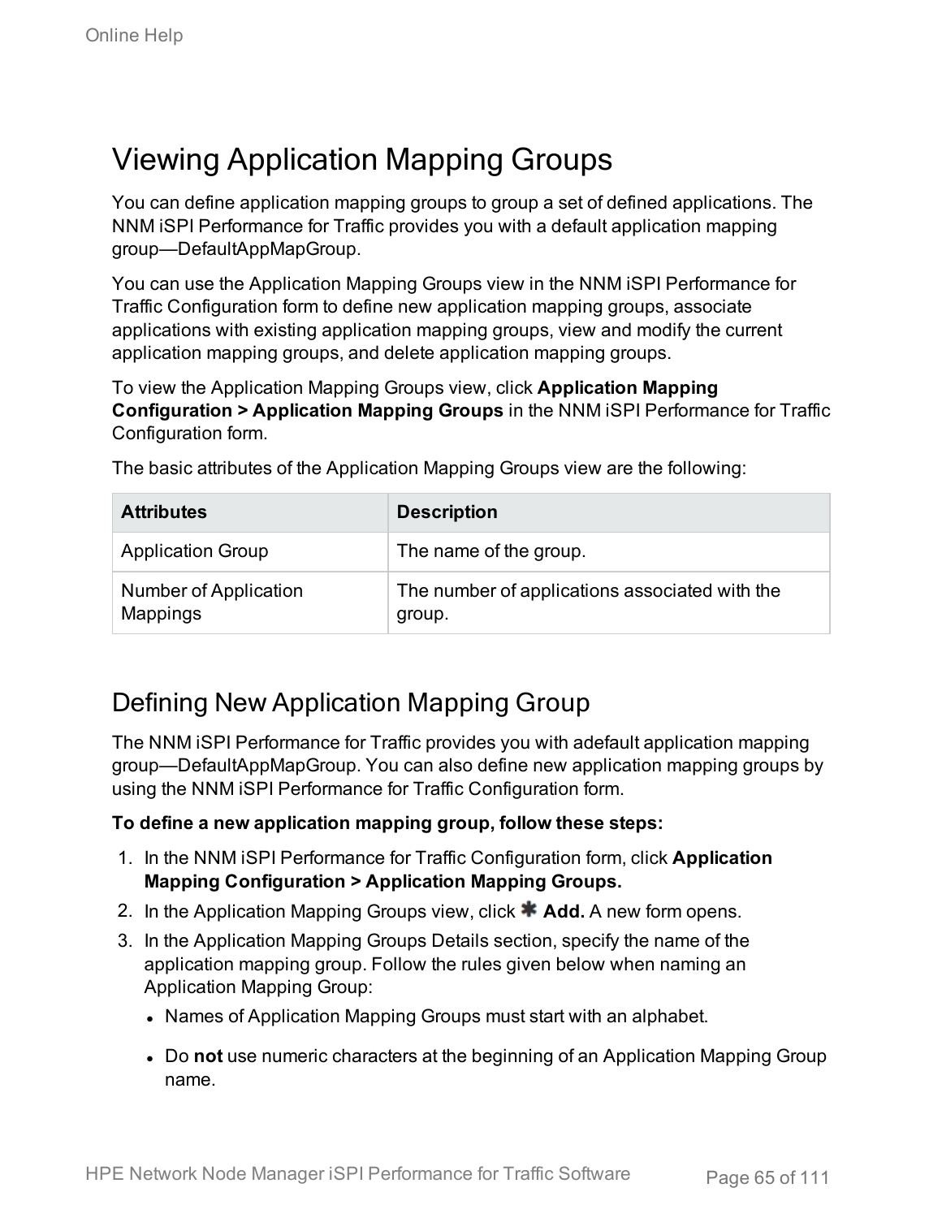# Viewing Application Mapping Groups

You can define application mapping groups to group a set of defined applications. The NNM iSPI Performance for Traffic provides you with a default application mapping group—DefaultAppMapGroup.

You can use the Application Mapping Groups view in the NNM iSPI Performance for Traffic Configuration form to define new application mapping groups, associate applications with existing application mapping groups, view and modify the current application mapping groups, and delete application mapping groups.

To view the Application Mapping Groups view, click **Application Mapping Configuration > Application Mapping Groups** in the NNM iSPI Performance for Traffic Configuration form.

The basic attributes of the Application Mapping Groups view are the following:

| Attributes | Description |
| --- | --- |
| Application Group | The name of the group. |
| Number of Application Mappings | The number of applications associated with the group. |

## Defining New Application Mapping Group

The NNM iSPI Performance for Traffic provides you with adefault application mapping group—DefaultAppMapGroup. You can also define new application mapping groups by using the NNM iSPI Performance for Traffic Configuration form.

**To define a new application mapping group, follow these steps:**

1. In the NNM iSPI Performance for Traffic Configuration form, click **Application Mapping Configuration > Application Mapping Groups.**
2. In the Application Mapping Groups view, click ✱ **Add.** A new form opens.
3. In the Application Mapping Groups Details section, specify the name of the application mapping group. Follow the rules given below when naming an Application Mapping Group:
   - Names of Application Mapping Groups must start with an alphabet.
   - Do **not** use numeric characters at the beginning of an Application Mapping Group name.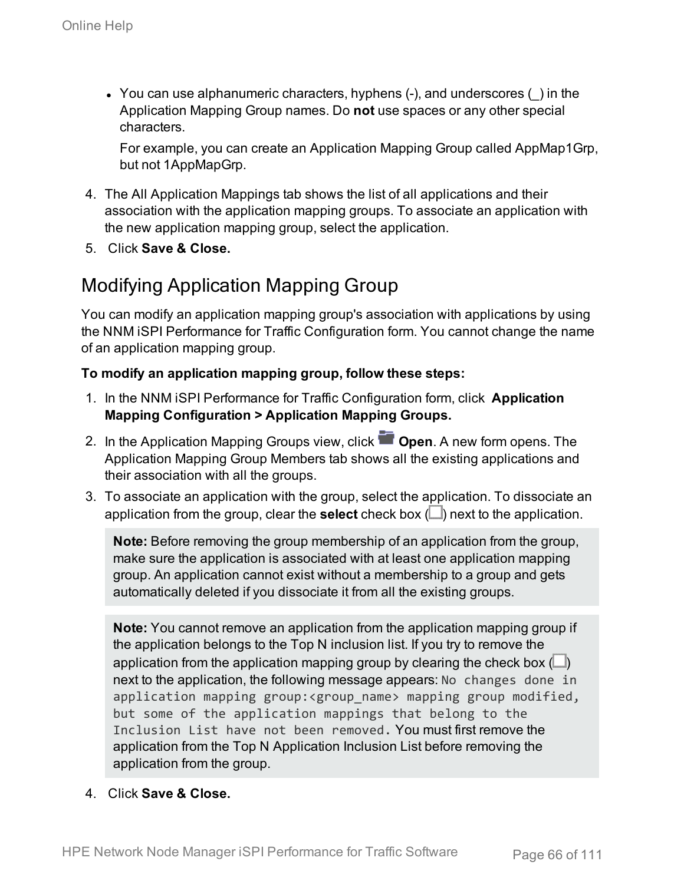- You can use alphanumeric characters, hyphens (-), and underscores (_) in the Application Mapping Group names. Do **not** use spaces or any other special characters.

  For example, you can create an Application Mapping Group called AppMap1Grp, but not 1AppMapGrp.

4. The All Application Mappings tab shows the list of all applications and their association with the application mapping groups. To associate an application with the new application mapping group, select the application.
5. Click **Save & Close.**

## Modifying Application Mapping Group

You can modify an application mapping group's association with applications by using the NNM iSPI Performance for Traffic Configuration form. You cannot change the name of an application mapping group.

**To modify an application mapping group, follow these steps:**

1. In the NNM iSPI Performance for Traffic Configuration form, click **Application Mapping Configuration > Application Mapping Groups.**
2. In the Application Mapping Groups view, click **Open**. A new form opens. The Application Mapping Group Members tab shows all the existing applications and their association with all the groups.
3. To associate an application with the group, select the application. To dissociate an application from the group, clear the **select** check box (☐) next to the application.

   **Note:** Before removing the group membership of an application from the group, make sure the application is associated with at least one application mapping group. An application cannot exist without a membership to a group and gets automatically deleted if you dissociate it from all the existing groups.

   **Note:** You cannot remove an application from the application mapping group if the application belongs to the Top N inclusion list. If you try to remove the application from the application mapping group by clearing the check box (☐) next to the application, the following message appears: `No changes done in application mapping group:<group_name> mapping group modified, but some of the application mappings that belong to the Inclusion List have not been removed.` You must first remove the application from the Top N Application Inclusion List before removing the application from the group.

4. Click **Save & Close.**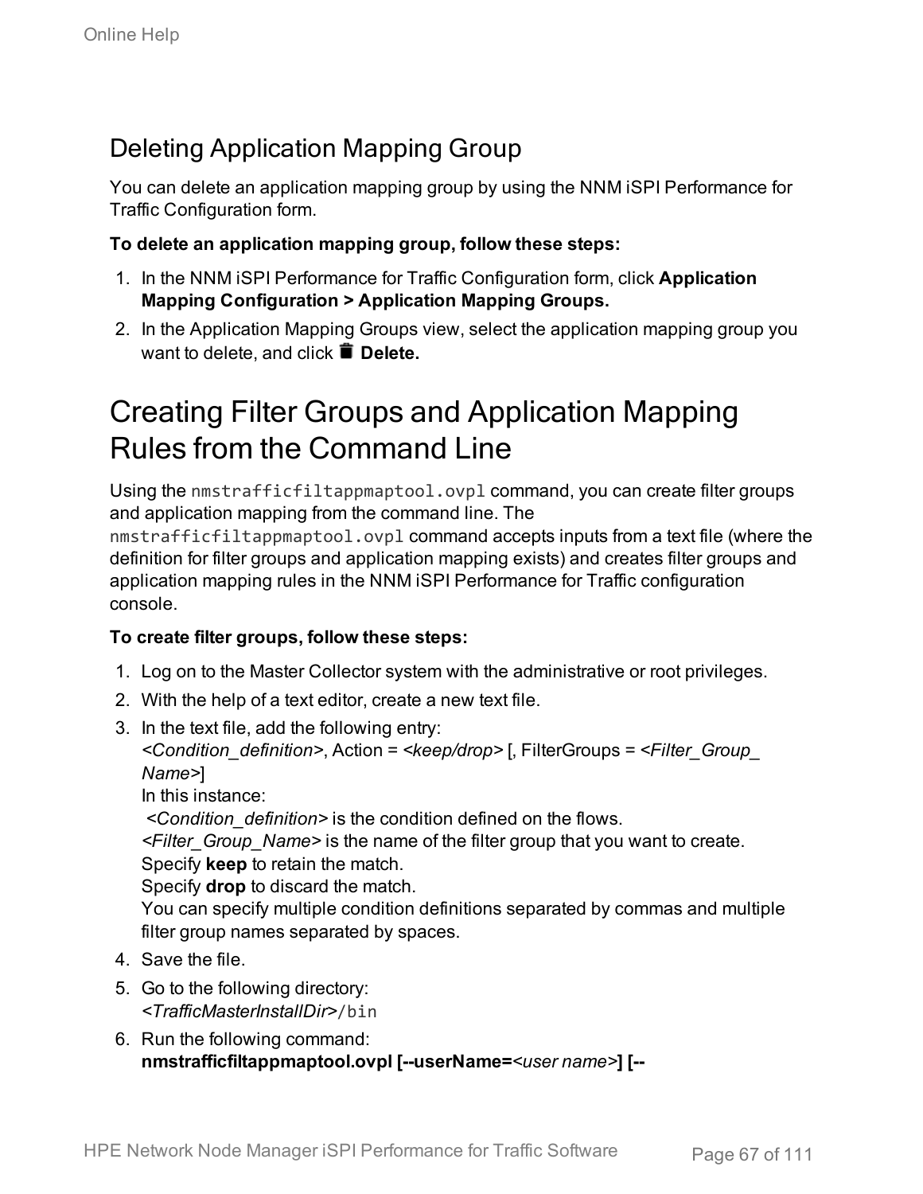## Deleting Application Mapping Group

You can delete an application mapping group by using the NNM iSPI Performance for Traffic Configuration form.

**To delete an application mapping group, follow these steps:**

1. In the NNM iSPI Performance for Traffic Configuration form, click **Application Mapping Configuration > Application Mapping Groups.**
2. In the Application Mapping Groups view, select the application mapping group you want to delete, and click **Delete.**

# Creating Filter Groups and Application Mapping Rules from the Command Line

Using the `nmstrafficfiltappmaptool.ovpl` command, you can create filter groups and application mapping from the command line. The `nmstrafficfiltappmaptool.ovpl` command accepts inputs from a text file (where the definition for filter groups and application mapping exists) and creates filter groups and application mapping rules in the NNM iSPI Performance for Traffic configuration console.

**To create filter groups, follow these steps:**

1. Log on to the Master Collector system with the administrative or root privileges.
2. With the help of a text editor, create a new text file.
3. In the text file, add the following entry:
   *<Condition_definition>*, Action = *<keep/drop>* [, FilterGroups = *<Filter_Group_Name>*]
   In this instance:
   *<Condition_definition>* is the condition defined on the flows.
   *<Filter_Group_Name>* is the name of the filter group that you want to create.
   Specify **keep** to retain the match.
   Specify **drop** to discard the match.
   You can specify multiple condition definitions separated by commas and multiple filter group names separated by spaces.
4. Save the file.
5. Go to the following directory:
   *<TrafficMasterInstallDir>*`/bin`
6. Run the following command:
   **nmstrafficfiltappmaptool.ovpl [--userName=***<user name>***] [--**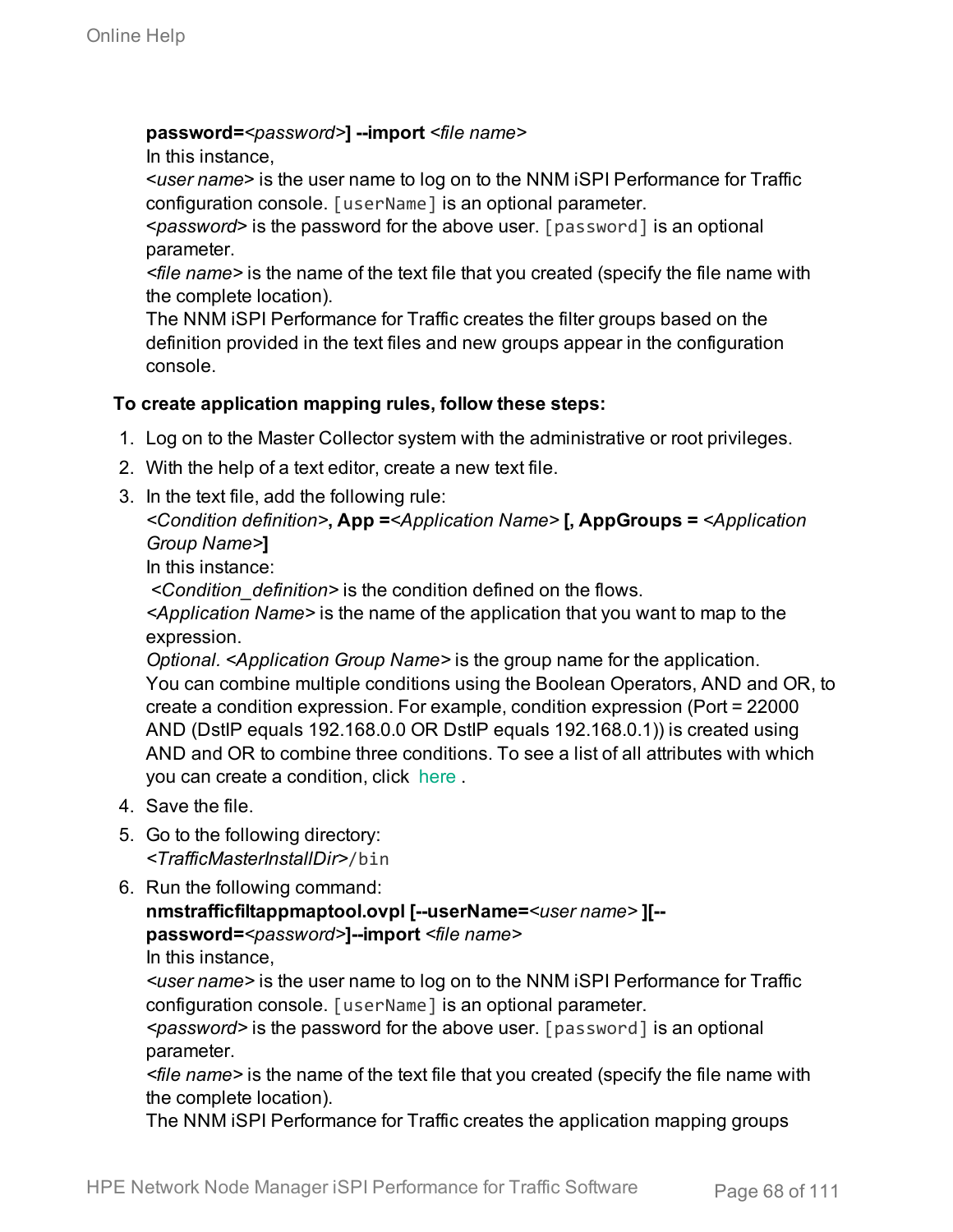**password=**<*password*>**] --import** <*file name*>
In this instance,
<*user name*> is the user name to log on to the NNM iSPI Performance for Traffic configuration console. `[userName]` is an optional parameter.
<*password*> is the password for the above user. `[password]` is an optional parameter.
<*file name*> is the name of the text file that you created (specify the file name with the complete location).
The NNM iSPI Performance for Traffic creates the filter groups based on the definition provided in the text files and new groups appear in the configuration console.

**To create application mapping rules, follow these steps:**

1. Log on to the Master Collector system with the administrative or root privileges.
2. With the help of a text editor, create a new text file.
3. In the text file, add the following rule:
   <*Condition definition*>**, App =**<*Application Name*> **[, AppGroups =** <*Application Group Name*>**]**
   In this instance:
   <*Condition_definition*> is the condition defined on the flows.
   <*Application Name*> is the name of the application that you want to map to the expression.
   *Optional.* <*Application Group Name*> is the group name for the application.
   You can combine multiple conditions using the Boolean Operators, AND and OR, to create a condition expression. For example, condition expression (Port = 22000 AND (DstIP equals 192.168.0.0 OR DstIP equals 192.168.0.1)) is created using AND and OR to combine three conditions. To see a list of all attributes with which you can create a condition, click here .
4. Save the file.
5. Go to the following directory:
   <*TrafficMasterInstallDir*>`/bin`
6. Run the following command:
   **nmstrafficfiltappmaptool.ovpl [--userName=**<*user name*> **][--password=**<*password*>**]--import** <*file name*>
   In this instance,
   <*user name*> is the user name to log on to the NNM iSPI Performance for Traffic configuration console. `[userName]` is an optional parameter.
   <*password*> is the password for the above user. `[password]` is an optional parameter.
   <*file name*> is the name of the text file that you created (specify the file name with the complete location).
   The NNM iSPI Performance for Traffic creates the application mapping groups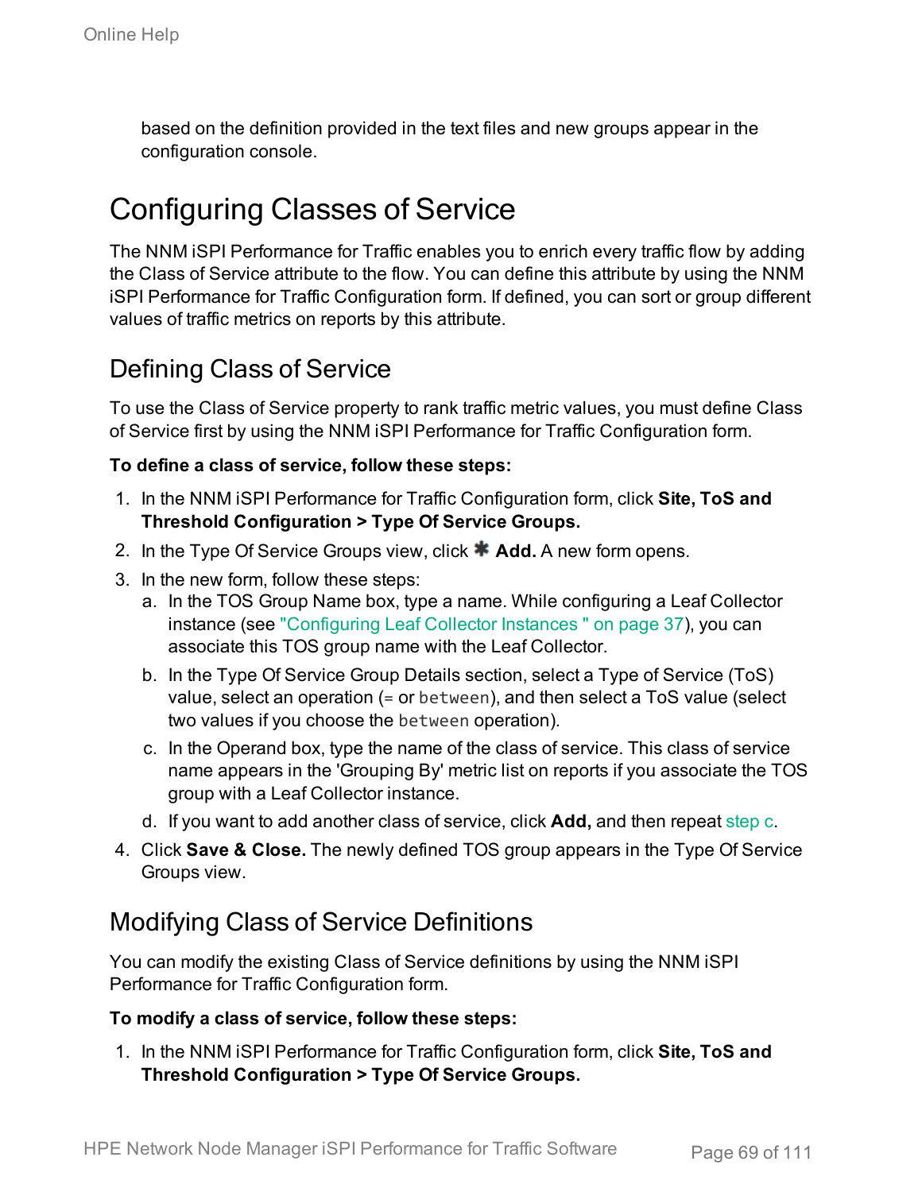based on the definition provided in the text files and new groups appear in the configuration console.

# Configuring Classes of Service

The NNM iSPI Performance for Traffic enables you to enrich every traffic flow by adding the Class of Service attribute to the flow. You can define this attribute by using the NNM iSPI Performance for Traffic Configuration form. If defined, you can sort or group different values of traffic metrics on reports by this attribute.

## Defining Class of Service

To use the Class of Service property to rank traffic metric values, you must define Class of Service first by using the NNM iSPI Performance for Traffic Configuration form.

**To define a class of service, follow these steps:**

1. In the NNM iSPI Performance for Traffic Configuration form, click **Site, ToS and Threshold Configuration > Type Of Service Groups.**
2. In the Type Of Service Groups view, click ✱ **Add.** A new form opens.
3. In the new form, follow these steps:
   a. In the TOS Group Name box, type a name. While configuring a Leaf Collector instance (see "Configuring Leaf Collector Instances " on page 37), you can associate this TOS group name with the Leaf Collector.
   b. In the Type Of Service Group Details section, select a Type of Service (ToS) value, select an operation (`=` or `between`), and then select a ToS value (select two values if you choose the `between` operation).
   c. In the Operand box, type the name of the class of service. This class of service name appears in the 'Grouping By' metric list on reports if you associate the TOS group with a Leaf Collector instance.
   d. If you want to add another class of service, click **Add,** and then repeat step c.
4. Click **Save & Close.** The newly defined TOS group appears in the Type Of Service Groups view.

## Modifying Class of Service Definitions

You can modify the existing Class of Service definitions by using the NNM iSPI Performance for Traffic Configuration form.

**To modify a class of service, follow these steps:**

1. In the NNM iSPI Performance for Traffic Configuration form, click **Site, ToS and Threshold Configuration > Type Of Service Groups.**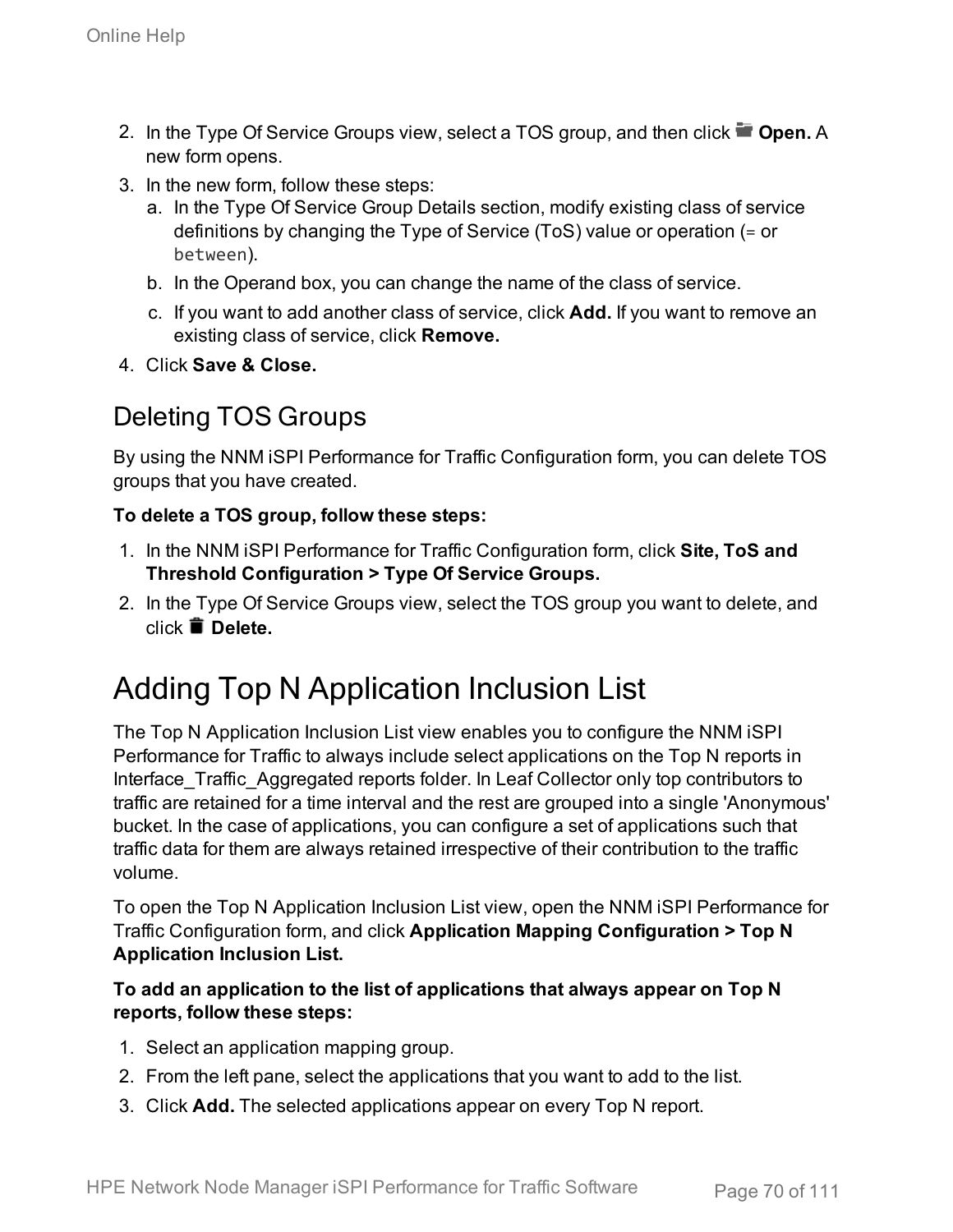2. In the Type Of Service Groups view, select a TOS group, and then click **Open.** A new form opens.
3. In the new form, follow these steps:
   a. In the Type Of Service Group Details section, modify existing class of service definitions by changing the Type of Service (ToS) value or operation (`=` or `between`).
   b. In the Operand box, you can change the name of the class of service.
   c. If you want to add another class of service, click **Add.** If you want to remove an existing class of service, click **Remove.**
4. Click **Save & Close.**

## Deleting TOS Groups

By using the NNM iSPI Performance for Traffic Configuration form, you can delete TOS groups that you have created.

**To delete a TOS group, follow these steps:**

1. In the NNM iSPI Performance for Traffic Configuration form, click **Site, ToS and Threshold Configuration > Type Of Service Groups.**
2. In the Type Of Service Groups view, select the TOS group you want to delete, and click **Delete.**

# Adding Top N Application Inclusion List

The Top N Application Inclusion List view enables you to configure the NNM iSPI Performance for Traffic to always include select applications on the Top N reports in Interface_Traffic_Aggregated reports folder. In Leaf Collector only top contributors to traffic are retained for a time interval and the rest are grouped into a single 'Anonymous' bucket. In the case of applications, you can configure a set of applications such that traffic data for them are always retained irrespective of their contribution to the traffic volume.

To open the Top N Application Inclusion List view, open the NNM iSPI Performance for Traffic Configuration form, and click **Application Mapping Configuration > Top N Application Inclusion List.**

**To add an application to the list of applications that always appear on Top N reports, follow these steps:**

1. Select an application mapping group.
2. From the left pane, select the applications that you want to add to the list.
3. Click **Add.** The selected applications appear on every Top N report.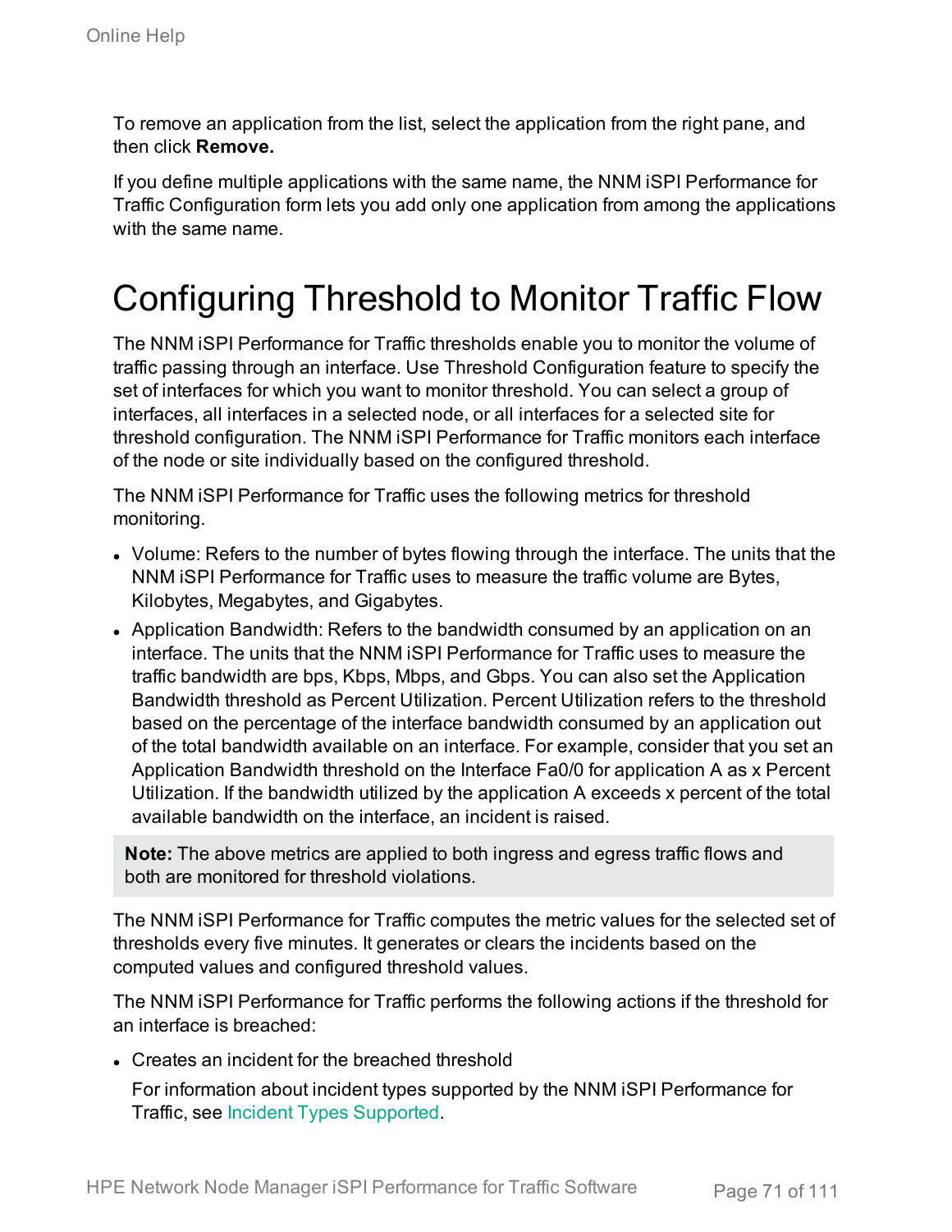To remove an application from the list, select the application from the right pane, and then click **Remove.**

If you define multiple applications with the same name, the NNM iSPI Performance for Traffic Configuration form lets you add only one application from among the applications with the same name.

# Configuring Threshold to Monitor Traffic Flow

The NNM iSPI Performance for Traffic thresholds enable you to monitor the volume of traffic passing through an interface. Use Threshold Configuration feature to specify the set of interfaces for which you want to monitor threshold. You can select a group of interfaces, all interfaces in a selected node, or all interfaces for a selected site for threshold configuration. The NNM iSPI Performance for Traffic monitors each interface of the node or site individually based on the configured threshold.

The NNM iSPI Performance for Traffic uses the following metrics for threshold monitoring.

- Volume: Refers to the number of bytes flowing through the interface. The units that the NNM iSPI Performance for Traffic uses to measure the traffic volume are Bytes, Kilobytes, Megabytes, and Gigabytes.
- Application Bandwidth: Refers to the bandwidth consumed by an application on an interface. The units that the NNM iSPI Performance for Traffic uses to measure the traffic bandwidth are bps, Kbps, Mbps, and Gbps. You can also set the Application Bandwidth threshold as Percent Utilization. Percent Utilization refers to the threshold based on the percentage of the interface bandwidth consumed by an application out of the total bandwidth available on an interface. For example, consider that you set an Application Bandwidth threshold on the Interface Fa0/0 for application A as x Percent Utilization. If the bandwidth utilized by the application A exceeds x percent of the total available bandwidth on the interface, an incident is raised.

**Note:** The above metrics are applied to both ingress and egress traffic flows and both are monitored for threshold violations.

The NNM iSPI Performance for Traffic computes the metric values for the selected set of thresholds every five minutes. It generates or clears the incidents based on the computed values and configured threshold values.

The NNM iSPI Performance for Traffic performs the following actions if the threshold for an interface is breached:

- Creates an incident for the breached threshold

  For information about incident types supported by the NNM iSPI Performance for Traffic, see Incident Types Supported.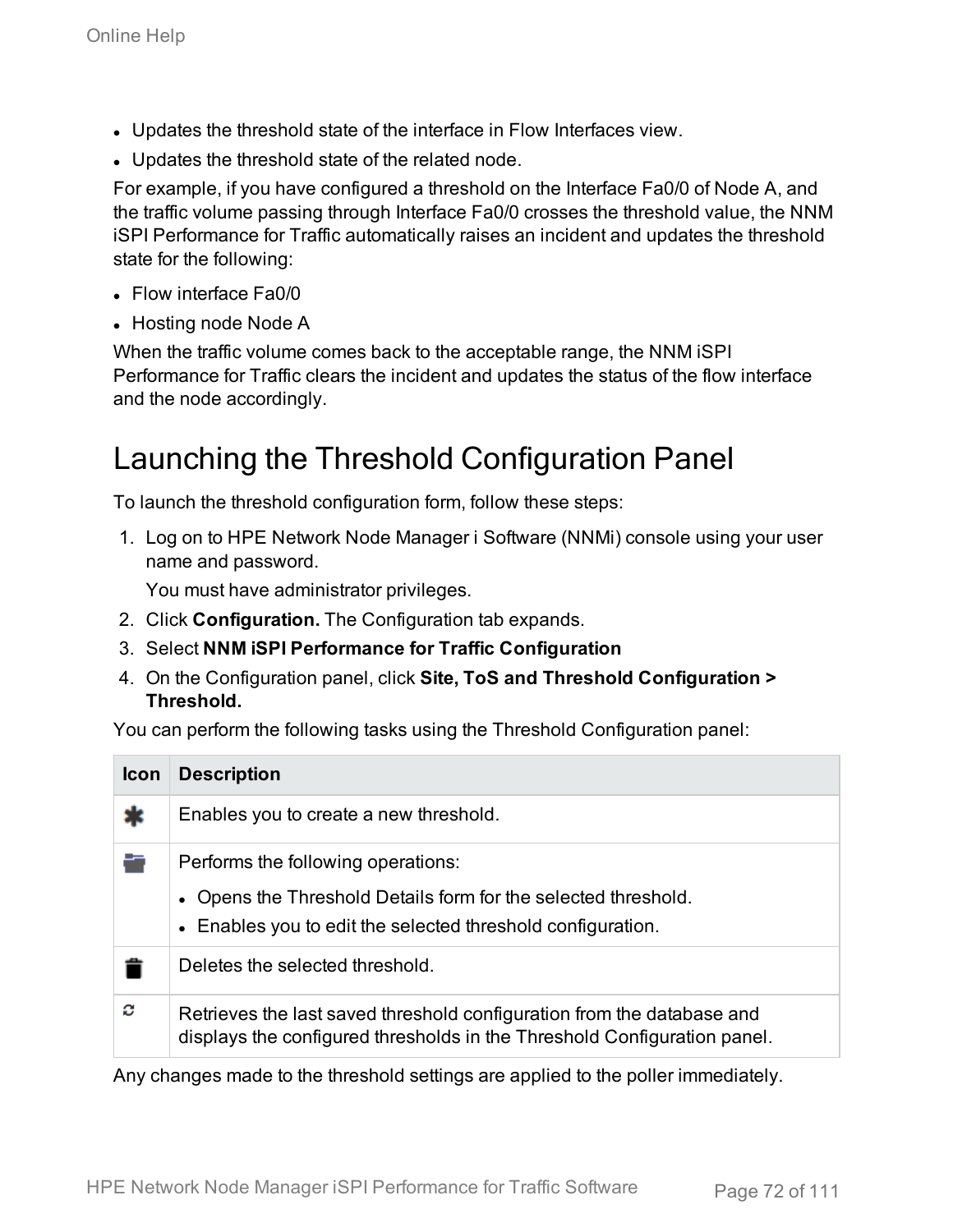- Updates the threshold state of the interface in Flow Interfaces view.
- Updates the threshold state of the related node.

For example, if you have configured a threshold on the Interface Fa0/0 of Node A, and the traffic volume passing through Interface Fa0/0 crosses the threshold value, the NNM iSPI Performance for Traffic automatically raises an incident and updates the threshold state for the following:

- Flow interface Fa0/0
- Hosting node Node A

When the traffic volume comes back to the acceptable range, the NNM iSPI Performance for Traffic clears the incident and updates the status of the flow interface and the node accordingly.

# Launching the Threshold Configuration Panel

To launch the threshold configuration form, follow these steps:

1. Log on to HPE Network Node Manager i Software (NNMi) console using your user name and password.

   You must have administrator privileges.
2. Click **Configuration.** The Configuration tab expands.
3. Select **NNM iSPI Performance for Traffic Configuration**
4. On the Configuration panel, click **Site, ToS and Threshold Configuration > Threshold.**

You can perform the following tasks using the Threshold Configuration panel:

| Icon | Description |
|---|---|
| | Enables you to create a new threshold. |
| | Performs the following operations:<br>• Opens the Threshold Details form for the selected threshold.<br>• Enables you to edit the selected threshold configuration. |
| | Deletes the selected threshold. |
| | Retrieves the last saved threshold configuration from the database and displays the configured thresholds in the Threshold Configuration panel. |

Any changes made to the threshold settings are applied to the poller immediately.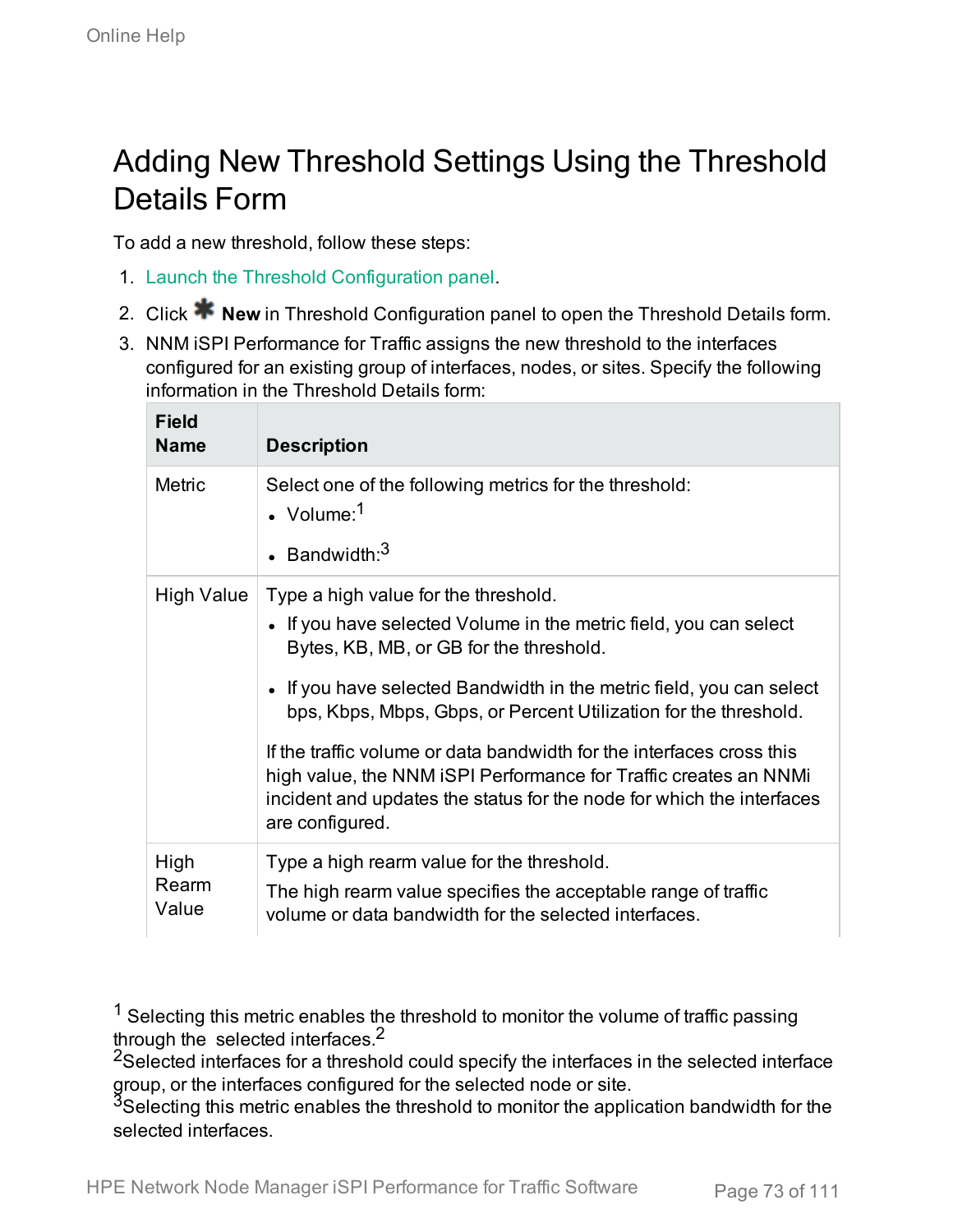# Adding New Threshold Settings Using the Threshold Details Form

To add a new threshold, follow these steps:

1. Launch the Threshold Configuration panel.
2. Click **New** in Threshold Configuration panel to open the Threshold Details form.
3. NNM iSPI Performance for Traffic assigns the new threshold to the interfaces configured for an existing group of interfaces, nodes, or sites. Specify the following information in the Threshold Details form:

| Field Name | Description |
|---|---|
| Metric | Select one of the following metrics for the threshold:<br>• Volume:[1]<br>• Bandwidth:[3] |
| High Value | Type a high value for the threshold.<br>• If you have selected Volume in the metric field, you can select Bytes, KB, MB, or GB for the threshold.<br>• If you have selected Bandwidth in the metric field, you can select bps, Kbps, Mbps, Gbps, or Percent Utilization for the threshold.<br>If the traffic volume or data bandwidth for the interfaces cross this high value, the NNM iSPI Performance for Traffic creates an NNMi incident and updates the status for the node for which the interfaces are configured. |
| High Rearm Value | Type a high rearm value for the threshold.<br>The high rearm value specifies the acceptable range of traffic volume or data bandwidth for the selected interfaces. |

[1] Selecting this metric enables the threshold to monitor the volume of traffic passing through the selected interfaces.[2]

[2] Selected interfaces for a threshold could specify the interfaces in the selected interface group, or the interfaces configured for the selected node or site.

[3] Selecting this metric enables the threshold to monitor the application bandwidth for the selected interfaces.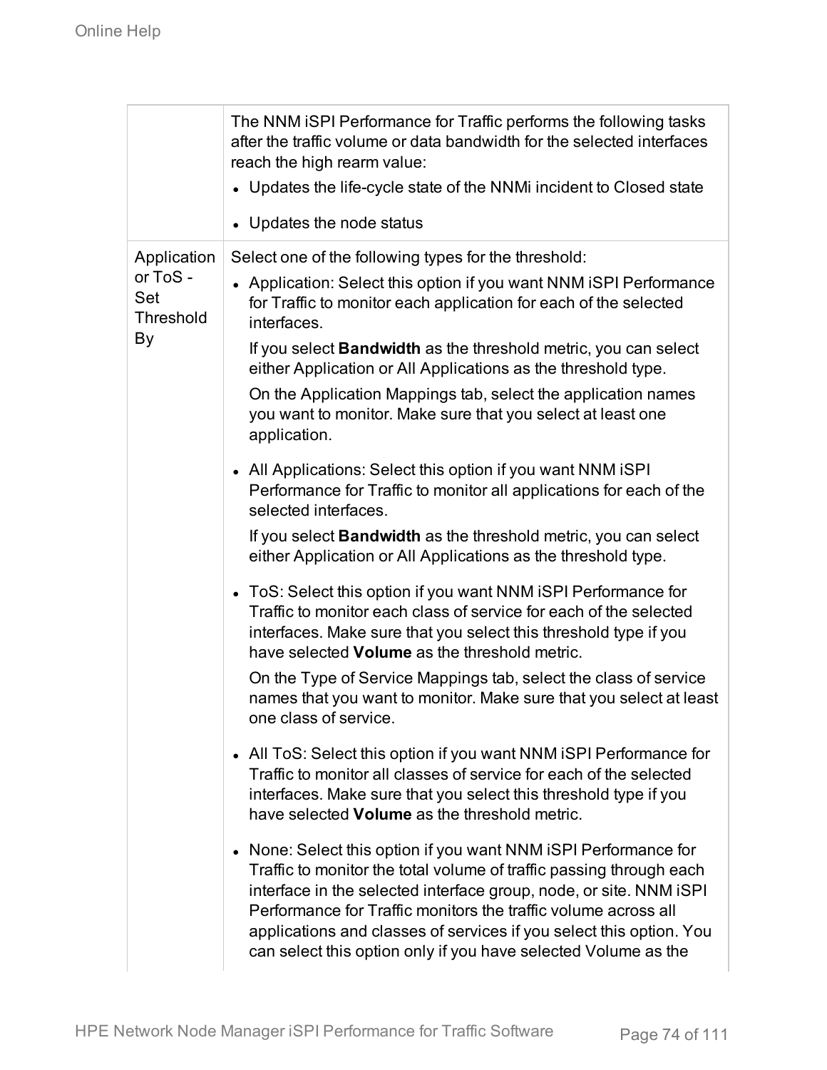| | |
|---|---|
| | The NNM iSPI Performance for Traffic performs the following tasks after the traffic volume or data bandwidth for the selected interfaces reach the high rearm value:<br>• Updates the life-cycle state of the NNMi incident to Closed state<br>• Updates the node status |
| Application or ToS - Set Threshold By | Select one of the following types for the threshold:<br>• Application: Select this option if you want NNM iSPI Performance for Traffic to monitor each application for each of the selected interfaces.<br>If you select **Bandwidth** as the threshold metric, you can select either Application or All Applications as the threshold type.<br>On the Application Mappings tab, select the application names you want to monitor. Make sure that you select at least one application.<br>• All Applications: Select this option if you want NNM iSPI Performance for Traffic to monitor all applications for each of the selected interfaces.<br>If you select **Bandwidth** as the threshold metric, you can select either Application or All Applications as the threshold type.<br>• ToS: Select this option if you want NNM iSPI Performance for Traffic to monitor each class of service for each of the selected interfaces. Make sure that you select this threshold type if you have selected **Volume** as the threshold metric.<br>On the Type of Service Mappings tab, select the class of service names that you want to monitor. Make sure that you select at least one class of service.<br>• All ToS: Select this option if you want NNM iSPI Performance for Traffic to monitor all classes of service for each of the selected interfaces. Make sure that you select this threshold type if you have selected **Volume** as the threshold metric.<br>• None: Select this option if you want NNM iSPI Performance for Traffic to monitor the total volume of traffic passing through each interface in the selected interface group, node, or site. NNM iSPI Performance for Traffic monitors the traffic volume across all applications and classes of services if you select this option. You can select this option only if you have selected Volume as the |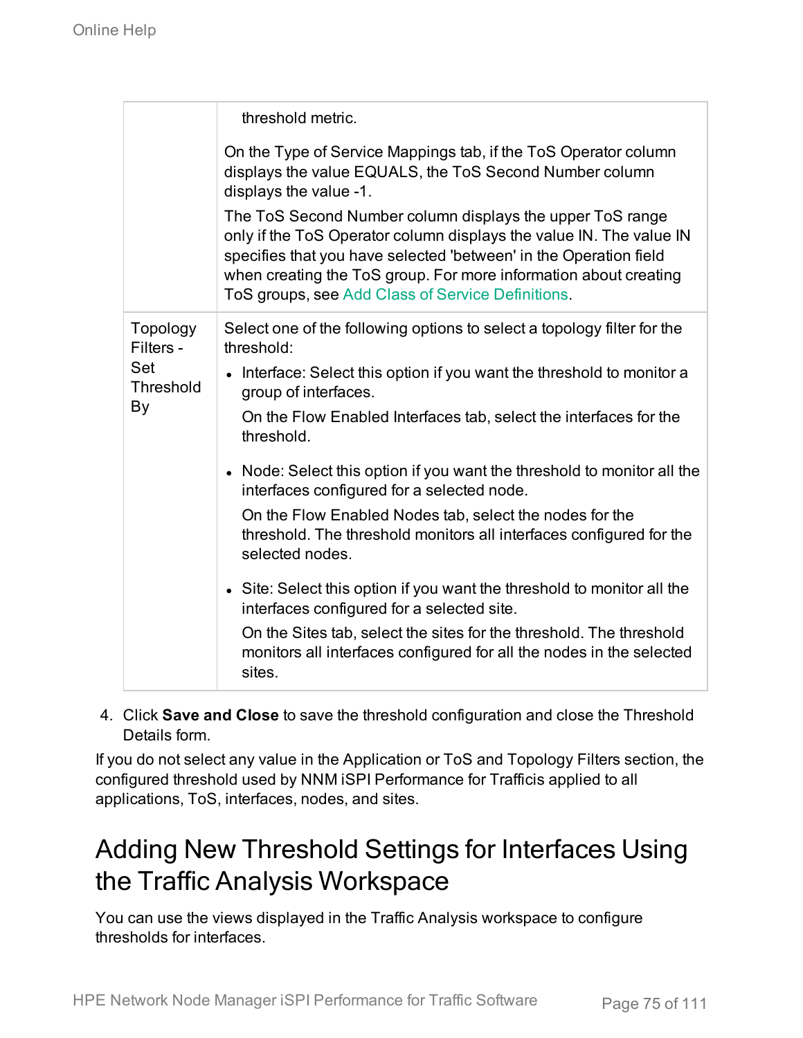| | |
|---|---|
| | threshold metric.<br><br>On the Type of Service Mappings tab, if the ToS Operator column displays the value EQUALS, the ToS Second Number column displays the value -1.<br><br>The ToS Second Number column displays the upper ToS range only if the ToS Operator column displays the value IN. The value IN specifies that you have selected 'between' in the Operation field when creating the ToS group. For more information about creating ToS groups, see Add Class of Service Definitions. |
| Topology Filters - Set Threshold By | Select one of the following options to select a topology filter for the threshold:<br><br>• Interface: Select this option if you want the threshold to monitor a group of interfaces.<br>On the Flow Enabled Interfaces tab, select the interfaces for the threshold.<br><br>• Node: Select this option if you want the threshold to monitor all the interfaces configured for a selected node.<br>On the Flow Enabled Nodes tab, select the nodes for the threshold. The threshold monitors all interfaces configured for the selected nodes.<br><br>• Site: Select this option if you want the threshold to monitor all the interfaces configured for a selected site.<br>On the Sites tab, select the sites for the threshold. The threshold monitors all interfaces configured for all the nodes in the selected sites. |

4. Click **Save and Close** to save the threshold configuration and close the Threshold Details form.

If you do not select any value in the Application or ToS and Topology Filters section, the configured threshold used by NNM iSPI Performance for Trafficis applied to all applications, ToS, interfaces, nodes, and sites.

# Adding New Threshold Settings for Interfaces Using the Traffic Analysis Workspace

You can use the views displayed in the Traffic Analysis workspace to configure thresholds for interfaces.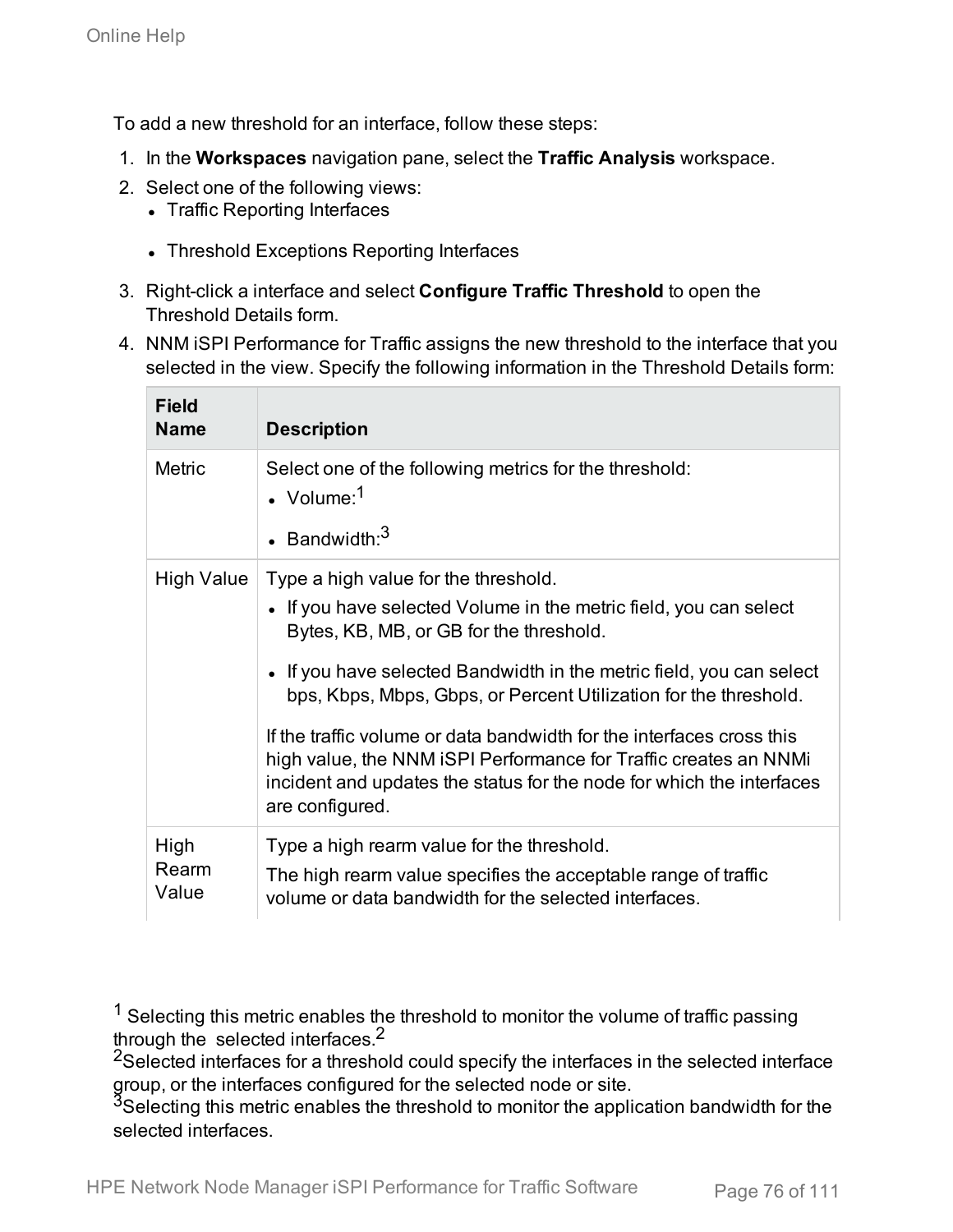To add a new threshold for an interface, follow these steps:

1. In the **Workspaces** navigation pane, select the **Traffic Analysis** workspace.
2. Select one of the following views:
   - Traffic Reporting Interfaces
   - Threshold Exceptions Reporting Interfaces
3. Right-click a interface and select **Configure Traffic Threshold** to open the Threshold Details form.
4. NNM iSPI Performance for Traffic assigns the new threshold to the interface that you selected in the view. Specify the following information in the Threshold Details form:

| Field Name | Description |
|---|---|
| Metric | Select one of the following metrics for the threshold:<br>• Volume:[1]<br>• Bandwidth:[3] |
| High Value | Type a high value for the threshold.<br>• If you have selected Volume in the metric field, you can select Bytes, KB, MB, or GB for the threshold.<br>• If you have selected Bandwidth in the metric field, you can select bps, Kbps, Mbps, Gbps, or Percent Utilization for the threshold.<br>If the traffic volume or data bandwidth for the interfaces cross this high value, the NNM iSPI Performance for Traffic creates an NNMi incident and updates the status for the node for which the interfaces are configured. |
| High Rearm Value | Type a high rearm value for the threshold.<br>The high rearm value specifies the acceptable range of traffic volume or data bandwidth for the selected interfaces. |

[1] Selecting this metric enables the threshold to monitor the volume of traffic passing through the selected interfaces.[2]

[2] Selected interfaces for a threshold could specify the interfaces in the selected interface group, or the interfaces configured for the selected node or site.

[3] Selecting this metric enables the threshold to monitor the application bandwidth for the selected interfaces.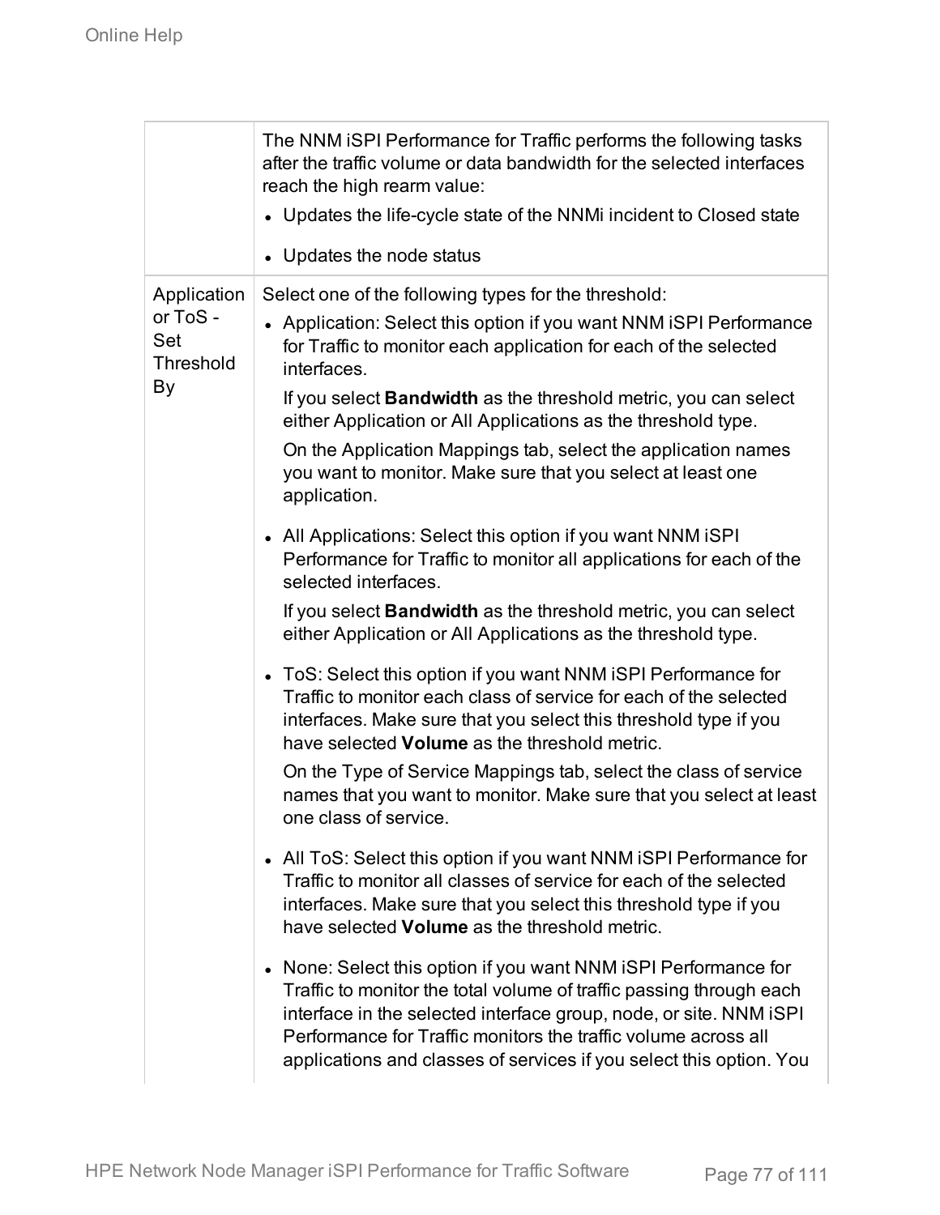| | |
|---|---|
| | The NNM iSPI Performance for Traffic performs the following tasks after the traffic volume or data bandwidth for the selected interfaces reach the high rearm value:<br>• Updates the life-cycle state of the NNMi incident to Closed state<br>• Updates the node status |
| Application or ToS - Set Threshold By | Select one of the following types for the threshold:<br>• Application: Select this option if you want NNM iSPI Performance for Traffic to monitor each application for each of the selected interfaces.<br>If you select **Bandwidth** as the threshold metric, you can select either Application or All Applications as the threshold type.<br>On the Application Mappings tab, select the application names you want to monitor. Make sure that you select at least one application.<br>• All Applications: Select this option if you want NNM iSPI Performance for Traffic to monitor all applications for each of the selected interfaces.<br>If you select **Bandwidth** as the threshold metric, you can select either Application or All Applications as the threshold type.<br>• ToS: Select this option if you want NNM iSPI Performance for Traffic to monitor each class of service for each of the selected interfaces. Make sure that you select this threshold type if you have selected **Volume** as the threshold metric.<br>On the Type of Service Mappings tab, select the class of service names that you want to monitor. Make sure that you select at least one class of service.<br>• All ToS: Select this option if you want NNM iSPI Performance for Traffic to monitor all classes of service for each of the selected interfaces. Make sure that you select this threshold type if you have selected **Volume** as the threshold metric.<br>• None: Select this option if you want NNM iSPI Performance for Traffic to monitor the total volume of traffic passing through each interface in the selected interface group, node, or site. NNM iSPI Performance for Traffic monitors the traffic volume across all applications and classes of services if you select this option. You |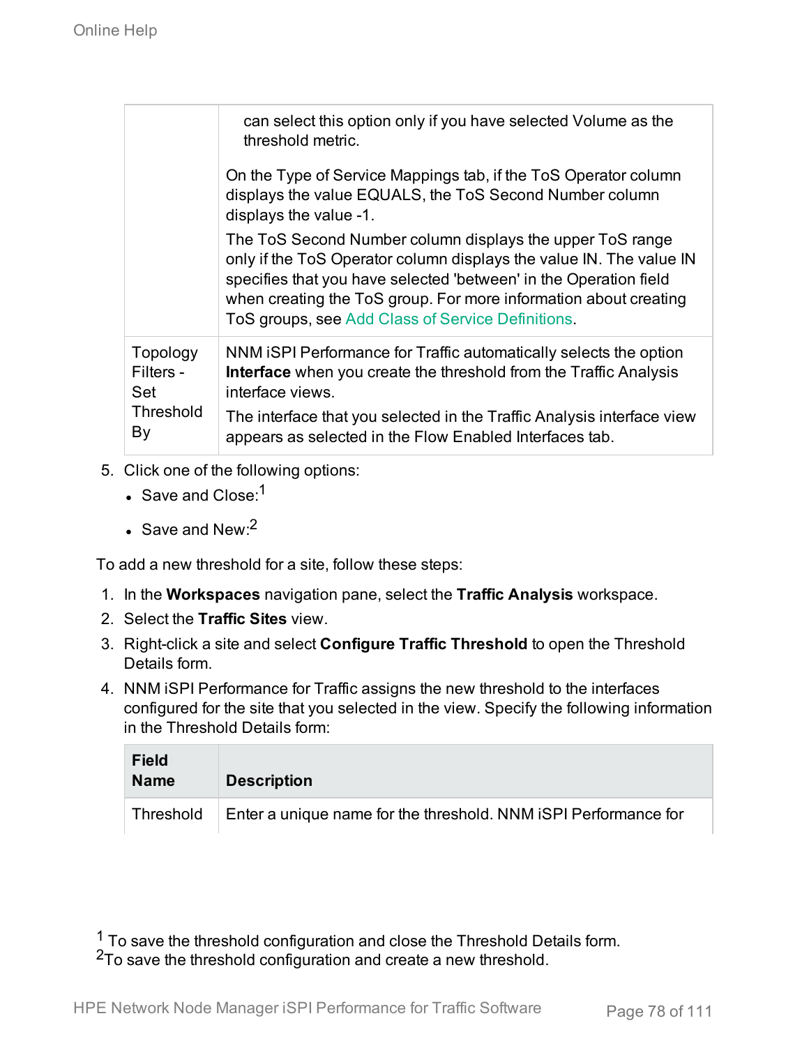| | |
|---|---|
| | can select this option only if you have selected Volume as the threshold metric.<br><br>On the Type of Service Mappings tab, if the ToS Operator column displays the value EQUALS, the ToS Second Number column displays the value -1.<br><br>The ToS Second Number column displays the upper ToS range only if the ToS Operator column displays the value IN. The value IN specifies that you have selected 'between' in the Operation field when creating the ToS group. For more information about creating ToS groups, see Add Class of Service Definitions. |
| Topology Filters - Set Threshold By | NNM iSPI Performance for Traffic automatically selects the option **Interface** when you create the threshold from the Traffic Analysis interface views.<br><br>The interface that you selected in the Traffic Analysis interface view appears as selected in the Flow Enabled Interfaces tab. |

5. Click one of the following options:
   - Save and Close:[1]
   - Save and New:[2]

To add a new threshold for a site, follow these steps:

1. In the **Workspaces** navigation pane, select the **Traffic Analysis** workspace.
2. Select the **Traffic Sites** view.
3. Right-click a site and select **Configure Traffic Threshold** to open the Threshold Details form.
4. NNM iSPI Performance for Traffic assigns the new threshold to the interfaces configured for the site that you selected in the view. Specify the following information in the Threshold Details form:

| Field Name | Description |
|---|---|
| Threshold | Enter a unique name for the threshold. NNM iSPI Performance for |

[1] To save the threshold configuration and close the Threshold Details form.
[2] To save the threshold configuration and create a new threshold.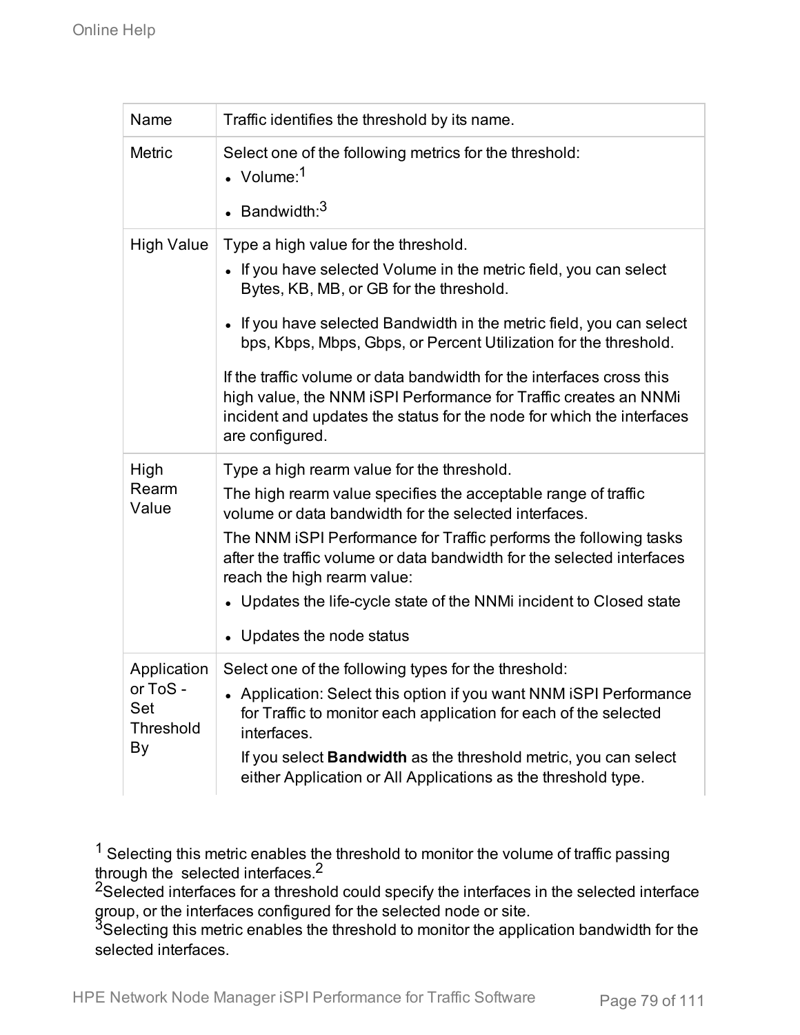| Name | Traffic identifies the threshold by its name. |
|---|---|
| Metric | Select one of the following metrics for the threshold:<br>• Volume:[1]<br>• Bandwidth:[3] |
| High Value | Type a high value for the threshold.<br>• If you have selected Volume in the metric field, you can select Bytes, KB, MB, or GB for the threshold.<br>• If you have selected Bandwidth in the metric field, you can select bps, Kbps, Mbps, Gbps, or Percent Utilization for the threshold.<br>If the traffic volume or data bandwidth for the interfaces cross this high value, the NNM iSPI Performance for Traffic creates an NNMi incident and updates the status for the node for which the interfaces are configured. |
| High Rearm Value | Type a high rearm value for the threshold.<br>The high rearm value specifies the acceptable range of traffic volume or data bandwidth for the selected interfaces.<br>The NNM iSPI Performance for Traffic performs the following tasks after the traffic volume or data bandwidth for the selected interfaces reach the high rearm value:<br>• Updates the life-cycle state of the NNMi incident to Closed state<br>• Updates the node status |
| Application or ToS - Set Threshold By | Select one of the following types for the threshold:<br>• Application: Select this option if you want NNM iSPI Performance for Traffic to monitor each application for each of the selected interfaces.<br>If you select **Bandwidth** as the threshold metric, you can select either Application or All Applications as the threshold type. |

[1] Selecting this metric enables the threshold to monitor the volume of traffic passing through the selected interfaces.[2]

[2] Selected interfaces for a threshold could specify the interfaces in the selected interface group, or the interfaces configured for the selected node or site.

[3] Selecting this metric enables the threshold to monitor the application bandwidth for the selected interfaces.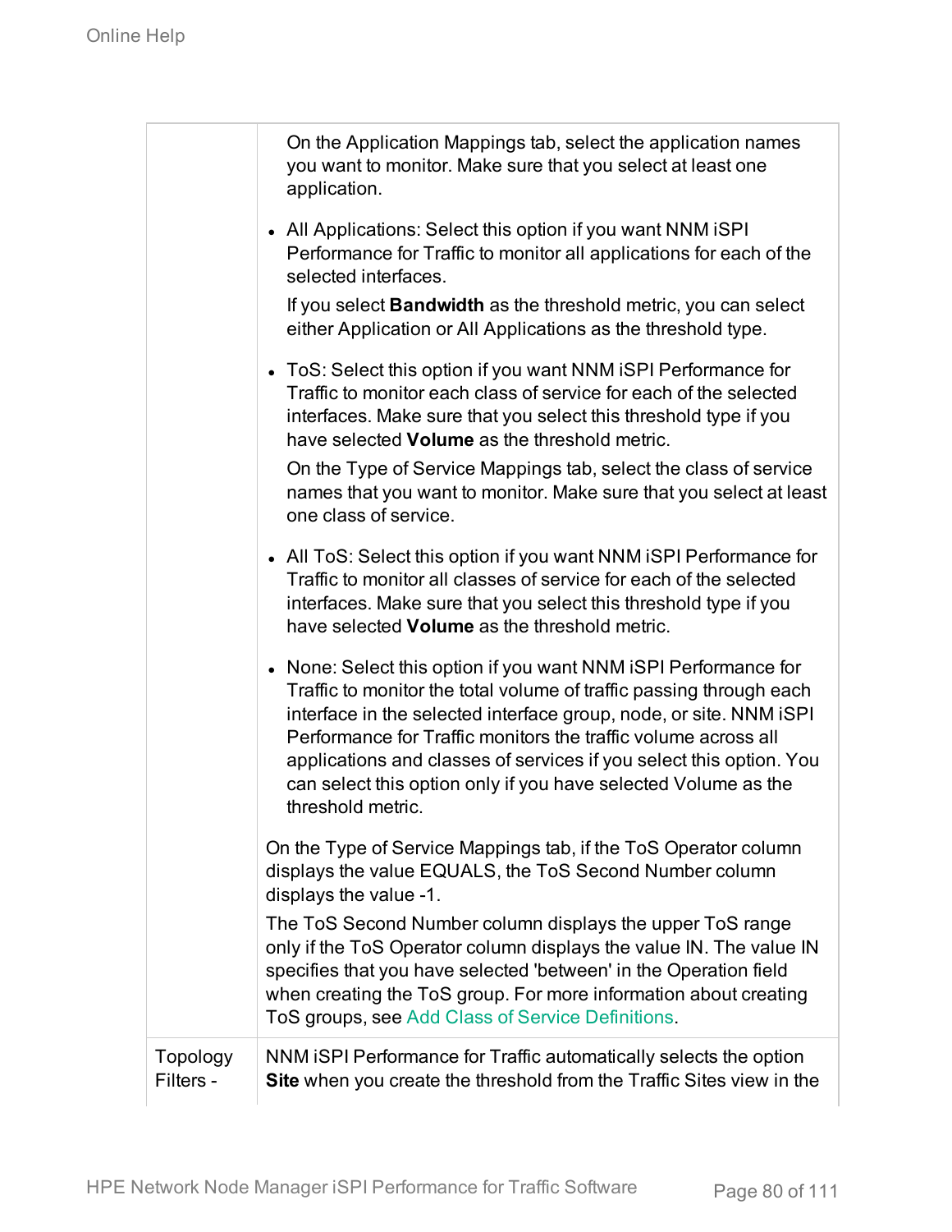| | |
|---|---|
| | On the Application Mappings tab, select the application names you want to monitor. Make sure that you select at least one application.<br><br>• All Applications: Select this option if you want NNM iSPI Performance for Traffic to monitor all applications for each of the selected interfaces.<br>If you select **Bandwidth** as the threshold metric, you can select either Application or All Applications as the threshold type.<br><br>• ToS: Select this option if you want NNM iSPI Performance for Traffic to monitor each class of service for each of the selected interfaces. Make sure that you select this threshold type if you have selected **Volume** as the threshold metric.<br>On the Type of Service Mappings tab, select the class of service names that you want to monitor. Make sure that you select at least one class of service.<br><br>• All ToS: Select this option if you want NNM iSPI Performance for Traffic to monitor all classes of service for each of the selected interfaces. Make sure that you select this threshold type if you have selected **Volume** as the threshold metric.<br><br>• None: Select this option if you want NNM iSPI Performance for Traffic to monitor the total volume of traffic passing through each interface in the selected interface group, node, or site. NNM iSPI Performance for Traffic monitors the traffic volume across all applications and classes of services if you select this option. You can select this option only if you have selected Volume as the threshold metric.<br><br>On the Type of Service Mappings tab, if the ToS Operator column displays the value EQUALS, the ToS Second Number column displays the value -1.<br>The ToS Second Number column displays the upper ToS range only if the ToS Operator column displays the value IN. The value IN specifies that you have selected 'between' in the Operation field when creating the ToS group. For more information about creating ToS groups, see Add Class of Service Definitions. |
| Topology Filters - | NNM iSPI Performance for Traffic automatically selects the option **Site** when you create the threshold from the Traffic Sites view in the |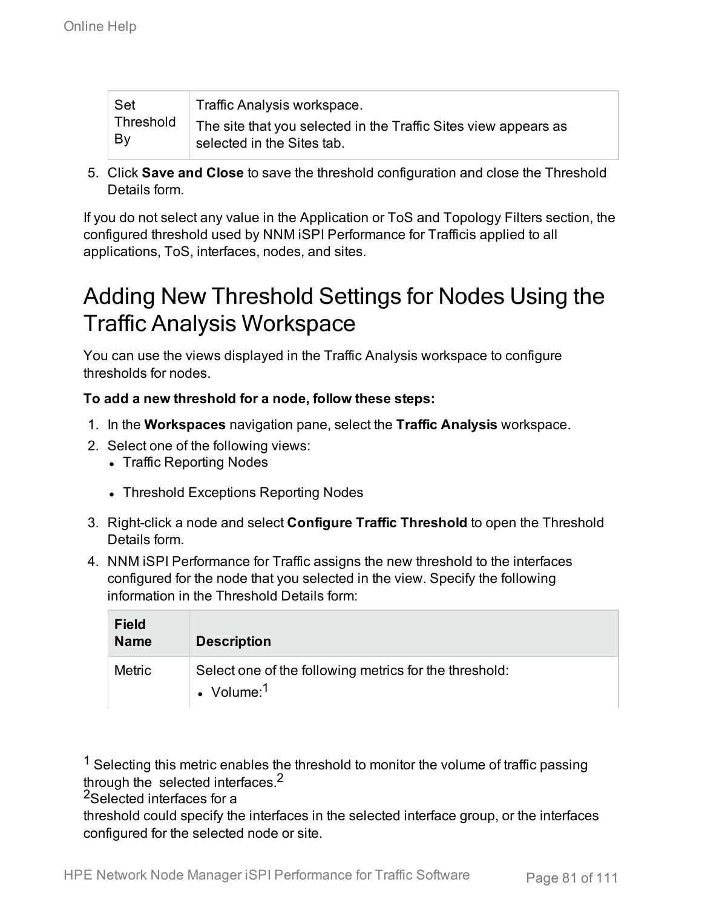| Set Threshold By | Traffic Analysis workspace.<br>The site that you selected in the Traffic Sites view appears as selected in the Sites tab. |
|---|---|

5. Click **Save and Close** to save the threshold configuration and close the Threshold Details form.

If you do not select any value in the Application or ToS and Topology Filters section, the configured threshold used by NNM iSPI Performance for Trafficis applied to all applications, ToS, interfaces, nodes, and sites.

# Adding New Threshold Settings for Nodes Using the Traffic Analysis Workspace

You can use the views displayed in the Traffic Analysis workspace to configure thresholds for nodes.

**To add a new threshold for a node, follow these steps:**

1. In the **Workspaces** navigation pane, select the **Traffic Analysis** workspace.
2. Select one of the following views:
   - Traffic Reporting Nodes
   - Threshold Exceptions Reporting Nodes
3. Right-click a node and select **Configure Traffic Threshold** to open the Threshold Details form.
4. NNM iSPI Performance for Traffic assigns the new threshold to the interfaces configured for the node that you selected in the view. Specify the following information in the Threshold Details form:

| Field Name | Description |
|---|---|
| Metric | Select one of the following metrics for the threshold:<br>• Volume:[1] |

[1] Selecting this metric enables the threshold to monitor the volume of traffic passing through the selected interfaces.[2]

[2]Selected interfaces for a threshold could specify the interfaces in the selected interface group, or the interfaces configured for the selected node or site.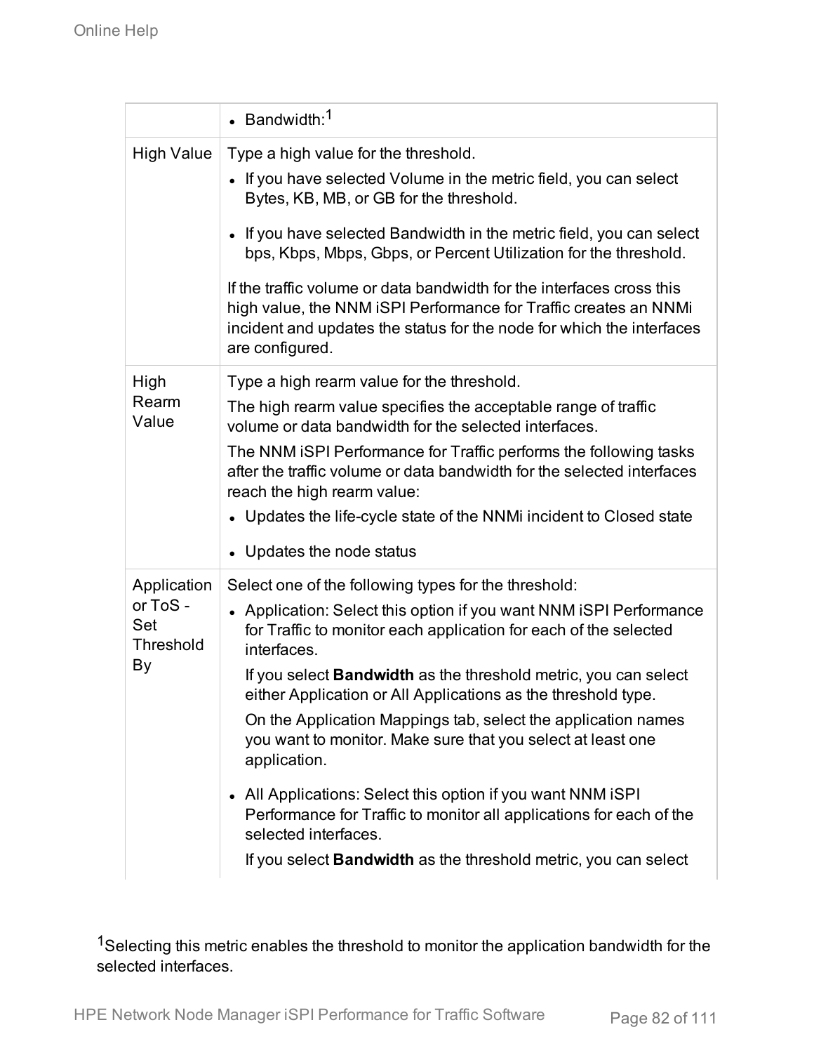| | |
|---|---|
| | • Bandwidth:[1] |
| High Value | Type a high value for the threshold.<br>• If you have selected Volume in the metric field, you can select Bytes, KB, MB, or GB for the threshold.<br>• If you have selected Bandwidth in the metric field, you can select bps, Kbps, Mbps, Gbps, or Percent Utilization for the threshold.<br>If the traffic volume or data bandwidth for the interfaces cross this high value, the NNM iSPI Performance for Traffic creates an NNMi incident and updates the status for the node for which the interfaces are configured. |
| High Rearm Value | Type a high rearm value for the threshold.<br>The high rearm value specifies the acceptable range of traffic volume or data bandwidth for the selected interfaces.<br>The NNM iSPI Performance for Traffic performs the following tasks after the traffic volume or data bandwidth for the selected interfaces reach the high rearm value:<br>• Updates the life-cycle state of the NNMi incident to Closed state<br>• Updates the node status |
| Application or ToS - Set Threshold By | Select one of the following types for the threshold:<br>• Application: Select this option if you want NNM iSPI Performance for Traffic to monitor each application for each of the selected interfaces.<br>If you select **Bandwidth** as the threshold metric, you can select either Application or All Applications as the threshold type.<br>On the Application Mappings tab, select the application names you want to monitor. Make sure that you select at least one application.<br>• All Applications: Select this option if you want NNM iSPI Performance for Traffic to monitor all applications for each of the selected interfaces.<br>If you select **Bandwidth** as the threshold metric, you can select |

[1] Selecting this metric enables the threshold to monitor the application bandwidth for the selected interfaces.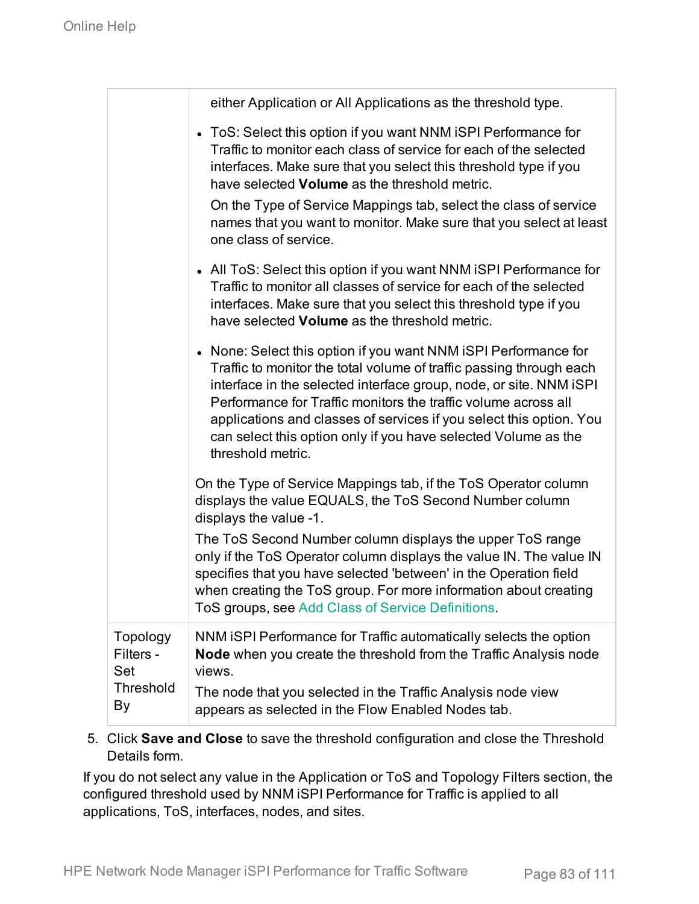| | |
|---|---|
| | either Application or All Applications as the threshold type.<br><ul><li>ToS: Select this option if you want NNM iSPI Performance for Traffic to monitor each class of service for each of the selected interfaces. Make sure that you select this threshold type if you have selected **Volume** as the threshold metric.<br>On the Type of Service Mappings tab, select the class of service names that you want to monitor. Make sure that you select at least one class of service.</li><li>All ToS: Select this option if you want NNM iSPI Performance for Traffic to monitor all classes of service for each of the selected interfaces. Make sure that you select this threshold type if you have selected **Volume** as the threshold metric.</li><li>None: Select this option if you want NNM iSPI Performance for Traffic to monitor the total volume of traffic passing through each interface in the selected interface group, node, or site. NNM iSPI Performance for Traffic monitors the traffic volume across all applications and classes of services if you select this option. You can select this option only if you have selected Volume as the threshold metric.</li></ul>On the Type of Service Mappings tab, if the ToS Operator column displays the value EQUALS, the ToS Second Number column displays the value -1.<br>The ToS Second Number column displays the upper ToS range only if the ToS Operator column displays the value IN. The value IN specifies that you have selected 'between' in the Operation field when creating the ToS group. For more information about creating ToS groups, see Add Class of Service Definitions. |
| Topology Filters - Set Threshold By | NNM iSPI Performance for Traffic automatically selects the option **Node** when you create the threshold from the Traffic Analysis node views.<br>The node that you selected in the Traffic Analysis node view appears as selected in the Flow Enabled Nodes tab. |

5. Click **Save and Close** to save the threshold configuration and close the Threshold Details form.

If you do not select any value in the Application or ToS and Topology Filters section, the configured threshold used by NNM iSPI Performance for Traffic is applied to all applications, ToS, interfaces, nodes, and sites.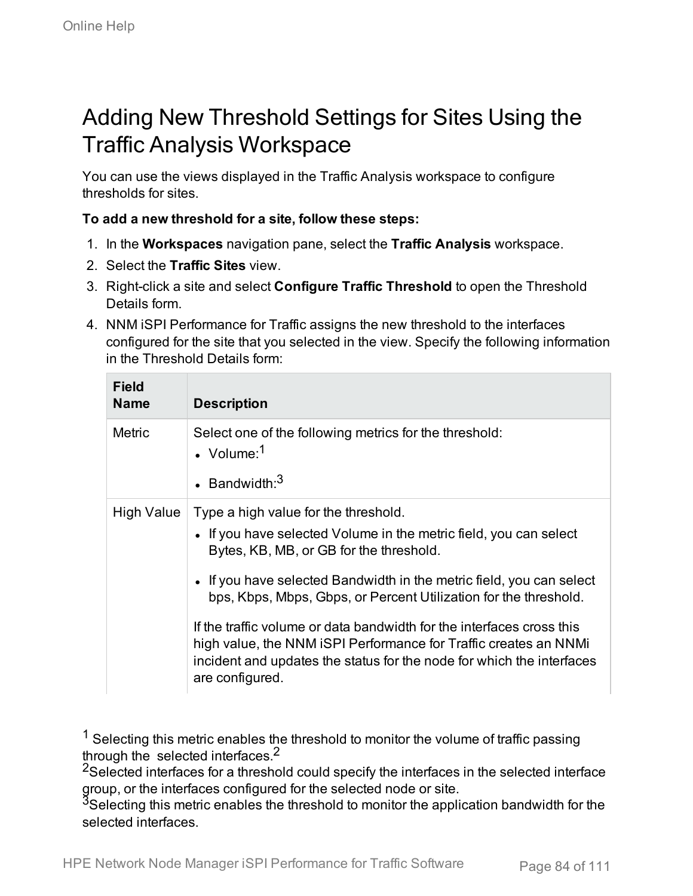# Adding New Threshold Settings for Sites Using the Traffic Analysis Workspace

You can use the views displayed in the Traffic Analysis workspace to configure thresholds for sites.

**To add a new threshold for a site, follow these steps:**

1. In the **Workspaces** navigation pane, select the **Traffic Analysis** workspace.
2. Select the **Traffic Sites** view.
3. Right-click a site and select **Configure Traffic Threshold** to open the Threshold Details form.
4. NNM iSPI Performance for Traffic assigns the new threshold to the interfaces configured for the site that you selected in the view. Specify the following information in the Threshold Details form:

| Field Name | Description |
| --- | --- |
| Metric | Select one of the following metrics for the threshold:<br>• Volume:[1]<br>• Bandwidth:[3] |
| High Value | Type a high value for the threshold.<br>• If you have selected Volume in the metric field, you can select Bytes, KB, MB, or GB for the threshold.<br>• If you have selected Bandwidth in the metric field, you can select bps, Kbps, Mbps, Gbps, or Percent Utilization for the threshold.<br><br>If the traffic volume or data bandwidth for the interfaces cross this high value, the NNM iSPI Performance for Traffic creates an NNMi incident and updates the status for the node for which the interfaces are configured. |

[1] Selecting this metric enables the threshold to monitor the volume of traffic passing through the selected interfaces.[2]

[2] Selected interfaces for a threshold could specify the interfaces in the selected interface group, or the interfaces configured for the selected node or site.

[3] Selecting this metric enables the threshold to monitor the application bandwidth for the selected interfaces.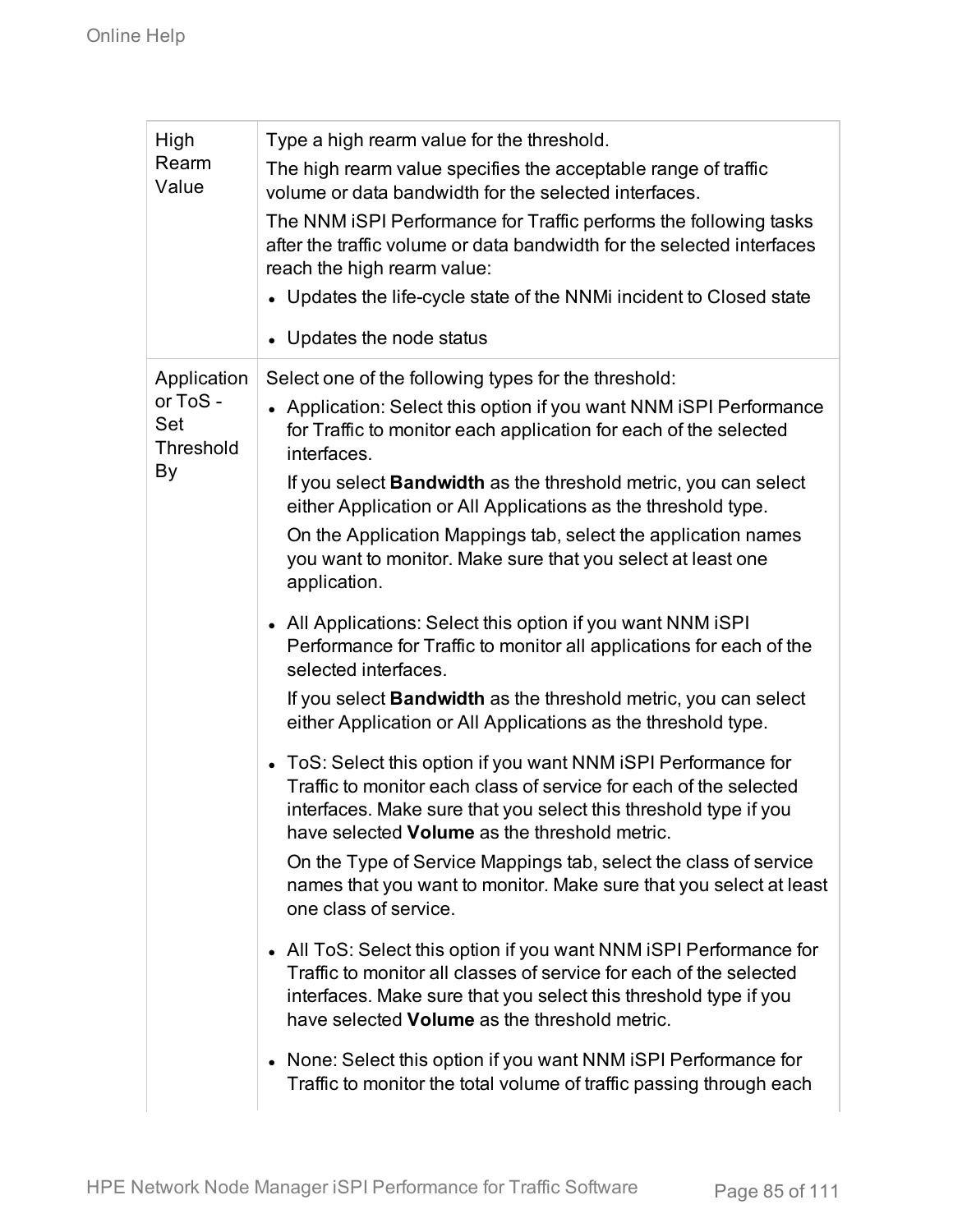| | |
|---|---|
| High Rearm Value | Type a high rearm value for the threshold.<br>The high rearm value specifies the acceptable range of traffic volume or data bandwidth for the selected interfaces.<br>The NNM iSPI Performance for Traffic performs the following tasks after the traffic volume or data bandwidth for the selected interfaces reach the high rearm value:<br>• Updates the life-cycle state of the NNMi incident to Closed state<br>• Updates the node status |
| Application or ToS - Set Threshold By | Select one of the following types for the threshold:<br>• Application: Select this option if you want NNM iSPI Performance for Traffic to monitor each application for each of the selected interfaces.<br>If you select **Bandwidth** as the threshold metric, you can select either Application or All Applications as the threshold type.<br>On the Application Mappings tab, select the application names you want to monitor. Make sure that you select at least one application.<br>• All Applications: Select this option if you want NNM iSPI Performance for Traffic to monitor all applications for each of the selected interfaces.<br>If you select **Bandwidth** as the threshold metric, you can select either Application or All Applications as the threshold type.<br>• ToS: Select this option if you want NNM iSPI Performance for Traffic to monitor each class of service for each of the selected interfaces. Make sure that you select this threshold type if you have selected **Volume** as the threshold metric.<br>On the Type of Service Mappings tab, select the class of service names that you want to monitor. Make sure that you select at least one class of service.<br>• All ToS: Select this option if you want NNM iSPI Performance for Traffic to monitor all classes of service for each of the selected interfaces. Make sure that you select this threshold type if you have selected **Volume** as the threshold metric.<br>• None: Select this option if you want NNM iSPI Performance for Traffic to monitor the total volume of traffic passing through each |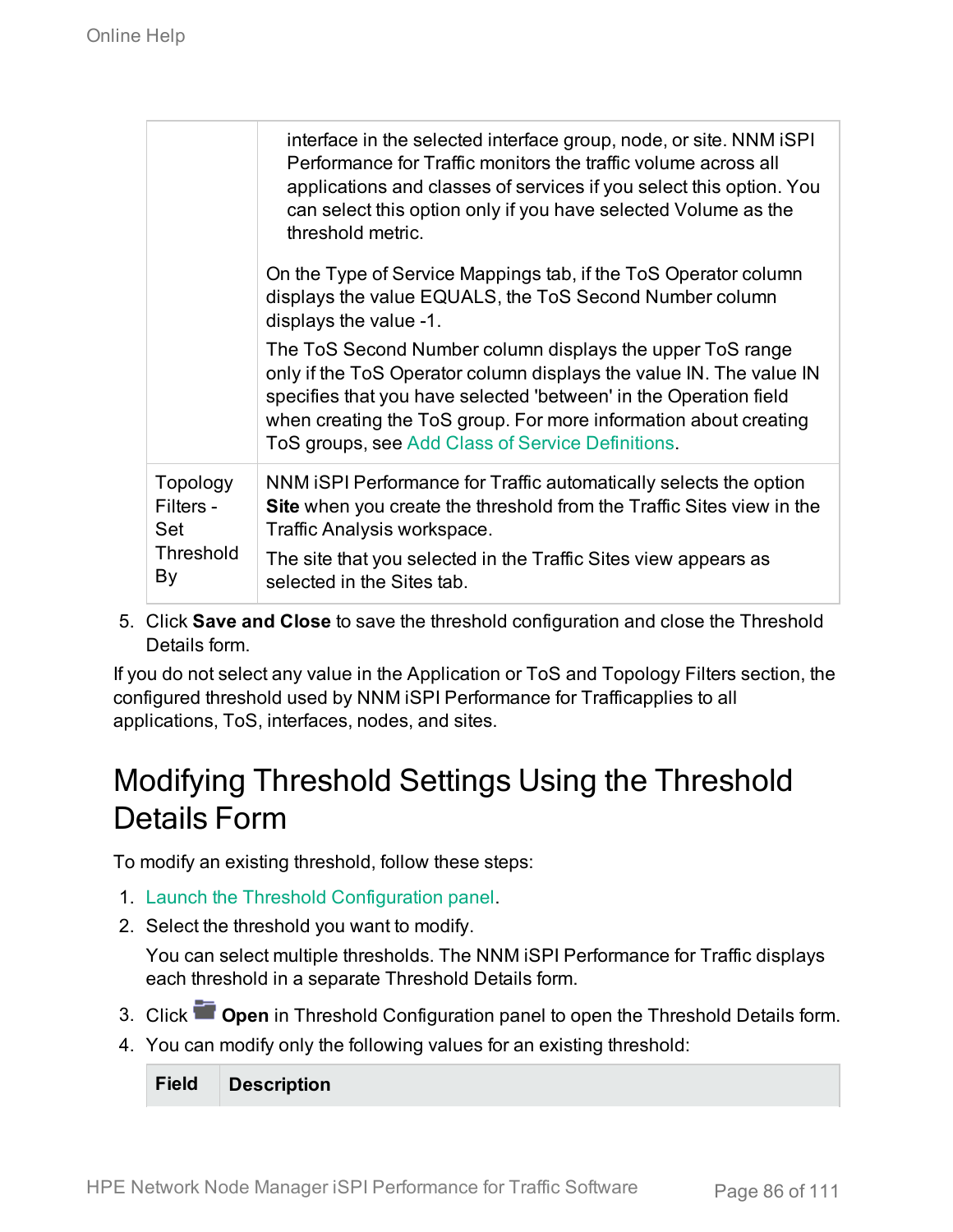|  |  |
|---|---|
|  | interface in the selected interface group, node, or site. NNM iSPI Performance for Traffic monitors the traffic volume across all applications and classes of services if you select this option. You can select this option only if you have selected Volume as the threshold metric. On the Type of Service Mappings tab, if the ToS Operator column displays the value EQUALS, the ToS Second Number column displays the value -1. The ToS Second Number column displays the upper ToS range only if the ToS Operator column displays the value IN. The value IN specifies that you have selected 'between' in the Operation field when creating the ToS group. For more information about creating ToS groups, see Add Class of Service Definitions. |
| Topology Filters - Set Threshold By | NNM iSPI Performance for Traffic automatically selects the option **Site** when you create the threshold from the Traffic Sites view in the Traffic Analysis workspace. The site that you selected in the Traffic Sites view appears as selected in the Sites tab. |

5. Click **Save and Close** to save the threshold configuration and close the Threshold Details form.

If you do not select any value in the Application or ToS and Topology Filters section, the configured threshold used by NNM iSPI Performance for Trafficapplies to all applications, ToS, interfaces, nodes, and sites.

# Modifying Threshold Settings Using the Threshold Details Form

To modify an existing threshold, follow these steps:

1. Launch the Threshold Configuration panel.
2. Select the threshold you want to modify.

   You can select multiple thresholds. The NNM iSPI Performance for Traffic displays each threshold in a separate Threshold Details form.
3. Click **Open** in Threshold Configuration panel to open the Threshold Details form.
4. You can modify only the following values for an existing threshold:

| Field | Description |
|---|---|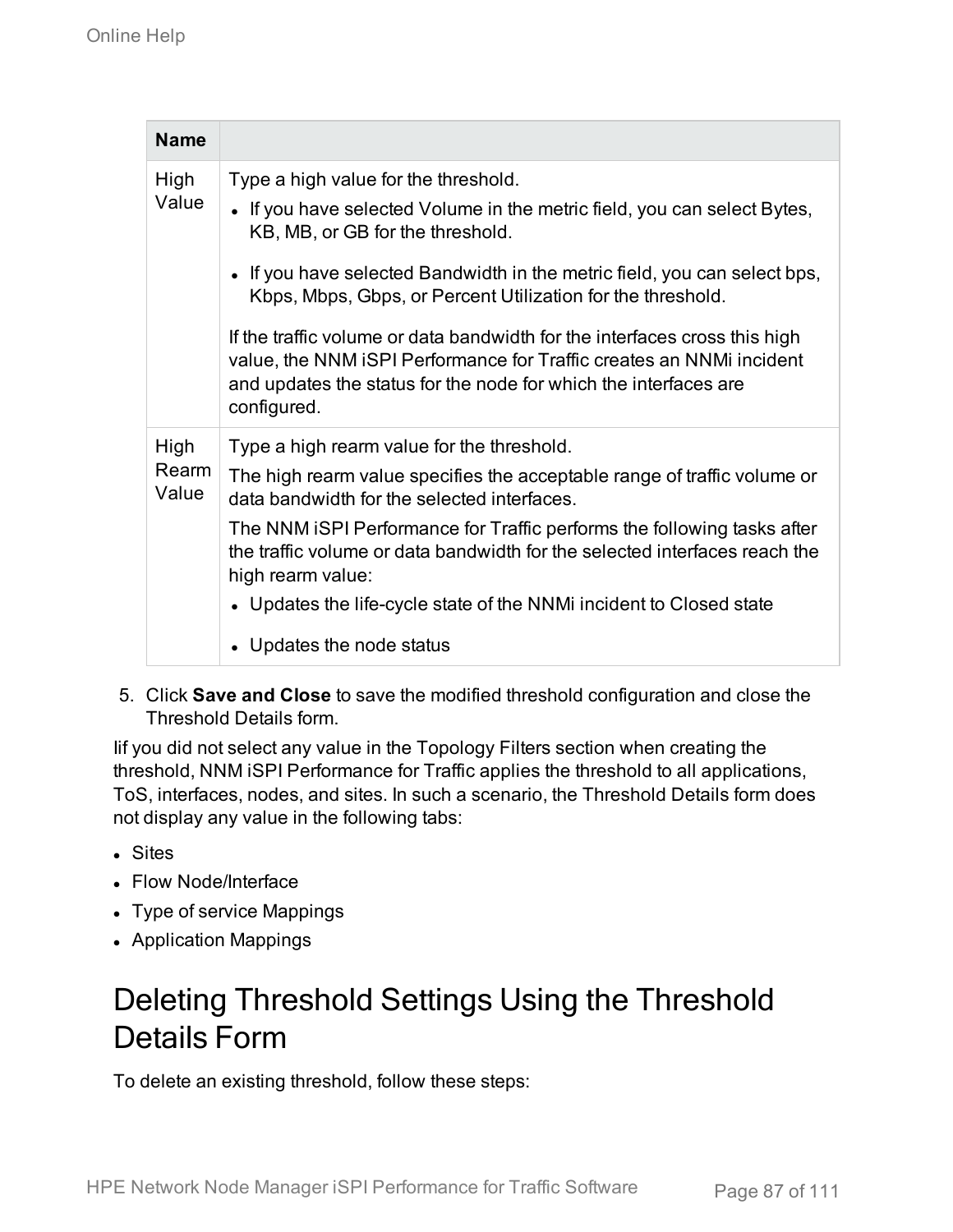| Name | |
|---|---|
| High Value | Type a high value for the threshold.<br>• If you have selected Volume in the metric field, you can select Bytes, KB, MB, or GB for the threshold.<br>• If you have selected Bandwidth in the metric field, you can select bps, Kbps, Mbps, Gbps, or Percent Utilization for the threshold.<br>If the traffic volume or data bandwidth for the interfaces cross this high value, the NNM iSPI Performance for Traffic creates an NNMi incident and updates the status for the node for which the interfaces are configured. |
| High Rearm Value | Type a high rearm value for the threshold.<br>The high rearm value specifies the acceptable range of traffic volume or data bandwidth for the selected interfaces.<br>The NNM iSPI Performance for Traffic performs the following tasks after the traffic volume or data bandwidth for the selected interfaces reach the high rearm value:<br>• Updates the life-cycle state of the NNMi incident to Closed state<br>• Updates the node status |

5. Click **Save and Close** to save the modified threshold configuration and close the Threshold Details form.

Iif you did not select any value in the Topology Filters section when creating the threshold, NNM iSPI Performance for Traffic applies the threshold to all applications, ToS, interfaces, nodes, and sites. In such a scenario, the Threshold Details form does not display any value in the following tabs:

- Sites
- Flow Node/Interface
- Type of service Mappings
- Application Mappings

# Deleting Threshold Settings Using the Threshold Details Form

To delete an existing threshold, follow these steps: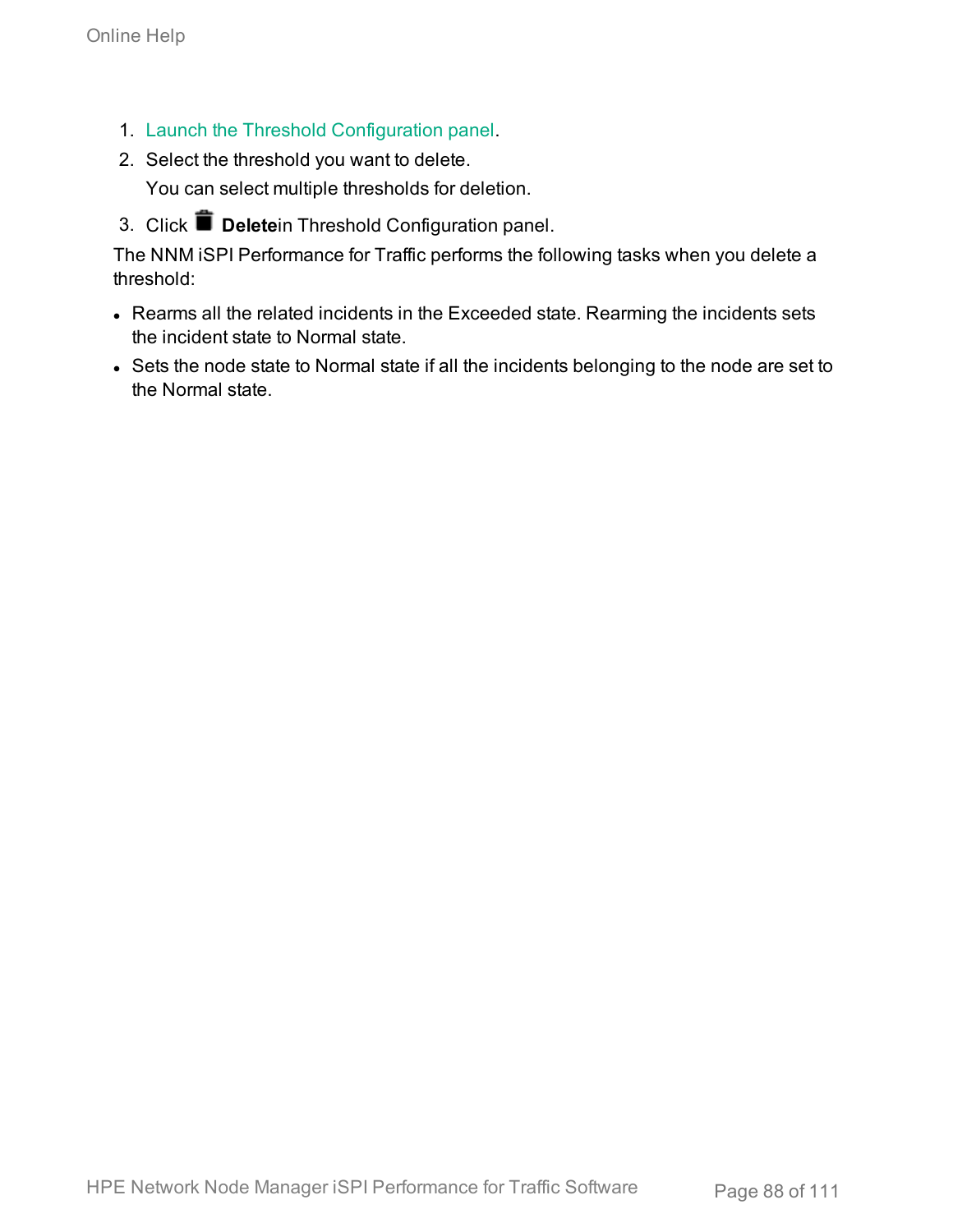1. Launch the Threshold Configuration panel.
2. Select the threshold you want to delete.

   You can select multiple thresholds for deletion.
3. Click **Delete**in Threshold Configuration panel.

The NNM iSPI Performance for Traffic performs the following tasks when you delete a threshold:

- Rearms all the related incidents in the Exceeded state. Rearming the incidents sets the incident state to Normal state.
- Sets the node state to Normal state if all the incidents belonging to the node are set to the Normal state.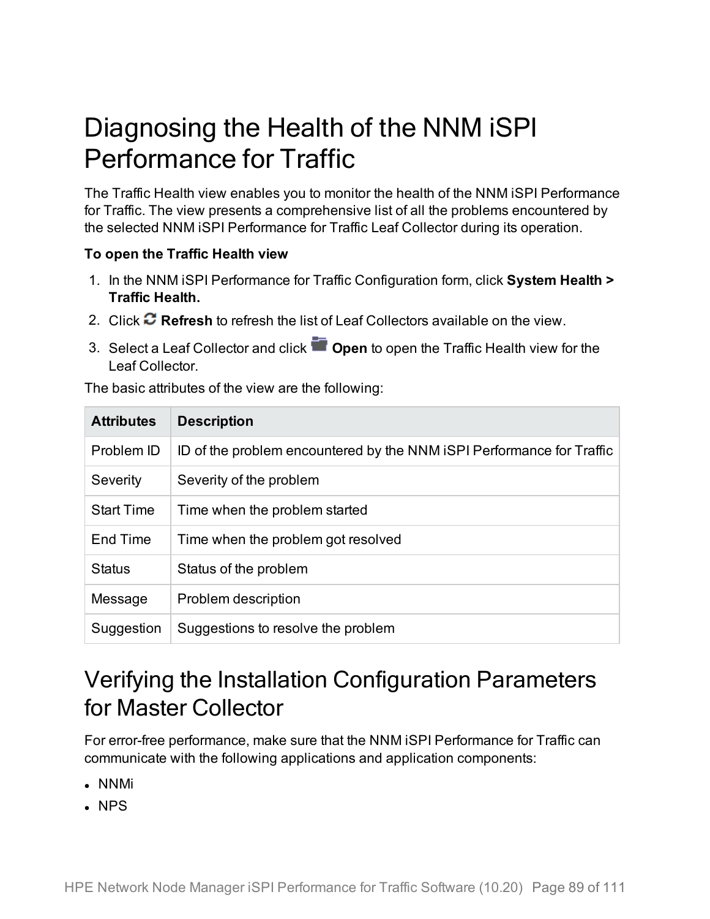# Diagnosing the Health of the NNM iSPI Performance for Traffic

The Traffic Health view enables you to monitor the health of the NNM iSPI Performance for Traffic. The view presents a comprehensive list of all the problems encountered by the selected NNM iSPI Performance for Traffic Leaf Collector during its operation.

**To open the Traffic Health view**

1. In the NNM iSPI Performance for Traffic Configuration form, click **System Health > Traffic Health.**
2. Click **Refresh** to refresh the list of Leaf Collectors available on the view.
3. Select a Leaf Collector and click **Open** to open the Traffic Health view for the Leaf Collector.

The basic attributes of the view are the following:

| Attributes | Description |
|---|---|
| Problem ID | ID of the problem encountered by the NNM iSPI Performance for Traffic |
| Severity | Severity of the problem |
| Start Time | Time when the problem started |
| End Time | Time when the problem got resolved |
| Status | Status of the problem |
| Message | Problem description |
| Suggestion | Suggestions to resolve the problem |

# Verifying the Installation Configuration Parameters for Master Collector

For error-free performance, make sure that the NNM iSPI Performance for Traffic can communicate with the following applications and application components:

- NNMi
- NPS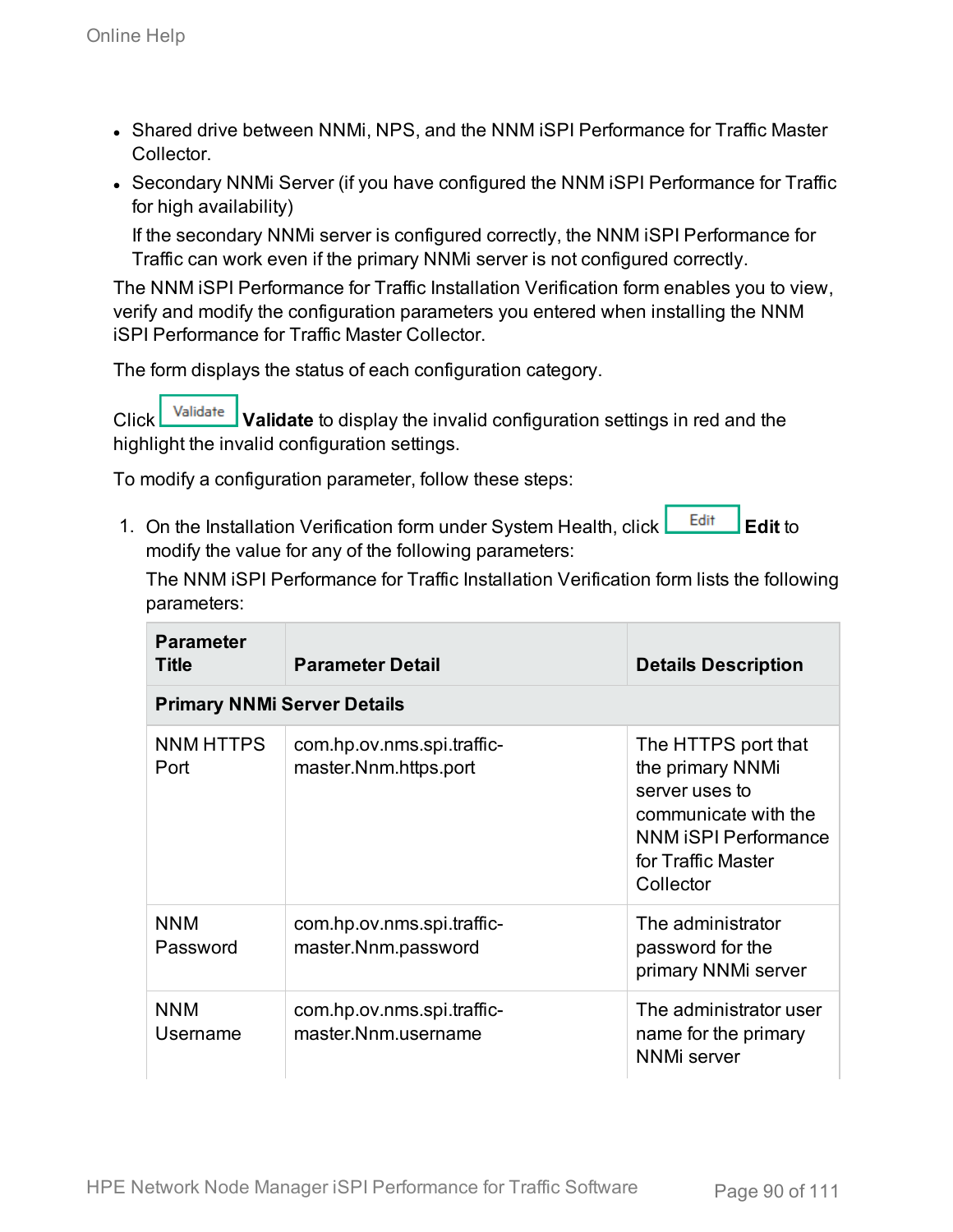- Shared drive between NNMi, NPS, and the NNM iSPI Performance for Traffic Master Collector.
- Secondary NNMi Server (if you have configured the NNM iSPI Performance for Traffic for high availability)

  If the secondary NNMi server is configured correctly, the NNM iSPI Performance for Traffic can work even if the primary NNMi server is not configured correctly.

The NNM iSPI Performance for Traffic Installation Verification form enables you to view, verify and modify the configuration parameters you entered when installing the NNM iSPI Performance for Traffic Master Collector.

The form displays the status of each configuration category.

Click Validate **Validate** to display the invalid configuration settings in red and the highlight the invalid configuration settings.

To modify a configuration parameter, follow these steps:

1. On the Installation Verification form under System Health, click Edit **Edit** to modify the value for any of the following parameters:

   The NNM iSPI Performance for Traffic Installation Verification form lists the following parameters:

| Parameter Title | Parameter Detail | Details Description |
|---|---|---|
| **Primary NNMi Server Details** | | |
| NNM HTTPS Port | com.hp.ov.nms.spi.traffic-master.Nnm.https.port | The HTTPS port that the primary NNMi server uses to communicate with the NNM iSPI Performance for Traffic Master Collector |
| NNM Password | com.hp.ov.nms.spi.traffic-master.Nnm.password | The administrator password for the primary NNMi server |
| NNM Username | com.hp.ov.nms.spi.traffic-master.Nnm.username | The administrator user name for the primary NNMi server |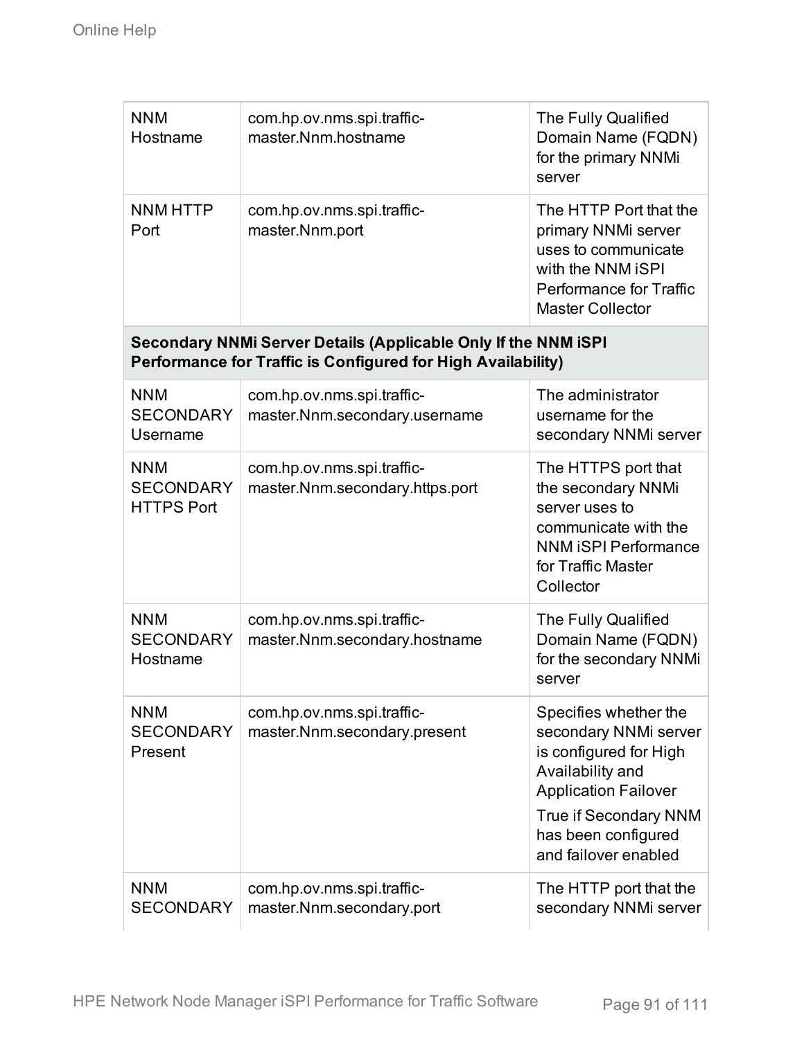| | | |
|---|---|---|
| NNM Hostname | com.hp.ov.nms.spi.traffic-master.Nnm.hostname | The Fully Qualified Domain Name (FQDN) for the primary NNMi server |
| NNM HTTP Port | com.hp.ov.nms.spi.traffic-master.Nnm.port | The HTTP Port that the primary NNMi server uses to communicate with the NNM iSPI Performance for Traffic Master Collector |
| **Secondary NNMi Server Details (Applicable Only If the NNM iSPI Performance for Traffic is Configured for High Availability)** | | |
| NNM SECONDARY Username | com.hp.ov.nms.spi.traffic-master.Nnm.secondary.username | The administrator username for the secondary NNMi server |
| NNM SECONDARY HTTPS Port | com.hp.ov.nms.spi.traffic-master.Nnm.secondary.https.port | The HTTPS port that the secondary NNMi server uses to communicate with the NNM iSPI Performance for Traffic Master Collector |
| NNM SECONDARY Hostname | com.hp.ov.nms.spi.traffic-master.Nnm.secondary.hostname | The Fully Qualified Domain Name (FQDN) for the secondary NNMi server |
| NNM SECONDARY Present | com.hp.ov.nms.spi.traffic-master.Nnm.secondary.present | Specifies whether the secondary NNMi server is configured for High Availability and Application Failover<br>True if Secondary NNM has been configured and failover enabled |
| NNM SECONDARY | com.hp.ov.nms.spi.traffic-master.Nnm.secondary.port | The HTTP port that the secondary NNMi server |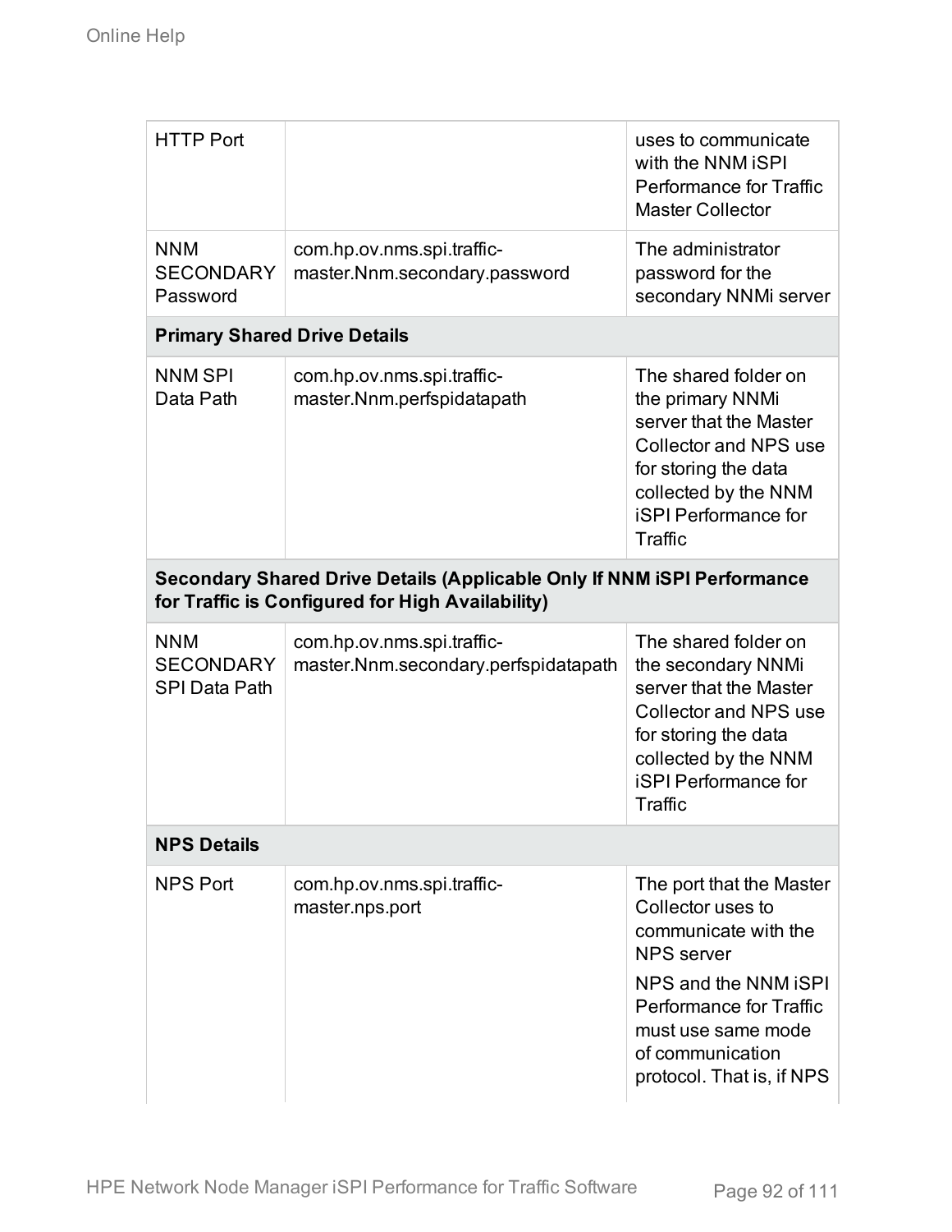| | | |
|---|---|---|
| HTTP Port | | uses to communicate with the NNM iSPI Performance for Traffic Master Collector |
| NNM SECONDARY Password | com.hp.ov.nms.spi.traffic-master.Nnm.secondary.password | The administrator password for the secondary NNMi server |
| **Primary Shared Drive Details** | | |
| NNM SPI Data Path | com.hp.ov.nms.spi.traffic-master.Nnm.perfspidatapath | The shared folder on the primary NNMi server that the Master Collector and NPS use for storing the data collected by the NNM iSPI Performance for Traffic |
| **Secondary Shared Drive Details (Applicable Only If NNM iSPI Performance for Traffic is Configured for High Availability)** | | |
| NNM SECONDARY SPI Data Path | com.hp.ov.nms.spi.traffic-master.Nnm.secondary.perfspidatapath | The shared folder on the secondary NNMi server that the Master Collector and NPS use for storing the data collected by the NNM iSPI Performance for Traffic |
| **NPS Details** | | |
| NPS Port | com.hp.ov.nms.spi.traffic-master.nps.port | The port that the Master Collector uses to communicate with the NPS server<br><br>NPS and the NNM iSPI Performance for Traffic must use same mode of communication protocol. That is, if NPS |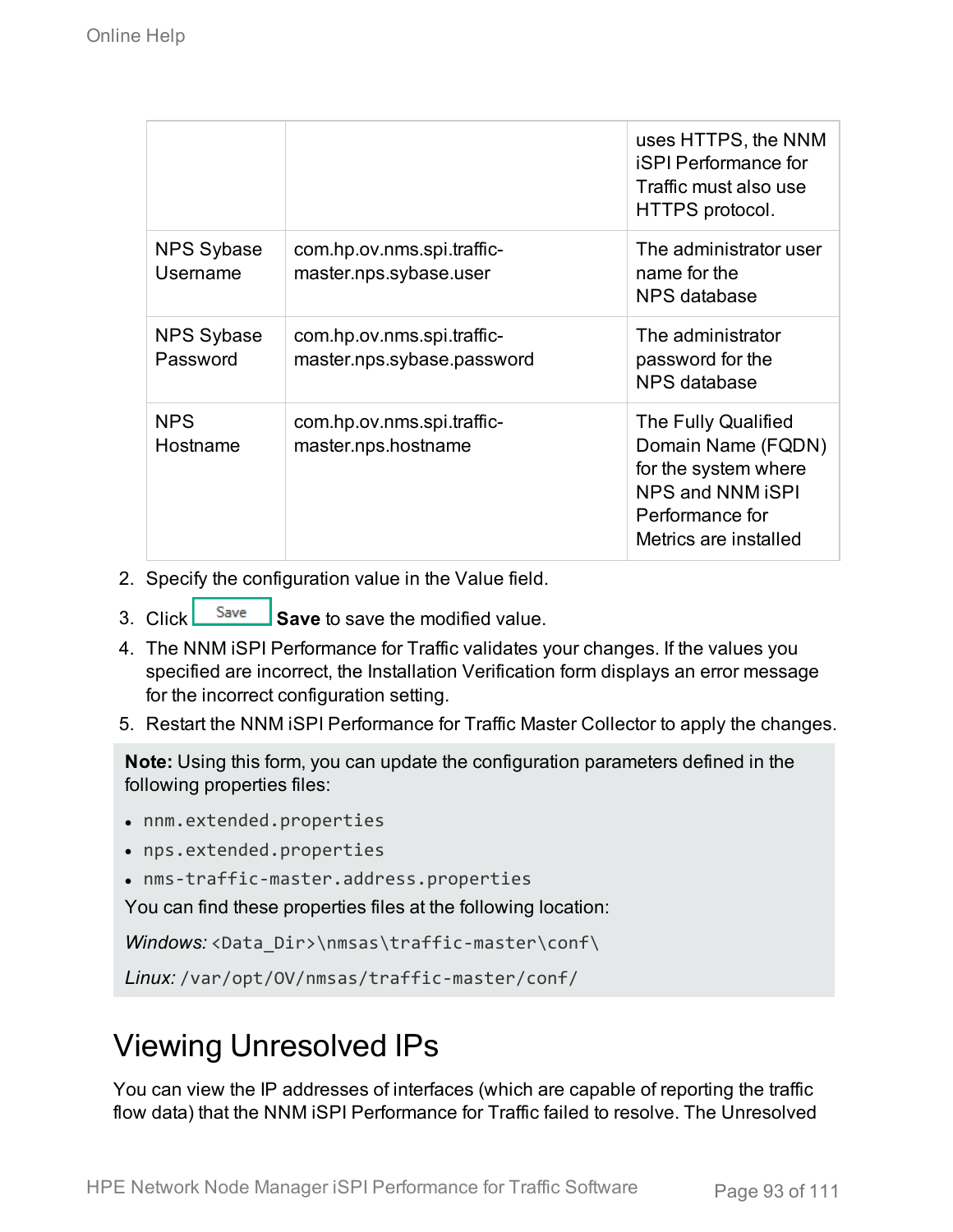| | | uses HTTPS, the NNM iSPI Performance for Traffic must also use HTTPS protocol. |
|---|---|---|
| NPS Sybase Username | com.hp.ov.nms.spi.traffic-master.nps.sybase.user | The administrator user name for the NPS database |
| NPS Sybase Password | com.hp.ov.nms.spi.traffic-master.nps.sybase.password | The administrator password for the NPS database |
| NPS Hostname | com.hp.ov.nms.spi.traffic-master.nps.hostname | The Fully Qualified Domain Name (FQDN) for the system where NPS and NNM iSPI Performance for Metrics are installed |

2. Specify the configuration value in the Value field.
3. Click Save **Save** to save the modified value.
4. The NNM iSPI Performance for Traffic validates your changes. If the values you specified are incorrect, the Installation Verification form displays an error message for the incorrect configuration setting.
5. Restart the NNM iSPI Performance for Traffic Master Collector to apply the changes.

**Note:** Using this form, you can update the configuration parameters defined in the following properties files:

- `nnm.extended.properties`
- `nps.extended.properties`
- `nms-traffic-master.address.properties`

You can find these properties files at the following location:

*Windows:* `<Data_Dir>\nmsas\traffic-master\conf\`

*Linux:* `/var/opt/OV/nmsas/traffic-master/conf/`

# Viewing Unresolved IPs

You can view the IP addresses of interfaces (which are capable of reporting the traffic flow data) that the NNM iSPI Performance for Traffic failed to resolve. The Unresolved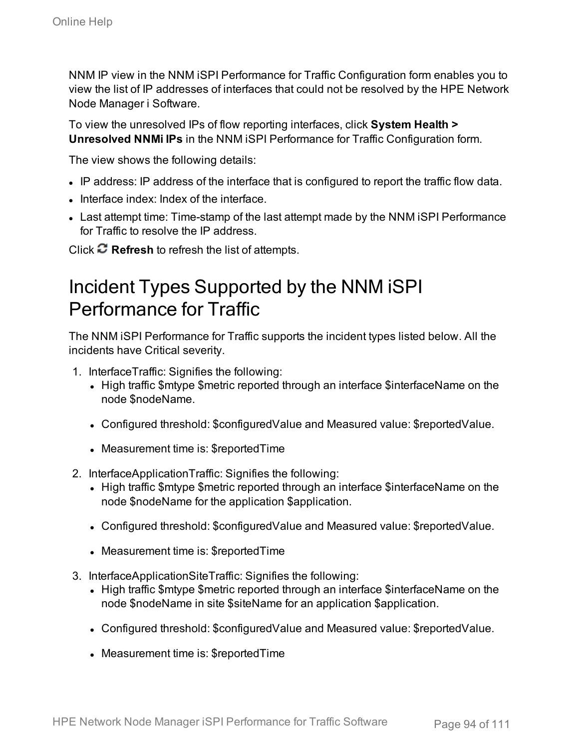NNM IP view in the NNM iSPI Performance for Traffic Configuration form enables you to view the list of IP addresses of interfaces that could not be resolved by the HPE Network Node Manager i Software.

To view the unresolved IPs of flow reporting interfaces, click **System Health > Unresolved NNMi IPs** in the NNM iSPI Performance for Traffic Configuration form.

The view shows the following details:

- IP address: IP address of the interface that is configured to report the traffic flow data.
- Interface index: Index of the interface.
- Last attempt time: Time-stamp of the last attempt made by the NNM iSPI Performance for Traffic to resolve the IP address.

Click **Refresh** to refresh the list of attempts.

# Incident Types Supported by the NNM iSPI Performance for Traffic

The NNM iSPI Performance for Traffic supports the incident types listed below. All the incidents have Critical severity.

1. InterfaceTraffic: Signifies the following:
   - High traffic $mtype $metric reported through an interface $interfaceName on the node $nodeName.
   - Configured threshold: $configuredValue and Measured value: $reportedValue.
   - Measurement time is: $reportedTime
2. InterfaceApplicationTraffic: Signifies the following:
   - High traffic $mtype $metric reported through an interface $interfaceName on the node $nodeName for the application $application.
   - Configured threshold: $configuredValue and Measured value: $reportedValue.
   - Measurement time is: $reportedTime
3. InterfaceApplicationSiteTraffic: Signifies the following:
   - High traffic $mtype $metric reported through an interface $interfaceName on the node $nodeName in site $siteName for an application $application.
   - Configured threshold: $configuredValue and Measured value: $reportedValue.
   - Measurement time is: $reportedTime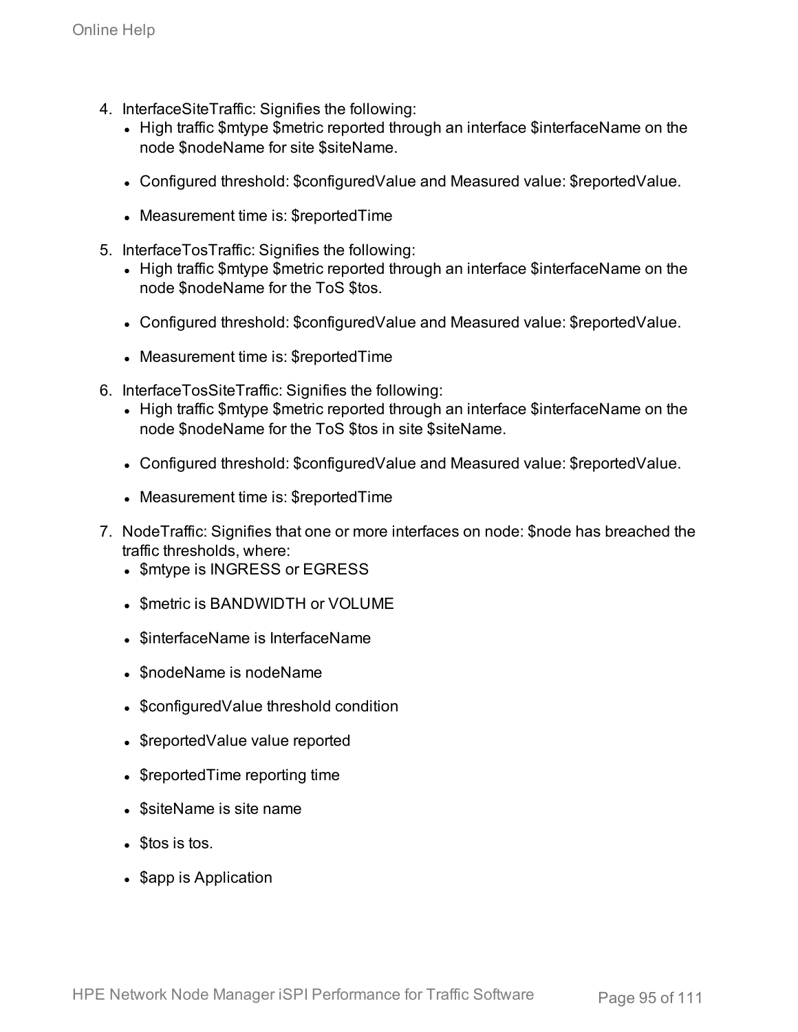4. InterfaceSiteTraffic: Signifies the following:
   - High traffic $mtype $metric reported through an interface $interfaceName on the node $nodeName for site $siteName.
   - Configured threshold: $configuredValue and Measured value: $reportedValue.
   - Measurement time is: $reportedTime
5. InterfaceTosTraffic: Signifies the following:
   - High traffic $mtype $metric reported through an interface $interfaceName on the node $nodeName for the ToS $tos.
   - Configured threshold: $configuredValue and Measured value: $reportedValue.
   - Measurement time is: $reportedTime
6. InterfaceTosSiteTraffic: Signifies the following:
   - High traffic $mtype $metric reported through an interface $interfaceName on the node $nodeName for the ToS $tos in site $siteName.
   - Configured threshold: $configuredValue and Measured value: $reportedValue.
   - Measurement time is: $reportedTime
7. NodeTraffic: Signifies that one or more interfaces on node: $node has breached the traffic thresholds, where:
   - $mtype is INGRESS or EGRESS
   - $metric is BANDWIDTH or VOLUME
   - $interfaceName is InterfaceName
   - $nodeName is nodeName
   - $configuredValue threshold condition
   - $reportedValue value reported
   - $reportedTime reporting time
   - $siteName is site name
   - $tos is tos.
   - $app is Application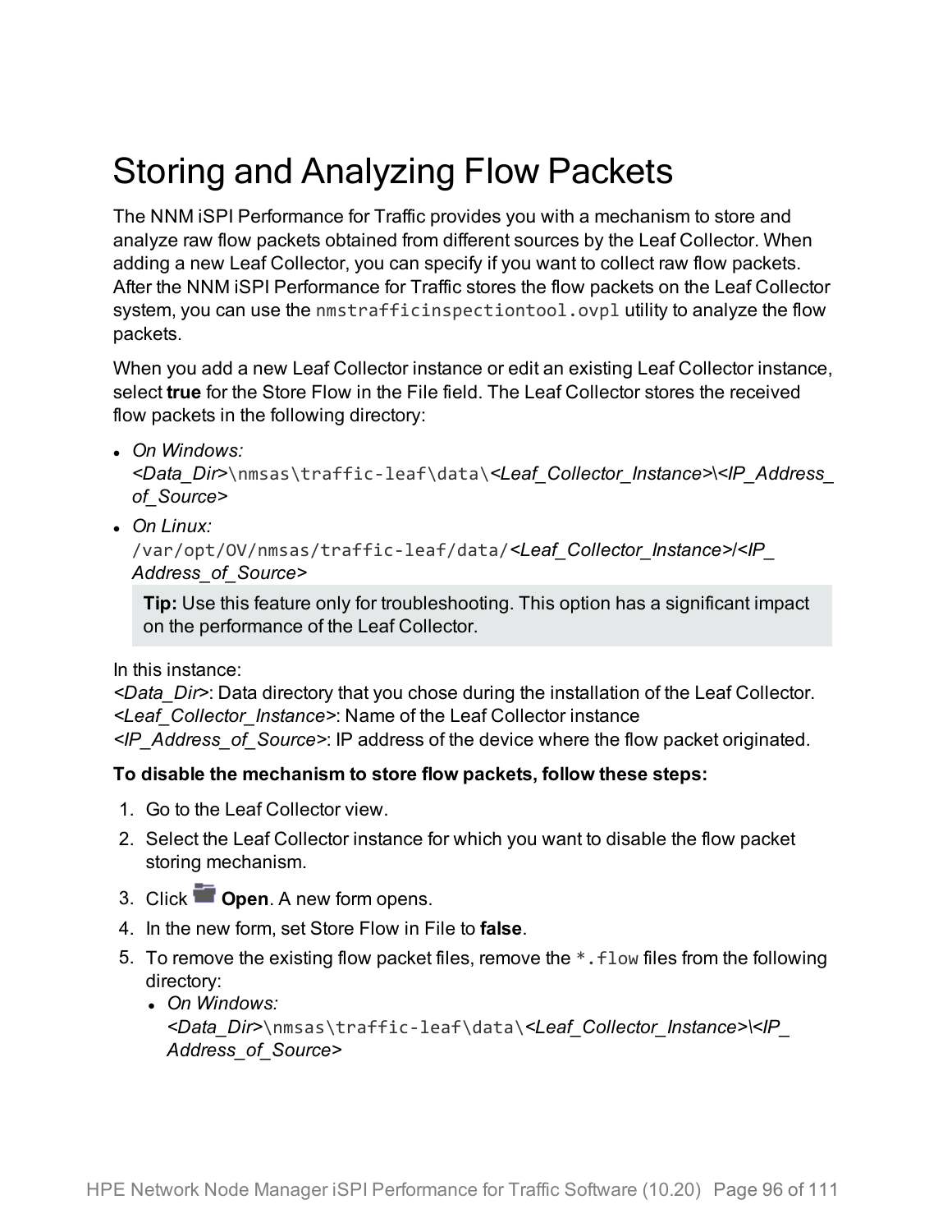# Storing and Analyzing Flow Packets

The NNM iSPI Performance for Traffic provides you with a mechanism to store and analyze raw flow packets obtained from different sources by the Leaf Collector. When adding a new Leaf Collector, you can specify if you want to collect raw flow packets. After the NNM iSPI Performance for Traffic stores the flow packets on the Leaf Collector system, you can use the `nmstrafficinspectiontool.ovpl` utility to analyze the flow packets.

When you add a new Leaf Collector instance or edit an existing Leaf Collector instance, select **true** for the Store Flow in the File field. The Leaf Collector stores the received flow packets in the following directory:

- *On Windows:* *<Data_Dir>*`\nmsas\traffic-leaf\data\`*<Leaf_Collector_Instance>\<IP_Address_of_Source>*
- *On Linux:* `/var/opt/OV/nmsas/traffic-leaf/data/`*<Leaf_Collector_Instance>/<IP_Address_of_Source>*

  **Tip:** Use this feature only for troubleshooting. This option has a significant impact on the performance of the Leaf Collector.

In this instance:
*<Data_Dir>*: Data directory that you chose during the installation of the Leaf Collector.
*<Leaf_Collector_Instance>*: Name of the Leaf Collector instance
*<IP_Address_of_Source>*: IP address of the device where the flow packet originated.

**To disable the mechanism to store flow packets, follow these steps:**

1. Go to the Leaf Collector view.
2. Select the Leaf Collector instance for which you want to disable the flow packet storing mechanism.
3. Click **Open**. A new form opens.
4. In the new form, set Store Flow in File to **false**.
5. To remove the existing flow packet files, remove the `*.flow` files from the following directory:
   - *On Windows:* *<Data_Dir>*`\nmsas\traffic-leaf\data\`*<Leaf_Collector_Instance>\<IP_Address_of_Source>*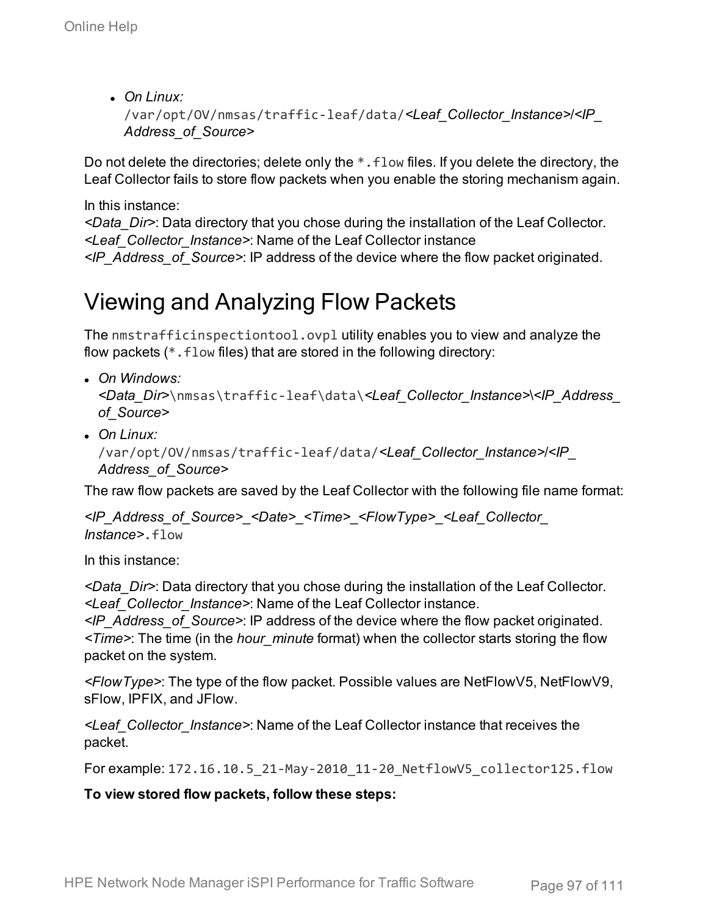- *On Linux:*
  /var/opt/OV/nmsas/traffic-leaf/data/*<Leaf_Collector_Instance>*/*<IP_Address_of_Source>*

Do not delete the directories; delete only the *.flow files. If you delete the directory, the Leaf Collector fails to store flow packets when you enable the storing mechanism again.

In this instance:
*<Data_Dir>*: Data directory that you chose during the installation of the Leaf Collector.
*<Leaf_Collector_Instance>*: Name of the Leaf Collector instance
*<IP_Address_of_Source>*: IP address of the device where the flow packet originated.

# Viewing and Analyzing Flow Packets

The nmstrafficinspectiontool.ovpl utility enables you to view and analyze the flow packets (*.flow files) that are stored in the following directory:

- *On Windows:*
  *<Data_Dir>*\nmsas\traffic-leaf\data\*<Leaf_Collector_Instance>*\*<IP_Address_of_Source>*
- *On Linux:*
  /var/opt/OV/nmsas/traffic-leaf/data/*<Leaf_Collector_Instance>*/*<IP_Address_of_Source>*

The raw flow packets are saved by the Leaf Collector with the following file name format:

*<IP_Address_of_Source>_<Date>_<Time>_<FlowType>_<Leaf_Collector_Instance>*.flow

In this instance:

*<Data_Dir>*: Data directory that you chose during the installation of the Leaf Collector.
*<Leaf_Collector_Instance>*: Name of the Leaf Collector instance.
*<IP_Address_of_Source>*: IP address of the device where the flow packet originated.
*<Time>*: The time (in the *hour_minute* format) when the collector starts storing the flow packet on the system.

*<FlowType>*: The type of the flow packet. Possible values are NetFlowV5, NetFlowV9, sFlow, IPFIX, and JFlow.

*<Leaf_Collector_Instance>*: Name of the Leaf Collector instance that receives the packet.

For example: 172.16.10.5_21-May-2010_11-20_NetflowV5_collector125.flow

**To view stored flow packets, follow these steps:**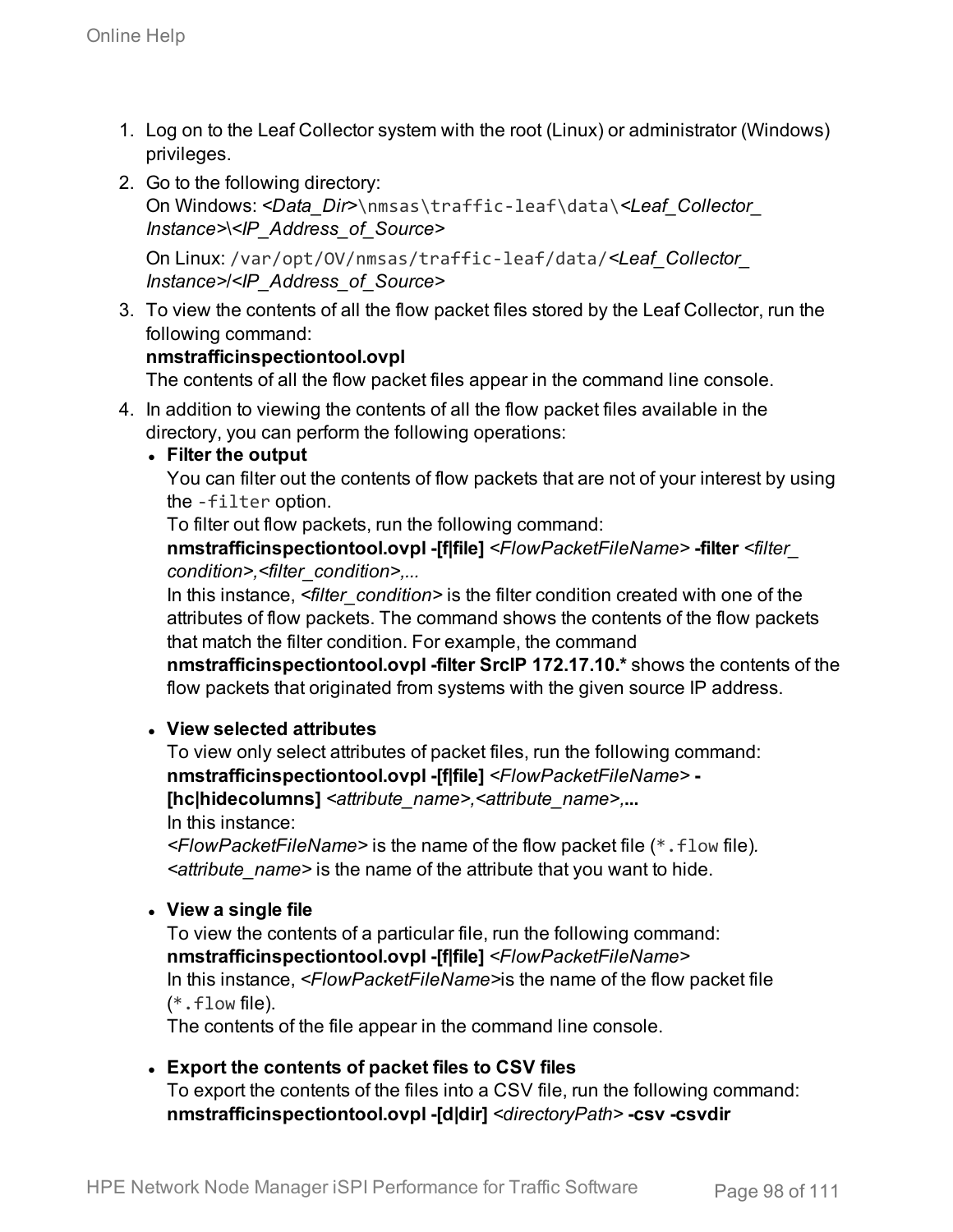1. Log on to the Leaf Collector system with the root (Linux) or administrator (Windows) privileges.
2. Go to the following directory:
   On Windows: *<Data_Dir>*`\nmsas\traffic-leaf\data\`*<Leaf_Collector_Instance>\<IP_Address_of_Source>*

   On Linux: `/var/opt/OV/nmsas/traffic-leaf/data/`*<Leaf_Collector_Instance>/<IP_Address_of_Source>*
3. To view the contents of all the flow packet files stored by the Leaf Collector, run the following command:
   **nmstrafficinspectiontool.ovpl**
   The contents of all the flow packet files appear in the command line console.
4. In addition to viewing the contents of all the flow packet files available in the directory, you can perform the following operations:
   - **Filter the output**
     You can filter out the contents of flow packets that are not of your interest by using the `-filter` option.
     To filter out flow packets, run the following command:
     **nmstrafficinspectiontool.ovpl -[f|file]** *<FlowPacketFileName>* **-filter** *<filter_condition>,<filter_condition>,...*
     In this instance, *<filter_condition>* is the filter condition created with one of the attributes of flow packets. The command shows the contents of the flow packets that match the filter condition. For example, the command **nmstrafficinspectiontool.ovpl -filter SrcIP 172.17.10.*** shows the contents of the flow packets that originated from systems with the given source IP address.

   - **View selected attributes**
     To view only select attributes of packet files, run the following command:
     **nmstrafficinspectiontool.ovpl -[f|file]** *<FlowPacketFileName>* **-[hc|hidecolumns]** *<attribute_name>,<attribute_name>,*...
     In this instance:
     *<FlowPacketFileName>* is the name of the flow packet file (`*.flow` file).
     *<attribute_name>* is the name of the attribute that you want to hide.

   - **View a single file**
     To view the contents of a particular file, run the following command:
     **nmstrafficinspectiontool.ovpl -[f|file]** *<FlowPacketFileName>*
     In this instance, *<FlowPacketFileName>*is the name of the flow packet file (`*.flow` file).
     The contents of the file appear in the command line console.

   - **Export the contents of packet files to CSV files**
     To export the contents of the files into a CSV file, run the following command:
     **nmstrafficinspectiontool.ovpl -[d|dir]** *<directoryPath>* **-csv -csvdir**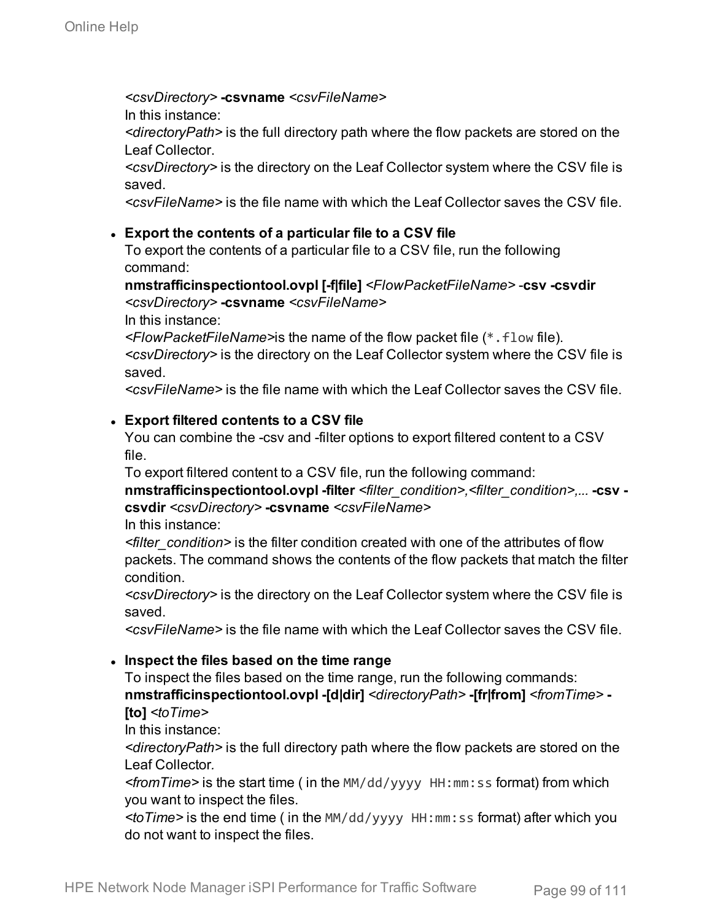*<csvDirectory>* **-csvname** *<csvFileName>*

In this instance:

*<directoryPath>* is the full directory path where the flow packets are stored on the Leaf Collector.

*<csvDirectory>* is the directory on the Leaf Collector system where the CSV file is saved.

*<csvFileName>* is the file name with which the Leaf Collector saves the CSV file.

- **Export the contents of a particular file to a CSV file**

  To export the contents of a particular file to a CSV file, run the following command:

  **nmstrafficinspectiontool.ovpl [-f|file]** *<FlowPacketFileName>* -**csv -csvdir** *<csvDirectory>* **-csvname** *<csvFileName>*

  In this instance:

  *<FlowPacketFileName>*is the name of the flow packet file (`*.flow` file).

  *<csvDirectory>* is the directory on the Leaf Collector system where the CSV file is saved.

  *<csvFileName>* is the file name with which the Leaf Collector saves the CSV file.

- **Export filtered contents to a CSV file**

  You can combine the -csv and -filter options to export filtered content to a CSV file.

  To export filtered content to a CSV file, run the following command:

  **nmstrafficinspectiontool.ovpl -filter** *<filter_condition>,<filter_condition>,...* **-csv -csvdir** *<csvDirectory>* **-csvname** *<csvFileName>*

  In this instance:

  *<filter_condition>* is the filter condition created with one of the attributes of flow packets. The command shows the contents of the flow packets that match the filter condition.

  *<csvDirectory>* is the directory on the Leaf Collector system where the CSV file is saved.

  *<csvFileName>* is the file name with which the Leaf Collector saves the CSV file.

- **Inspect the files based on the time range**

  To inspect the files based on the time range, run the following commands:

  **nmstrafficinspectiontool.ovpl -[d|dir]** *<directoryPath>* **-[fr|from]** *<fromTime>* **-[to]** *<toTime>*

  In this instance:

  *<directoryPath>* is the full directory path where the flow packets are stored on the Leaf Collector.

  *<fromTime>* is the start time ( in the `MM/dd/yyyy HH:mm:ss` format) from which you want to inspect the files.

  *<toTime>* is the end time ( in the `MM/dd/yyyy HH:mm:ss` format) after which you do not want to inspect the files.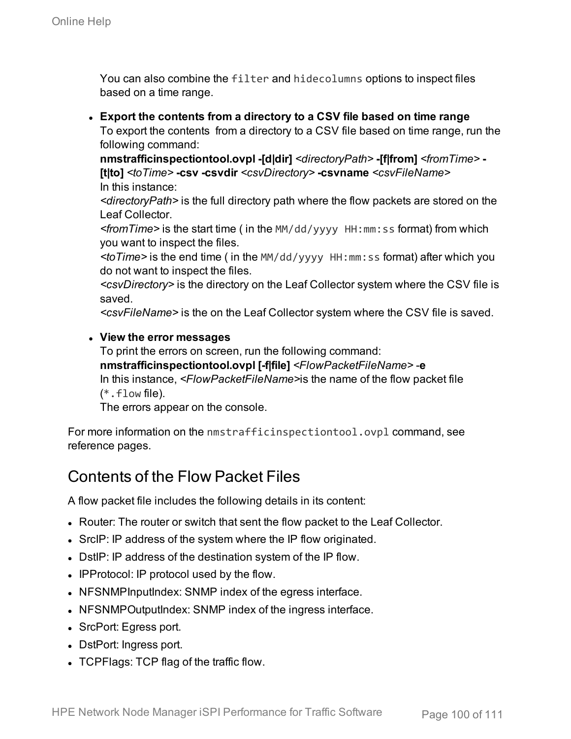You can also combine the `filter` and `hidecolumns` options to inspect files based on a time range.

- **Export the contents from a directory to a CSV file based on time range**
  To export the contents from a directory to a CSV file based on time range, run the following command:
  **nmstrafficinspectiontool.ovpl -[d|dir]** *<directoryPath>* **-[f|from]** *<fromTime>* **-[t|to]** *<toTime>* **-csv -csvdir** *<csvDirectory>* **-csvname** *<csvFileName>*
  In this instance:
  *<directoryPath>* is the full directory path where the flow packets are stored on the Leaf Collector.
  *<fromTime>* is the start time ( in the `MM/dd/yyyy HH:mm:ss` format) from which you want to inspect the files.
  *<toTime>* is the end time ( in the `MM/dd/yyyy HH:mm:ss` format) after which you do not want to inspect the files.
  *<csvDirectory>* is the directory on the Leaf Collector system where the CSV file is saved.
  *<csvFileName>* is the on the Leaf Collector system where the CSV file is saved.

- **View the error messages**
  To print the errors on screen, run the following command:
  **nmstrafficinspectiontool.ovpl [-f|file]** *<FlowPacketFileName>* -**e**
  In this instance, *<FlowPacketFileName>*is the name of the flow packet file (`*.flow` file).
  The errors appear on the console.

For more information on the `nmstrafficinspectiontool.ovpl` command, see reference pages.

## Contents of the Flow Packet Files

A flow packet file includes the following details in its content:

- Router: The router or switch that sent the flow packet to the Leaf Collector.
- SrcIP: IP address of the system where the IP flow originated.
- DstIP: IP address of the destination system of the IP flow.
- IPProtocol: IP protocol used by the flow.
- NFSNMPInputIndex: SNMP index of the egress interface.
- NFSNMPOutputIndex: SNMP index of the ingress interface.
- SrcPort: Egress port.
- DstPort: Ingress port.
- TCPFlags: TCP flag of the traffic flow.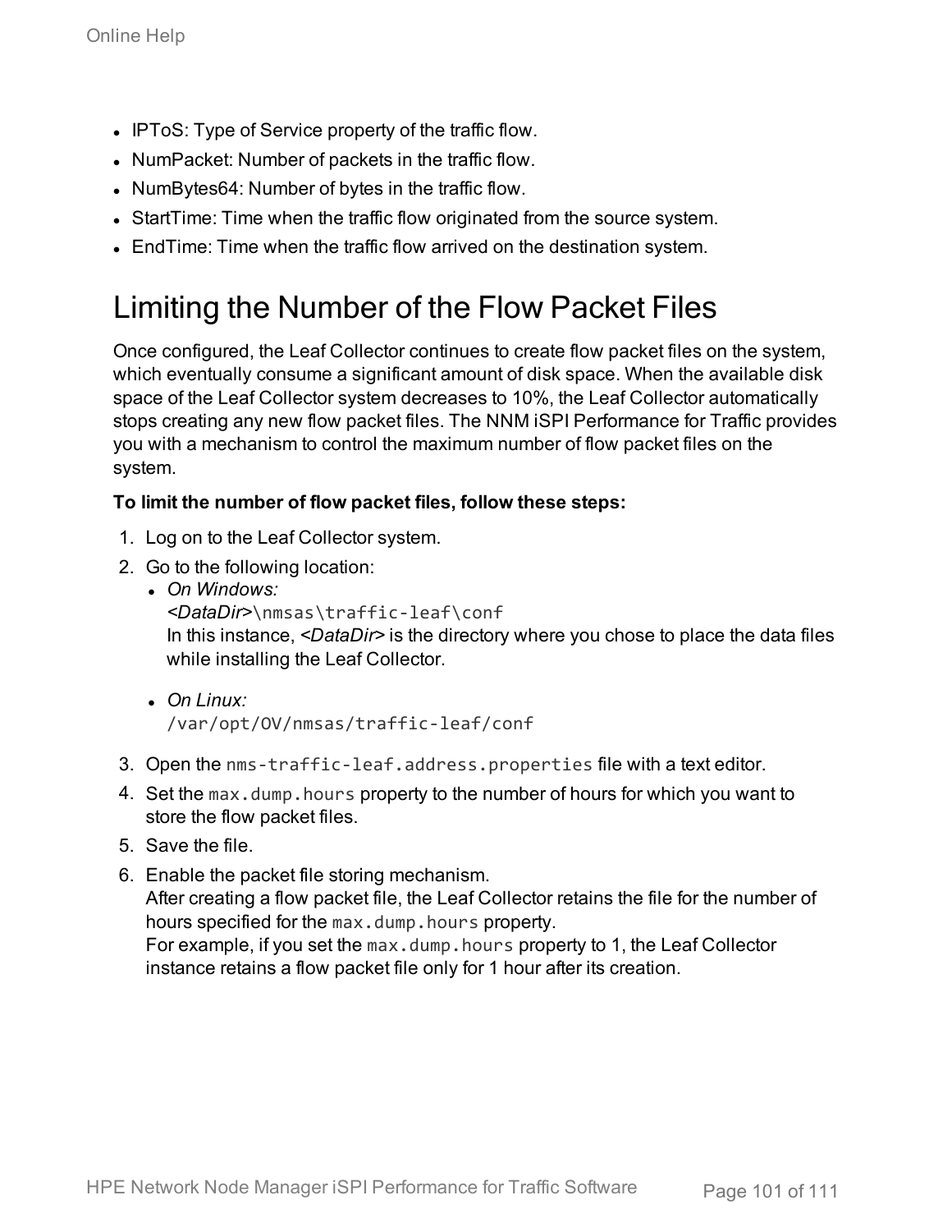- IPToS: Type of Service property of the traffic flow.
- NumPacket: Number of packets in the traffic flow.
- NumBytes64: Number of bytes in the traffic flow.
- StartTime: Time when the traffic flow originated from the source system.
- EndTime: Time when the traffic flow arrived on the destination system.

## Limiting the Number of the Flow Packet Files

Once configured, the Leaf Collector continues to create flow packet files on the system, which eventually consume a significant amount of disk space. When the available disk space of the Leaf Collector system decreases to 10%, the Leaf Collector automatically stops creating any new flow packet files. The NNM iSPI Performance for Traffic provides you with a mechanism to control the maximum number of flow packet files on the system.

**To limit the number of flow packet files, follow these steps:**

1. Log on to the Leaf Collector system.
2. Go to the following location:
   - *On Windows:*
     *<DataDir>*`\nmsas\traffic-leaf\conf`
     In this instance, *<DataDir>* is the directory where you chose to place the data files while installing the Leaf Collector.
   - *On Linux:*
     `/var/opt/OV/nmsas/traffic-leaf/conf`
3. Open the `nms-traffic-leaf.address.properties` file with a text editor.
4. Set the `max.dump.hours` property to the number of hours for which you want to store the flow packet files.
5. Save the file.
6. Enable the packet file storing mechanism.
   After creating a flow packet file, the Leaf Collector retains the file for the number of hours specified for the `max.dump.hours` property.
   For example, if you set the `max.dump.hours` property to 1, the Leaf Collector instance retains a flow packet file only for 1 hour after its creation.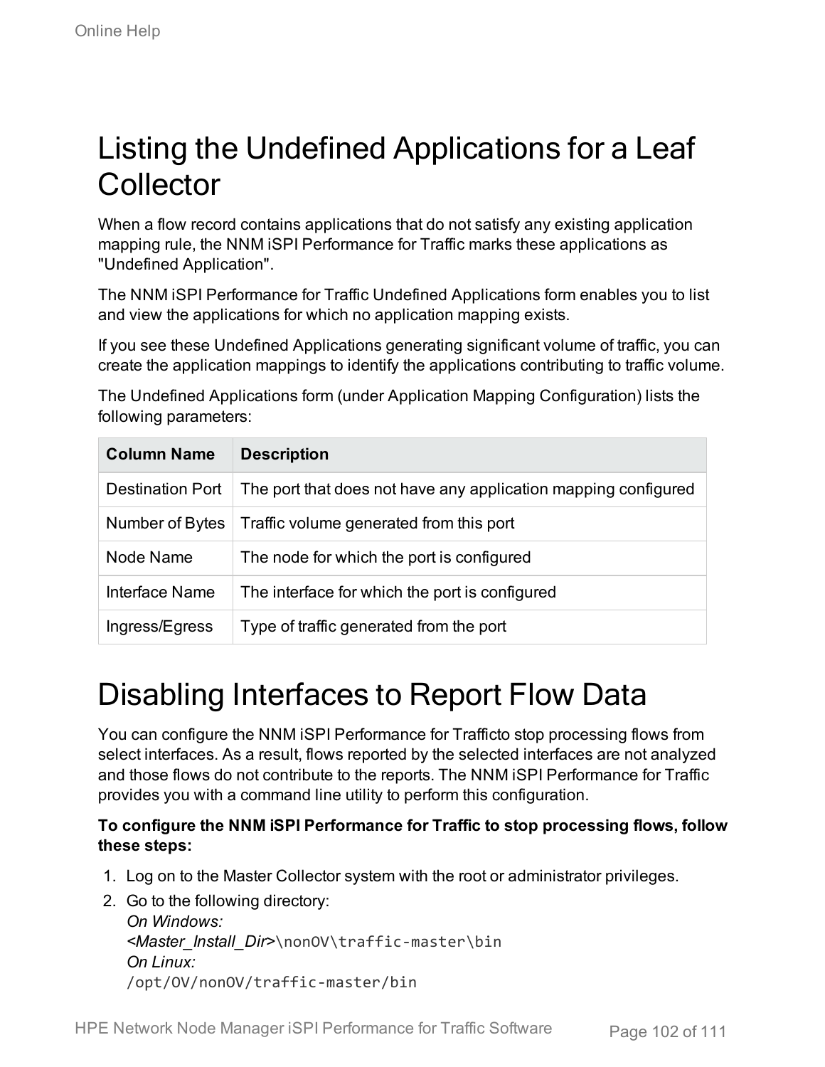# Listing the Undefined Applications for a Leaf Collector

When a flow record contains applications that do not satisfy any existing application mapping rule, the NNM iSPI Performance for Traffic marks these applications as "Undefined Application".

The NNM iSPI Performance for Traffic Undefined Applications form enables you to list and view the applications for which no application mapping exists.

If you see these Undefined Applications generating significant volume of traffic, you can create the application mappings to identify the applications contributing to traffic volume.

The Undefined Applications form (under Application Mapping Configuration) lists the following parameters:

| Column Name | Description |
|---|---|
| Destination Port | The port that does not have any application mapping configured |
| Number of Bytes | Traffic volume generated from this port |
| Node Name | The node for which the port is configured |
| Interface Name | The interface for which the port is configured |
| Ingress/Egress | Type of traffic generated from the port |

# Disabling Interfaces to Report Flow Data

You can configure the NNM iSPI Performance for Trafficto stop processing flows from select interfaces. As a result, flows reported by the selected interfaces are not analyzed and those flows do not contribute to the reports. The NNM iSPI Performance for Traffic provides you with a command line utility to perform this configuration.

**To configure the NNM iSPI Performance for Traffic to stop processing flows, follow these steps:**

1. Log on to the Master Collector system with the root or administrator privileges.
2. Go to the following directory:
   *On Windows:*
   *<Master_Install_Dir>*`\nonOV\traffic-master\bin`
   *On Linux:*
   `/opt/OV/nonOV/traffic-master/bin`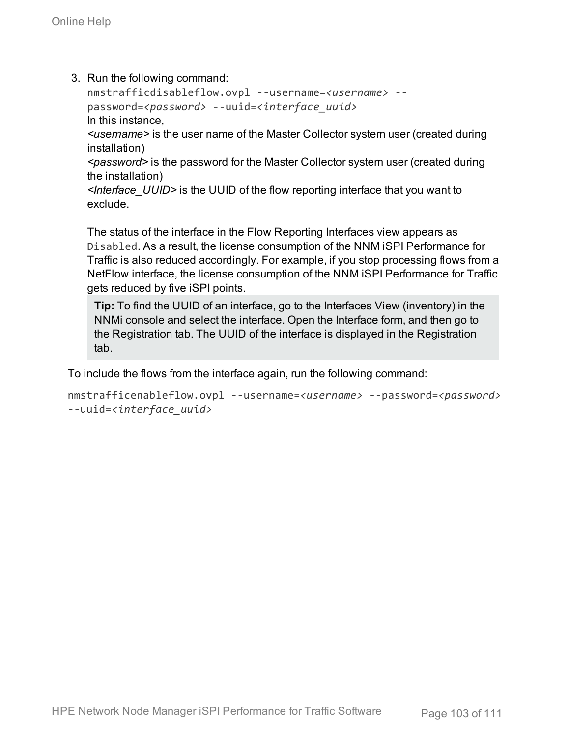3. Run the following command:

   ```
   nmstrafficdisableflow.ovpl --username=<username> --password=<password> --uuid=<interface_uuid>
   ```

   In this instance,

   *<username>* is the user name of the Master Collector system user (created during installation)

   *<password>* is the password for the Master Collector system user (created during the installation)

   *<Interface_UUID>* is the UUID of the flow reporting interface that you want to exclude.

   The status of the interface in the Flow Reporting Interfaces view appears as `Disabled`. As a result, the license consumption of the NNM iSPI Performance for Traffic is also reduced accordingly. For example, if you stop processing flows from a NetFlow interface, the license consumption of the NNM iSPI Performance for Traffic gets reduced by five iSPI points.

   > **Tip:** To find the UUID of an interface, go to the Interfaces View (inventory) in the NNMi console and select the interface. Open the Interface form, and then go to the Registration tab. The UUID of the interface is displayed in the Registration tab.

To include the flows from the interface again, run the following command:

```
nmstrafficenableflow.ovpl --username=<username> --password=<password> --uuid=<interface_uuid>
```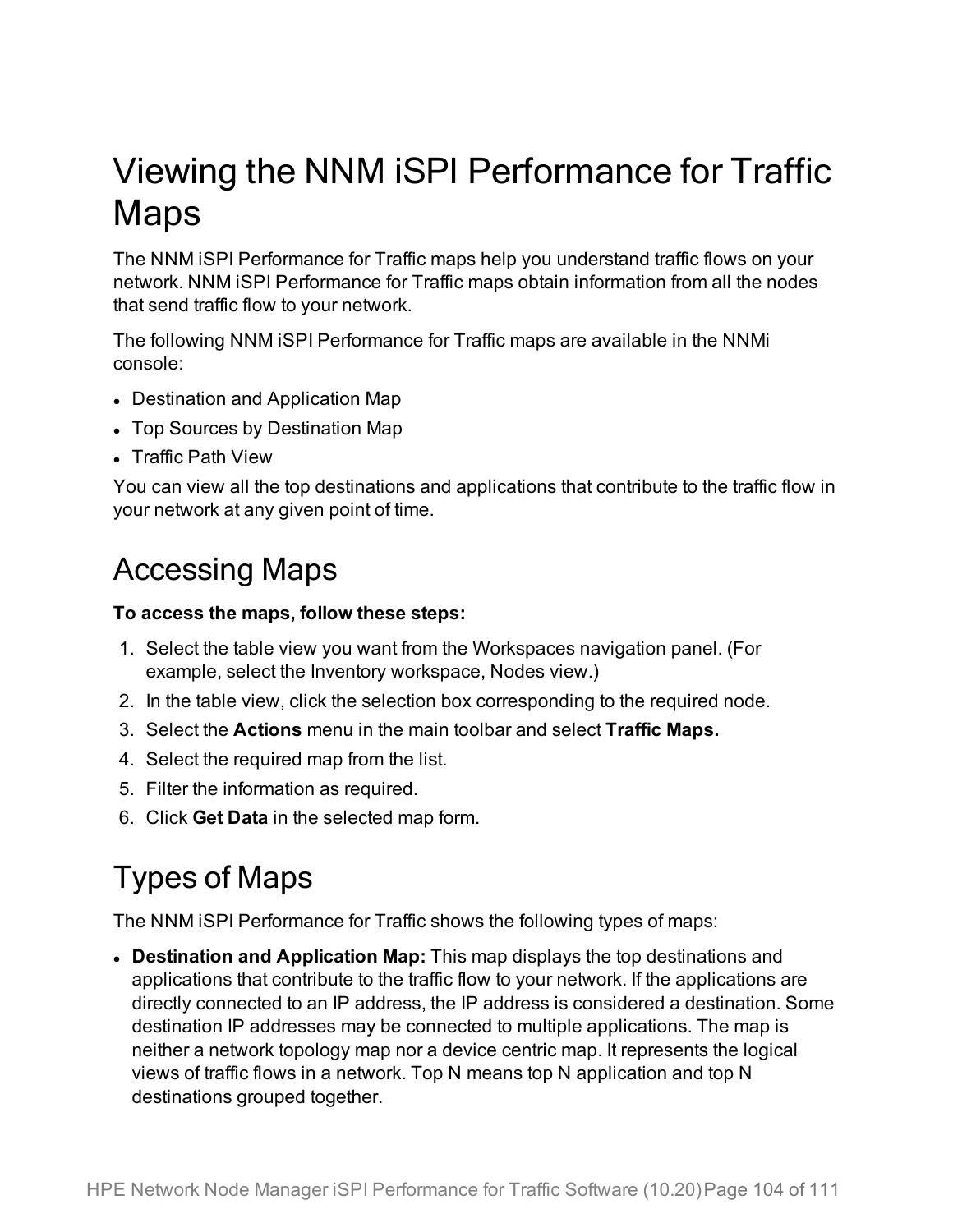# Viewing the NNM iSPI Performance for Traffic Maps

The NNM iSPI Performance for Traffic maps help you understand traffic flows on your network. NNM iSPI Performance for Traffic maps obtain information from all the nodes that send traffic flow to your network.

The following NNM iSPI Performance for Traffic maps are available in the NNMi console:

- Destination and Application Map
- Top Sources by Destination Map
- Traffic Path View

You can view all the top destinations and applications that contribute to the traffic flow in your network at any given point of time.

## Accessing Maps

**To access the maps, follow these steps:**

1. Select the table view you want from the Workspaces navigation panel. (For example, select the Inventory workspace, Nodes view.)
2. In the table view, click the selection box corresponding to the required node.
3. Select the **Actions** menu in the main toolbar and select **Traffic Maps.**
4. Select the required map from the list.
5. Filter the information as required.
6. Click **Get Data** in the selected map form.

## Types of Maps

The NNM iSPI Performance for Traffic shows the following types of maps:

- **Destination and Application Map:** This map displays the top destinations and applications that contribute to the traffic flow to your network. If the applications are directly connected to an IP address, the IP address is considered a destination. Some destination IP addresses may be connected to multiple applications. The map is neither a network topology map nor a device centric map. It represents the logical views of traffic flows in a network. Top N means top N application and top N destinations grouped together.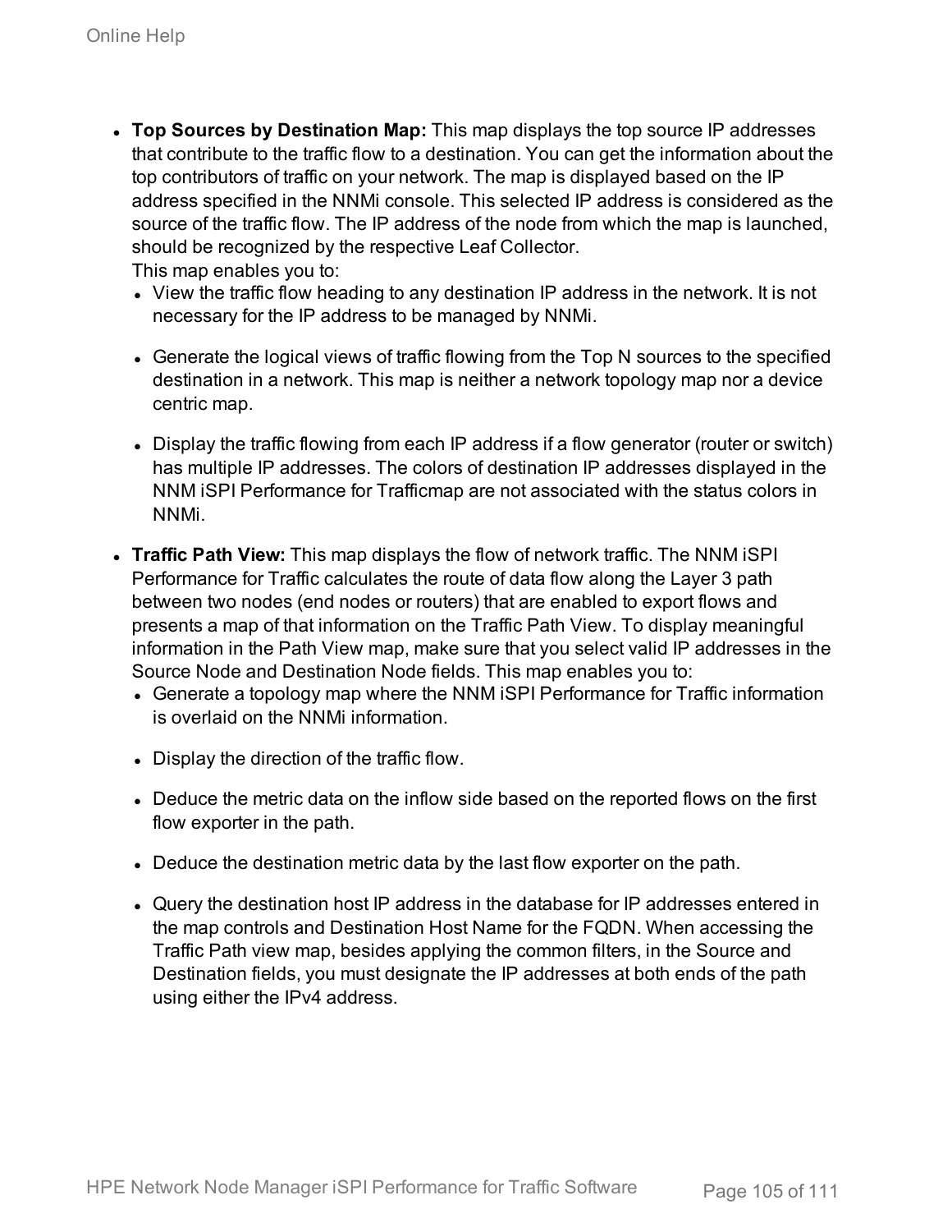- **Top Sources by Destination Map:** This map displays the top source IP addresses that contribute to the traffic flow to a destination. You can get the information about the top contributors of traffic on your network. The map is displayed based on the IP address specified in the NNMi console. This selected IP address is considered as the source of the traffic flow. The IP address of the node from which the map is launched, should be recognized by the respective Leaf Collector.
  This map enables you to:
  - View the traffic flow heading to any destination IP address in the network. It is not necessary for the IP address to be managed by NNMi.
  - Generate the logical views of traffic flowing from the Top N sources to the specified destination in a network. This map is neither a network topology map nor a device centric map.
  - Display the traffic flowing from each IP address if a flow generator (router or switch) has multiple IP addresses. The colors of destination IP addresses displayed in the NNM iSPI Performance for Trafficmap are not associated with the status colors in NNMi.
- **Traffic Path View:** This map displays the flow of network traffic. The NNM iSPI Performance for Traffic calculates the route of data flow along the Layer 3 path between two nodes (end nodes or routers) that are enabled to export flows and presents a map of that information on the Traffic Path View. To display meaningful information in the Path View map, make sure that you select valid IP addresses in the Source Node and Destination Node fields. This map enables you to:
  - Generate a topology map where the NNM iSPI Performance for Traffic information is overlaid on the NNMi information.
  - Display the direction of the traffic flow.
  - Deduce the metric data on the inflow side based on the reported flows on the first flow exporter in the path.
  - Deduce the destination metric data by the last flow exporter on the path.
  - Query the destination host IP address in the database for IP addresses entered in the map controls and Destination Host Name for the FQDN. When accessing the Traffic Path view map, besides applying the common filters, in the Source and Destination fields, you must designate the IP addresses at both ends of the path using either the IPv4 address.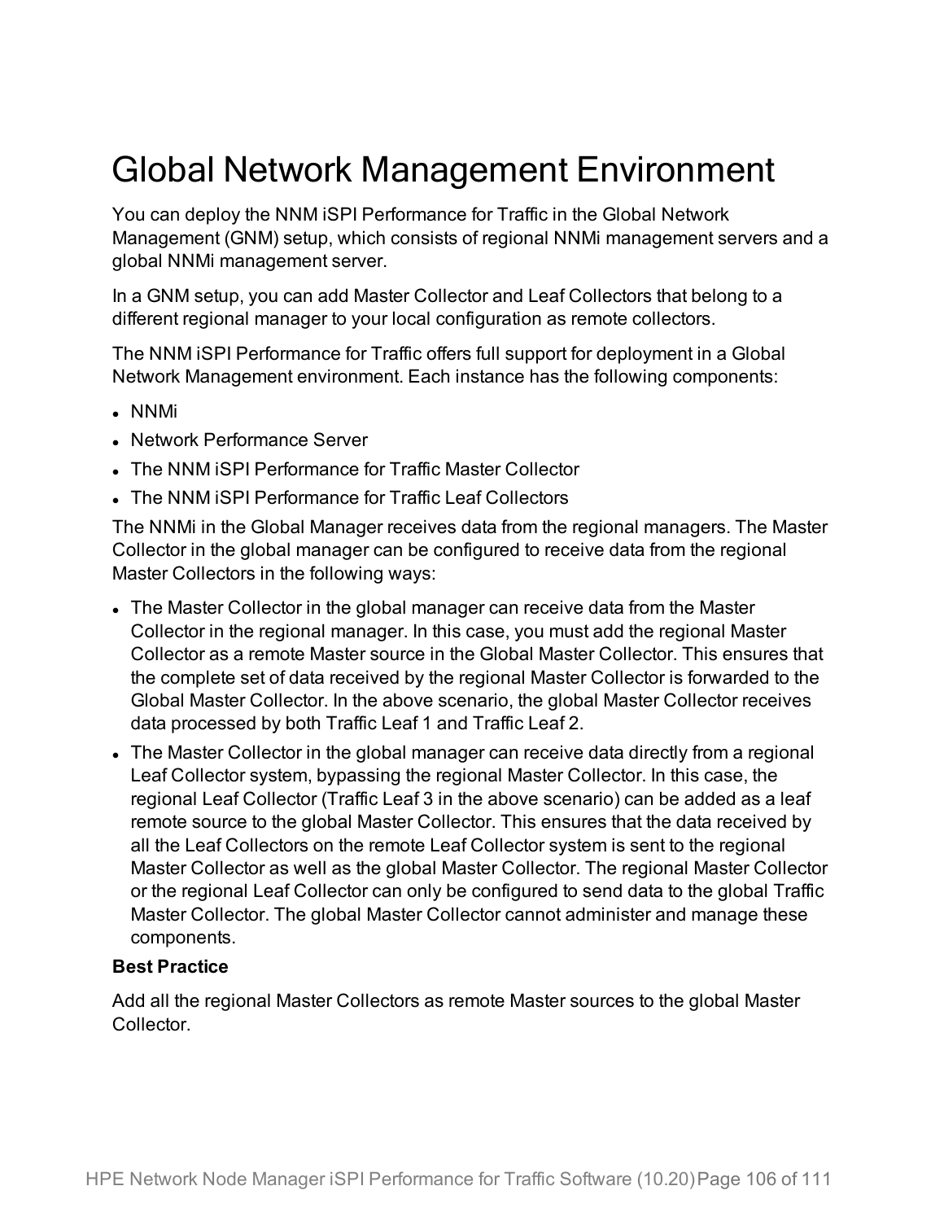# Global Network Management Environment

You can deploy the NNM iSPI Performance for Traffic in the Global Network Management (GNM) setup, which consists of regional NNMi management servers and a global NNMi management server.

In a GNM setup, you can add Master Collector and Leaf Collectors that belong to a different regional manager to your local configuration as remote collectors.

The NNM iSPI Performance for Traffic offers full support for deployment in a Global Network Management environment. Each instance has the following components:

- NNMi
- Network Performance Server
- The NNM iSPI Performance for Traffic Master Collector
- The NNM iSPI Performance for Traffic Leaf Collectors

The NNMi in the Global Manager receives data from the regional managers. The Master Collector in the global manager can be configured to receive data from the regional Master Collectors in the following ways:

- The Master Collector in the global manager can receive data from the Master Collector in the regional manager. In this case, you must add the regional Master Collector as a remote Master source in the Global Master Collector. This ensures that the complete set of data received by the regional Master Collector is forwarded to the Global Master Collector. In the above scenario, the global Master Collector receives data processed by both Traffic Leaf 1 and Traffic Leaf 2.
- The Master Collector in the global manager can receive data directly from a regional Leaf Collector system, bypassing the regional Master Collector. In this case, the regional Leaf Collector (Traffic Leaf 3 in the above scenario) can be added as a leaf remote source to the global Master Collector. This ensures that the data received by all the Leaf Collectors on the remote Leaf Collector system is sent to the regional Master Collector as well as the global Master Collector. The regional Master Collector or the regional Leaf Collector can only be configured to send data to the global Traffic Master Collector. The global Master Collector cannot administer and manage these components.

**Best Practice**

Add all the regional Master Collectors as remote Master sources to the global Master Collector.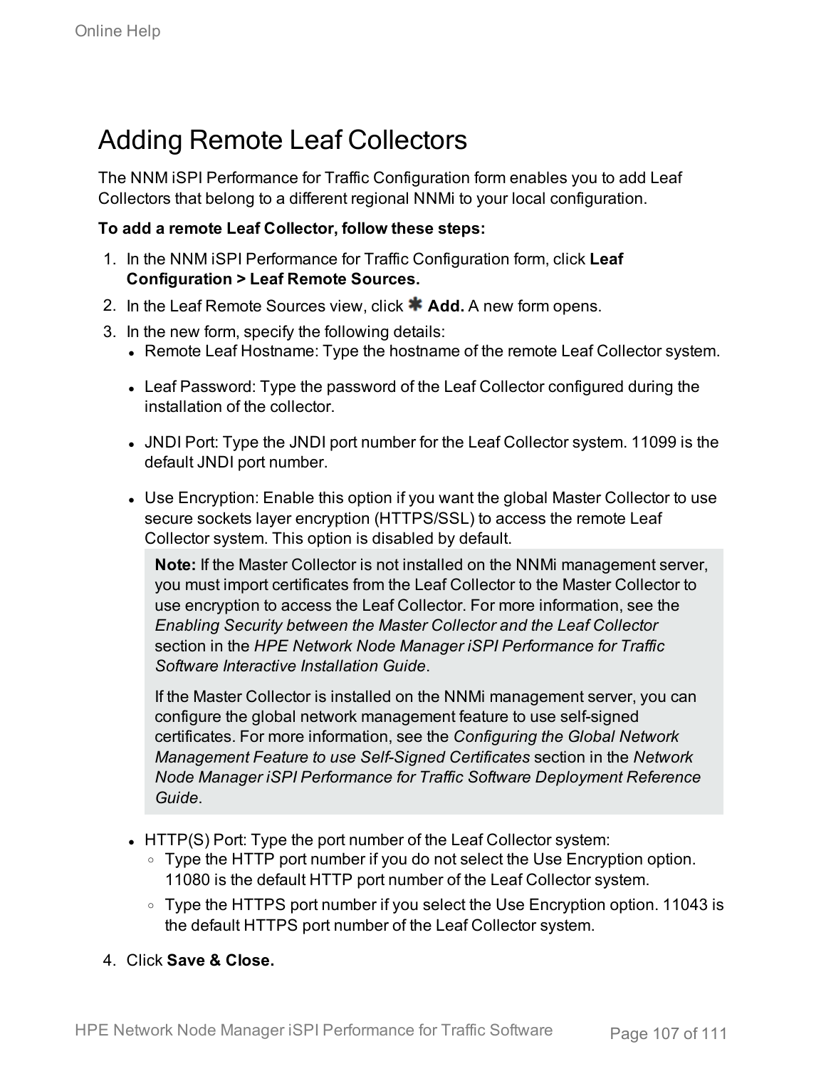# Adding Remote Leaf Collectors

The NNM iSPI Performance for Traffic Configuration form enables you to add Leaf Collectors that belong to a different regional NNMi to your local configuration.

**To add a remote Leaf Collector, follow these steps:**

1. In the NNM iSPI Performance for Traffic Configuration form, click **Leaf Configuration > Leaf Remote Sources.**
2. In the Leaf Remote Sources view, click **Add.** A new form opens.
3. In the new form, specify the following details:
   - Remote Leaf Hostname: Type the hostname of the remote Leaf Collector system.
   - Leaf Password: Type the password of the Leaf Collector configured during the installation of the collector.
   - JNDI Port: Type the JNDI port number for the Leaf Collector system. 11099 is the default JNDI port number.
   - Use Encryption: Enable this option if you want the global Master Collector to use secure sockets layer encryption (HTTPS/SSL) to access the remote Leaf Collector system. This option is disabled by default.

     **Note:** If the Master Collector is not installed on the NNMi management server, you must import certificates from the Leaf Collector to the Master Collector to use encryption to access the Leaf Collector. For more information, see the *Enabling Security between the Master Collector and the Leaf Collector* section in the *HPE Network Node Manager iSPI Performance for Traffic Software Interactive Installation Guide*.

     If the Master Collector is installed on the NNMi management server, you can configure the global network management feature to use self-signed certificates. For more information, see the *Configuring the Global Network Management Feature to use Self-Signed Certificates* section in the *Network Node Manager iSPI Performance for Traffic Software Deployment Reference Guide*.

   - HTTP(S) Port: Type the port number of the Leaf Collector system:
     - Type the HTTP port number if you do not select the Use Encryption option. 11080 is the default HTTP port number of the Leaf Collector system.
     - Type the HTTPS port number if you select the Use Encryption option. 11043 is the default HTTPS port number of the Leaf Collector system.
4. Click **Save & Close.**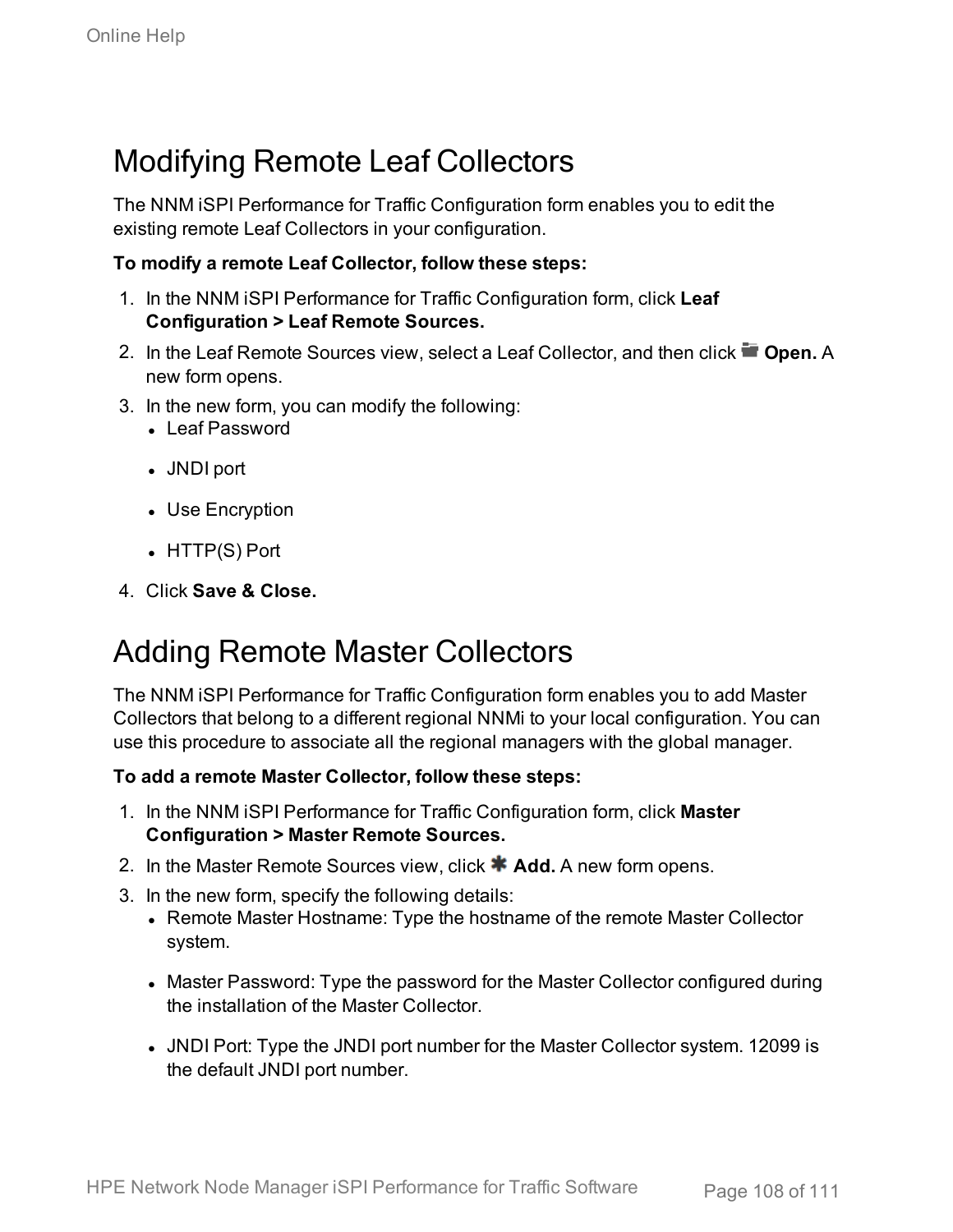## Modifying Remote Leaf Collectors

The NNM iSPI Performance for Traffic Configuration form enables you to edit the existing remote Leaf Collectors in your configuration.

**To modify a remote Leaf Collector, follow these steps:**

1. In the NNM iSPI Performance for Traffic Configuration form, click **Leaf Configuration > Leaf Remote Sources.**
2. In the Leaf Remote Sources view, select a Leaf Collector, and then click **Open.** A new form opens.
3. In the new form, you can modify the following:
   - Leaf Password
   - JNDI port
   - Use Encryption
   - HTTP(S) Port
4. Click **Save & Close.**

## Adding Remote Master Collectors

The NNM iSPI Performance for Traffic Configuration form enables you to add Master Collectors that belong to a different regional NNMi to your local configuration. You can use this procedure to associate all the regional managers with the global manager.

**To add a remote Master Collector, follow these steps:**

1. In the NNM iSPI Performance for Traffic Configuration form, click **Master Configuration > Master Remote Sources.**
2. In the Master Remote Sources view, click **Add.** A new form opens.
3. In the new form, specify the following details:
   - Remote Master Hostname: Type the hostname of the remote Master Collector system.
   - Master Password: Type the password for the Master Collector configured during the installation of the Master Collector.
   - JNDI Port: Type the JNDI port number for the Master Collector system. 12099 is the default JNDI port number.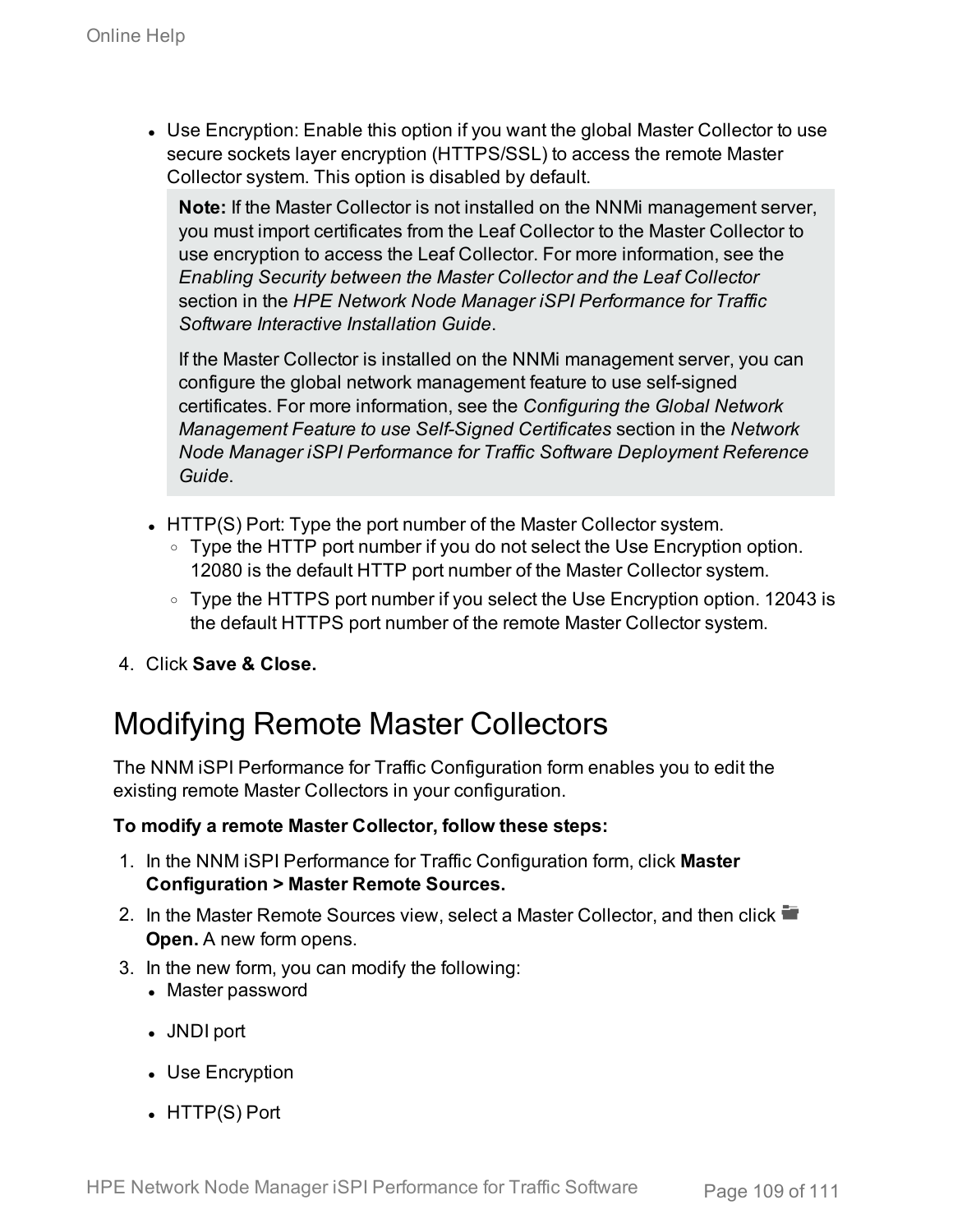- Use Encryption: Enable this option if you want the global Master Collector to use secure sockets layer encryption (HTTPS/SSL) to access the remote Master Collector system. This option is disabled by default.

  **Note:** If the Master Collector is not installed on the NNMi management server, you must import certificates from the Leaf Collector to the Master Collector to use encryption to access the Leaf Collector. For more information, see the *Enabling Security between the Master Collector and the Leaf Collector* section in the *HPE Network Node Manager iSPI Performance for Traffic Software Interactive Installation Guide*.

  If the Master Collector is installed on the NNMi management server, you can configure the global network management feature to use self-signed certificates. For more information, see the *Configuring the Global Network Management Feature to use Self-Signed Certificates* section in the *Network Node Manager iSPI Performance for Traffic Software Deployment Reference Guide*.

- HTTP(S) Port: Type the port number of the Master Collector system.
  - Type the HTTP port number if you do not select the Use Encryption option. 12080 is the default HTTP port number of the Master Collector system.
  - Type the HTTPS port number if you select the Use Encryption option. 12043 is the default HTTPS port number of the remote Master Collector system.

4. Click **Save & Close.**

# Modifying Remote Master Collectors

The NNM iSPI Performance for Traffic Configuration form enables you to edit the existing remote Master Collectors in your configuration.

**To modify a remote Master Collector, follow these steps:**

1. In the NNM iSPI Performance for Traffic Configuration form, click **Master Configuration > Master Remote Sources.**
2. In the Master Remote Sources view, select a Master Collector, and then click **Open.** A new form opens.
3. In the new form, you can modify the following:
   - Master password
   - JNDI port
   - Use Encryption
   - HTTP(S) Port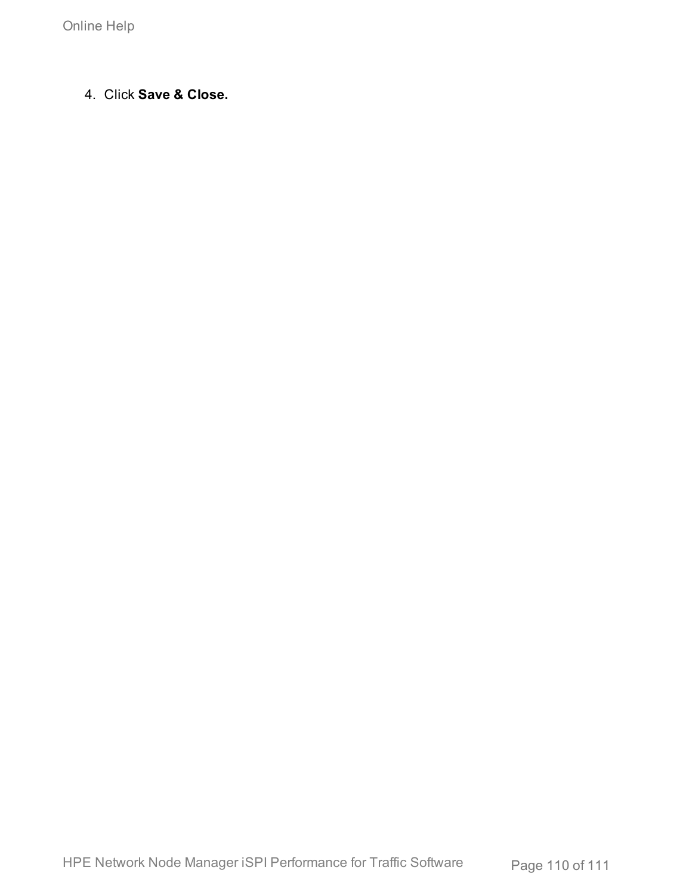4. Click **Save & Close.**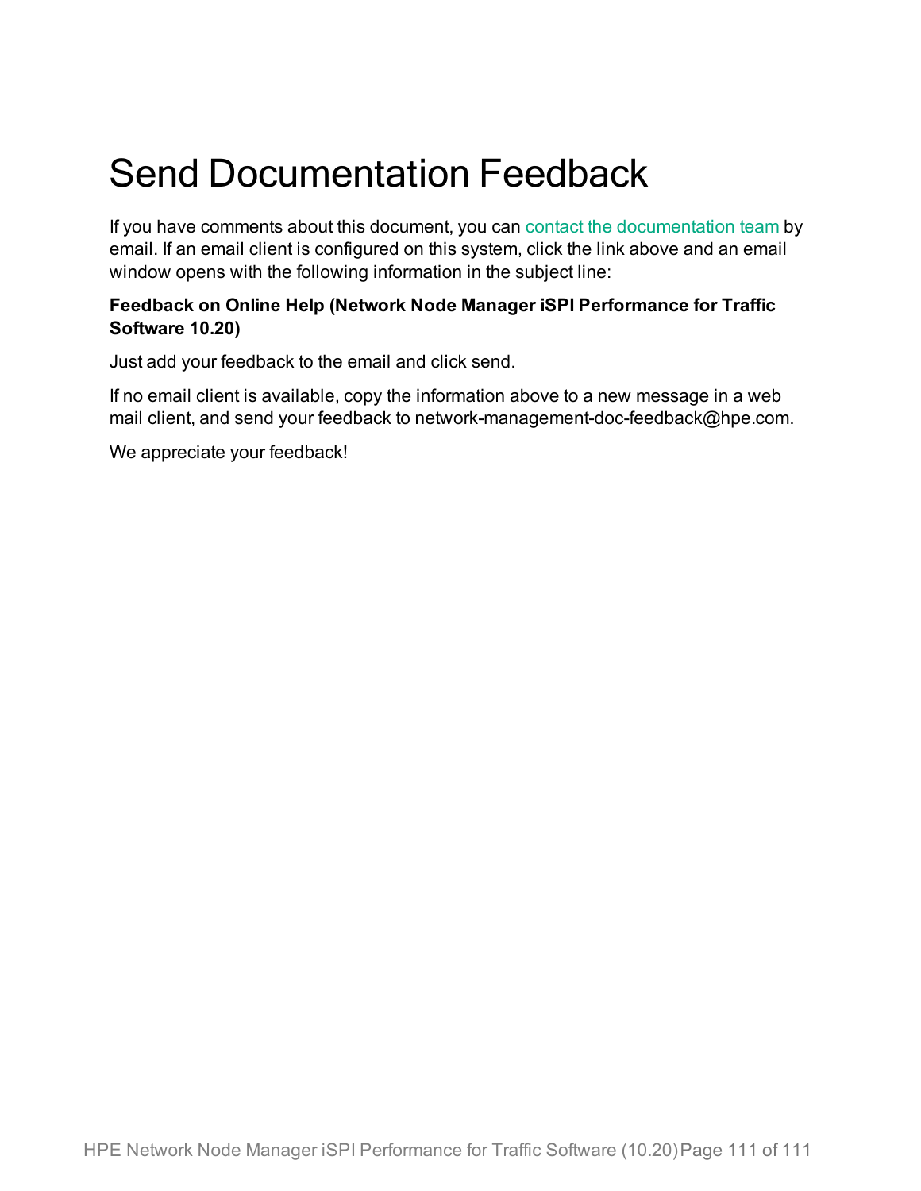# Send Documentation Feedback

If you have comments about this document, you can contact the documentation team by email. If an email client is configured on this system, click the link above and an email window opens with the following information in the subject line:

**Feedback on Online Help (Network Node Manager iSPI Performance for Traffic Software 10.20)**

Just add your feedback to the email and click send.

If no email client is available, copy the information above to a new message in a web mail client, and send your feedback to network-management-doc-feedback@hpe.com.

We appreciate your feedback!